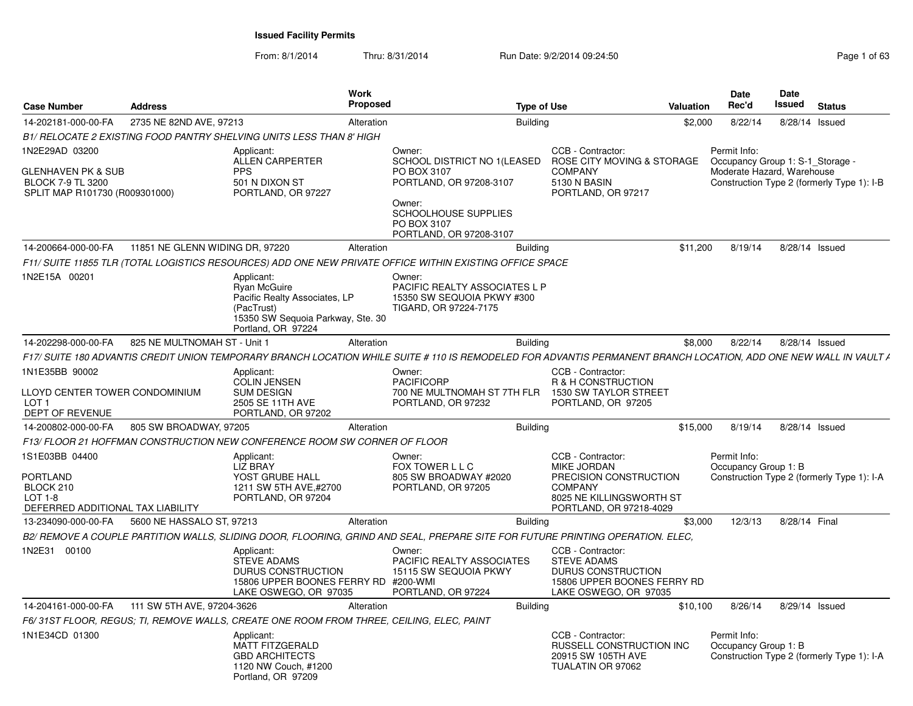# Issued Facility Permits

From: 8/1/2014 Thru: 8/31/2014 Run Date: 9/2/2014 09:24:50

| Case Number | Address | Work Proposed | Type of Use | Valuation | Date Rec'd | Date Issued | Status |
|---|---|---|---|---|---|---|---|
| 14-202181-000-00-FA | 2735 NE 82ND AVE, 97213 | Alteration | Building | $2,000 | 8/22/14 | 8/28/14 | Issued |

*B1/ RELOCATE 2 EXISTING FOOD PANTRY SHELVING UNITS LESS THAN 8' HIGH*

1N2E29AD 03200

GLENHAVEN PK & SUB
BLOCK 7-9 TL 3200
SPLIT MAP R101730 (R009301000)

Applicant:
ALLEN CARPERTER
PPS
501 N DIXON ST
PORTLAND, OR 97227

Owner:
SCHOOL DISTRICT NO 1(LEASED
PO BOX 3107
PORTLAND, OR 97208-3107

Owner:
SCHOOLHOUSE SUPPLIES
PO BOX 3107
PORTLAND, OR 97208-3107

CCB - Contractor:
ROSE CITY MOVING & STORAGE COMPANY
5130 N BASIN
PORTLAND, OR 97217

Permit Info:
Occupancy Group 1: S-1_Storage - Moderate Hazard, Warehouse
Construction Type 2 (formerly Type 1): I-B

---

| Case Number | Address | Work Proposed | Type of Use | Valuation | Date Rec'd | Date Issued | Status |
|---|---|---|---|---|---|---|---|
| 14-200664-000-00-FA | 11851 NE GLENN WIDING DR, 97220 | Alteration | Building | $11,200 | 8/19/14 | 8/28/14 | Issued |

*F11/ SUITE 11855 TLR (TOTAL LOGISTICS RESOURCES) ADD ONE NEW PRIVATE OFFICE WITHIN EXISTING OFFICE SPACE*

1N2E15A 00201

Applicant:
Ryan McGuire
Pacific Realty Associates, LP (PacTrust)
15350 SW Sequoia Parkway, Ste. 30
Portland, OR 97224

Owner:
PACIFIC REALTY ASSOCIATES L P
15350 SW SEQUOIA PKWY #300
TIGARD, OR 97224-7175

---

| Case Number | Address | Work Proposed | Type of Use | Valuation | Date Rec'd | Date Issued | Status |
|---|---|---|---|---|---|---|---|
| 14-202298-000-00-FA | 825 NE MULTNOMAH ST - Unit 1 | Alteration | Building | $8,000 | 8/22/14 | 8/28/14 | Issued |

*F17/ SUITE 180 ADVANTIS CREDIT UNION TEMPORARY BRANCH LOCATION WHILE SUITE # 110 IS REMODELED FOR ADVANTIS PERMANENT BRANCH LOCATION, ADD ONE NEW WALL IN VAULT A*

1N1E35BB 90002

LLOYD CENTER TOWER CONDOMINIUM
LOT 1
DEPT OF REVENUE

Applicant:
COLIN JENSEN
SUM DESIGN
2505 SE 11TH AVE
PORTLAND, OR 97202

Owner:
PACIFICORP
700 NE MULTNOMAH ST 7TH FLR
PORTLAND, OR 97232

CCB - Contractor:
R & H CONSTRUCTION
1530 SW TAYLOR STREET
PORTLAND, OR 97205

---

| Case Number | Address | Work Proposed | Type of Use | Valuation | Date Rec'd | Date Issued | Status |
|---|---|---|---|---|---|---|---|
| 14-200802-000-00-FA | 805 SW BROADWAY, 97205 | Alteration | Building | $15,000 | 8/19/14 | 8/28/14 | Issued |

*F13/ FLOOR 21 HOFFMAN CONSTRUCTION NEW CONFERENCE ROOM SW CORNER OF FLOOR*

1S1E03BB 04400

PORTLAND
BLOCK 210
LOT 1-8
DEFERRED ADDITIONAL TAX LIABILITY

Applicant:
LIZ BRAY
YOST GRUBE HALL
1211 SW 5TH AVE,#2700
PORTLAND, OR 97204

Owner:
FOX TOWER L L C
805 SW BROADWAY #2020
PORTLAND, OR 97205

CCB - Contractor:
MIKE JORDAN
PRECISION CONSTRUCTION COMPANY
8025 NE KILLINGSWORTH ST
PORTLAND, OR 97218-4029

Permit Info:
Occupancy Group 1: B
Construction Type 2 (formerly Type 1): I-A

---

| Case Number | Address | Work Proposed | Type of Use | Valuation | Date Rec'd | Date Issued | Status |
|---|---|---|---|---|---|---|---|
| 13-234090-000-00-FA | 5600 NE HASSALO ST, 97213 | Alteration | Building | $3,000 | 12/3/13 | 8/28/14 | Final |

*B2/ REMOVE A COUPLE PARTITION WALLS, SLIDING DOOR, FLOORING, GRIND AND SEAL, PREPARE SITE FOR FUTURE PRINTING OPERATION. ELEC,*

1N2E31 00100

Applicant:
STEVE ADAMS
DURUS CONSTRUCTION
15806 UPPER BOONES FERRY RD
LAKE OSWEGO, OR 97035

Owner:
PACIFIC REALTY ASSOCIATES
15115 SW SEQUOIA PKWY #200-WMI
PORTLAND, OR 97224

CCB - Contractor:
STEVE ADAMS
DURUS CONSTRUCTION
15806 UPPER BOONES FERRY RD
LAKE OSWEGO, OR 97035

---

| Case Number | Address | Work Proposed | Type of Use | Valuation | Date Rec'd | Date Issued | Status |
|---|---|---|---|---|---|---|---|
| 14-204161-000-00-FA | 111 SW 5TH AVE, 97204-3626 | Alteration | Building | $10,100 | 8/26/14 | 8/29/14 | Issued |

*F6/ 31ST FLOOR, REGUS; TI, REMOVE WALLS, CREATE ONE ROOM FROM THREE, CEILING, ELEC, PAINT*

1N1E34CD 01300

Applicant:
MATT FITZGERALD
GBD ARCHITECTS
1120 NW Couch, #1200
Portland, OR 97209

CCB - Contractor:
RUSSELL CONSTRUCTION INC
20915 SW 105TH AVE
TUALATIN OR 97062

Permit Info:
Occupancy Group 1: B
Construction Type 2 (formerly Type 1): I-A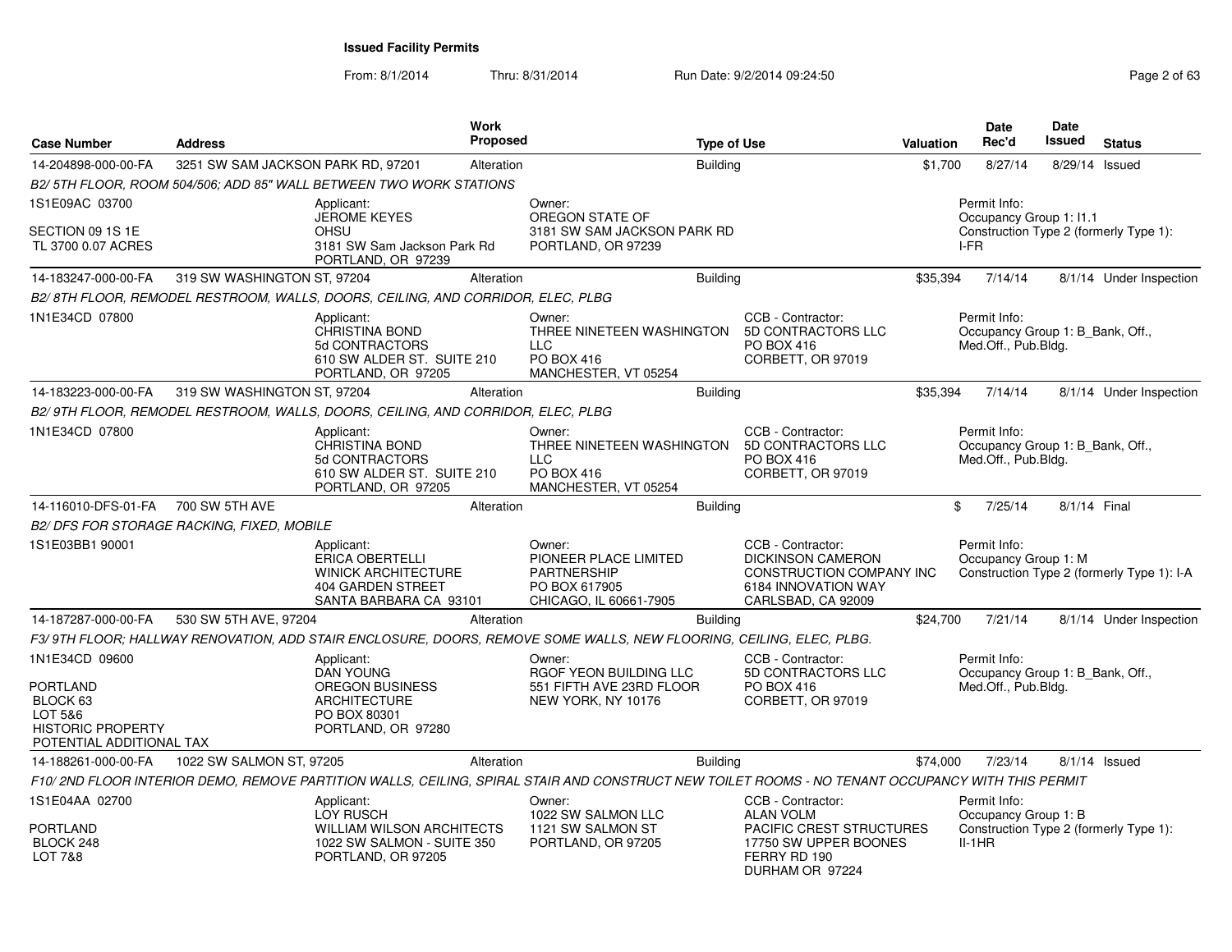# Issued Facility Permits

From: 8/1/2014 Thru: 8/31/2014 Run Date: 9/2/2014 09:24:50

| Case Number | Address | Work Proposed | Type of Use | Valuation | Date Rec'd | Date Issued | Status |
|---|---|---|---|---|---|---|---|
| 14-204898-000-00-FA | 3251 SW SAM JACKSON PARK RD, 97201 | Alteration | Building | $1,700 | 8/27/14 | 8/29/14 | Issued |

*B2/ 5TH FLOOR, ROOM 504/506; ADD 85" WALL BETWEEN TWO WORK STATIONS*

1S1E09AC 03700
SECTION 09 1S 1E
TL 3700 0.07 ACRES

Applicant: JEROME KEYES, OHSU, 3181 SW Sam Jackson Park Rd, PORTLAND, OR 97239

Owner: OREGON STATE OF, 3181 SW SAM JACKSON PARK RD, PORTLAND, OR 97239

Permit Info: Occupancy Group 1: I1.1; Construction Type 2 (formerly Type 1): I-FR

---

| Case Number | Address | Work Proposed | Type of Use | Valuation | Date Rec'd | Date Issued | Status |
|---|---|---|---|---|---|---|---|
| 14-183247-000-00-FA | 319 SW WASHINGTON ST, 97204 | Alteration | Building | $35,394 | 7/14/14 | 8/1/14 | Under Inspection |

*B2/ 8TH FLOOR, REMODEL RESTROOM, WALLS, DOORS, CEILING, AND CORRIDOR, ELEC, PLBG*

1N1E34CD 07800

Applicant: CHRISTINA BOND, 5d CONTRACTORS, 610 SW ALDER ST. SUITE 210, PORTLAND, OR 97205

Owner: THREE NINETEEN WASHINGTON LLC, PO BOX 416, MANCHESTER, VT 05254

CCB - Contractor: 5D CONTRACTORS LLC, PO BOX 416, CORBETT, OR 97019

Permit Info: Occupancy Group 1: B_Bank, Off., Med.Off., Pub.Bldg.

---

| Case Number | Address | Work Proposed | Type of Use | Valuation | Date Rec'd | Date Issued | Status |
|---|---|---|---|---|---|---|---|
| 14-183223-000-00-FA | 319 SW WASHINGTON ST, 97204 | Alteration | Building | $35,394 | 7/14/14 | 8/1/14 | Under Inspection |

*B2/ 9TH FLOOR, REMODEL RESTROOM, WALLS, DOORS, CEILING, AND CORRIDOR, ELEC, PLBG*

1N1E34CD 07800

Applicant: CHRISTINA BOND, 5d CONTRACTORS, 610 SW ALDER ST. SUITE 210, PORTLAND, OR 97205

Owner: THREE NINETEEN WASHINGTON LLC, PO BOX 416, MANCHESTER, VT 05254

CCB - Contractor: 5D CONTRACTORS LLC, PO BOX 416, CORBETT, OR 97019

Permit Info: Occupancy Group 1: B_Bank, Off., Med.Off., Pub.Bldg.

---

| Case Number | Address | Work Proposed | Type of Use | Valuation | Date Rec'd | Date Issued | Status |
|---|---|---|---|---|---|---|---|
| 14-116010-DFS-01-FA | 700 SW 5TH AVE | Alteration | Building | $ | 7/25/14 | 8/1/14 | Final |

*B2/ DFS FOR STORAGE RACKING, FIXED, MOBILE*

1S1E03BB1 90001

Applicant: ERICA OBERTELLI, WINICK ARCHITECTURE, 404 GARDEN STREET, SANTA BARBARA CA 93101

Owner: PIONEER PLACE LIMITED PARTNERSHIP, PO BOX 617905, CHICAGO, IL 60661-7905

CCB - Contractor: DICKINSON CAMERON CONSTRUCTION COMPANY INC, 6184 INNOVATION WAY, CARLSBAD, CA 92009

Permit Info: Occupancy Group 1: M; Construction Type 2 (formerly Type 1): I-A

---

| Case Number | Address | Work Proposed | Type of Use | Valuation | Date Rec'd | Date Issued | Status |
|---|---|---|---|---|---|---|---|
| 14-187287-000-00-FA | 530 SW 5TH AVE, 97204 | Alteration | Building | $24,700 | 7/21/14 | 8/1/14 | Under Inspection |

*F3/ 9TH FLOOR; HALLWAY RENOVATION, ADD STAIR ENCLOSURE, DOORS, REMOVE SOME WALLS, NEW FLOORING, CEILING, ELEC, PLBG.*

1N1E34CD 09600
PORTLAND
BLOCK 63
LOT 5&6
HISTORIC PROPERTY
POTENTIAL ADDITIONAL TAX

Applicant: DAN YOUNG, OREGON BUSINESS ARCHITECTURE, PO BOX 80301, PORTLAND, OR 97280

Owner: RGOF YEON BUILDING LLC, 551 FIFTH AVE 23RD FLOOR, NEW YORK, NY 10176

CCB - Contractor: 5D CONTRACTORS LLC, PO BOX 416, CORBETT, OR 97019

Permit Info: Occupancy Group 1: B_Bank, Off., Med.Off., Pub.Bldg.

---

| Case Number | Address | Work Proposed | Type of Use | Valuation | Date Rec'd | Date Issued | Status |
|---|---|---|---|---|---|---|---|
| 14-188261-000-00-FA | 1022 SW SALMON ST, 97205 | Alteration | Building | $74,000 | 7/23/14 | 8/1/14 | Issued |

*F10/ 2ND FLOOR INTERIOR DEMO, REMOVE PARTITION WALLS, CEILING, SPIRAL STAIR AND CONSTRUCT NEW TOILET ROOMS - NO TENANT OCCUPANCY WITH THIS PERMIT*

1S1E04AA 02700
PORTLAND
BLOCK 248
LOT 7&8

Applicant: LOY RUSCH, WILLIAM WILSON ARCHITECTS, 1022 SW SALMON - SUITE 350, PORTLAND, OR 97205

Owner: 1022 SW SALMON LLC, 1121 SW SALMON ST, PORTLAND, OR 97205

CCB - Contractor: ALAN VOLM, PACIFIC CREST STRUCTURES, 17750 SW UPPER BOONES FERRY RD 190, DURHAM OR 97224

Permit Info: Occupancy Group 1: B; Construction Type 2 (formerly Type 1): II-1HR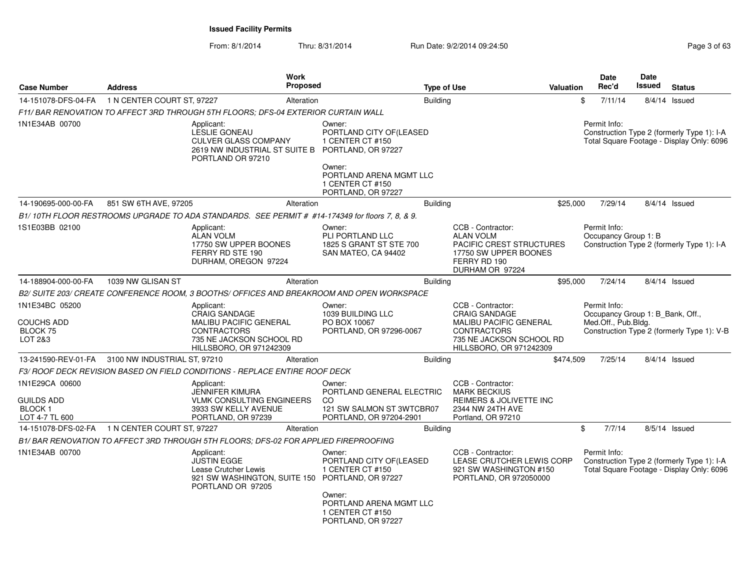**Issued Facility Permits**

From: 8/1/2014 Thru: 8/31/2014 Run Date: 9/2/2014 09:24:50

| Case Number | Address | Work Proposed | Type of Use | Valuation | Date Rec'd | Date Issued | Status |
|---|---|---|---|---|---|---|---|
| 14-151078-DFS-04-FA | 1 N CENTER COURT ST, 97227 | Alteration | Building | $ | 7/11/14 | 8/4/14 | Issued |

*F11/ BAR RENOVATION TO AFFECT 3RD THROUGH 5TH FLOORS; DFS-04 EXTERIOR CURTAIN WALL*

1N1E34AB 00700

Applicant: LESLIE GONEAU, CULVER GLASS COMPANY, 2619 NW INDUSTRIAL ST SUITE B, PORTLAND OR 97210

Owner: PORTLAND CITY OF(LEASED, 1 CENTER CT #150, PORTLAND, OR 97227

Owner: PORTLAND ARENA MGMT LLC, 1 CENTER CT #150, PORTLAND, OR 97227

Permit Info: Construction Type 2 (formerly Type 1): I-A; Total Square Footage - Display Only: 6096

| Case Number | Address | Work Proposed | Type of Use | Valuation | Date Rec'd | Date Issued | Status |
|---|---|---|---|---|---|---|---|
| 14-190695-000-00-FA | 851 SW 6TH AVE, 97205 | Alteration | Building | $25,000 | 7/29/14 | 8/4/14 | Issued |

*B1/ 10TH FLOOR RESTROOMS UPGRADE TO ADA STANDARDS. SEE PERMIT # #14-174349 for floors 7, 8, & 9.*

1S1E03BB 02100

Applicant: ALAN VOLM, 17750 SW UPPER BOONES FERRY RD STE 190, DURHAM, OREGON 97224

Owner: PLI PORTLAND LLC, 1825 S GRANT ST STE 700, SAN MATEO, CA 94402

CCB - Contractor: ALAN VOLM, PACIFIC CREST STRUCTURES, 17750 SW UPPER BOONES FERRY RD 190, DURHAM OR 97224

Permit Info: Occupancy Group 1: B; Construction Type 2 (formerly Type 1): I-A

| Case Number | Address | Work Proposed | Type of Use | Valuation | Date Rec'd | Date Issued | Status |
|---|---|---|---|---|---|---|---|
| 14-188904-000-00-FA | 1039 NW GLISAN ST | Alteration | Building | $95,000 | 7/24/14 | 8/4/14 | Issued |

*B2/ SUITE 203/ CREATE CONFERENCE ROOM, 3 BOOTHS/ OFFICES AND BREAKROOM AND OPEN WORKSPACE*

1N1E34BC 05200, COUCHS ADD, BLOCK 75, LOT 2&3

Applicant: CRAIG SANDAGE, MALIBU PACIFIC GENERAL CONTRACTORS, 735 NE JACKSON SCHOOL RD, HILLSBORO, OR 971242309

Owner: 1039 BUILDING LLC, PO BOX 10067, PORTLAND, OR 97296-0067

CCB - Contractor: CRAIG SANDAGE, MALIBU PACIFIC GENERAL CONTRACTORS, 735 NE JACKSON SCHOOL RD, HILLSBORO, OR 971242309

Permit Info: Occupancy Group 1: B_Bank, Off., Med.Off., Pub.Bldg.; Construction Type 2 (formerly Type 1): V-B

| Case Number | Address | Work Proposed | Type of Use | Valuation | Date Rec'd | Date Issued | Status |
|---|---|---|---|---|---|---|---|
| 13-241590-REV-01-FA | 3100 NW INDUSTRIAL ST, 97210 | Alteration | Building | $474,509 | 7/25/14 | 8/4/14 | Issued |

*F3/ ROOF DECK REVISION BASED ON FIELD CONDITIONS - REPLACE ENTIRE ROOF DECK*

1N1E29CA 00600, GUILDS ADD, BLOCK 1, LOT 4-7 TL 600

Applicant: JENNIFER KIMURA, VLMK CONSULTING ENGINEERS, 3933 SW KELLY AVENUE, PORTLAND, OR 97239

Owner: PORTLAND GENERAL ELECTRIC CO, 121 SW SALMON ST 3WTCBR07, PORTLAND, OR 97204-2901

CCB - Contractor: MARK BECKIUS, REIMERS & JOLIVETTE INC, 2344 NW 24TH AVE, Portland, OR 97210

| Case Number | Address | Work Proposed | Type of Use | Valuation | Date Rec'd | Date Issued | Status |
|---|---|---|---|---|---|---|---|
| 14-151078-DFS-02-FA | 1 N CENTER COURT ST, 97227 | Alteration | Building | $ | 7/7/14 | 8/5/14 | Issued |

*B1/ BAR RENOVATION TO AFFECT 3RD THROUGH 5TH FLOORS; DFS-02 FOR APPLIED FIREPROOFING*

1N1E34AB 00700

Applicant: JUSTIN EGGE, Lease Crutcher Lewis, 921 SW WASHINGTON, SUITE 150, PORTLAND OR 97205

Owner: PORTLAND CITY OF(LEASED, 1 CENTER CT #150, PORTLAND, OR 97227

Owner: PORTLAND ARENA MGMT LLC, 1 CENTER CT #150, PORTLAND, OR 97227

CCB - Contractor: LEASE CRUTCHER LEWIS CORP, 921 SW WASHINGTON #150, PORTLAND, OR 972050000

Permit Info: Construction Type 2 (formerly Type 1): I-A; Total Square Footage - Display Only: 6096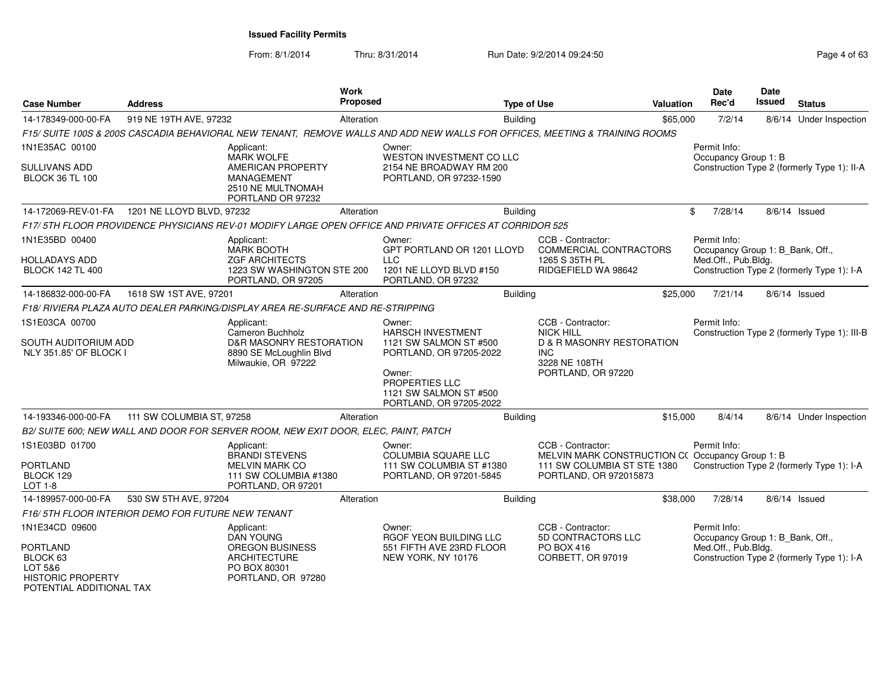**Issued Facility Permits**

From: 8/1/2014 Thru: 8/31/2014 Run Date: 9/2/2014 09:24:50

| Case Number | Address | Work Proposed | Type of Use | Valuation | Date Rec'd | Date Issued | Status |
|---|---|---|---|---|---|---|---|
| 14-178349-000-00-FA | 919 NE 19TH AVE, 97232 | Alteration | Building | $65,000 | 7/2/14 | 8/6/14 | Under Inspection |
| *F15/ SUITE 100S & 200S CASCADIA BEHAVIORAL NEW TENANT, REMOVE WALLS AND ADD NEW WALLS FOR OFFICES, MEETING & TRAINING ROOMS* | | | | | | | |
| 1N1E35AC 00100<br>SULLIVANS ADD<br>BLOCK 36 TL 100 | Applicant:<br>MARK WOLFE<br>AMERICAN PROPERTY MANAGEMENT<br>2510 NE MULTNOMAH<br>PORTLAND OR 97232 | Owner:<br>WESTON INVESTMENT CO LLC<br>2154 NE BROADWAY RM 200<br>PORTLAND, OR 97232-1590 | | | Permit Info:<br>Occupancy Group 1: B<br>Construction Type 2 (formerly Type 1): II-A | | |
| 14-172069-REV-01-FA | 1201 NE LLOYD BLVD, 97232 | Alteration | Building | $ | 7/28/14 | 8/6/14 | Issued |
| *F17/ 5TH FLOOR PROVIDENCE PHYSICIANS REV-01 MODIFY LARGE OPEN OFFICE AND PRIVATE OFFICES AT CORRIDOR 525* | | | | | | | |
| 1N1E35BD 00400<br>HOLLADAYS ADD<br>BLOCK 142 TL 400 | Applicant:<br>MARK BOOTH<br>ZGF ARCHITECTS<br>1223 SW WASHINGTON STE 200<br>PORTLAND, OR 97205 | Owner:<br>GPT PORTLAND OR 1201 LLOYD LLC<br>1201 NE LLOYD BLVD #150<br>PORTLAND, OR 97232 | CCB - Contractor:<br>COMMERCIAL CONTRACTORS<br>1265 S 35TH PL<br>RIDGEFIELD WA 98642 | | Permit Info:<br>Occupancy Group 1: B_Bank, Off., Med.Off., Pub.Bldg.<br>Construction Type 2 (formerly Type 1): I-A | | |
| 14-186832-000-00-FA | 1618 SW 1ST AVE, 97201 | Alteration | Building | $25,000 | 7/21/14 | 8/6/14 | Issued |
| *F18/ RIVIERA PLAZA AUTO DEALER PARKING/DISPLAY AREA RE-SURFACE AND RE-STRIPPING* | | | | | | | |
| 1S1E03CA 00700<br>SOUTH AUDITORIUM ADD<br>NLY 351.85' OF BLOCK I | Applicant:<br>Cameron Buchholz<br>D&R MASONRY RESTORATION<br>8890 SE McLoughlin Blvd<br>Milwaukie, OR 97222 | Owner:<br>HARSCH INVESTMENT<br>1121 SW SALMON ST #500<br>PORTLAND, OR 97205-2022<br>Owner:<br>PROPERTIES LLC<br>1121 SW SALMON ST #500<br>PORTLAND, OR 97205-2022 | CCB - Contractor:<br>NICK HILL<br>D & R MASONRY RESTORATION INC<br>3228 NE 108TH<br>PORTLAND, OR 97220 | | Permit Info:<br>Construction Type 2 (formerly Type 1): III-B | | |
| 14-193346-000-00-FA | 111 SW COLUMBIA ST, 97258 | Alteration | Building | $15,000 | 8/4/14 | 8/6/14 | Under Inspection |
| *B2/ SUITE 600; NEW WALL AND DOOR FOR SERVER ROOM, NEW EXIT DOOR, ELEC, PAINT, PATCH* | | | | | | | |
| 1S1E03BD 01700<br>PORTLAND<br>BLOCK 129<br>LOT 1-8 | Applicant:<br>BRANDI STEVENS<br>MELVIN MARK CO<br>111 SW COLUMBIA #1380<br>PORTLAND, OR 97201 | Owner:<br>COLUMBIA SQUARE LLC<br>111 SW COLUMBIA ST #1380<br>PORTLAND, OR 97201-5845 | CCB - Contractor:<br>MELVIN MARK CONSTRUCTION CO<br>111 SW COLUMBIA ST STE 1380<br>PORTLAND, OR 972015873 | | Permit Info:<br>Occupancy Group 1: B<br>Construction Type 2 (formerly Type 1): I-A | | |
| 14-189957-000-00-FA | 530 SW 5TH AVE, 97204 | Alteration | Building | $38,000 | 7/28/14 | 8/6/14 | Issued |
| *F16/ 5TH FLOOR INTERIOR DEMO FOR FUTURE NEW TENANT* | | | | | | | |
| 1N1E34CD 09600<br>PORTLAND<br>BLOCK 63<br>LOT 5&6<br>HISTORIC PROPERTY<br>POTENTIAL ADDITIONAL TAX | Applicant:<br>DAN YOUNG<br>OREGON BUSINESS ARCHITECTURE<br>PO BOX 80301<br>PORTLAND, OR 97280 | Owner:<br>RGOF YEON BUILDING LLC<br>551 FIFTH AVE 23RD FLOOR<br>NEW YORK, NY 10176 | CCB - Contractor:<br>5D CONTRACTORS LLC<br>PO BOX 416<br>CORBETT, OR 97019 | | Permit Info:<br>Occupancy Group 1: B_Bank, Off., Med.Off., Pub.Bldg.<br>Construction Type 2 (formerly Type 1): I-A | | |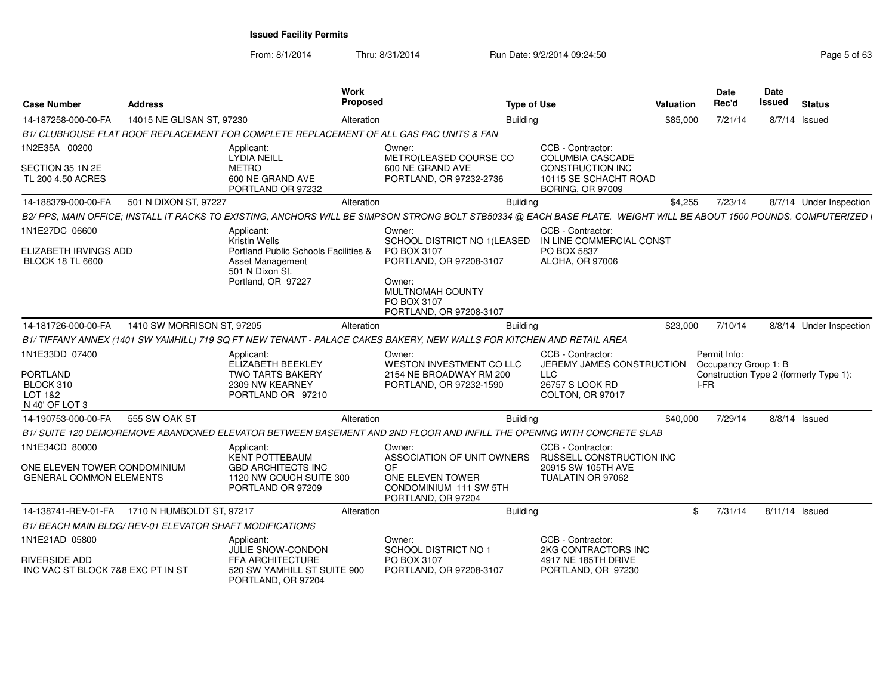**Issued Facility Permits**

From: 8/1/2014 Thru: 8/31/2014 Run Date: 9/2/2014 09:24:50

| Case Number | Address | Work Proposed | Type of Use | Valuation | Date Rec'd | Date Issued | Status |
|---|---|---|---|---|---|---|---|
| 14-187258-000-00-FA | 14015 NE GLISAN ST, 97230 | Alteration | Building | $85,000 | 7/21/14 | 8/7/14 | Issued |

*B1/ CLUBHOUSE FLAT ROOF REPLACEMENT FOR COMPLETE REPLACEMENT OF ALL GAS PAC UNITS & FAN*

1N2E35A 00200

SECTION 35 1N 2E
TL 200 4.50 ACRES

Applicant:
LYDIA NEILL
METRO
600 NE GRAND AVE
PORTLAND OR 97232

Owner:
METRO(LEASED COURSE CO
600 NE GRAND AVE
PORTLAND, OR 97232-2736

CCB - Contractor:
COLUMBIA CASCADE
CONSTRUCTION INC
10115 SE SCHACHT ROAD
BORING, OR 97009

| Case Number | Address | Work Proposed | Type of Use | Valuation | Date Rec'd | Date Issued | Status |
|---|---|---|---|---|---|---|---|
| 14-188379-000-00-FA | 501 N DIXON ST, 97227 | Alteration | Building | $4,255 | 7/23/14 | 8/7/14 | Under Inspection |

*B2/ PPS, MAIN OFFICE; INSTALL IT RACKS TO EXISTING, ANCHORS WILL BE SIMPSON STRONG BOLT STB50334 @ EACH BASE PLATE. WEIGHT WILL BE ABOUT 1500 POUNDS. COMPUTERIZED I*

1N1E27DC 06600

ELIZABETH IRVINGS ADD
BLOCK 18 TL 6600

Applicant:
Kristin Wells
Portland Public Schools Facilities &
Asset Management
501 N Dixon St.
Portland, OR 97227

Owner:
SCHOOL DISTRICT NO 1(LEASED
PO BOX 3107
PORTLAND, OR 97208-3107

Owner:
MULTNOMAH COUNTY
PO BOX 3107
PORTLAND, OR 97208-3107

CCB - Contractor:
IN LINE COMMERCIAL CONST
PO BOX 5837
ALOHA, OR 97006

| Case Number | Address | Work Proposed | Type of Use | Valuation | Date Rec'd | Date Issued | Status |
|---|---|---|---|---|---|---|---|
| 14-181726-000-00-FA | 1410 SW MORRISON ST, 97205 | Alteration | Building | $23,000 | 7/10/14 | 8/8/14 | Under Inspection |

*B1/ TIFFANY ANNEX (1401 SW YAMHILL) 719 SQ FT NEW TENANT - PALACE CAKES BAKERY, NEW WALLS FOR KITCHEN AND RETAIL AREA*

1N1E33DD 07400

PORTLAND
BLOCK 310
LOT 1&2
N 40' OF LOT 3

Applicant:
ELIZABETH BEEKLEY
TWO TARTS BAKERY
2309 NW KEARNEY
PORTLAND OR 97210

Owner:
WESTON INVESTMENT CO LLC
2154 NE BROADWAY RM 200
PORTLAND, OR 97232-1590

CCB - Contractor:
JEREMY JAMES CONSTRUCTION
LLC
26757 S LOOK RD
COLTON, OR 97017

Permit Info:
Occupancy Group 1: B
Construction Type 2 (formerly Type 1): I-FR

| Case Number | Address | Work Proposed | Type of Use | Valuation | Date Rec'd | Date Issued | Status |
|---|---|---|---|---|---|---|---|
| 14-190753-000-00-FA | 555 SW OAK ST | Alteration | Building | $40,000 | 7/29/14 | 8/8/14 | Issued |

*B1/ SUITE 120 DEMO/REMOVE ABANDONED ELEVATOR BETWEEN BASEMENT AND 2ND FLOOR AND INFILL THE OPENING WITH CONCRETE SLAB*

1N1E34CD 80000

ONE ELEVEN TOWER CONDOMINIUM
GENERAL COMMON ELEMENTS

Applicant:
KENT POTTEBAUM
GBD ARCHITECTS INC
1120 NW COUCH SUITE 300
PORTLAND OR 97209

Owner:
ASSOCIATION OF UNIT OWNERS
OF
ONE ELEVEN TOWER
CONDOMINIUM 111 SW 5TH
PORTLAND, OR 97204

CCB - Contractor:
RUSSELL CONSTRUCTION INC
20915 SW 105TH AVE
TUALATIN OR 97062

| Case Number | Address | Work Proposed | Type of Use | Valuation | Date Rec'd | Date Issued | Status |
|---|---|---|---|---|---|---|---|
| 14-138741-REV-01-FA | 1710 N HUMBOLDT ST, 97217 | Alteration | Building | $ | 7/31/14 | 8/11/14 | Issued |

*B1/ BEACH MAIN BLDG/ REV-01 ELEVATOR SHAFT MODIFICATIONS*

1N1E21AD 05800

RIVERSIDE ADD
INC VAC ST BLOCK 7&8 EXC PT IN ST

Applicant:
JULIE SNOW-CONDON
FFA ARCHITECTURE
520 SW YAMHILL ST SUITE 900
PORTLAND, OR 97204

Owner:
SCHOOL DISTRICT NO 1
PO BOX 3107
PORTLAND, OR 97208-3107

CCB - Contractor:
2KG CONTRACTORS INC
4917 NE 185TH DRIVE
PORTLAND, OR 97230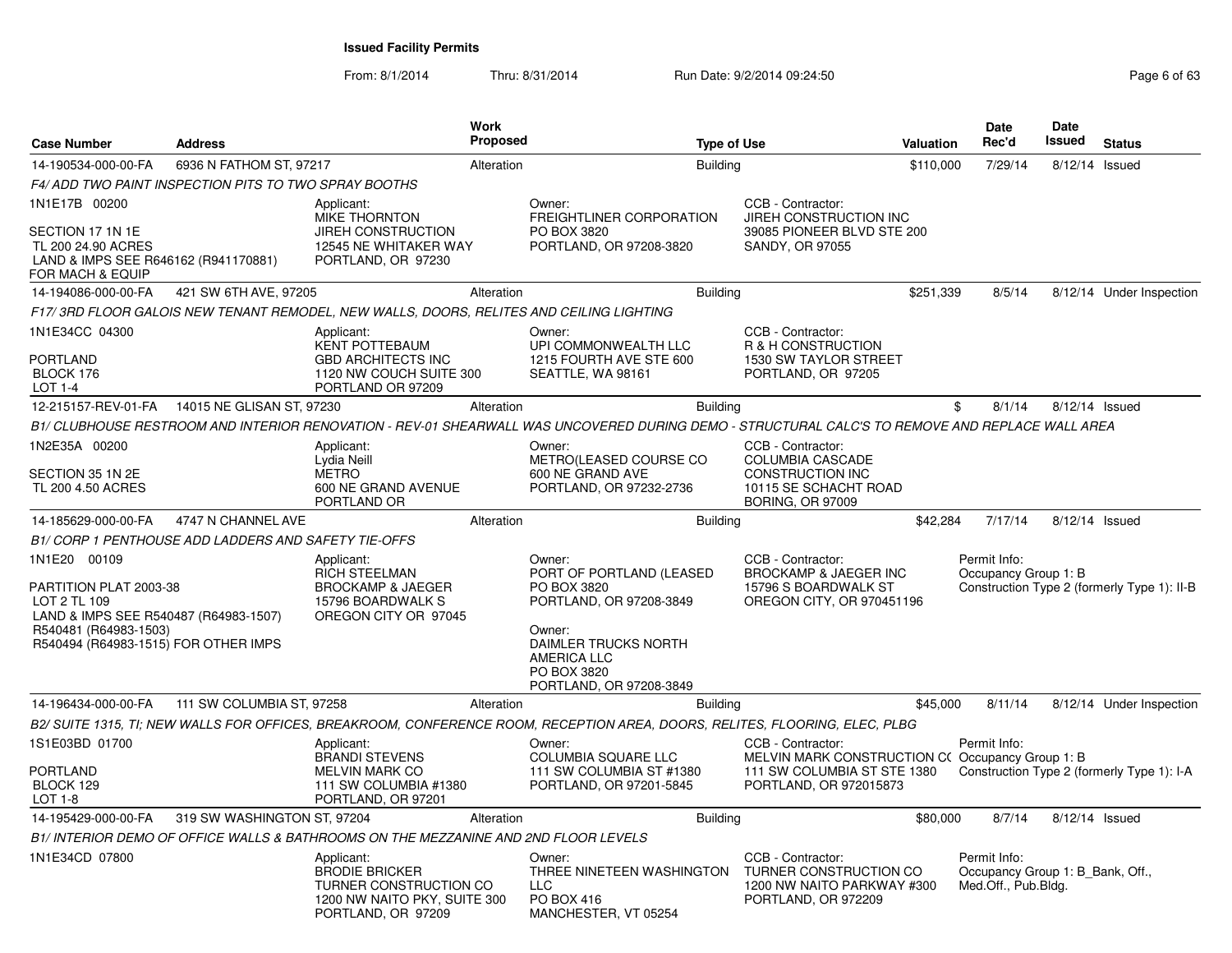**Issued Facility Permits**

From: 8/1/2014 Thru: 8/31/2014 Run Date: 9/2/2014 09:24:50

| Case Number | Address | Work Proposed | Type of Use | Valuation | Date Rec'd | Date Issued | Status |
|---|---|---|---|---|---|---|---|
| 14-190534-000-00-FA | 6936 N FATHOM ST, 97217 | Alteration | Building | $110,000 | 7/29/14 | 8/12/14 | Issued |

*F4/ ADD TWO PAINT INSPECTION PITS TO TWO SPRAY BOOTHS*

1N1E17B 00200

SECTION 17 1N 1E
TL 200 24.90 ACRES
LAND & IMPS SEE R646162 (R941170881) FOR MACH & EQUIP

Applicant:
MIKE THORNTON
JIREH CONSTRUCTION
12545 NE WHITAKER WAY
PORTLAND, OR 97230

Owner:
FREIGHTLINER CORPORATION
PO BOX 3820
PORTLAND, OR 97208-3820

CCB - Contractor:
JIREH CONSTRUCTION INC
39085 PIONEER BLVD STE 200
SANDY, OR 97055

| Case Number | Address | Work Proposed | Type of Use | Valuation | Date Rec'd | Date Issued | Status |
|---|---|---|---|---|---|---|---|
| 14-194086-000-00-FA | 421 SW 6TH AVE, 97205 | Alteration | Building | $251,339 | 8/5/14 | 8/12/14 | Under Inspection |

*F17/ 3RD FLOOR GALOIS NEW TENANT REMODEL, NEW WALLS, DOORS, RELITES AND CEILING LIGHTING*

1N1E34CC 04300

PORTLAND
BLOCK 176
LOT 1-4

Applicant:
KENT POTTEBAUM
GBD ARCHITECTS INC
1120 NW COUCH SUITE 300
PORTLAND OR 97209

Owner:
UPI COMMONWEALTH LLC
1215 FOURTH AVE STE 600
SEATTLE, WA 98161

CCB - Contractor:
R & H CONSTRUCTION
1530 SW TAYLOR STREET
PORTLAND, OR 97205

| Case Number | Address | Work Proposed | Type of Use | Valuation | Date Rec'd | Date Issued | Status |
|---|---|---|---|---|---|---|---|
| 12-215157-REV-01-FA | 14015 NE GLISAN ST, 97230 | Alteration | Building | $ | 8/1/14 | 8/12/14 | Issued |

*B1/ CLUBHOUSE RESTROOM AND INTERIOR RENOVATION - REV-01 SHEARWALL WAS UNCOVERED DURING DEMO - STRUCTURAL CALC'S TO REMOVE AND REPLACE WALL AREA*

1N2E35A 00200

SECTION 35 1N 2E
TL 200 4.50 ACRES

Applicant:
Lydia Neill
METRO
600 NE GRAND AVENUE
PORTLAND OR

Owner:
METRO(LEASED COURSE CO
600 NE GRAND AVE
PORTLAND, OR 97232-2736

CCB - Contractor:
COLUMBIA CASCADE CONSTRUCTION INC
10115 SE SCHACHT ROAD
BORING, OR 97009

| Case Number | Address | Work Proposed | Type of Use | Valuation | Date Rec'd | Date Issued | Status |
|---|---|---|---|---|---|---|---|
| 14-185629-000-00-FA | 4747 N CHANNEL AVE | Alteration | Building | $42,284 | 7/17/14 | 8/12/14 | Issued |

*B1/ CORP 1 PENTHOUSE ADD LADDERS AND SAFETY TIE-OFFS*

1N1E20 00109

PARTITION PLAT 2003-38
LOT 2 TL 109
LAND & IMPS SEE R540487 (R64983-1507)
R540481 (R64983-1503)
R540494 (R64983-1515) FOR OTHER IMPS

Applicant:
RICH STEELMAN
BROCKAMP & JAEGER
15796 BOARDWALK S
OREGON CITY OR 97045

Owner:
PORT OF PORTLAND (LEASED
PO BOX 3820
PORTLAND, OR 97208-3849

Owner:
DAIMLER TRUCKS NORTH AMERICA LLC
PO BOX 3820
PORTLAND, OR 97208-3849

CCB - Contractor:
BROCKAMP & JAEGER INC
15796 S BOARDWALK ST
OREGON CITY, OR 970451196

Permit Info:
Occupancy Group 1: B
Construction Type 2 (formerly Type 1): II-B

| Case Number | Address | Work Proposed | Type of Use | Valuation | Date Rec'd | Date Issued | Status |
|---|---|---|---|---|---|---|---|
| 14-196434-000-00-FA | 111 SW COLUMBIA ST, 97258 | Alteration | Building | $45,000 | 8/11/14 | 8/12/14 | Under Inspection |

*B2/ SUITE 1315, TI; NEW WALLS FOR OFFICES, BREAKROOM, CONFERENCE ROOM, RECEPTION AREA, DOORS, RELITES, FLOORING, ELEC, PLBG*

1S1E03BD 01700

PORTLAND
BLOCK 129
LOT 1-8

Applicant:
BRANDI STEVENS
MELVIN MARK CO
111 SW COLUMBIA #1380
PORTLAND, OR 97201

Owner:
COLUMBIA SQUARE LLC
111 SW COLUMBIA ST #1380
PORTLAND, OR 97201-5845

CCB - Contractor:
MELVIN MARK CONSTRUCTION C(
111 SW COLUMBIA ST STE 1380
PORTLAND, OR 972015873

Permit Info:
Occupancy Group 1: B
Construction Type 2 (formerly Type 1): I-A

| Case Number | Address | Work Proposed | Type of Use | Valuation | Date Rec'd | Date Issued | Status |
|---|---|---|---|---|---|---|---|
| 14-195429-000-00-FA | 319 SW WASHINGTON ST, 97204 | Alteration | Building | $80,000 | 8/7/14 | 8/12/14 | Issued |

*B1/ INTERIOR DEMO OF OFFICE WALLS & BATHROOMS ON THE MEZZANINE AND 2ND FLOOR LEVELS*

1N1E34CD 07800

Applicant:
BRODIE BRICKER
TURNER CONSTRUCTION CO
1200 NW NAITO PKY, SUITE 300
PORTLAND, OR 97209

Owner:
THREE NINETEEN WASHINGTON LLC
PO BOX 416
MANCHESTER, VT 05254

CCB - Contractor:
TURNER CONSTRUCTION CO
1200 NW NAITO PARKWAY #300
PORTLAND, OR 972209

Permit Info:
Occupancy Group 1: B_Bank, Off., Med.Off., Pub.Bldg.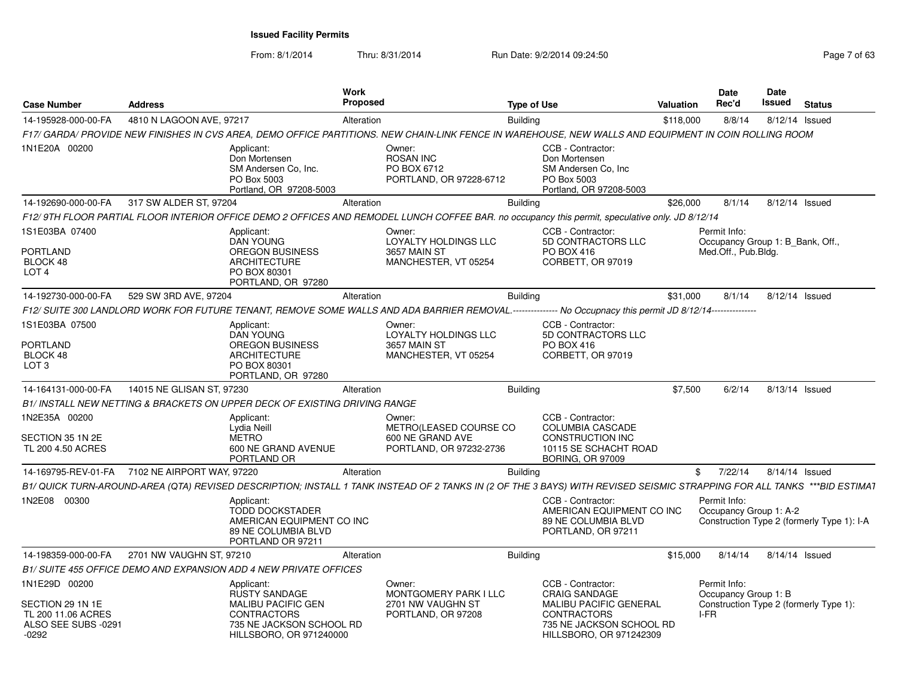**Issued Facility Permits**

From: 8/1/2014 Thru: 8/31/2014 Run Date: 9/2/2014 09:24:50

| Case Number | Address | Work Proposed | Type of Use | Valuation | Date Rec'd | Date Issued | Status |
|---|---|---|---|---|---|---|---|
| 14-195928-000-00-FA | 4810 N LAGOON AVE, 97217 | Alteration | Building | $118,000 | 8/8/14 | 8/12/14 | Issued |

*F17/ GARDA/ PROVIDE NEW FINISHES IN CVS AREA, DEMO OFFICE PARTITIONS. NEW CHAIN-LINK FENCE IN WAREHOUSE, NEW WALLS AND EQUIPMENT IN COIN ROLLING ROOM*

1N1E20A 00200

Applicant: Don Mortensen, SM Andersen Co, Inc., PO Box 5003, Portland, OR 97208-5003

Owner: ROSAN INC, PO BOX 6712, PORTLAND, OR 97228-6712

CCB - Contractor: Don Mortensen, SM Andersen Co, Inc, PO Box 5003, Portland, OR 97208-5003

| Case Number | Address | Work Proposed | Type of Use | Valuation | Date Rec'd | Date Issued | Status |
|---|---|---|---|---|---|---|---|
| 14-192690-000-00-FA | 317 SW ALDER ST, 97204 | Alteration | Building | $26,000 | 8/1/14 | 8/12/14 | Issued |

*F12/ 9TH FLOOR PARTIAL FLOOR INTERIOR OFFICE DEMO 2 OFFICES AND REMODEL LUNCH COFFEE BAR. no occupancy this permit, speculative only. JD 8/12/14*

1S1E03BA 07400
PORTLAND
BLOCK 48
LOT 4

Applicant: DAN YOUNG, OREGON BUSINESS ARCHITECTURE, PO BOX 80301, PORTLAND, OR 97280

Owner: LOYALTY HOLDINGS LLC, 3657 MAIN ST, MANCHESTER, VT 05254

CCB - Contractor: 5D CONTRACTORS LLC, PO BOX 416, CORBETT, OR 97019

Permit Info: Occupancy Group 1: B_Bank, Off., Med.Off., Pub.Bldg.

| Case Number | Address | Work Proposed | Type of Use | Valuation | Date Rec'd | Date Issued | Status |
|---|---|---|---|---|---|---|---|
| 14-192730-000-00-FA | 529 SW 3RD AVE, 97204 | Alteration | Building | $31,000 | 8/1/14 | 8/12/14 | Issued |

*F12/ SUITE 300 LANDLORD WORK FOR FUTURE TENANT, REMOVE SOME WALLS AND ADA BARRIER REMOVAL.-------------- No Occupnacy this permit JD 8/12/14--------------*

1S1E03BA 07500
PORTLAND
BLOCK 48
LOT 3

Applicant: DAN YOUNG, OREGON BUSINESS ARCHITECTURE, PO BOX 80301, PORTLAND, OR 97280

Owner: LOYALTY HOLDINGS LLC, 3657 MAIN ST, MANCHESTER, VT 05254

CCB - Contractor: 5D CONTRACTORS LLC, PO BOX 416, CORBETT, OR 97019

| Case Number | Address | Work Proposed | Type of Use | Valuation | Date Rec'd | Date Issued | Status |
|---|---|---|---|---|---|---|---|
| 14-164131-000-00-FA | 14015 NE GLISAN ST, 97230 | Alteration | Building | $7,500 | 6/2/14 | 8/13/14 | Issued |

*B1/ INSTALL NEW NETTING & BRACKETS ON UPPER DECK OF EXISTING DRIVING RANGE*

1N2E35A 00200
SECTION 35 1N 2E
TL 200 4.50 ACRES

Applicant: Lydia Neill, METRO, 600 NE GRAND AVENUE, PORTLAND OR

Owner: METRO(LEASED COURSE CO, 600 NE GRAND AVE, PORTLAND, OR 97232-2736

CCB - Contractor: COLUMBIA CASCADE CONSTRUCTION INC, 10115 SE SCHACHT ROAD, BORING, OR 97009

| Case Number | Address | Work Proposed | Type of Use | Valuation | Date Rec'd | Date Issued | Status |
|---|---|---|---|---|---|---|---|
| 14-169795-REV-01-FA | 7102 NE AIRPORT WAY, 97220 | Alteration | Building | $ | 7/22/14 | 8/14/14 | Issued |

*B1/ QUICK TURN-AROUND-AREA (QTA) REVISED DESCRIPTION; INSTALL 1 TANK INSTEAD OF 2 TANKS IN (2 OF THE 3 BAYS) WITH REVISED SEISMIC STRAPPING FOR ALL TANKS \*\*\*BID ESTIMAT*

1N2E08 00300

Applicant: TODD DOCKSTADER, AMERICAN EQUIPMENT CO INC, 89 NE COLUMBIA BLVD, PORTLAND OR 97211

CCB - Contractor: AMERICAN EQUIPMENT CO INC, 89 NE COLUMBIA BLVD, PORTLAND, OR 97211

Permit Info: Occupancy Group 1: A-2; Construction Type 2 (formerly Type 1): I-A

| Case Number | Address | Work Proposed | Type of Use | Valuation | Date Rec'd | Date Issued | Status |
|---|---|---|---|---|---|---|---|
| 14-198359-000-00-FA | 2701 NW VAUGHN ST, 97210 | Alteration | Building | $15,000 | 8/14/14 | 8/14/14 | Issued |

*B1/ SUITE 455 OFFICE DEMO AND EXPANSION ADD 4 NEW PRIVATE OFFICES*

1N1E29D 00200
SECTION 29 1N 1E
TL 200 11.06 ACRES
ALSO SEE SUBS -0291 -0292

Applicant: RUSTY SANDAGE, MALIBU PACIFIC GEN CONTRACTORS, 735 NE JACKSON SCHOOL RD, HILLSBORO, OR 971240000

Owner: MONTGOMERY PARK I LLC, 2701 NW VAUGHN ST, PORTLAND, OR 97208

CCB - Contractor: CRAIG SANDAGE, MALIBU PACIFIC GENERAL CONTRACTORS, 735 NE JACKSON SCHOOL RD, HILLSBORO, OR 971242309

Permit Info: Occupancy Group 1: B; Construction Type 2 (formerly Type 1): I-FR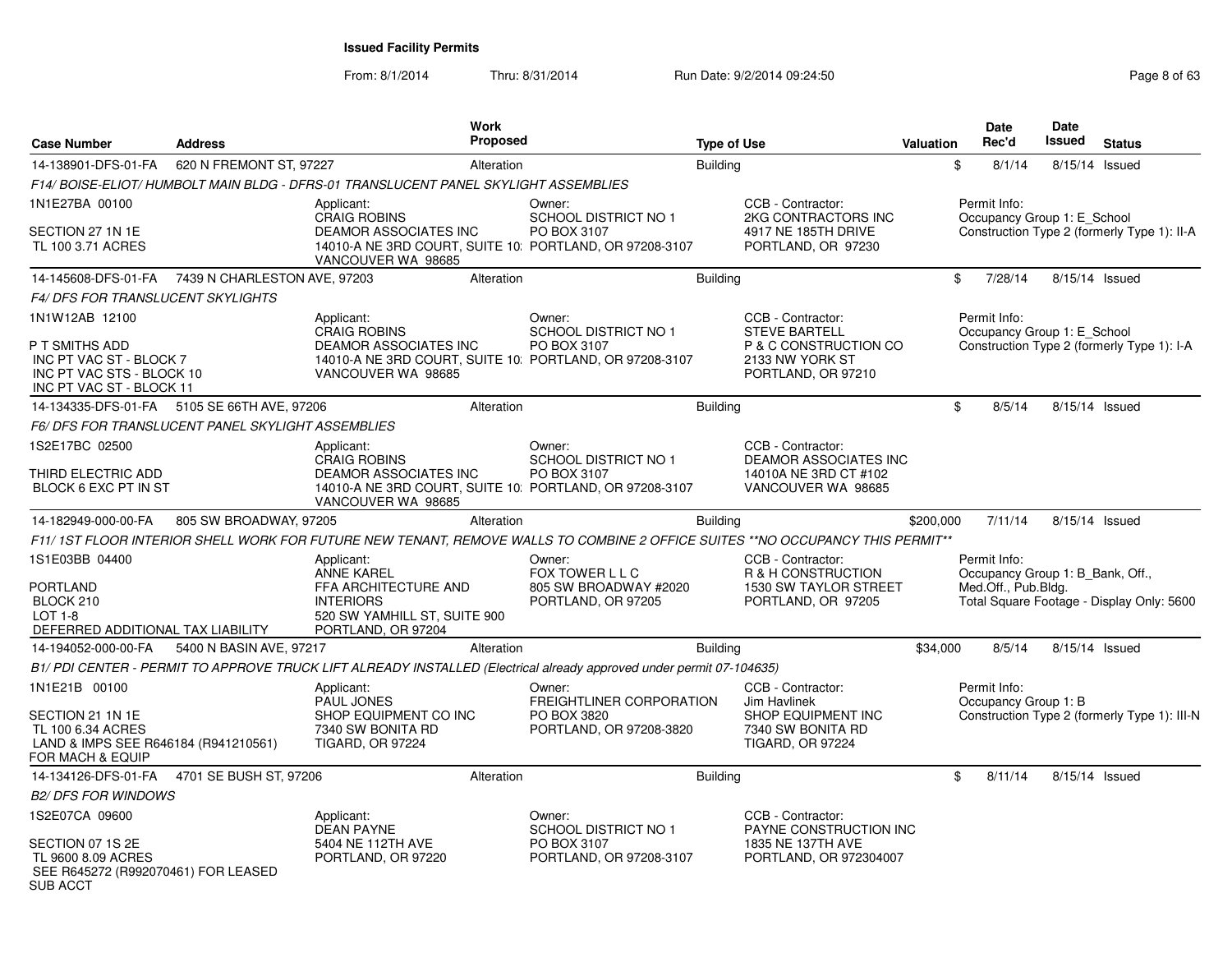# Issued Facility Permits

From: 8/1/2014 Thru: 8/31/2014 Run Date: 9/2/2014 09:24:50

| Case Number | Address | Work Proposed | Type of Use | Valuation | Date Rec'd | Date Issued | Status |
|---|---|---|---|---|---|---|---|
| 14-138901-DFS-01-FA | 620 N FREMONT ST, 97227 | Alteration | Building | $ | 8/1/14 | 8/15/14 | Issued |

*F14/ BOISE-ELIOT/ HUMBOLT MAIN BLDG - DFRS-01 TRANSLUCENT PANEL SKYLIGHT ASSEMBLIES*

1N1E27BA 00100

SECTION 27 1N 1E
TL 100 3.71 ACRES

Applicant:
CRAIG ROBINS
DEAMOR ASSOCIATES INC
14010-A NE 3RD COURT, SUITE 10
VANCOUVER WA 98685

Owner:
SCHOOL DISTRICT NO 1
PO BOX 3107
PORTLAND, OR 97208-3107

CCB - Contractor:
2KG CONTRACTORS INC
4917 NE 185TH DRIVE
PORTLAND, OR 97230

Permit Info:
Occupancy Group 1: E_School
Construction Type 2 (formerly Type 1): II-A

| Case Number | Address | Work Proposed | Type of Use | Valuation | Date Rec'd | Date Issued | Status |
|---|---|---|---|---|---|---|---|
| 14-145608-DFS-01-FA | 7439 N CHARLESTON AVE, 97203 | Alteration | Building | $ | 7/28/14 | 8/15/14 | Issued |

*F4/ DFS FOR TRANSLUCENT SKYLIGHTS*

1N1W12AB 12100

P T SMITHS ADD
INC PT VAC ST - BLOCK 7
INC PT VAC STS - BLOCK 10
INC PT VAC ST - BLOCK 11

Applicant:
CRAIG ROBINS
DEAMOR ASSOCIATES INC
14010-A NE 3RD COURT, SUITE 10
VANCOUVER WA 98685

Owner:
SCHOOL DISTRICT NO 1
PO BOX 3107
PORTLAND, OR 97208-3107

CCB - Contractor:
STEVE BARTELL
P & C CONSTRUCTION CO
2133 NW YORK ST
PORTLAND, OR 97210

Permit Info:
Occupancy Group 1: E_School
Construction Type 2 (formerly Type 1): I-A

| Case Number | Address | Work Proposed | Type of Use | Valuation | Date Rec'd | Date Issued | Status |
|---|---|---|---|---|---|---|---|
| 14-134335-DFS-01-FA | 5105 SE 66TH AVE, 97206 | Alteration | Building | $ | 8/5/14 | 8/15/14 | Issued |

*F6/ DFS FOR TRANSLUCENT PANEL SKYLIGHT ASSEMBLIES*

1S2E17BC 02500

THIRD ELECTRIC ADD
BLOCK 6 EXC PT IN ST

Applicant:
CRAIG ROBINS
DEAMOR ASSOCIATES INC
14010-A NE 3RD COURT, SUITE 10
VANCOUVER WA 98685

Owner:
SCHOOL DISTRICT NO 1
PO BOX 3107
PORTLAND, OR 97208-3107

CCB - Contractor:
DEAMOR ASSOCIATES INC
14010A NE 3RD CT #102
VANCOUVER WA 98685

| Case Number | Address | Work Proposed | Type of Use | Valuation | Date Rec'd | Date Issued | Status |
|---|---|---|---|---|---|---|---|
| 14-182949-000-00-FA | 805 SW BROADWAY, 97205 | Alteration | Building | $200,000 | 7/11/14 | 8/15/14 | Issued |

*F11/ 1ST FLOOR INTERIOR SHELL WORK FOR FUTURE NEW TENANT, REMOVE WALLS TO COMBINE 2 OFFICE SUITES **NO OCCUPANCY THIS PERMIT***

1S1E03BB 04400

PORTLAND
BLOCK 210
LOT 1-8
DEFERRED ADDITIONAL TAX LIABILITY

Applicant:
ANNE KAREL
FFA ARCHITECTURE AND INTERIORS
520 SW YAMHILL ST, SUITE 900
PORTLAND, OR 97204

Owner:
FOX TOWER L L C
805 SW BROADWAY #2020
PORTLAND, OR 97205

CCB - Contractor:
R & H CONSTRUCTION
1530 SW TAYLOR STREET
PORTLAND, OR 97205

Permit Info:
Occupancy Group 1: B_Bank, Off., Med.Off., Pub.Bldg.
Total Square Footage - Display Only: 5600

| Case Number | Address | Work Proposed | Type of Use | Valuation | Date Rec'd | Date Issued | Status |
|---|---|---|---|---|---|---|---|
| 14-194052-000-00-FA | 5400 N BASIN AVE, 97217 | Alteration | Building | $34,000 | 8/5/14 | 8/15/14 | Issued |

*B1/ PDI CENTER - PERMIT TO APPROVE TRUCK LIFT ALREADY INSTALLED (Electrical already approved under permit 07-104635)*

1N1E21B 00100

SECTION 21 1N 1E
TL 100 6.34 ACRES
LAND & IMPS SEE R646184 (R941210561) FOR MACH & EQUIP

Applicant:
PAUL JONES
SHOP EQUIPMENT CO INC
7340 SW BONITA RD
TIGARD, OR 97224

Owner:
FREIGHTLINER CORPORATION
PO BOX 3820
PORTLAND, OR 97208-3820

CCB - Contractor:
Jim Havlinek
SHOP EQUIPMENT INC
7340 SW BONITA RD
TIGARD, OR 97224

Permit Info:
Occupancy Group 1: B
Construction Type 2 (formerly Type 1): III-N

| Case Number | Address | Work Proposed | Type of Use | Valuation | Date Rec'd | Date Issued | Status |
|---|---|---|---|---|---|---|---|
| 14-134126-DFS-01-FA | 4701 SE BUSH ST, 97206 | Alteration | Building | $ | 8/11/14 | 8/15/14 | Issued |

*B2/ DFS FOR WINDOWS*

1S2E07CA 09600

SECTION 07 1S 2E
TL 9600 8.09 ACRES
SEE R645272 (R992070461) FOR LEASED SUB ACCT

Applicant:
DEAN PAYNE
5404 NE 112TH AVE
PORTLAND, OR 97220

Owner:
SCHOOL DISTRICT NO 1
PO BOX 3107
PORTLAND, OR 97208-3107

CCB - Contractor:
PAYNE CONSTRUCTION INC
1835 NE 137TH AVE
PORTLAND, OR 972304007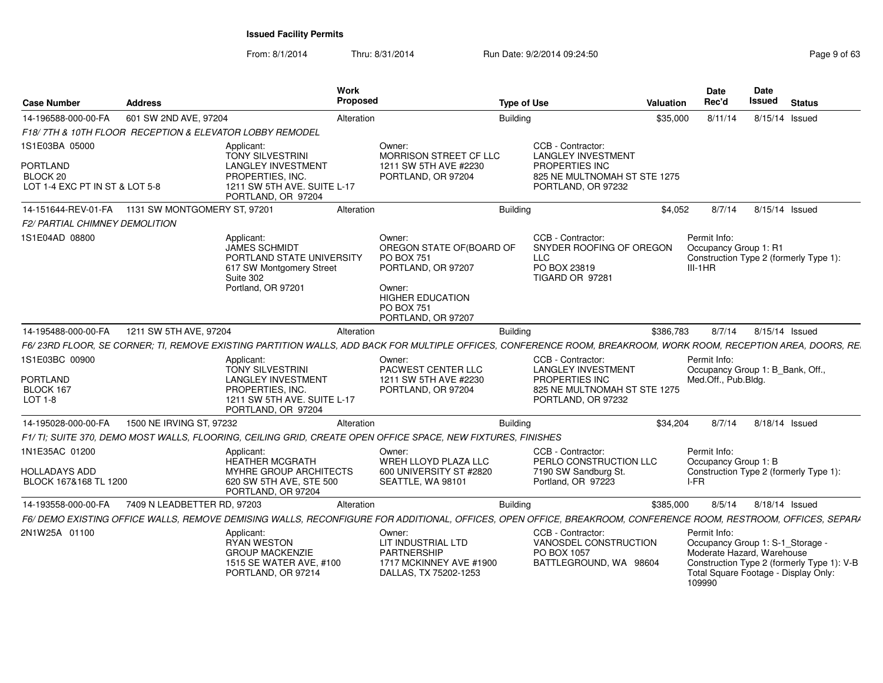# Issued Facility Permits

From: 8/1/2014 Thru: 8/31/2014 Run Date: 9/2/2014 09:24:50

| Case Number | Address | Work Proposed | Type of Use | Valuation | Date Rec'd | Date Issued | Status |
|---|---|---|---|---|---|---|---|
| 14-196588-000-00-FA | 601 SW 2ND AVE, 97204 | Alteration | Building | $35,000 | 8/11/14 | 8/15/14 | Issued |

*F18/ 7TH & 10TH FLOOR RECEPTION & ELEVATOR LOBBY REMODEL*

1S1E03BA 05000

PORTLAND
BLOCK 20
LOT 1-4 EXC PT IN ST & LOT 5-8

Applicant:
TONY SILVESTRINI
LANGLEY INVESTMENT PROPERTIES, INC.
1211 SW 5TH AVE. SUITE L-17
PORTLAND, OR 97204

Owner:
MORRISON STREET CF LLC
1211 SW 5TH AVE #2230
PORTLAND, OR 97204

CCB - Contractor:
LANGLEY INVESTMENT PROPERTIES INC
825 NE MULTNOMAH ST STE 1275
PORTLAND, OR 97232

| Case Number | Address | Work Proposed | Type of Use | Valuation | Date Rec'd | Date Issued | Status |
|---|---|---|---|---|---|---|---|
| 14-151644-REV-01-FA | 1131 SW MONTGOMERY ST, 97201 | Alteration | Building | $4,052 | 8/7/14 | 8/15/14 | Issued |

*F2/ PARTIAL CHIMNEY DEMOLITION*

1S1E04AD 08800

Applicant:
JAMES SCHMIDT
PORTLAND STATE UNIVERSITY
617 SW Montgomery Street
Suite 302
Portland, OR 97201

Owner:
OREGON STATE OF(BOARD OF
PO BOX 751
PORTLAND, OR 97207

Owner:
HIGHER EDUCATION
PO BOX 751
PORTLAND, OR 97207

CCB - Contractor:
SNYDER ROOFING OF OREGON LLC
PO BOX 23819
TIGARD OR 97281

Permit Info:
Occupancy Group 1: R1
Construction Type 2 (formerly Type 1): III-1HR

| Case Number | Address | Work Proposed | Type of Use | Valuation | Date Rec'd | Date Issued | Status |
|---|---|---|---|---|---|---|---|
| 14-195488-000-00-FA | 1211 SW 5TH AVE, 97204 | Alteration | Building | $386,783 | 8/7/14 | 8/15/14 | Issued |

*F6/ 23RD FLOOR, SE CORNER; TI, REMOVE EXISTING PARTITION WALLS, ADD BACK FOR MULTIPLE OFFICES, CONFERENCE ROOM, BREAKROOM, WORK ROOM, RECEPTION AREA, DOORS, RE*

1S1E03BC 00900

PORTLAND
BLOCK 167
LOT 1-8

Applicant:
TONY SILVESTRINI
LANGLEY INVESTMENT PROPERTIES, INC.
1211 SW 5TH AVE. SUITE L-17
PORTLAND, OR 97204

Owner:
PACWEST CENTER LLC
1211 SW 5TH AVE #2230
PORTLAND, OR 97204

CCB - Contractor:
LANGLEY INVESTMENT PROPERTIES INC
825 NE MULTNOMAH ST STE 1275
PORTLAND, OR 97232

Permit Info:
Occupancy Group 1: B_Bank, Off., Med.Off., Pub.Bldg.

| Case Number | Address | Work Proposed | Type of Use | Valuation | Date Rec'd | Date Issued | Status |
|---|---|---|---|---|---|---|---|
| 14-195028-000-00-FA | 1500 NE IRVING ST, 97232 | Alteration | Building | $34,204 | 8/7/14 | 8/18/14 | Issued |

*F1/ TI; SUITE 370, DEMO MOST WALLS, FLOORING, CEILING GRID, CREATE OPEN OFFICE SPACE, NEW FIXTURES, FINISHES*

1N1E35AC 01200

HOLLADAYS ADD
BLOCK 167&168 TL 1200

Applicant:
HEATHER MCGRATH
MYHRE GROUP ARCHITECTS
620 SW 5TH AVE, STE 500
PORTLAND, OR 97204

Owner:
WREH LLOYD PLAZA LLC
600 UNIVERSITY ST #2820
SEATTLE, WA 98101

CCB - Contractor:
PERLO CONSTRUCTION LLC
7190 SW Sandburg St.
Portland, OR 97223

Permit Info:
Occupancy Group 1: B
Construction Type 2 (formerly Type 1): I-FR

| Case Number | Address | Work Proposed | Type of Use | Valuation | Date Rec'd | Date Issued | Status |
|---|---|---|---|---|---|---|---|
| 14-193558-000-00-FA | 7409 N LEADBETTER RD, 97203 | Alteration | Building | $385,000 | 8/5/14 | 8/18/14 | Issued |

*F6/ DEMO EXISTING OFFICE WALLS, REMOVE DEMISING WALLS, RECONFIGURE FOR ADDITIONAL, OFFICES, OPEN OFFICE, BREAKROOM, CONFERENCE ROOM, RESTROOM, OFFICES, SEPARA*

2N1W25A 01100

Applicant:
RYAN WESTON
GROUP MACKENZIE
1515 SE WATER AVE, #100
PORTLAND, OR 97214

Owner:
LIT INDUSTRIAL LTD PARTNERSHIP
1717 MCKINNEY AVE #1900
DALLAS, TX 75202-1253

CCB - Contractor:
VANOSDEL CONSTRUCTION
PO BOX 1057
BATTLEGROUND, WA 98604

Permit Info:
Occupancy Group 1: S-1_Storage - Moderate Hazard, Warehouse
Construction Type 2 (formerly Type 1): V-B
Total Square Footage - Display Only: 109990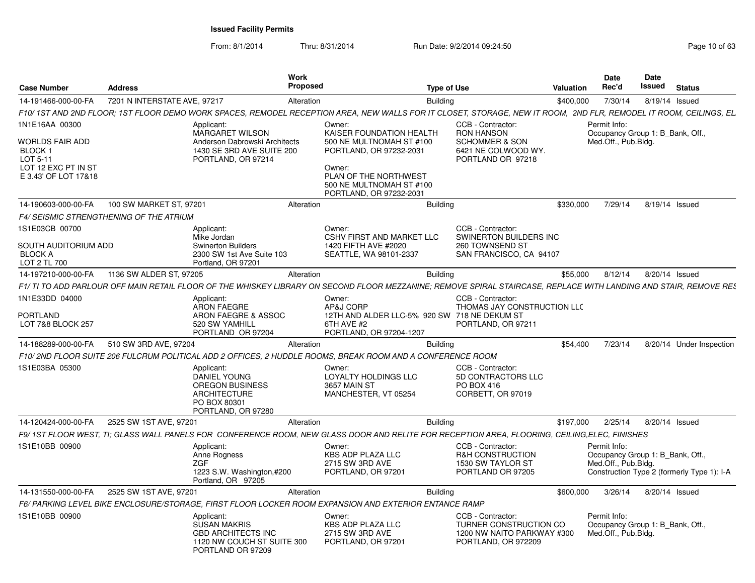## Issued Facility Permits

From: 8/1/2014 Thru: 8/31/2014 Run Date: 9/2/2014 09:24:50

| Case Number | Address | Work Proposed | Type of Use | Valuation | Date Rec'd | Date Issued | Status |
|---|---|---|---|---|---|---|---|
| 14-191466-000-00-FA | 7201 N INTERSTATE AVE, 97217 | Alteration | Building | $400,000 | 7/30/14 | 8/19/14 | Issued |

*F10/ 1ST AND 2ND FLOOR; 1ST FLOOR DEMO WORK SPACES, REMODEL RECEPTION AREA, NEW WALLS FOR IT CLOSET, STORAGE, NEW IT ROOM, 2ND FLR, REMODEL IT ROOM, CEILINGS, EL*

1N1E16AA 00300

WORLDS FAIR ADD
BLOCK 1
LOT 5-11
LOT 12 EXC PT IN ST
E 3.43' OF LOT 17&18

Applicant:
MARGARET WILSON
Anderson Dabrowski Architects
1430 SE 3RD AVE SUITE 200
PORTLAND, OR 97214

Owner:
KAISER FOUNDATION HEALTH
500 NE MULTNOMAH ST #100
PORTLAND, OR 97232-2031

Owner:
PLAN OF THE NORTHWEST
500 NE MULTNOMAH ST #100
PORTLAND, OR 97232-2031

CCB - Contractor:
RON HANSON
SCHOMMER & SON
6421 NE COLWOOD WY.
PORTLAND OR 97218

Permit Info:
Occupancy Group 1: B_Bank, Off., Med.Off., Pub.Bldg.

| Case Number | Address | Work Proposed | Type of Use | Valuation | Date Rec'd | Date Issued | Status |
|---|---|---|---|---|---|---|---|
| 14-190603-000-00-FA | 100 SW MARKET ST, 97201 | Alteration | Building | $330,000 | 7/29/14 | 8/19/14 | Issued |

*F4/ SEISMIC STRENGTHENING OF THE ATRIUM*

1S1E03CB 00700

SOUTH AUDITORIUM ADD
BLOCK A
LOT 2 TL 700

Applicant:
Mike Jordan
Swinerton Builders
2300 SW 1st Ave Suite 103
Portland, OR 97201

Owner:
CSHV FIRST AND MARKET LLC
1420 FIFTH AVE #2020
SEATTLE, WA 98101-2337

CCB - Contractor:
SWINERTON BUILDERS INC
260 TOWNSEND ST
SAN FRANCISCO, CA 94107

| Case Number | Address | Work Proposed | Type of Use | Valuation | Date Rec'd | Date Issued | Status |
|---|---|---|---|---|---|---|---|
| 14-197210-000-00-FA | 1136 SW ALDER ST, 97205 | Alteration | Building | $55,000 | 8/12/14 | 8/20/14 | Issued |

*F1/ TI TO ADD PARLOUR OFF MAIN RETAIL FLOOR OF THE WHISKEY LIBRARY ON SECOND FLOOR MEZZANINE; REMOVE SPIRAL STAIRCASE, REPLACE WITH LANDING AND STAIR, REMOVE RES*

1N1E33DD 04000

PORTLAND
LOT 7&8 BLOCK 257

Applicant:
ARON FAEGRE
ARON FAEGRE & ASSOC
520 SW YAMHILL
PORTLAND OR 97204

Owner:
AP&J CORP
12TH AND ALDER LLC-5% 920 SW 6TH AVE #2
PORTLAND, OR 97204-1207

CCB - Contractor:
THOMAS JAY CONSTRUCTION LLC
718 NE DEKUM ST
PORTLAND, OR 97211

| Case Number | Address | Work Proposed | Type of Use | Valuation | Date Rec'd | Date Issued | Status |
|---|---|---|---|---|---|---|---|
| 14-188289-000-00-FA | 510 SW 3RD AVE, 97204 | Alteration | Building | $54,400 | 7/23/14 | 8/20/14 | Under Inspection |

*F10/ 2ND FLOOR SUITE 206 FULCRUM POLITICAL ADD 2 OFFICES, 2 HUDDLE ROOMS, BREAK ROOM AND A CONFERENCE ROOM*

1S1E03BA 05300

Applicant:
DANIEL YOUNG
OREGON BUSINESS ARCHITECTURE
PO BOX 80301
PORTLAND, OR 97280

Owner:
LOYALTY HOLDINGS LLC
3657 MAIN ST
MANCHESTER, VT 05254

CCB - Contractor:
5D CONTRACTORS LLC
PO BOX 416
CORBETT, OR 97019

| Case Number | Address | Work Proposed | Type of Use | Valuation | Date Rec'd | Date Issued | Status |
|---|---|---|---|---|---|---|---|
| 14-120424-000-00-FA | 2525 SW 1ST AVE, 97201 | Alteration | Building | $197,000 | 2/25/14 | 8/20/14 | Issued |

*F9/ 1ST FLOOR WEST, TI; GLASS WALL PANELS FOR CONFERENCE ROOM, NEW GLASS DOOR AND RELITE FOR RECEPTION AREA, FLOORING, CEILING,ELEC, FINISHES*

1S1E10BB 00900

Applicant:
Anne Rogness
ZGF
1223 S.W. Washington,#200
Portland, OR 97205

Owner:
KBS ADP PLAZA LLC
2715 SW 3RD AVE
PORTLAND, OR 97201

CCB - Contractor:
R&H CONSTRUCTION
1530 SW TAYLOR ST
PORTLAND OR 97205

Permit Info:
Occupancy Group 1: B_Bank, Off., Med.Off., Pub.Bldg.
Construction Type 2 (formerly Type 1): I-A

| Case Number | Address | Work Proposed | Type of Use | Valuation | Date Rec'd | Date Issued | Status |
|---|---|---|---|---|---|---|---|
| 14-131550-000-00-FA | 2525 SW 1ST AVE, 97201 | Alteration | Building | $600,000 | 3/26/14 | 8/20/14 | Issued |

*F6/ PARKING LEVEL BIKE ENCLOSURE/STORAGE, FIRST FLOOR LOCKER ROOM EXPANSION AND EXTERIOR ENTANCE RAMP*

1S1E10BB 00900

Applicant:
SUSAN MAKRIS
GBD ARCHITECTS INC
1120 NW COUCH ST SUITE 300
PORTLAND OR 97209

Owner:
KBS ADP PLAZA LLC
2715 SW 3RD AVE
PORTLAND, OR 97201

CCB - Contractor:
TURNER CONSTRUCTION CO
1200 NW NAITO PARKWAY #300
PORTLAND, OR 972209

Permit Info:
Occupancy Group 1: B_Bank, Off., Med.Off., Pub.Bldg.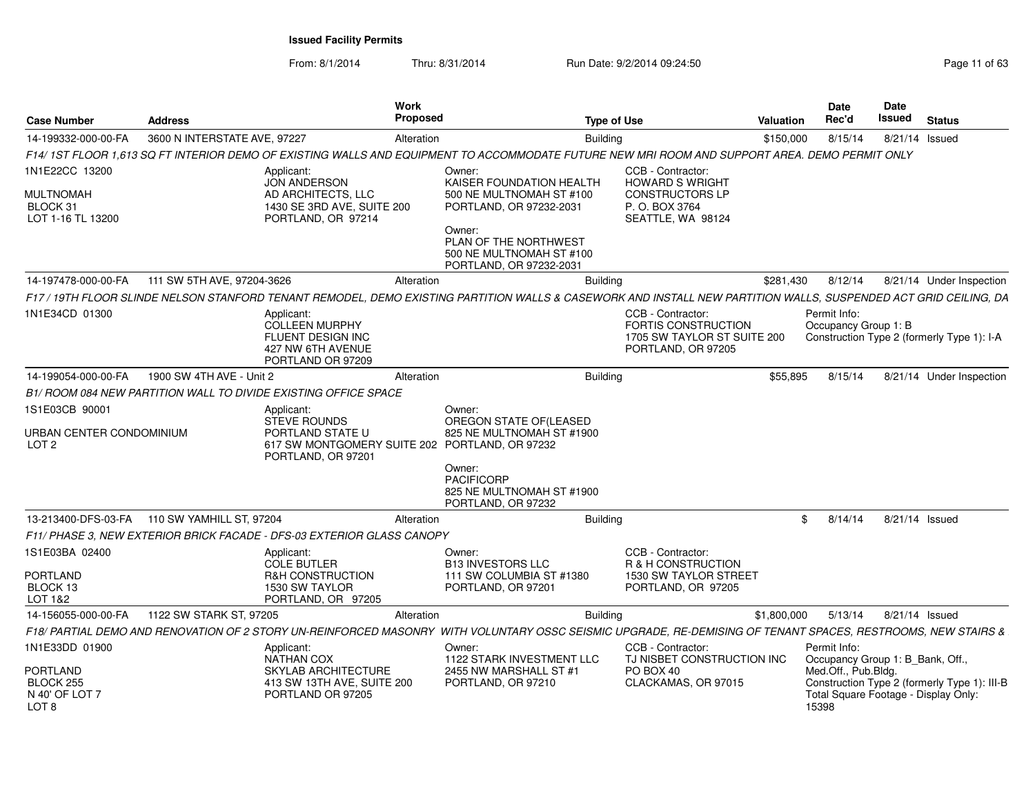**Issued Facility Permits**

From: 8/1/2014 Thru: 8/31/2014 Run Date: 9/2/2014 09:24:50

| Case Number | Address | Work Proposed | Type of Use | Valuation | Date Rec'd | Date Issued | Status |
|---|---|---|---|---|---|---|---|
| 14-199332-000-00-FA | 3600 N INTERSTATE AVE, 97227 | Alteration | Building | $150,000 | 8/15/14 | 8/21/14 | Issued |

F14/ 1ST FLOOR 1,613 SQ FT INTERIOR DEMO OF EXISTING WALLS AND EQUIPMENT TO ACCOMMODATE FUTURE NEW MRI ROOM AND SUPPORT AREA. DEMO PERMIT ONLY

1N1E22CC 13200
MULTNOMAH
BLOCK 31
LOT 1-16 TL 13200

Applicant:
JON ANDERSON
AD ARCHITECTS, LLC
1430 SE 3RD AVE, SUITE 200
PORTLAND, OR 97214

Owner:
KAISER FOUNDATION HEALTH
500 NE MULTNOMAH ST #100
PORTLAND, OR 97232-2031

Owner:
PLAN OF THE NORTHWEST
500 NE MULTNOMAH ST #100
PORTLAND, OR 97232-2031

CCB - Contractor:
HOWARD S WRIGHT
CONSTRUCTORS LP
P. O. BOX 3764
SEATTLE, WA 98124

| Case Number | Address | Work Proposed | Type of Use | Valuation | Date Rec'd | Date Issued | Status |
|---|---|---|---|---|---|---|---|
| 14-197478-000-00-FA | 111 SW 5TH AVE, 97204-3626 | Alteration | Building | $281,430 | 8/12/14 | 8/21/14 | Under Inspection |

F17 / 19TH FLOOR SLINDE NELSON STANFORD TENANT REMODEL, DEMO EXISTING PARTITION WALLS & CASEWORK AND INSTALL NEW PARTITION WALLS, SUSPENDED ACT GRID CEILING, DA

1N1E34CD 01300

Applicant:
COLLEEN MURPHY
FLUENT DESIGN INC
427 NW 6TH AVENUE
PORTLAND OR 97209

CCB - Contractor:
FORTIS CONSTRUCTION
1705 SW TAYLOR ST SUITE 200
PORTLAND, OR 97205

Permit Info:
Occupancy Group 1: B
Construction Type 2 (formerly Type 1): I-A

| Case Number | Address | Work Proposed | Type of Use | Valuation | Date Rec'd | Date Issued | Status |
|---|---|---|---|---|---|---|---|
| 14-199054-000-00-FA | 1900 SW 4TH AVE - Unit 2 | Alteration | Building | $55,895 | 8/15/14 | 8/21/14 | Under Inspection |

B1/ ROOM 084 NEW PARTITION WALL TO DIVIDE EXISTING OFFICE SPACE

1S1E03CB 90001
URBAN CENTER CONDOMINIUM
LOT 2

Applicant:
STEVE ROUNDS
PORTLAND STATE U
617 SW MONTGOMERY SUITE 202
PORTLAND, OR 97201

Owner:
OREGON STATE OF(LEASED
825 NE MULTNOMAH ST #1900
PORTLAND, OR 97232

Owner:
PACIFICORP
825 NE MULTNOMAH ST #1900
PORTLAND, OR 97232

| Case Number | Address | Work Proposed | Type of Use | Valuation | Date Rec'd | Date Issued | Status |
|---|---|---|---|---|---|---|---|
| 13-213400-DFS-03-FA | 110 SW YAMHILL ST, 97204 | Alteration | Building | $ | 8/14/14 | 8/21/14 | Issued |

F11/ PHASE 3, NEW EXTERIOR BRICK FACADE - DFS-03 EXTERIOR GLASS CANOPY

1S1E03BA 02400
PORTLAND
BLOCK 13
LOT 1&2

Applicant:
COLE BUTLER
R&H CONSTRUCTION
1530 SW TAYLOR
PORTLAND, OR 97205

Owner:
B13 INVESTORS LLC
111 SW COLUMBIA ST #1380
PORTLAND, OR 97201

CCB - Contractor:
R & H CONSTRUCTION
1530 SW TAYLOR STREET
PORTLAND, OR 97205

| Case Number | Address | Work Proposed | Type of Use | Valuation | Date Rec'd | Date Issued | Status |
|---|---|---|---|---|---|---|---|
| 14-156055-000-00-FA | 1122 SW STARK ST, 97205 | Alteration | Building | $1,800,000 | 5/13/14 | 8/21/14 | Issued |

F18/ PARTIAL DEMO AND RENOVATION OF 2 STORY UN-REINFORCED MASONRY WITH VOLUNTARY OSSC SEISMIC UPGRADE, RE-DEMISING OF TENANT SPACES, RESTROOMS, NEW STAIRS &

1N1E33DD 01900
PORTLAND
BLOCK 255
N 40' OF LOT 7
LOT 8

Applicant:
NATHAN COX
SKYLAB ARCHITECTURE
413 SW 13TH AVE, SUITE 200
PORTLAND OR 97205

Owner:
1122 STARK INVESTMENT LLC
2455 NW MARSHALL ST #1
PORTLAND, OR 97210

CCB - Contractor:
TJ NISBET CONSTRUCTION INC
PO BOX 40
CLACKAMAS, OR 97015

Permit Info:
Occupancy Group 1: B_Bank, Off., Med.Off., Pub.Bldg.
Construction Type 2 (formerly Type 1): III-B
Total Square Footage - Display Only: 15398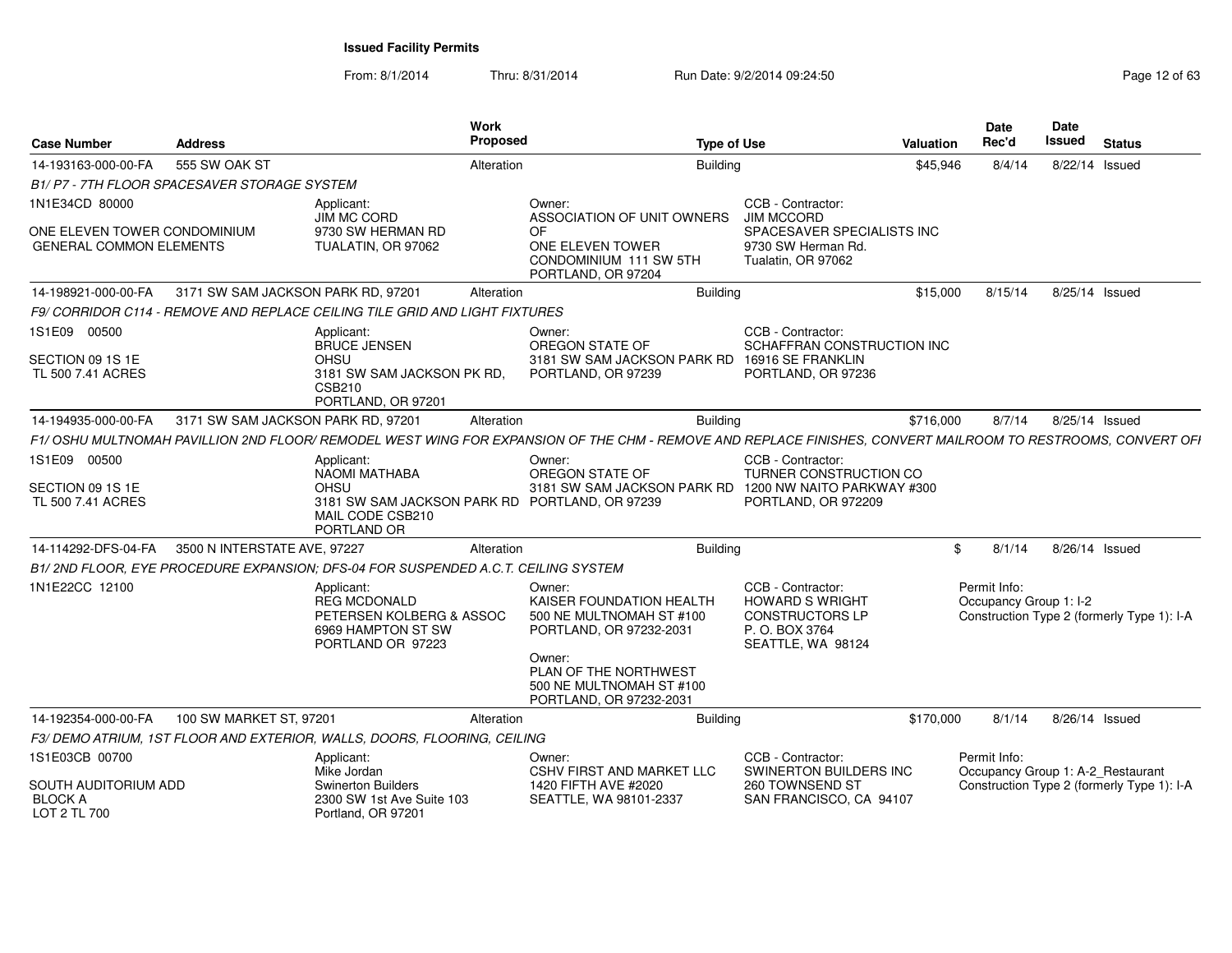**Issued Facility Permits**

From: 8/1/2014 Thru: 8/31/2014 Run Date: 9/2/2014 09:24:50

| Case Number | Address | Work Proposed | Type of Use | Valuation | Date Rec'd | Date Issued | Status |
|---|---|---|---|---|---|---|---|
| 14-193163-000-00-FA | 555 SW OAK ST | Alteration | Building | $45,946 | 8/4/14 | 8/22/14 | Issued |
| 14-198921-000-00-FA | 3171 SW SAM JACKSON PARK RD, 97201 | Alteration | Building | $15,000 | 8/15/14 | 8/25/14 | Issued |
| 14-194935-000-00-FA | 3171 SW SAM JACKSON PARK RD, 97201 | Alteration | Building | $716,000 | 8/7/14 | 8/25/14 | Issued |
| 14-114292-DFS-04-FA | 3500 N INTERSTATE AVE, 97227 | Alteration | Building | $ | 8/1/14 | 8/26/14 | Issued |
| 14-192354-000-00-FA | 100 SW MARKET ST, 97201 | Alteration | Building | $170,000 | 8/1/14 | 8/26/14 | Issued |

**14-193163-000-00-FA**

*B1/ P7 - 7TH FLOOR SPACESAVER STORAGE SYSTEM*

1N1E34CD 80000

ONE ELEVEN TOWER CONDOMINIUM
GENERAL COMMON ELEMENTS

Applicant:
JIM MC CORD
9730 SW HERMAN RD
TUALATIN, OR 97062

Owner:
ASSOCIATION OF UNIT OWNERS OF
ONE ELEVEN TOWER CONDOMINIUM 111 SW 5TH
PORTLAND, OR 97204

CCB - Contractor:
JIM MCCORD
SPACESAVER SPECIALISTS INC
9730 SW Herman Rd.
Tualatin, OR 97062

**14-198921-000-00-FA**

*F9/ CORRIDOR C114 - REMOVE AND REPLACE CEILING TILE GRID AND LIGHT FIXTURES*

1S1E09 00500

SECTION 09 1S 1E
TL 500 7.41 ACRES

Applicant:
BRUCE JENSEN
OHSU
3181 SW SAM JACKSON PK RD, CSB210
PORTLAND, OR 97201

Owner:
OREGON STATE OF
3181 SW SAM JACKSON PARK RD
PORTLAND, OR 97239

CCB - Contractor:
SCHAFFRAN CONSTRUCTION INC
16916 SE FRANKLIN
PORTLAND, OR 97236

**14-194935-000-00-FA**

*F1/ OSHU MULTNOMAH PAVILLION 2ND FLOOR/ REMODEL WEST WING FOR EXPANSION OF THE CHM - REMOVE AND REPLACE FINISHES, CONVERT MAILROOM TO RESTROOMS, CONVERT OFI*

1S1E09 00500

SECTION 09 1S 1E
TL 500 7.41 ACRES

Applicant:
NAOMI MATHABA
OHSU
3181 SW SAM JACKSON PARK RD
MAIL CODE CSB210
PORTLAND OR

Owner:
OREGON STATE OF
3181 SW SAM JACKSON PARK RD
PORTLAND, OR 97239

CCB - Contractor:
TURNER CONSTRUCTION CO
1200 NW NAITO PARKWAY #300
PORTLAND, OR 972209

**14-114292-DFS-04-FA**

*B1/ 2ND FLOOR, EYE PROCEDURE EXPANSION; DFS-04 FOR SUSPENDED A.C.T. CEILING SYSTEM*

1N1E22CC 12100

Applicant:
REG MCDONALD
PETERSEN KOLBERG & ASSOC
6969 HAMPTON ST SW
PORTLAND OR 97223

Owner:
KAISER FOUNDATION HEALTH
500 NE MULTNOMAH ST #100
PORTLAND, OR 97232-2031

Owner:
PLAN OF THE NORTHWEST
500 NE MULTNOMAH ST #100
PORTLAND, OR 97232-2031

CCB - Contractor:
HOWARD S WRIGHT CONSTRUCTORS LP
P. O. BOX 3764
SEATTLE, WA 98124

Permit Info:
Occupancy Group 1: I-2
Construction Type 2 (formerly Type 1): I-A

**14-192354-000-00-FA**

*F3/ DEMO ATRIUM, 1ST FLOOR AND EXTERIOR, WALLS, DOORS, FLOORING, CEILING*

1S1E03CB 00700

SOUTH AUDITORIUM ADD
BLOCK A
LOT 2 TL 700

Applicant:
Mike Jordan
Swinerton Builders
2300 SW 1st Ave Suite 103
Portland, OR 97201

Owner:
CSHV FIRST AND MARKET LLC
1420 FIFTH AVE #2020
SEATTLE, WA 98101-2337

CCB - Contractor:
SWINERTON BUILDERS INC
260 TOWNSEND ST
SAN FRANCISCO, CA 94107

Permit Info:
Occupancy Group 1: A-2_Restaurant
Construction Type 2 (formerly Type 1): I-A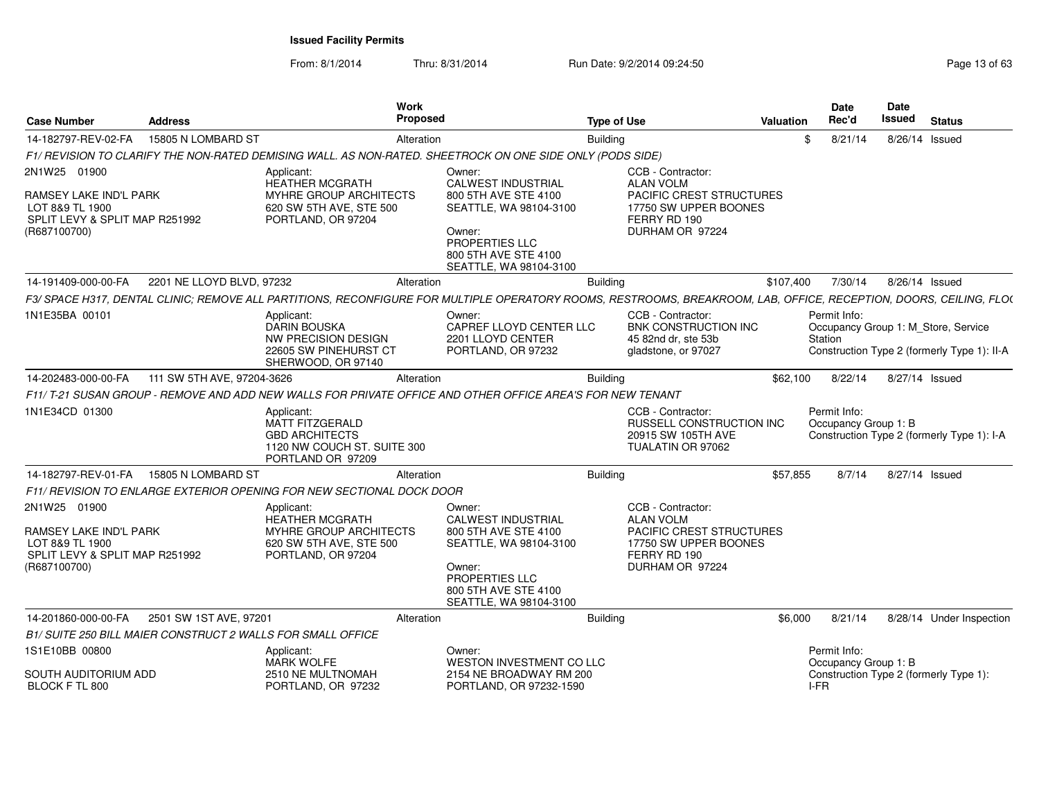# Issued Facility Permits

From: 8/1/2014 Thru: 8/31/2014 Run Date: 9/2/2014 09:24:50

| Case Number | Address | Work Proposed | Type of Use | Valuation | Date Rec'd | Date Issued | Status |
|---|---|---|---|---|---|---|---|
| 14-182797-REV-02-FA | 15805 N LOMBARD ST | Alteration | Building | $ | 8/21/14 | 8/26/14 | Issued |

*F1/ REVISION TO CLARIFY THE NON-RATED DEMISING WALL. AS NON-RATED. SHEETROCK ON ONE SIDE ONLY (PODS SIDE)*

2N1W25 01900

RAMSEY LAKE IND'L PARK
LOT 8&9 TL 1900
SPLIT LEVY & SPLIT MAP R251992
(R687100700)

Applicant:
HEATHER MCGRATH
MYHRE GROUP ARCHITECTS
620 SW 5TH AVE, STE 500
PORTLAND, OR 97204

Owner:
CALWEST INDUSTRIAL
800 5TH AVE STE 4100
SEATTLE, WA 98104-3100

Owner:
PROPERTIES LLC
800 5TH AVE STE 4100
SEATTLE, WA 98104-3100

CCB - Contractor:
ALAN VOLM
PACIFIC CREST STRUCTURES
17750 SW UPPER BOONES
FERRY RD 190
DURHAM OR 97224

| Case Number | Address | Work Proposed | Type of Use | Valuation | Date Rec'd | Date Issued | Status |
|---|---|---|---|---|---|---|---|
| 14-191409-000-00-FA | 2201 NE LLOYD BLVD, 97232 | Alteration | Building | $107,400 | 7/30/14 | 8/26/14 | Issued |

*F3/ SPACE H317, DENTAL CLINIC; REMOVE ALL PARTITIONS, RECONFIGURE FOR MULTIPLE OPERATORY ROOMS, RESTROOMS, BREAKROOM, LAB, OFFICE, RECEPTION, DOORS, CEILING, FLO(*

1N1E35BA 00101

Applicant:
DARIN BOUSKA
NW PRECISION DESIGN
22605 SW PINEHURST CT
SHERWOOD, OR 97140

Owner:
CAPREF LLOYD CENTER LLC
2201 LLOYD CENTER
PORTLAND, OR 97232

CCB - Contractor:
BNK CONSTRUCTION INC
45 82nd dr, ste 53b
gladstone, or 97027

Permit Info:
Occupancy Group 1: M_Store, Service Station
Construction Type 2 (formerly Type 1): II-A

| Case Number | Address | Work Proposed | Type of Use | Valuation | Date Rec'd | Date Issued | Status |
|---|---|---|---|---|---|---|---|
| 14-202483-000-00-FA | 111 SW 5TH AVE, 97204-3626 | Alteration | Building | $62,100 | 8/22/14 | 8/27/14 | Issued |

*F11/ T-21 SUSAN GROUP - REMOVE AND ADD NEW WALLS FOR PRIVATE OFFICE AND OTHER OFFICE AREA'S FOR NEW TENANT*

1N1E34CD 01300

Applicant:
MATT FITZGERALD
GBD ARCHITECTS
1120 NW COUCH ST. SUITE 300
PORTLAND OR 97209

CCB - Contractor:
RUSSELL CONSTRUCTION INC
20915 SW 105TH AVE
TUALATIN OR 97062

Permit Info:
Occupancy Group 1: B
Construction Type 2 (formerly Type 1): I-A

| Case Number | Address | Work Proposed | Type of Use | Valuation | Date Rec'd | Date Issued | Status |
|---|---|---|---|---|---|---|---|
| 14-182797-REV-01-FA | 15805 N LOMBARD ST | Alteration | Building | $57,855 | 8/7/14 | 8/27/14 | Issued |

*F11/ REVISION TO ENLARGE EXTERIOR OPENING FOR NEW SECTIONAL DOCK DOOR*

2N1W25 01900

RAMSEY LAKE IND'L PARK
LOT 8&9 TL 1900
SPLIT LEVY & SPLIT MAP R251992
(R687100700)

Applicant:
HEATHER MCGRATH
MYHRE GROUP ARCHITECTS
620 SW 5TH AVE, STE 500
PORTLAND, OR 97204

Owner:
CALWEST INDUSTRIAL
800 5TH AVE STE 4100
SEATTLE, WA 98104-3100

Owner:
PROPERTIES LLC
800 5TH AVE STE 4100
SEATTLE, WA 98104-3100

CCB - Contractor:
ALAN VOLM
PACIFIC CREST STRUCTURES
17750 SW UPPER BOONES
FERRY RD 190
DURHAM OR 97224

| Case Number | Address | Work Proposed | Type of Use | Valuation | Date Rec'd | Date Issued | Status |
|---|---|---|---|---|---|---|---|
| 14-201860-000-00-FA | 2501 SW 1ST AVE, 97201 | Alteration | Building | $6,000 | 8/21/14 | 8/28/14 | Under Inspection |

*B1/ SUITE 250 BILL MAIER CONSTRUCT 2 WALLS FOR SMALL OFFICE*

1S1E10BB 00800

SOUTH AUDITORIUM ADD
BLOCK F TL 800

Applicant:
MARK WOLFE
2510 NE MULTNOMAH
PORTLAND, OR 97232

Owner:
WESTON INVESTMENT CO LLC
2154 NE BROADWAY RM 200
PORTLAND, OR 97232-1590

Permit Info:
Occupancy Group 1: B
Construction Type 2 (formerly Type 1): I-FR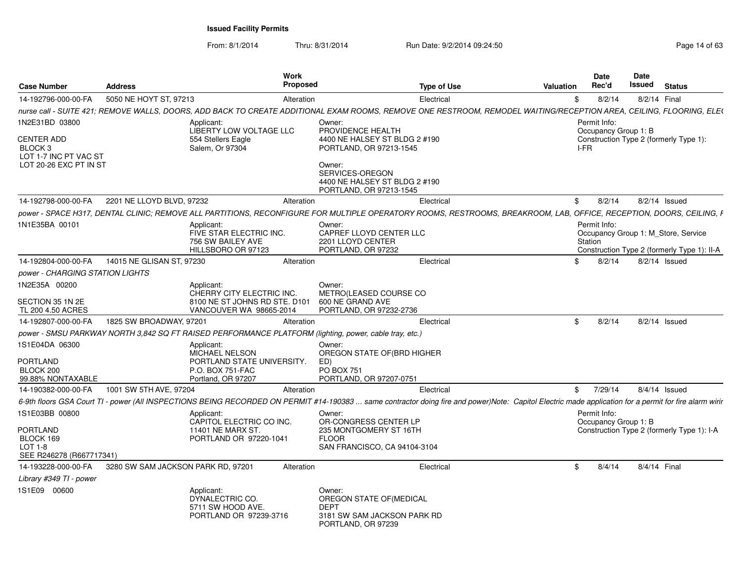**Issued Facility Permits**

From: 8/1/2014 Thru: 8/31/2014 Run Date: 9/2/2014 09:24:50

| Case Number | Address | Work Proposed | Type of Use | Valuation | Date Rec'd | Date Issued | Status |
|---|---|---|---|---|---|---|---|
| 14-192796-000-00-FA | 5050 NE HOYT ST, 97213 | Alteration | Electrical | $ | 8/2/14 | 8/2/14 | Final |

*nurse call - SUITE 421; REMOVE WALLS, DOORS, ADD BACK TO CREATE ADDITIONAL EXAM ROOMS, REMOVE ONE RESTROOM, REMODEL WAITING/RECEPTION AREA, CEILING, FLOORING, ELE(*

1N2E31BD 03800
CENTER ADD
BLOCK 3
LOT 1-7 INC PT VAC ST
LOT 20-26 EXC PT IN ST

Applicant:
LIBERTY LOW VOLTAGE LLC
554 Stellers Eagle
Salem, Or 97304

Owner:
PROVIDENCE HEALTH
4400 NE HALSEY ST BLDG 2 #190
PORTLAND, OR 97213-1545

Owner:
SERVICES-OREGON
4400 NE HALSEY ST BLDG 2 #190
PORTLAND, OR 97213-1545

Permit Info:
Occupancy Group 1: B
Construction Type 2 (formerly Type 1): I-FR

| Case Number | Address | Work Proposed | Type of Use | Valuation | Date Rec'd | Date Issued | Status |
|---|---|---|---|---|---|---|---|
| 14-192798-000-00-FA | 2201 NE LLOYD BLVD, 97232 | Alteration | Electrical | $ | 8/2/14 | 8/2/14 | Issued |

*power - SPACE H317, DENTAL CLINIC; REMOVE ALL PARTITIONS, RECONFIGURE FOR MULTIPLE OPERATORY ROOMS, RESTROOMS, BREAKROOM, LAB, OFFICE, RECEPTION, DOORS, CEILING, F*

1N1E35BA 00101

Applicant:
FIVE STAR ELECTRIC INC.
756 SW BAILEY AVE
HILLSBORO OR 97123

Owner:
CAPREF LLOYD CENTER LLC
2201 LLOYD CENTER
PORTLAND, OR 97232

Permit Info:
Occupancy Group 1: M_Store, Service Station
Construction Type 2 (formerly Type 1): II-A

| Case Number | Address | Work Proposed | Type of Use | Valuation | Date Rec'd | Date Issued | Status |
|---|---|---|---|---|---|---|---|
| 14-192804-000-00-FA | 14015 NE GLISAN ST, 97230 | Alteration | Electrical | $ | 8/2/14 | 8/2/14 | Issued |

*power - CHARGING STATION LIGHTS*

1N2E35A 00200
SECTION 35 1N 2E
TL 200 4.50 ACRES

Applicant:
CHERRY CITY ELECTRIC INC.
8100 NE ST JOHNS RD STE. D101
VANCOUVER WA 98665-2014

Owner:
METRO(LEASED COURSE CO
600 NE GRAND AVE
PORTLAND, OR 97232-2736

| Case Number | Address | Work Proposed | Type of Use | Valuation | Date Rec'd | Date Issued | Status |
|---|---|---|---|---|---|---|---|
| 14-192807-000-00-FA | 1825 SW BROADWAY, 97201 | Alteration | Electrical | $ | 8/2/14 | 8/2/14 | Issued |

*power - SMSU PARKWAY NORTH 3,842 SQ FT RAISED PERFORMANCE PLATFORM (lighting, power, cable tray, etc.)*

1S1E04DA 06300
PORTLAND
BLOCK 200
99.88% NONTAXABLE

Applicant:
MICHAEL NELSON
PORTLAND STATE UNIVERSITY.
P.O. BOX 751-FAC
Portland, OR 97207

Owner:
OREGON STATE OF(BRD HIGHER ED)
PO BOX 751
PORTLAND, OR 97207-0751

| Case Number | Address | Work Proposed | Type of Use | Valuation | Date Rec'd | Date Issued | Status |
|---|---|---|---|---|---|---|---|
| 14-190382-000-00-FA | 1001 SW 5TH AVE, 97204 | Alteration | Electrical | $ | 7/29/14 | 8/4/14 | Issued |

*6-9th floors GSA Court TI - power (All INSPECTIONS BEING RECORDED ON PERMIT #14-190383 ... same contractor doing fire and power)Note: Capitol Electric made application for a permit for fire alarm wirir*

1S1E03BB 00800
PORTLAND
BLOCK 169
LOT 1-8
SEE R246278 (R667717341)

Applicant:
CAPITOL ELECTRIC CO INC.
11401 NE MARX ST.
PORTLAND OR 97220-1041

Owner:
OR-CONGRESS CENTER LP
235 MONTGOMERY ST 16TH FLOOR
SAN FRANCISCO, CA 94104-3104

Permit Info:
Occupancy Group 1: B
Construction Type 2 (formerly Type 1): I-A

| Case Number | Address | Work Proposed | Type of Use | Valuation | Date Rec'd | Date Issued | Status |
|---|---|---|---|---|---|---|---|
| 14-193228-000-00-FA | 3280 SW SAM JACKSON PARK RD, 97201 | Alteration | Electrical | $ | 8/4/14 | 8/4/14 | Final |

*Library #349 TI - power*

1S1E09 00600

Applicant:
DYNALECTRIC CO.
5711 SW HOOD AVE.
PORTLAND OR 97239-3716

Owner:
OREGON STATE OF(MEDICAL DEPT
3181 SW SAM JACKSON PARK RD
PORTLAND, OR 97239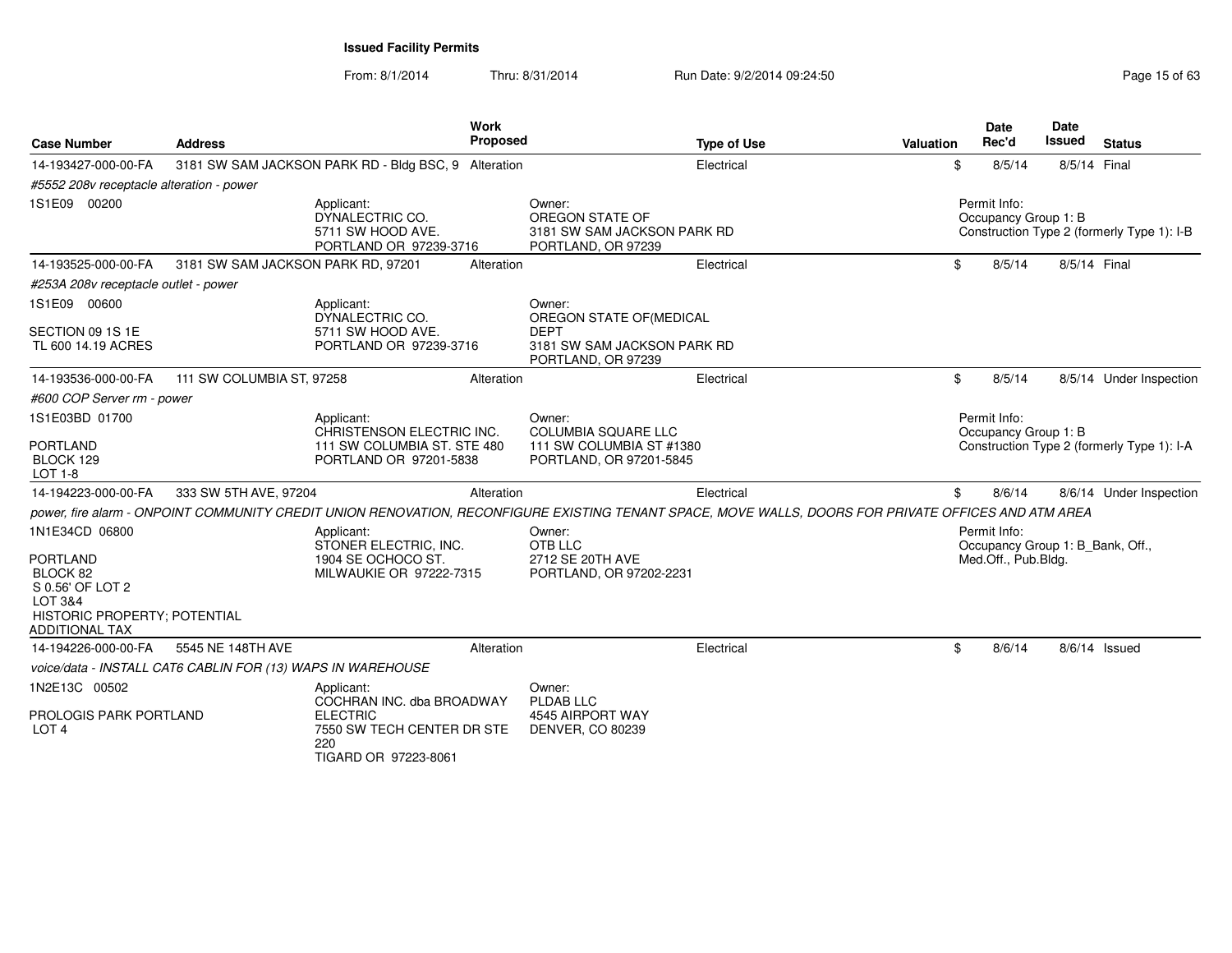**Issued Facility Permits**

From: 8/1/2014 Thru: 8/31/2014 Run Date: 9/2/2014 09:24:50

| Case Number | Address | Work Proposed | Type of Use | Valuation | Date Rec'd | Date Issued | Status |
|---|---|---|---|---|---|---|---|
| 14-193427-000-00-FA | 3181 SW SAM JACKSON PARK RD - Bldg BSC, 9 | Alteration | Electrical | $ | 8/5/14 | 8/5/14 | Final |

#5552 208v receptacle alteration - power

1S1E09 00200

Applicant:
DYNALECTRIC CO.
5711 SW HOOD AVE.
PORTLAND OR 97239-3716

Owner:
OREGON STATE OF
3181 SW SAM JACKSON PARK RD
PORTLAND, OR 97239

Permit Info:
Occupancy Group 1: B
Construction Type 2 (formerly Type 1): I-B

| Case Number | Address | Work Proposed | Type of Use | Valuation | Date Rec'd | Date Issued | Status |
|---|---|---|---|---|---|---|---|
| 14-193525-000-00-FA | 3181 SW SAM JACKSON PARK RD, 97201 | Alteration | Electrical | $ | 8/5/14 | 8/5/14 | Final |

#253A 208v receptacle outlet - power

1S1E09 00600

SECTION 09 1S 1E
TL 600 14.19 ACRES

Applicant:
DYNALECTRIC CO.
5711 SW HOOD AVE.
PORTLAND OR 97239-3716

Owner:
OREGON STATE OF(MEDICAL DEPT
3181 SW SAM JACKSON PARK RD
PORTLAND, OR 97239

| Case Number | Address | Work Proposed | Type of Use | Valuation | Date Rec'd | Date Issued | Status |
|---|---|---|---|---|---|---|---|
| 14-193536-000-00-FA | 111 SW COLUMBIA ST, 97258 | Alteration | Electrical | $ | 8/5/14 | 8/5/14 | Under Inspection |

#600 COP Server rm - power

1S1E03BD 01700

PORTLAND
BLOCK 129
LOT 1-8

Applicant:
CHRISTENSON ELECTRIC INC.
111 SW COLUMBIA ST. STE 480
PORTLAND OR 97201-5838

Owner:
COLUMBIA SQUARE LLC
111 SW COLUMBIA ST #1380
PORTLAND, OR 97201-5845

Permit Info:
Occupancy Group 1: B
Construction Type 2 (formerly Type 1): I-A

| Case Number | Address | Work Proposed | Type of Use | Valuation | Date Rec'd | Date Issued | Status |
|---|---|---|---|---|---|---|---|
| 14-194223-000-00-FA | 333 SW 5TH AVE, 97204 | Alteration | Electrical | $ | 8/6/14 | 8/6/14 | Under Inspection |

power, fire alarm - ONPOINT COMMUNITY CREDIT UNION RENOVATION, RECONFIGURE EXISTING TENANT SPACE, MOVE WALLS, DOORS FOR PRIVATE OFFICES AND ATM AREA

1N1E34CD 06800

PORTLAND
BLOCK 82
S 0.56' OF LOT 2
LOT 3&4
HISTORIC PROPERTY; POTENTIAL ADDITIONAL TAX

Applicant:
STONER ELECTRIC, INC.
1904 SE OCHOCO ST.
MILWAUKIE OR 97222-7315

Owner:
OTB LLC
2712 SE 20TH AVE
PORTLAND, OR 97202-2231

Permit Info:
Occupancy Group 1: B_Bank, Off., Med.Off., Pub.Bldg.

| Case Number | Address | Work Proposed | Type of Use | Valuation | Date Rec'd | Date Issued | Status |
|---|---|---|---|---|---|---|---|
| 14-194226-000-00-FA | 5545 NE 148TH AVE | Alteration | Electrical | $ | 8/6/14 | 8/6/14 | Issued |

voice/data - INSTALL CAT6 CABLIN FOR (13) WAPS IN WAREHOUSE

1N2E13C 00502

PROLOGIS PARK PORTLAND
LOT 4

Applicant:
COCHRAN INC. dba BROADWAY ELECTRIC
7550 SW TECH CENTER DR STE 220
TIGARD OR 97223-8061

Owner:
PLDAB LLC
4545 AIRPORT WAY
DENVER, CO 80239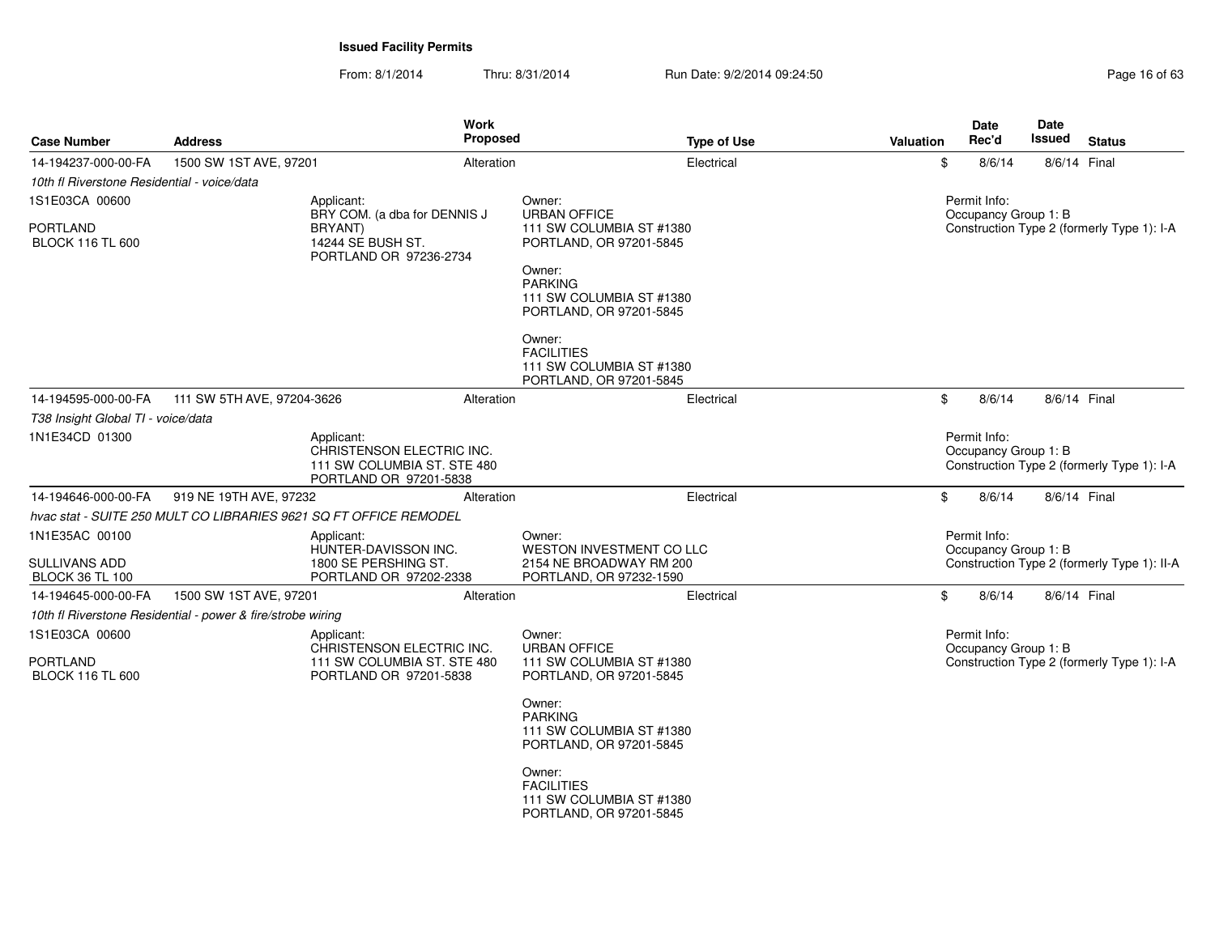**Issued Facility Permits**

From: 8/1/2014 Thru: 8/31/2014 Run Date: 9/2/2014 09:24:50

| Case Number | Address | Work Proposed | Type of Use | Valuation | Date Rec'd | Date Issued | Status |
|---|---|---|---|---|---|---|---|
| 14-194237-000-00-FA | 1500 SW 1ST AVE, 97201 | Alteration | Electrical | $ | 8/6/14 | 8/6/14 | Final |

*10th fl Riverstone Residential - voice/data*

1S1E03CA 00600

PORTLAND
BLOCK 116 TL 600

Applicant:
BRY COM. (a dba for DENNIS J BRYANT)
14244 SE BUSH ST.
PORTLAND OR 97236-2734

Owner:
URBAN OFFICE
111 SW COLUMBIA ST #1380
PORTLAND, OR 97201-5845

Owner:
PARKING
111 SW COLUMBIA ST #1380
PORTLAND, OR 97201-5845

Owner:
FACILITIES
111 SW COLUMBIA ST #1380
PORTLAND, OR 97201-5845

Permit Info:
Occupancy Group 1: B
Construction Type 2 (formerly Type 1): I-A

| Case Number | Address | Work Proposed | Type of Use | Valuation | Date Rec'd | Date Issued | Status |
|---|---|---|---|---|---|---|---|
| 14-194595-000-00-FA | 111 SW 5TH AVE, 97204-3626 | Alteration | Electrical | $ | 8/6/14 | 8/6/14 | Final |

*T38 Insight Global TI - voice/data*

1N1E34CD 01300

Applicant:
CHRISTENSON ELECTRIC INC.
111 SW COLUMBIA ST. STE 480
PORTLAND OR 97201-5838

Permit Info:
Occupancy Group 1: B
Construction Type 2 (formerly Type 1): I-A

| Case Number | Address | Work Proposed | Type of Use | Valuation | Date Rec'd | Date Issued | Status |
|---|---|---|---|---|---|---|---|
| 14-194646-000-00-FA | 919 NE 19TH AVE, 97232 | Alteration | Electrical | $ | 8/6/14 | 8/6/14 | Final |

*hvac stat - SUITE 250 MULT CO LIBRARIES 9621 SQ FT OFFICE REMODEL*

1N1E35AC 00100

SULLIVANS ADD
BLOCK 36 TL 100

Applicant:
HUNTER-DAVISSON INC.
1800 SE PERSHING ST.
PORTLAND OR 97202-2338

Owner:
WESTON INVESTMENT CO LLC
2154 NE BROADWAY RM 200
PORTLAND, OR 97232-1590

Permit Info:
Occupancy Group 1: B
Construction Type 2 (formerly Type 1): II-A

| Case Number | Address | Work Proposed | Type of Use | Valuation | Date Rec'd | Date Issued | Status |
|---|---|---|---|---|---|---|---|
| 14-194645-000-00-FA | 1500 SW 1ST AVE, 97201 | Alteration | Electrical | $ | 8/6/14 | 8/6/14 | Final |

*10th fl Riverstone Residential - power & fire/strobe wiring*

1S1E03CA 00600

PORTLAND
BLOCK 116 TL 600

Applicant:
CHRISTENSON ELECTRIC INC.
111 SW COLUMBIA ST. STE 480
PORTLAND OR 97201-5838

Owner:
URBAN OFFICE
111 SW COLUMBIA ST #1380
PORTLAND, OR 97201-5845

Owner:
PARKING
111 SW COLUMBIA ST #1380
PORTLAND, OR 97201-5845

Owner:
FACILITIES
111 SW COLUMBIA ST #1380
PORTLAND, OR 97201-5845

Permit Info:
Occupancy Group 1: B
Construction Type 2 (formerly Type 1): I-A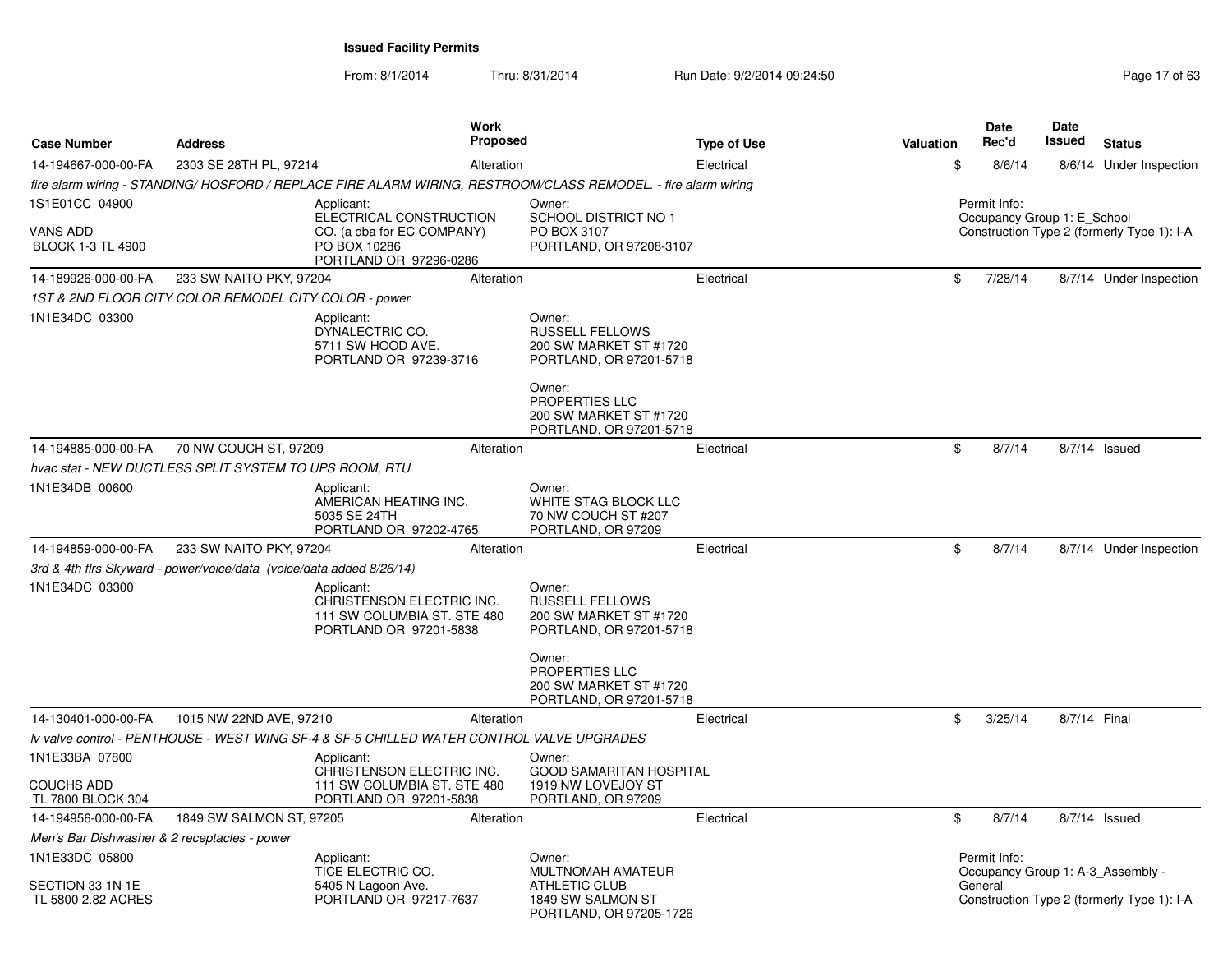**Issued Facility Permits**

From: 8/1/2014 Thru: 8/31/2014 Run Date: 9/2/2014 09:24:50

| Case Number | Address | Work Proposed | Type of Use | Valuation | Date Rec'd | Date Issued | Status |
|---|---|---|---|---|---|---|---|
| 14-194667-000-00-FA | 2303 SE 28TH PL, 97214 | Alteration | Electrical | $ | 8/6/14 | 8/6/14 | Under Inspection |

*fire alarm wiring - STANDING/ HOSFORD / REPLACE FIRE ALARM WIRING, RESTROOM/CLASS REMODEL. - fire alarm wiring*

1S1E01CC 04900
VANS ADD
BLOCK 1-3 TL 4900

Applicant:
ELECTRICAL CONSTRUCTION CO. (a dba for EC COMPANY)
PO BOX 10286
PORTLAND OR 97296-0286

Owner:
SCHOOL DISTRICT NO 1
PO BOX 3107
PORTLAND, OR 97208-3107

Permit Info:
Occupancy Group 1: E_School
Construction Type 2 (formerly Type 1): I-A

| Case Number | Address | Work Proposed | Type of Use | Valuation | Date Rec'd | Date Issued | Status |
|---|---|---|---|---|---|---|---|
| 14-189926-000-00-FA | 233 SW NAITO PKY, 97204 | Alteration | Electrical | $ | 7/28/14 | 8/7/14 | Under Inspection |

*1ST & 2ND FLOOR CITY COLOR REMODEL CITY COLOR - power*

1N1E34DC 03300

Applicant:
DYNALECTRIC CO.
5711 SW HOOD AVE.
PORTLAND OR 97239-3716

Owner:
RUSSELL FELLOWS
200 SW MARKET ST #1720
PORTLAND, OR 97201-5718

Owner:
PROPERTIES LLC
200 SW MARKET ST #1720
PORTLAND, OR 97201-5718

| Case Number | Address | Work Proposed | Type of Use | Valuation | Date Rec'd | Date Issued | Status |
|---|---|---|---|---|---|---|---|
| 14-194885-000-00-FA | 70 NW COUCH ST, 97209 | Alteration | Electrical | $ | 8/7/14 | 8/7/14 | Issued |

*hvac stat - NEW DUCTLESS SPLIT SYSTEM TO UPS ROOM, RTU*

1N1E34DB 00600

Applicant:
AMERICAN HEATING INC.
5035 SE 24TH
PORTLAND OR 97202-4765

Owner:
WHITE STAG BLOCK LLC
70 NW COUCH ST #207
PORTLAND, OR 97209

| Case Number | Address | Work Proposed | Type of Use | Valuation | Date Rec'd | Date Issued | Status |
|---|---|---|---|---|---|---|---|
| 14-194859-000-00-FA | 233 SW NAITO PKY, 97204 | Alteration | Electrical | $ | 8/7/14 | 8/7/14 | Under Inspection |

*3rd & 4th flrs Skyward - power/voice/data (voice/data added 8/26/14)*

1N1E34DC 03300

Applicant:
CHRISTENSON ELECTRIC INC.
111 SW COLUMBIA ST. STE 480
PORTLAND OR 97201-5838

Owner:
RUSSELL FELLOWS
200 SW MARKET ST #1720
PORTLAND, OR 97201-5718

Owner:
PROPERTIES LLC
200 SW MARKET ST #1720
PORTLAND, OR 97201-5718

| Case Number | Address | Work Proposed | Type of Use | Valuation | Date Rec'd | Date Issued | Status |
|---|---|---|---|---|---|---|---|
| 14-130401-000-00-FA | 1015 NW 22ND AVE, 97210 | Alteration | Electrical | $ | 3/25/14 | 8/7/14 | Final |

*lv valve control - PENTHOUSE - WEST WING SF-4 & SF-5 CHILLED WATER CONTROL VALVE UPGRADES*

1N1E33BA 07800
COUCHS ADD
TL 7800 BLOCK 304

Applicant:
CHRISTENSON ELECTRIC INC.
111 SW COLUMBIA ST. STE 480
PORTLAND OR 97201-5838

Owner:
GOOD SAMARITAN HOSPITAL
1919 NW LOVEJOY ST
PORTLAND, OR 97209

| Case Number | Address | Work Proposed | Type of Use | Valuation | Date Rec'd | Date Issued | Status |
|---|---|---|---|---|---|---|---|
| 14-194956-000-00-FA | 1849 SW SALMON ST, 97205 | Alteration | Electrical | $ | 8/7/14 | 8/7/14 | Issued |

*Men's Bar Dishwasher & 2 receptacles - power*

1N1E33DC 05800
SECTION 33 1N 1E
TL 5800 2.82 ACRES

Applicant:
TICE ELECTRIC CO.
5405 N Lagoon Ave.
PORTLAND OR 97217-7637

Owner:
MULTNOMAH AMATEUR ATHLETIC CLUB
1849 SW SALMON ST
PORTLAND, OR 97205-1726

Permit Info:
Occupancy Group 1: A-3_Assembly - General
Construction Type 2 (formerly Type 1): I-A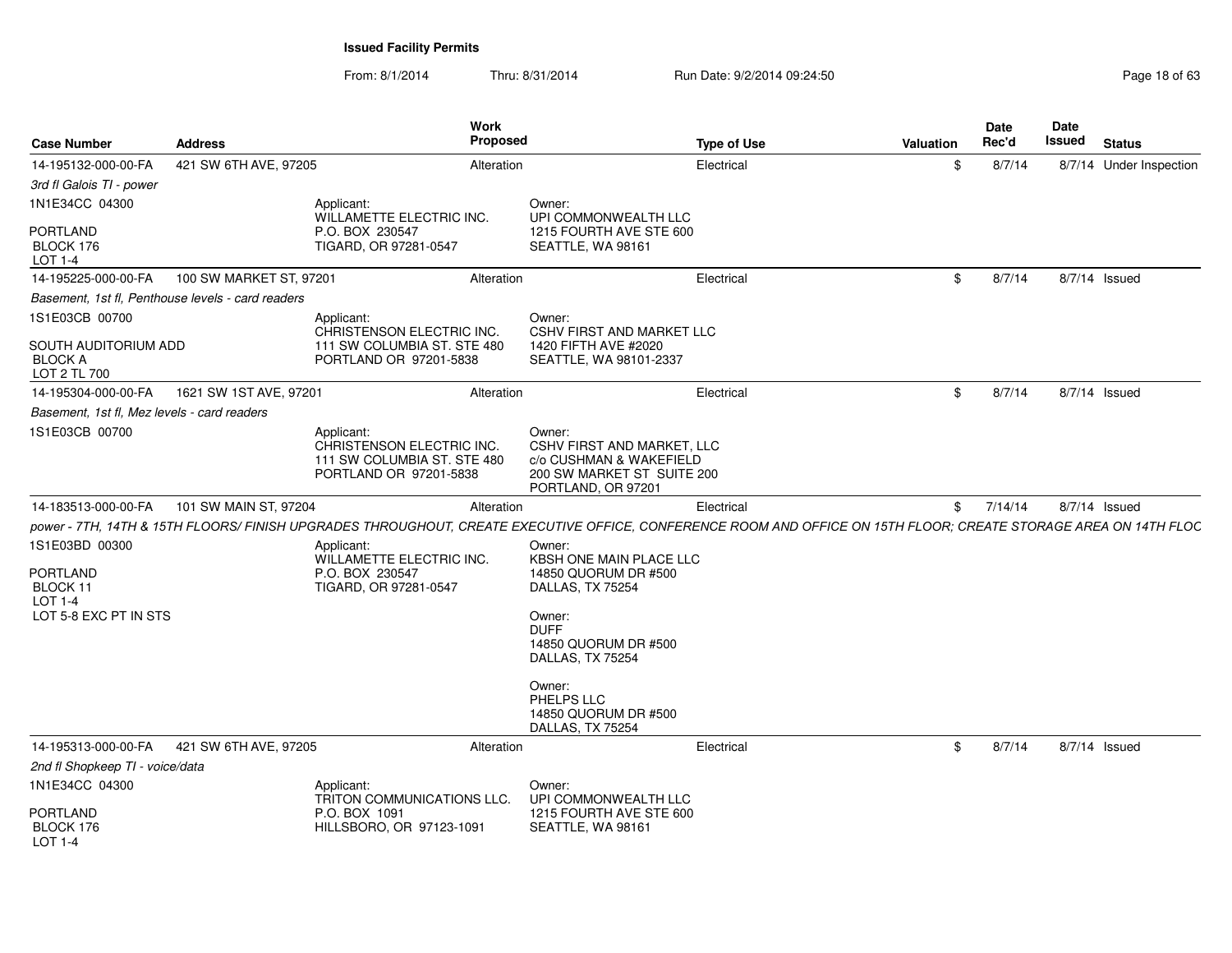**Issued Facility Permits**

From: 8/1/2014 Thru: 8/31/2014 Run Date: 9/2/2014 09:24:50

| Case Number | Address | Work Proposed | Type of Use | Valuation | Date Rec'd | Date Issued | Status |
|---|---|---|---|---|---|---|---|
| 14-195132-000-00-FA | 421 SW 6TH AVE, 97205 | Alteration | Electrical | $ | 8/7/14 | 8/7/14 | Under Inspection |
| *3rd fl Galois TI - power* | | | | | | | |
| 1N1E34CC 04300<br>PORTLAND<br>BLOCK 176<br>LOT 1-4 | Applicant:<br>WILLAMETTE ELECTRIC INC.<br>P.O. BOX 230547<br>TIGARD, OR 97281-0547 | Owner:<br>UPI COMMONWEALTH LLC<br>1215 FOURTH AVE STE 600<br>SEATTLE, WA 98161 | | | | | |
| 14-195225-000-00-FA | 100 SW MARKET ST, 97201 | Alteration | Electrical | $ | 8/7/14 | 8/7/14 | Issued |
| *Basement, 1st fl, Penthouse levels - card readers* | | | | | | | |
| 1S1E03CB 00700<br>SOUTH AUDITORIUM ADD<br>BLOCK A<br>LOT 2 TL 700 | Applicant:<br>CHRISTENSON ELECTRIC INC.<br>111 SW COLUMBIA ST. STE 480<br>PORTLAND OR 97201-5838 | Owner:<br>CSHV FIRST AND MARKET LLC<br>1420 FIFTH AVE #2020<br>SEATTLE, WA 98101-2337 | | | | | |
| 14-195304-000-00-FA | 1621 SW 1ST AVE, 97201 | Alteration | Electrical | $ | 8/7/14 | 8/7/14 | Issued |
| *Basement, 1st fl, Mez levels - card readers* | | | | | | | |
| 1S1E03CB 00700 | Applicant:<br>CHRISTENSON ELECTRIC INC.<br>111 SW COLUMBIA ST. STE 480<br>PORTLAND OR 97201-5838 | Owner:<br>CSHV FIRST AND MARKET, LLC<br>c/o CUSHMAN & WAKEFIELD<br>200 SW MARKET ST SUITE 200<br>PORTLAND, OR 97201 | | | | | |
| 14-183513-000-00-FA | 101 SW MAIN ST, 97204 | Alteration | Electrical | $ | 7/14/14 | 8/7/14 | Issued |
| *power - 7TH, 14TH & 15TH FLOORS/ FINISH UPGRADES THROUGHOUT, CREATE EXECUTIVE OFFICE, CONFERENCE ROOM AND OFFICE ON 15TH FLOOR; CREATE STORAGE AREA ON 14TH FLOC* | | | | | | | |
| 1S1E03BD 00300<br>PORTLAND<br>BLOCK 11<br>LOT 1-4<br>LOT 5-8 EXC PT IN STS | Applicant:<br>WILLAMETTE ELECTRIC INC.<br>P.O. BOX 230547<br>TIGARD, OR 97281-0547 | Owner:<br>KBSH ONE MAIN PLACE LLC<br>14850 QUORUM DR #500<br>DALLAS, TX 75254<br><br>Owner:<br>DUFF<br>14850 QUORUM DR #500<br>DALLAS, TX 75254<br><br>Owner:<br>PHELPS LLC<br>14850 QUORUM DR #500<br>DALLAS, TX 75254 | | | | | |
| 14-195313-000-00-FA | 421 SW 6TH AVE, 97205 | Alteration | Electrical | $ | 8/7/14 | 8/7/14 | Issued |
| *2nd fl Shopkeep TI - voice/data* | | | | | | | |
| 1N1E34CC 04300<br>PORTLAND<br>BLOCK 176<br>LOT 1-4 | Applicant:<br>TRITON COMMUNICATIONS LLC.<br>P.O. BOX 1091<br>HILLSBORO, OR 97123-1091 | Owner:<br>UPI COMMONWEALTH LLC<br>1215 FOURTH AVE STE 600<br>SEATTLE, WA 98161 | | | | | |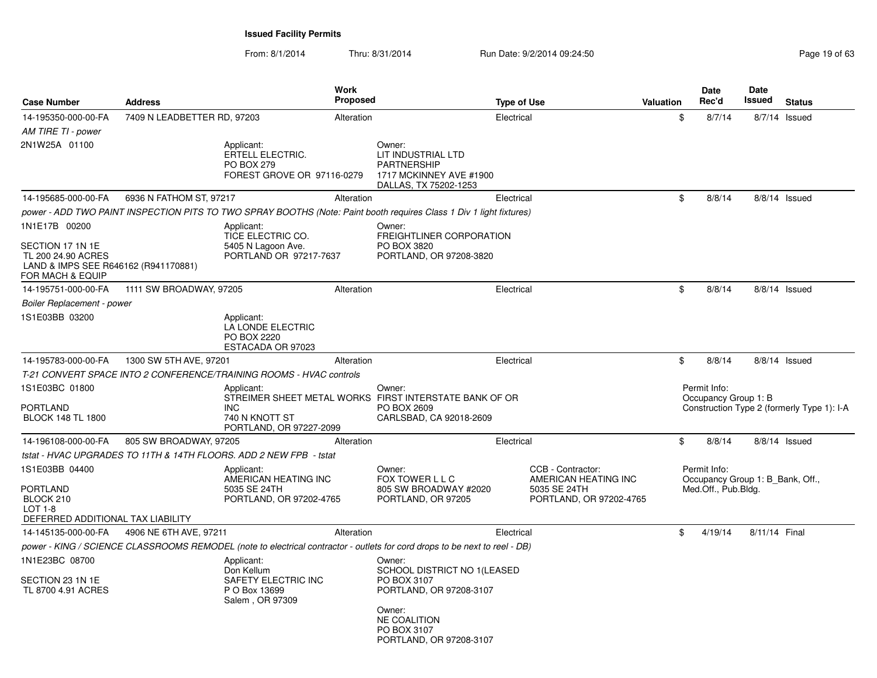**Issued Facility Permits**

From: 8/1/2014 Thru: 8/31/2014 Run Date: 9/2/2014 09:24:50

| Case Number | Address | Work Proposed | Type of Use | Valuation | Date Rec'd | Date Issued | Status |
|---|---|---|---|---|---|---|---|
| 14-195350-000-00-FA | 7409 N LEADBETTER RD, 97203 | Alteration | Electrical | $ | 8/7/14 | 8/7/14 | Issued |

*AM TIRE TI - power*

2N1W25A 01100

Applicant:
ERTELL ELECTRIC.
PO BOX 279
FOREST GROVE OR 97116-0279

Owner:
LIT INDUSTRIAL LTD
PARTNERSHIP
1717 MCKINNEY AVE #1900
DALLAS, TX 75202-1253

| Case Number | Address | Work Proposed | Type of Use | Valuation | Date Rec'd | Date Issued | Status |
|---|---|---|---|---|---|---|---|
| 14-195685-000-00-FA | 6936 N FATHOM ST, 97217 | Alteration | Electrical | $ | 8/8/14 | 8/8/14 | Issued |

*power - ADD TWO PAINT INSPECTION PITS TO TWO SPRAY BOOTHS (Note: Paint booth requires Class 1 Div 1 light fixtures)*

1N1E17B 00200

SECTION 17 1N 1E
TL 200 24.90 ACRES
LAND & IMPS SEE R646162 (R941170881)
FOR MACH & EQUIP

Applicant:
TICE ELECTRIC CO.
5405 N Lagoon Ave.
PORTLAND OR 97217-7637

Owner:
FREIGHTLINER CORPORATION
PO BOX 3820
PORTLAND, OR 97208-3820

| Case Number | Address | Work Proposed | Type of Use | Valuation | Date Rec'd | Date Issued | Status |
|---|---|---|---|---|---|---|---|
| 14-195751-000-00-FA | 1111 SW BROADWAY, 97205 | Alteration | Electrical | $ | 8/8/14 | 8/8/14 | Issued |

*Boiler Replacement - power*

1S1E03BB 03200

Applicant:
LA LONDE ELECTRIC
PO BOX 2220
ESTACADA OR 97023

| Case Number | Address | Work Proposed | Type of Use | Valuation | Date Rec'd | Date Issued | Status |
|---|---|---|---|---|---|---|---|
| 14-195783-000-00-FA | 1300 SW 5TH AVE, 97201 | Alteration | Electrical | $ | 8/8/14 | 8/8/14 | Issued |

*T-21 CONVERT SPACE INTO 2 CONFERENCE/TRAINING ROOMS - HVAC controls*

1S1E03BC 01800

PORTLAND
BLOCK 148 TL 1800

Applicant:
STREIMER SHEET METAL WORKS INC
740 N KNOTT ST
PORTLAND, OR 97227-2099

Owner:
FIRST INTERSTATE BANK OF OR
PO BOX 2609
CARLSBAD, CA 92018-2609

Permit Info:
Occupancy Group 1: B
Construction Type 2 (formerly Type 1): I-A

| Case Number | Address | Work Proposed | Type of Use | Valuation | Date Rec'd | Date Issued | Status |
|---|---|---|---|---|---|---|---|
| 14-196108-000-00-FA | 805 SW BROADWAY, 97205 | Alteration | Electrical | $ | 8/8/14 | 8/8/14 | Issued |

*tstat - HVAC UPGRADES TO 11TH & 14TH FLOORS. ADD 2 NEW FPB - tstat*

1S1E03BB 04400

PORTLAND
BLOCK 210
LOT 1-8
DEFERRED ADDITIONAL TAX LIABILITY

Applicant:
AMERICAN HEATING INC
5035 SE 24TH
PORTLAND, OR 97202-4765

Owner:
FOX TOWER L L C
805 SW BROADWAY #2020
PORTLAND, OR 97205

CCB - Contractor:
AMERICAN HEATING INC
5035 SE 24TH
PORTLAND, OR 97202-4765

Permit Info:
Occupancy Group 1: B_Bank, Off., Med.Off., Pub.Bldg.

| Case Number | Address | Work Proposed | Type of Use | Valuation | Date Rec'd | Date Issued | Status |
|---|---|---|---|---|---|---|---|
| 14-145135-000-00-FA | 4906 NE 6TH AVE, 97211 | Alteration | Electrical | $ | 4/19/14 | 8/11/14 | Final |

*power - KING / SCIENCE CLASSROOMS REMODEL (note to electrical contractor - outlets for cord drops to be next to reel - DB)*

1N1E23BC 08700

SECTION 23 1N 1E
TL 8700 4.91 ACRES

Applicant:
Don Kellum
SAFETY ELECTRIC INC
P O Box 13699
Salem , OR 97309

Owner:
SCHOOL DISTRICT NO 1(LEASED
PO BOX 3107
PORTLAND, OR 97208-3107

Owner:
NE COALITION
PO BOX 3107
PORTLAND, OR 97208-3107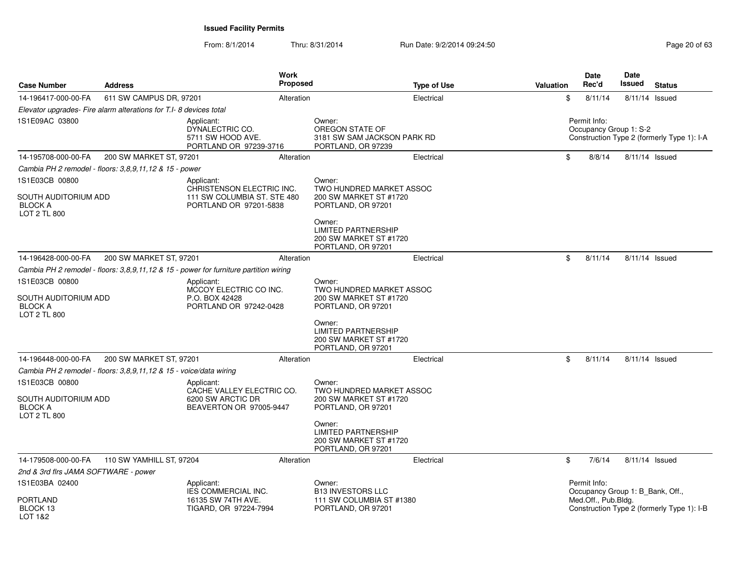**Issued Facility Permits**

From: 8/1/2014 Thru: 8/31/2014 Run Date: 9/2/2014 09:24:50

| Case Number | Address | Work Proposed | Type of Use | Valuation | Date Rec'd | Date Issued | Status |
|---|---|---|---|---|---|---|---|
| 14-196417-000-00-FA | 611 SW CAMPUS DR, 97201 | Alteration | Electrical | $ | 8/11/14 | 8/11/14 | Issued |

*Elevator upgrades- Fire alarm alterations for T.I- 8 devices total*

1S1E09AC 03800

Applicant:
DYNALECTRIC CO.
5711 SW HOOD AVE.
PORTLAND OR 97239-3716

Owner:
OREGON STATE OF
3181 SW SAM JACKSON PARK RD
PORTLAND, OR 97239

Permit Info:
Occupancy Group 1: S-2
Construction Type 2 (formerly Type 1): I-A

---

| Case Number | Address | Work Proposed | Type of Use | Valuation | Date Rec'd | Date Issued | Status |
|---|---|---|---|---|---|---|---|
| 14-195708-000-00-FA | 200 SW MARKET ST, 97201 | Alteration | Electrical | $ | 8/8/14 | 8/11/14 | Issued |

*Cambia PH 2 remodel - floors: 3,8,9,11,12 & 15 - power*

1S1E03CB 00800

SOUTH AUDITORIUM ADD
BLOCK A
LOT 2 TL 800

Applicant:
CHRISTENSON ELECTRIC INC.
111 SW COLUMBIA ST. STE 480
PORTLAND OR 97201-5838

Owner:
TWO HUNDRED MARKET ASSOC
200 SW MARKET ST #1720
PORTLAND, OR 97201

Owner:
LIMITED PARTNERSHIP
200 SW MARKET ST #1720
PORTLAND, OR 97201

---

| Case Number | Address | Work Proposed | Type of Use | Valuation | Date Rec'd | Date Issued | Status |
|---|---|---|---|---|---|---|---|
| 14-196428-000-00-FA | 200 SW MARKET ST, 97201 | Alteration | Electrical | $ | 8/11/14 | 8/11/14 | Issued |

*Cambia PH 2 remodel - floors: 3,8,9,11,12 & 15 - power for furniture partition wiring*

1S1E03CB 00800

SOUTH AUDITORIUM ADD
BLOCK A
LOT 2 TL 800

Applicant:
MCCOY ELECTRIC CO INC.
P.O. BOX 42428
PORTLAND OR 97242-0428

Owner:
TWO HUNDRED MARKET ASSOC
200 SW MARKET ST #1720
PORTLAND, OR 97201

Owner:
LIMITED PARTNERSHIP
200 SW MARKET ST #1720
PORTLAND, OR 97201

---

| Case Number | Address | Work Proposed | Type of Use | Valuation | Date Rec'd | Date Issued | Status |
|---|---|---|---|---|---|---|---|
| 14-196448-000-00-FA | 200 SW MARKET ST, 97201 | Alteration | Electrical | $ | 8/11/14 | 8/11/14 | Issued |

*Cambia PH 2 remodel - floors: 3,8,9,11,12 & 15 - voice/data wiring*

1S1E03CB 00800

SOUTH AUDITORIUM ADD
BLOCK A
LOT 2 TL 800

Applicant:
CACHE VALLEY ELECTRIC CO.
6200 SW ARCTIC DR
BEAVERTON OR 97005-9447

Owner:
TWO HUNDRED MARKET ASSOC
200 SW MARKET ST #1720
PORTLAND, OR 97201

Owner:
LIMITED PARTNERSHIP
200 SW MARKET ST #1720
PORTLAND, OR 97201

---

| Case Number | Address | Work Proposed | Type of Use | Valuation | Date Rec'd | Date Issued | Status |
|---|---|---|---|---|---|---|---|
| 14-179508-000-00-FA | 110 SW YAMHILL ST, 97204 | Alteration | Electrical | $ | 7/6/14 | 8/11/14 | Issued |

*2nd & 3rd flrs JAMA SOFTWARE - power*

1S1E03BA 02400

PORTLAND
BLOCK 13
LOT 1&2

Applicant:
IES COMMERCIAL INC.
16135 SW 74TH AVE.
TIGARD, OR 97224-7994

Owner:
B13 INVESTORS LLC
111 SW COLUMBIA ST #1380
PORTLAND, OR 97201

Permit Info:
Occupancy Group 1: B_Bank, Off., Med.Off., Pub.Bldg.
Construction Type 2 (formerly Type 1): I-B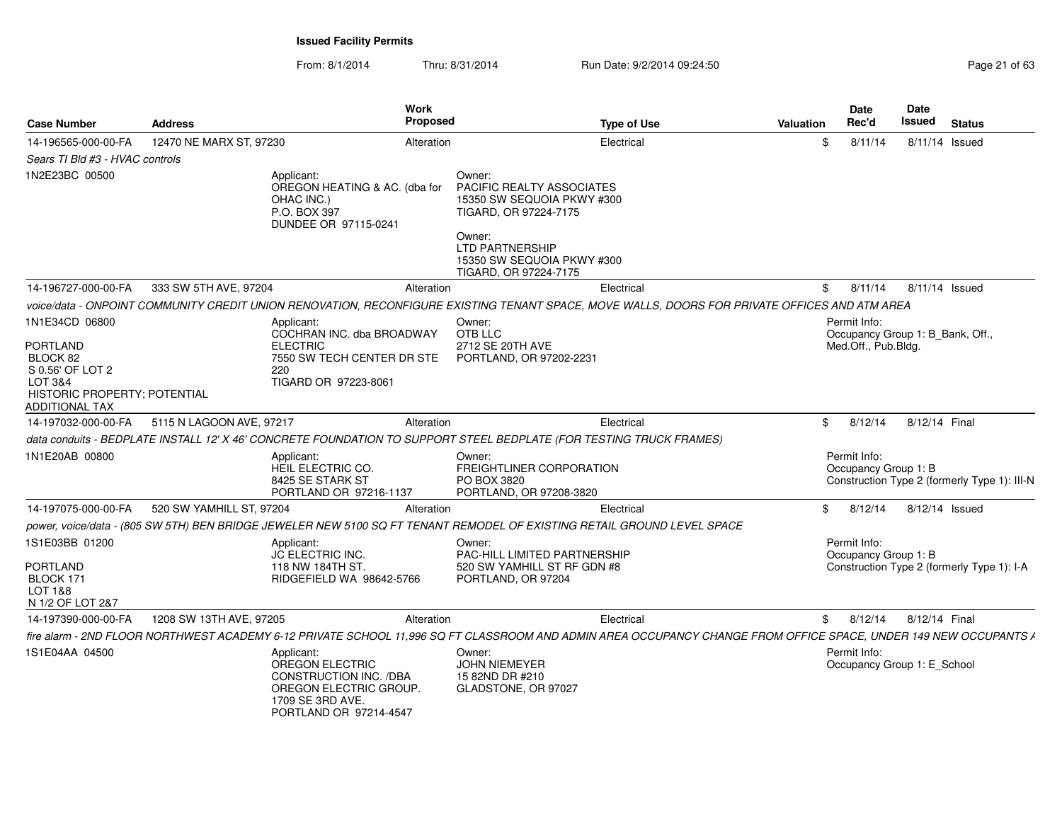**Issued Facility Permits**

From: 8/1/2014 Thru: 8/31/2014 Run Date: 9/2/2014 09:24:50

| Case Number | Address | Work Proposed | Type of Use | Valuation | Date Rec'd | Date Issued | Status |
|---|---|---|---|---|---|---|---|
| 14-196565-000-00-FA | 12470 NE MARX ST, 97230 | Alteration | Electrical | $ | 8/11/14 | 8/11/14 | Issued |

*Sears TI Bld #3 - HVAC controls*

1N2E23BC 00500

Applicant:
OREGON HEATING & AC. (dba for OHAC INC.)
P.O. BOX 397
DUNDEE OR 97115-0241

Owner:
PACIFIC REALTY ASSOCIATES
15350 SW SEQUOIA PKWY #300
TIGARD, OR 97224-7175

Owner:
LTD PARTNERSHIP
15350 SW SEQUOIA PKWY #300
TIGARD, OR 97224-7175

| Case Number | Address | Work Proposed | Type of Use | Valuation | Date Rec'd | Date Issued | Status |
|---|---|---|---|---|---|---|---|
| 14-196727-000-00-FA | 333 SW 5TH AVE, 97204 | Alteration | Electrical | $ | 8/11/14 | 8/11/14 | Issued |

*voice/data - ONPOINT COMMUNITY CREDIT UNION RENOVATION, RECONFIGURE EXISTING TENANT SPACE, MOVE WALLS, DOORS FOR PRIVATE OFFICES AND ATM AREA*

1N1E34CD 06800

PORTLAND
BLOCK 82
S 0.56' OF LOT 2
LOT 3&4
HISTORIC PROPERTY; POTENTIAL ADDITIONAL TAX

Applicant:
COCHRAN INC. dba BROADWAY ELECTRIC
7550 SW TECH CENTER DR STE 220
TIGARD OR 97223-8061

Owner:
OTB LLC
2712 SE 20TH AVE
PORTLAND, OR 97202-2231

Permit Info:
Occupancy Group 1: B_Bank, Off., Med.Off., Pub.Bldg.

| Case Number | Address | Work Proposed | Type of Use | Valuation | Date Rec'd | Date Issued | Status |
|---|---|---|---|---|---|---|---|
| 14-197032-000-00-FA | 5115 N LAGOON AVE, 97217 | Alteration | Electrical | $ | 8/12/14 | 8/12/14 | Final |

*data conduits - BEDPLATE INSTALL 12' X 46' CONCRETE FOUNDATION TO SUPPORT STEEL BEDPLATE (FOR TESTING TRUCK FRAMES)*

1N1E20AB 00800

Applicant:
HEIL ELECTRIC CO.
8425 SE STARK ST
PORTLAND OR 97216-1137

Owner:
FREIGHTLINER CORPORATION
PO BOX 3820
PORTLAND, OR 97208-3820

Permit Info:
Occupancy Group 1: B
Construction Type 2 (formerly Type 1): III-N

| Case Number | Address | Work Proposed | Type of Use | Valuation | Date Rec'd | Date Issued | Status |
|---|---|---|---|---|---|---|---|
| 14-197075-000-00-FA | 520 SW YAMHILL ST, 97204 | Alteration | Electrical | $ | 8/12/14 | 8/12/14 | Issued |

*power, voice/data - (805 SW 5TH) BEN BRIDGE JEWELER NEW 5100 SQ FT TENANT REMODEL OF EXISTING RETAIL GROUND LEVEL SPACE*

1S1E03BB 01200

PORTLAND
BLOCK 171
LOT 1&8
N 1/2 OF LOT 2&7

Applicant:
JC ELECTRIC INC.
118 NW 184TH ST.
RIDGEFIELD WA 98642-5766

Owner:
PAC-HILL LIMITED PARTNERSHIP
520 SW YAMHILL ST RF GDN #8
PORTLAND, OR 97204

Permit Info:
Occupancy Group 1: B
Construction Type 2 (formerly Type 1): I-A

| Case Number | Address | Work Proposed | Type of Use | Valuation | Date Rec'd | Date Issued | Status |
|---|---|---|---|---|---|---|---|
| 14-197390-000-00-FA | 1208 SW 13TH AVE, 97205 | Alteration | Electrical | $ | 8/12/14 | 8/12/14 | Final |

*fire alarm - 2ND FLOOR NORTHWEST ACADEMY 6-12 PRIVATE SCHOOL 11,996 SQ FT CLASSROOM AND ADMIN AREA OCCUPANCY CHANGE FROM OFFICE SPACE, UNDER 149 NEW OCCUPANTS A*

1S1E04AA 04500

Applicant:
OREGON ELECTRIC CONSTRUCTION INC. /DBA OREGON ELECTRIC GROUP.
1709 SE 3RD AVE.
PORTLAND OR 97214-4547

Owner:
JOHN NIEMEYER
15 82ND DR #210
GLADSTONE, OR 97027

Permit Info:
Occupancy Group 1: E_School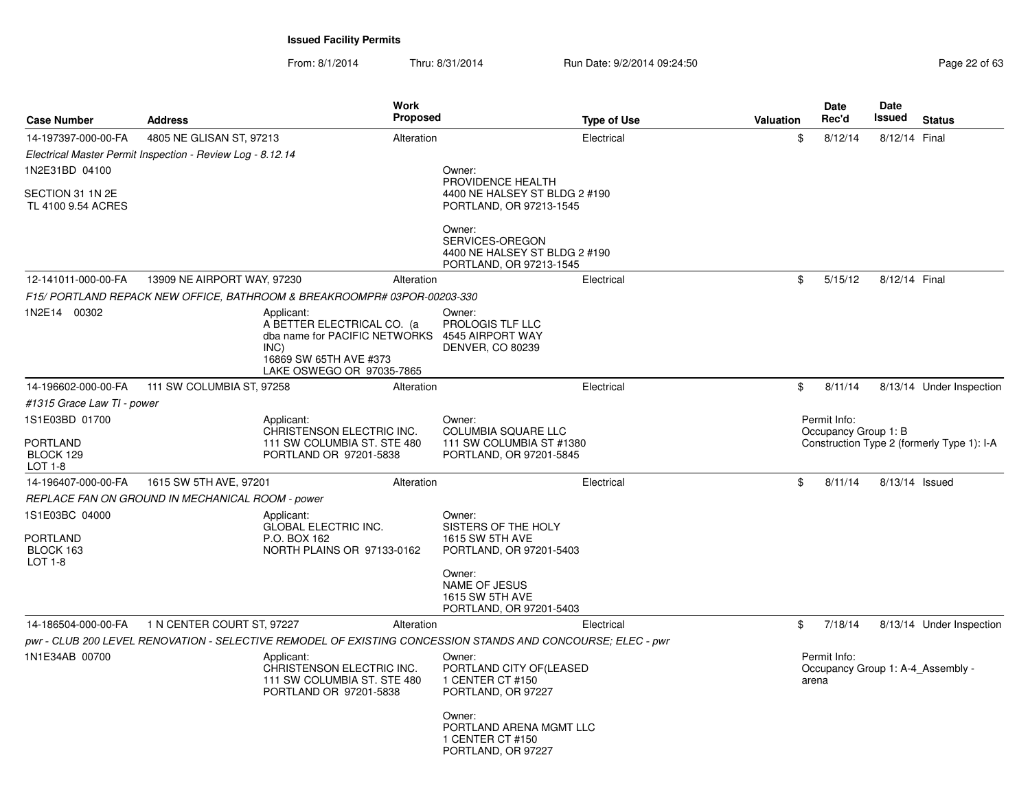**Issued Facility Permits**

From: 8/1/2014 Thru: 8/31/2014 Run Date: 9/2/2014 09:24:50

| Case Number | Address | Work Proposed | Type of Use | Valuation | Date Rec'd | Date Issued | Status |
|---|---|---|---|---|---|---|---|
| 14-197397-000-00-FA | 4805 NE GLISAN ST, 97213 | Alteration | Electrical | $ | 8/12/14 | 8/12/14 | Final |
| *Electrical Master Permit Inspection - Review Log - 8.12.14* | | | | | | | |
| 1N2E31BD 04100<br><br>SECTION 31 1N 2E<br>TL 4100 9.54 ACRES | | | Owner:<br>PROVIDENCE HEALTH<br>4400 NE HALSEY ST BLDG 2 #190<br>PORTLAND, OR 97213-1545<br><br>Owner:<br>SERVICES-OREGON<br>4400 NE HALSEY ST BLDG 2 #190<br>PORTLAND, OR 97213-1545 | | | | |
| 12-141011-000-00-FA | 13909 NE AIRPORT WAY, 97230 | Alteration | Electrical | $ | 5/15/12 | 8/12/14 | Final |
| *F15/ PORTLAND REPACK NEW OFFICE, BATHROOM & BREAKROOMPR# 03POR-00203-330* | | | | | | | |
| 1N2E14 00302 | Applicant:<br>A BETTER ELECTRICAL CO. (a dba name for PACIFIC NETWORKS INC)<br>16869 SW 65TH AVE #373<br>LAKE OSWEGO OR 97035-7865 | | Owner:<br>PROLOGIS TLF LLC<br>4545 AIRPORT WAY<br>DENVER, CO 80239 | | | | |
| 14-196602-000-00-FA | 111 SW COLUMBIA ST, 97258 | Alteration | Electrical | $ | 8/11/14 | 8/13/14 | Under Inspection |
| *#1315 Grace Law TI - power* | | | | | | | |
| 1S1E03BD 01700<br><br>PORTLAND<br>BLOCK 129<br>LOT 1-8 | Applicant:<br>CHRISTENSON ELECTRIC INC.<br>111 SW COLUMBIA ST. STE 480<br>PORTLAND OR 97201-5838 | | Owner:<br>COLUMBIA SQUARE LLC<br>111 SW COLUMBIA ST #1380<br>PORTLAND, OR 97201-5845 | | Permit Info:<br>Occupancy Group 1: B<br>Construction Type 2 (formerly Type 1): I-A | | |
| 14-196407-000-00-FA | 1615 SW 5TH AVE, 97201 | Alteration | Electrical | $ | 8/11/14 | 8/13/14 | Issued |
| *REPLACE FAN ON GROUND IN MECHANICAL ROOM - power* | | | | | | | |
| 1S1E03BC 04000<br><br>PORTLAND<br>BLOCK 163<br>LOT 1-8 | Applicant:<br>GLOBAL ELECTRIC INC.<br>P.O. BOX 162<br>NORTH PLAINS OR 97133-0162 | | Owner:<br>SISTERS OF THE HOLY<br>1615 SW 5TH AVE<br>PORTLAND, OR 97201-5403<br><br>Owner:<br>NAME OF JESUS<br>1615 SW 5TH AVE<br>PORTLAND, OR 97201-5403 | | | | |
| 14-186504-000-00-FA | 1 N CENTER COURT ST, 97227 | Alteration | Electrical | $ | 7/18/14 | 8/13/14 | Under Inspection |
| *pwr - CLUB 200 LEVEL RENOVATION - SELECTIVE REMODEL OF EXISTING CONCESSION STANDS AND CONCOURSE; ELEC - pwr* | | | | | | | |
| 1N1E34AB 00700 | Applicant:<br>CHRISTENSON ELECTRIC INC.<br>111 SW COLUMBIA ST. STE 480<br>PORTLAND OR 97201-5838 | | Owner:<br>PORTLAND CITY OF(LEASED<br>1 CENTER CT #150<br>PORTLAND, OR 97227<br><br>Owner:<br>PORTLAND ARENA MGMT LLC<br>1 CENTER CT #150<br>PORTLAND, OR 97227 | | Permit Info:<br>Occupancy Group 1: A-4_Assembly - arena | | |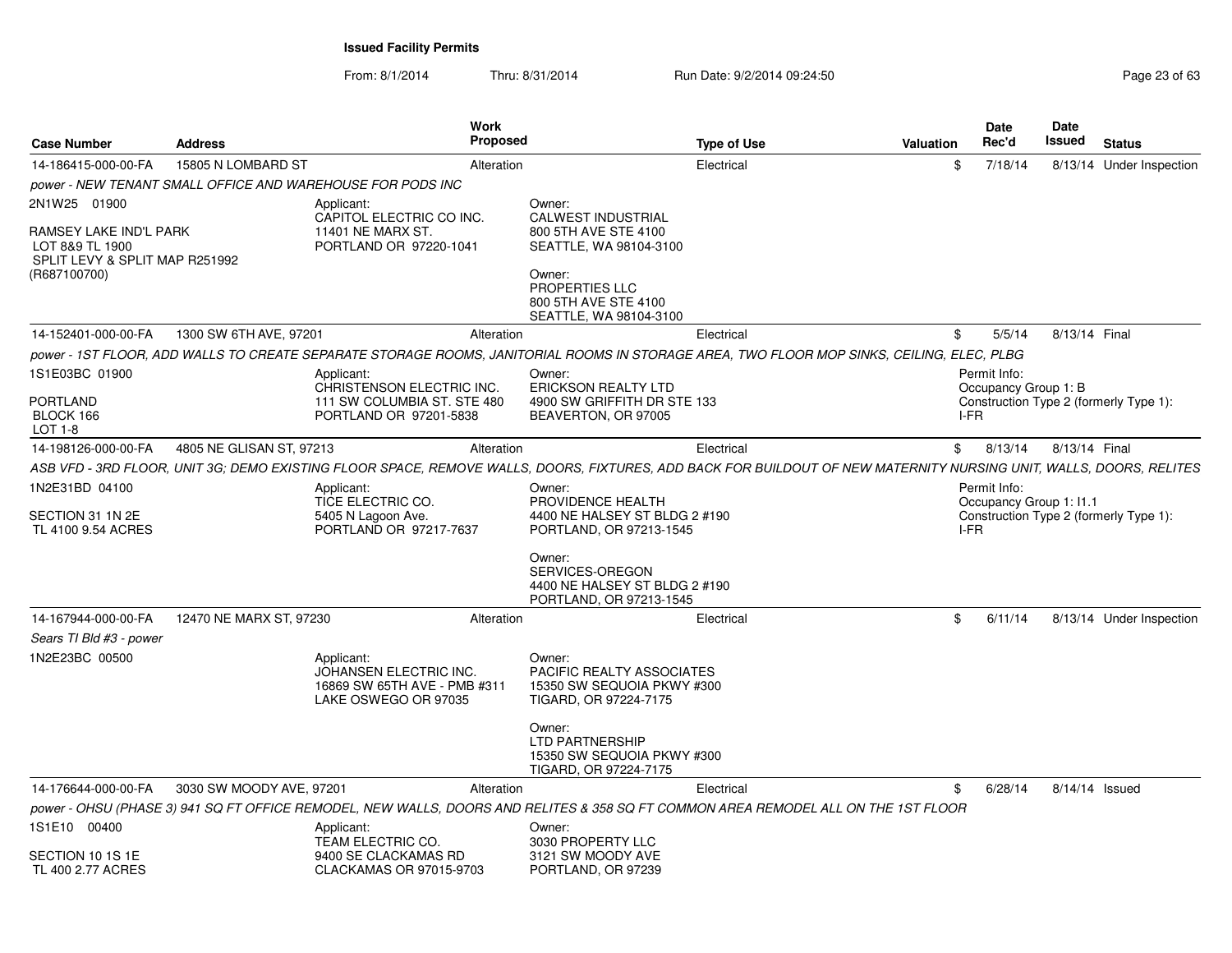**Issued Facility Permits**

From: 8/1/2014 Thru: 8/31/2014 Run Date: 9/2/2014 09:24:50

| Case Number | Address | Work Proposed | Type of Use | Valuation | Date Rec'd | Date Issued | Status |
|---|---|---|---|---|---|---|---|
| 14-186415-000-00-FA | 15805 N LOMBARD ST | Alteration | Electrical | $ | 7/18/14 | 8/13/14 | Under Inspection |

*power - NEW TENANT SMALL OFFICE AND WAREHOUSE FOR PODS INC*

2N1W25 01900

RAMSEY LAKE IND'L PARK
LOT 8&9 TL 1900
SPLIT LEVY & SPLIT MAP R251992
(R687100700)

Applicant:
CAPITOL ELECTRIC CO INC.
11401 NE MARX ST.
PORTLAND OR 97220-1041

Owner:
CALWEST INDUSTRIAL
800 5TH AVE STE 4100
SEATTLE, WA 98104-3100

Owner:
PROPERTIES LLC
800 5TH AVE STE 4100
SEATTLE, WA 98104-3100

| Case Number | Address | Work Proposed | Type of Use | Valuation | Date Rec'd | Date Issued | Status |
|---|---|---|---|---|---|---|---|
| 14-152401-000-00-FA | 1300 SW 6TH AVE, 97201 | Alteration | Electrical | $ | 5/5/14 | 8/13/14 | Final |

*power - 1ST FLOOR, ADD WALLS TO CREATE SEPARATE STORAGE ROOMS, JANITORIAL ROOMS IN STORAGE AREA, TWO FLOOR MOP SINKS, CEILING, ELEC, PLBG*

1S1E03BC 01900

PORTLAND
BLOCK 166
LOT 1-8

Applicant:
CHRISTENSON ELECTRIC INC.
111 SW COLUMBIA ST. STE 480
PORTLAND OR 97201-5838

Owner:
ERICKSON REALTY LTD
4900 SW GRIFFITH DR STE 133
BEAVERTON, OR 97005

Permit Info:
Occupancy Group 1: B
Construction Type 2 (formerly Type 1): I-FR

| Case Number | Address | Work Proposed | Type of Use | Valuation | Date Rec'd | Date Issued | Status |
|---|---|---|---|---|---|---|---|
| 14-198126-000-00-FA | 4805 NE GLISAN ST, 97213 | Alteration | Electrical | $ | 8/13/14 | 8/13/14 | Final |

*ASB VFD - 3RD FLOOR, UNIT 3G; DEMO EXISTING FLOOR SPACE, REMOVE WALLS, DOORS, FIXTURES, ADD BACK FOR BUILDOUT OF NEW MATERNITY NURSING UNIT, WALLS, DOORS, RELITES*

1N2E31BD 04100

SECTION 31 1N 2E
TL 4100 9.54 ACRES

Applicant:
TICE ELECTRIC CO.
5405 N Lagoon Ave.
PORTLAND OR 97217-7637

Owner:
PROVIDENCE HEALTH
4400 NE HALSEY ST BLDG 2 #190
PORTLAND, OR 97213-1545

Owner:
SERVICES-OREGON
4400 NE HALSEY ST BLDG 2 #190
PORTLAND, OR 97213-1545

Permit Info:
Occupancy Group 1: I1.1
Construction Type 2 (formerly Type 1): I-FR

| Case Number | Address | Work Proposed | Type of Use | Valuation | Date Rec'd | Date Issued | Status |
|---|---|---|---|---|---|---|---|
| 14-167944-000-00-FA | 12470 NE MARX ST, 97230 | Alteration | Electrical | $ | 6/11/14 | 8/13/14 | Under Inspection |

*Sears TI Bld #3 - power*

1N2E23BC 00500

Applicant:
JOHANSEN ELECTRIC INC.
16869 SW 65TH AVE - PMB #311
LAKE OSWEGO OR 97035

Owner:
PACIFIC REALTY ASSOCIATES
15350 SW SEQUOIA PKWY #300
TIGARD, OR 97224-7175

Owner:
LTD PARTNERSHIP
15350 SW SEQUOIA PKWY #300
TIGARD, OR 97224-7175

| Case Number | Address | Work Proposed | Type of Use | Valuation | Date Rec'd | Date Issued | Status |
|---|---|---|---|---|---|---|---|
| 14-176644-000-00-FA | 3030 SW MOODY AVE, 97201 | Alteration | Electrical | $ | 6/28/14 | 8/14/14 | Issued |

*power - OHSU (PHASE 3) 941 SQ FT OFFICE REMODEL, NEW WALLS, DOORS AND RELITES & 358 SQ FT COMMON AREA REMODEL ALL ON THE 1ST FLOOR*

1S1E10 00400

SECTION 10 1S 1E
TL 400 2.77 ACRES

Applicant:
TEAM ELECTRIC CO.
9400 SE CLACKAMAS RD
CLACKAMAS OR 97015-9703

Owner:
3030 PROPERTY LLC
3121 SW MOODY AVE
PORTLAND, OR 97239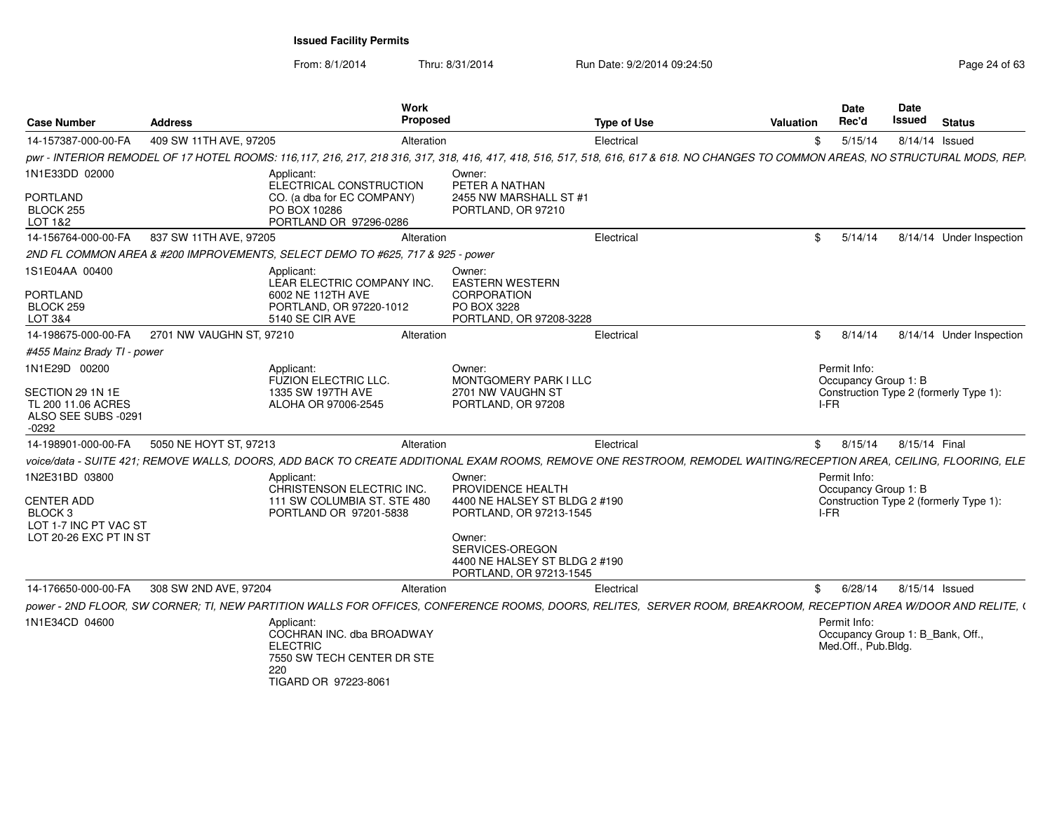**Issued Facility Permits**

From: 8/1/2014 Thru: 8/31/2014 Run Date: 9/2/2014 09:24:50

| Case Number | Address | Work Proposed | Type of Use | Valuation | Date Rec'd | Date Issued | Status |
|---|---|---|---|---|---|---|---|
| 14-157387-000-00-FA | 409 SW 11TH AVE, 97205 | Alteration | Electrical | $ | 5/15/14 | 8/14/14 | Issued |

*pwr - INTERIOR REMODEL OF 17 HOTEL ROOMS: 116,117, 216, 217, 218 316, 317, 318, 416, 417, 418, 516, 517, 518, 616, 617 & 618. NO CHANGES TO COMMON AREAS, NO STRUCTURAL MODS, REP.*

1N1E33DD 02000
PORTLAND
BLOCK 255
LOT 1&2

Applicant:
ELECTRICAL CONSTRUCTION CO. (a dba for EC COMPANY)
PO BOX 10286
PORTLAND OR 97296-0286

Owner:
PETER A NATHAN
2455 NW MARSHALL ST #1
PORTLAND, OR 97210

| Case Number | Address | Work Proposed | Type of Use | Valuation | Date Rec'd | Date Issued | Status |
|---|---|---|---|---|---|---|---|
| 14-156764-000-00-FA | 837 SW 11TH AVE, 97205 | Alteration | Electrical | $ | 5/14/14 | 8/14/14 | Under Inspection |

*2ND FL COMMON AREA & #200 IMPROVEMENTS, SELECT DEMO TO #625, 717 & 925 - power*

1S1E04AA 00400
PORTLAND
BLOCK 259
LOT 3&4

Applicant:
LEAR ELECTRIC COMPANY INC.
6002 NE 112TH AVE
PORTLAND, OR 97220-1012
5140 SE CIR AVE

Owner:
EASTERN WESTERN CORPORATION
PO BOX 3228
PORTLAND, OR 97208-3228

| Case Number | Address | Work Proposed | Type of Use | Valuation | Date Rec'd | Date Issued | Status |
|---|---|---|---|---|---|---|---|
| 14-198675-000-00-FA | 2701 NW VAUGHN ST, 97210 | Alteration | Electrical | $ | 8/14/14 | 8/14/14 | Under Inspection |

*#455 Mainz Brady TI - power*

1N1E29D 00200
SECTION 29 1N 1E
TL 200 11.06 ACRES
ALSO SEE SUBS -0291 -0292

Applicant:
FUZION ELECTRIC LLC.
1335 SW 197TH AVE
ALOHA OR 97006-2545

Owner:
MONTGOMERY PARK I LLC
2701 NW VAUGHN ST
PORTLAND, OR 97208

Permit Info:
Occupancy Group 1: B
Construction Type 2 (formerly Type 1): I-FR

| Case Number | Address | Work Proposed | Type of Use | Valuation | Date Rec'd | Date Issued | Status |
|---|---|---|---|---|---|---|---|
| 14-198901-000-00-FA | 5050 NE HOYT ST, 97213 | Alteration | Electrical | $ | 8/15/14 | 8/15/14 | Final |

*voice/data - SUITE 421; REMOVE WALLS, DOORS, ADD BACK TO CREATE ADDITIONAL EXAM ROOMS, REMOVE ONE RESTROOM, REMODEL WAITING/RECEPTION AREA, CEILING, FLOORING, ELE*

1N2E31BD 03800
CENTER ADD
BLOCK 3
LOT 1-7 INC PT VAC ST
LOT 20-26 EXC PT IN ST

Applicant:
CHRISTENSON ELECTRIC INC.
111 SW COLUMBIA ST. STE 480
PORTLAND OR 97201-5838

Owner:
PROVIDENCE HEALTH
4400 NE HALSEY ST BLDG 2 #190
PORTLAND, OR 97213-1545

Owner:
SERVICES-OREGON
4400 NE HALSEY ST BLDG 2 #190
PORTLAND, OR 97213-1545

Permit Info:
Occupancy Group 1: B
Construction Type 2 (formerly Type 1): I-FR

| Case Number | Address | Work Proposed | Type of Use | Valuation | Date Rec'd | Date Issued | Status |
|---|---|---|---|---|---|---|---|
| 14-176650-000-00-FA | 308 SW 2ND AVE, 97204 | Alteration | Electrical | $ | 6/28/14 | 8/15/14 | Issued |

*power - 2ND FLOOR, SW CORNER; TI, NEW PARTITION WALLS FOR OFFICES, CONFERENCE ROOMS, DOORS, RELITES, SERVER ROOM, BREAKROOM, RECEPTION AREA W/DOOR AND RELITE, (*

1N1E34CD 04600

Applicant:
COCHRAN INC. dba BROADWAY ELECTRIC
7550 SW TECH CENTER DR STE 220
TIGARD OR 97223-8061

Permit Info:
Occupancy Group 1: B_Bank, Off., Med.Off., Pub.Bldg.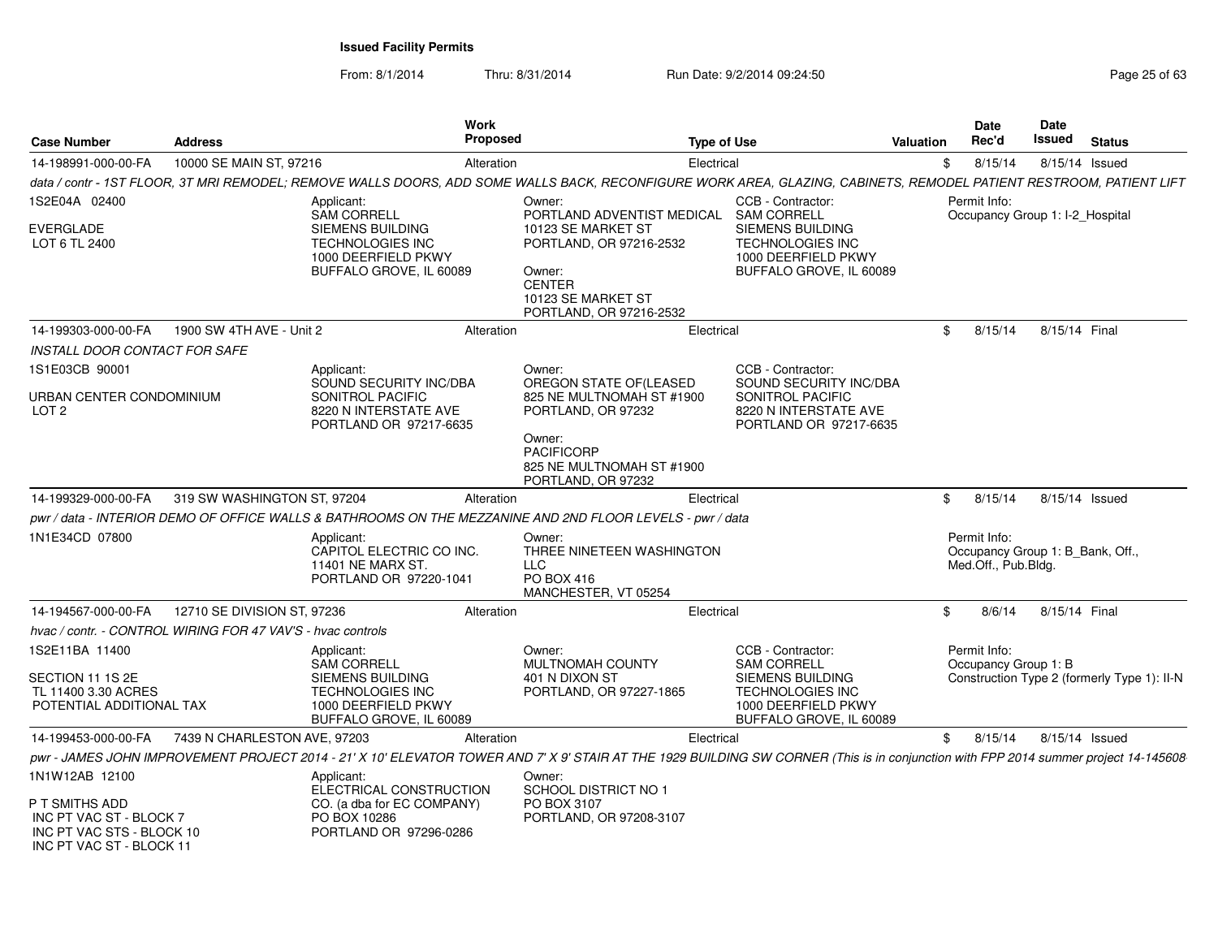**Issued Facility Permits**

From: 8/1/2014 Thru: 8/31/2014 Run Date: 9/2/2014 09:24:50

| Case Number | Address | Work Proposed | Type of Use | Valuation | Date Rec'd | Date Issued | Status |
|---|---|---|---|---|---|---|---|
| 14-198991-000-00-FA | 10000 SE MAIN ST, 97216 | Alteration | Electrical | $ | 8/15/14 | 8/15/14 | Issued |

*data / contr - 1ST FLOOR, 3T MRI REMODEL; REMOVE WALLS DOORS, ADD SOME WALLS BACK, RECONFIGURE WORK AREA, GLAZING, CABINETS, REMODEL PATIENT RESTROOM, PATIENT LIFT*

1S2E04A 02400
EVERGLADE
LOT 6 TL 2400

Applicant: SAM CORRELL, SIEMENS BUILDING TECHNOLOGIES INC, 1000 DEERFIELD PKWY, BUFFALO GROVE, IL 60089

Owner: PORTLAND ADVENTIST MEDICAL, 10123 SE MARKET ST, PORTLAND, OR 97216-2532

Owner: CENTER, 10123 SE MARKET ST, PORTLAND, OR 97216-2532

CCB - Contractor: SAM CORRELL, SIEMENS BUILDING TECHNOLOGIES INC, 1000 DEERFIELD PKWY, BUFFALO GROVE, IL 60089

Permit Info: Occupancy Group 1: I-2_Hospital

| Case Number | Address | Work Proposed | Type of Use | Valuation | Date Rec'd | Date Issued | Status |
|---|---|---|---|---|---|---|---|
| 14-199303-000-00-FA | 1900 SW 4TH AVE - Unit 2 | Alteration | Electrical | $ | 8/15/14 | 8/15/14 | Final |

*INSTALL DOOR CONTACT FOR SAFE*

1S1E03CB 90001
URBAN CENTER CONDOMINIUM
LOT 2

Applicant: SOUND SECURITY INC/DBA SONITROL PACIFIC, 8220 N INTERSTATE AVE, PORTLAND OR 97217-6635

Owner: OREGON STATE OF(LEASED, 825 NE MULTNOMAH ST #1900, PORTLAND, OR 97232

Owner: PACIFICORP, 825 NE MULTNOMAH ST #1900, PORTLAND, OR 97232

CCB - Contractor: SOUND SECURITY INC/DBA SONITROL PACIFIC, 8220 N INTERSTATE AVE, PORTLAND OR 97217-6635

| Case Number | Address | Work Proposed | Type of Use | Valuation | Date Rec'd | Date Issued | Status |
|---|---|---|---|---|---|---|---|
| 14-199329-000-00-FA | 319 SW WASHINGTON ST, 97204 | Alteration | Electrical | $ | 8/15/14 | 8/15/14 | Issued |

*pwr / data - INTERIOR DEMO OF OFFICE WALLS & BATHROOMS ON THE MEZZANINE AND 2ND FLOOR LEVELS - pwr / data*

1N1E34CD 07800

Applicant: CAPITOL ELECTRIC CO INC., 11401 NE MARX ST., PORTLAND OR 97220-1041

Owner: THREE NINETEEN WASHINGTON LLC, PO BOX 416, MANCHESTER, VT 05254

Permit Info: Occupancy Group 1: B_Bank, Off., Med.Off., Pub.Bldg.

| Case Number | Address | Work Proposed | Type of Use | Valuation | Date Rec'd | Date Issued | Status |
|---|---|---|---|---|---|---|---|
| 14-194567-000-00-FA | 12710 SE DIVISION ST, 97236 | Alteration | Electrical | $ | 8/6/14 | 8/15/14 | Final |

*hvac / contr. - CONTROL WIRING FOR 47 VAV'S - hvac controls*

1S2E11BA 11400
SECTION 11 1S 2E
TL 11400 3.30 ACRES
POTENTIAL ADDITIONAL TAX

Applicant: SAM CORRELL, SIEMENS BUILDING TECHNOLOGIES INC, 1000 DEERFIELD PKWY, BUFFALO GROVE, IL 60089

Owner: MULTNOMAH COUNTY, 401 N DIXON ST, PORTLAND, OR 97227-1865

CCB - Contractor: SAM CORRELL, SIEMENS BUILDING TECHNOLOGIES INC, 1000 DEERFIELD PKWY, BUFFALO GROVE, IL 60089

Permit Info: Occupancy Group 1: B; Construction Type 2 (formerly Type 1): II-N

| Case Number | Address | Work Proposed | Type of Use | Valuation | Date Rec'd | Date Issued | Status |
|---|---|---|---|---|---|---|---|
| 14-199453-000-00-FA | 7439 N CHARLESTON AVE, 97203 | Alteration | Electrical | $ | 8/15/14 | 8/15/14 | Issued |

*pwr - JAMES JOHN IMPROVEMENT PROJECT 2014 - 21' X 10' ELEVATOR TOWER AND 7' X 9' STAIR AT THE 1929 BUILDING SW CORNER (This is in conjunction with FPP 2014 summer project 14-145608*

1N1W12AB 12100
P T SMITHS ADD
INC PT VAC ST - BLOCK 7
INC PT VAC STS - BLOCK 10
INC PT VAC ST - BLOCK 11

Applicant: ELECTRICAL CONSTRUCTION CO. (a dba for EC COMPANY), PO BOX 10286, PORTLAND OR 97296-0286

Owner: SCHOOL DISTRICT NO 1, PO BOX 3107, PORTLAND, OR 97208-3107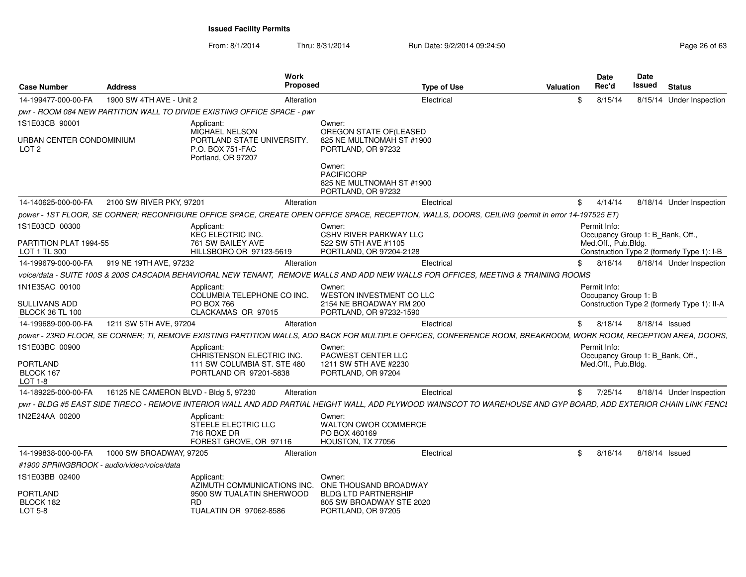**Issued Facility Permits**

From: 8/1/2014 Thru: 8/31/2014 Run Date: 9/2/2014 09:24:50

| Case Number | Address | Work Proposed | Type of Use | Valuation | Date Rec'd | Date Issued | Status |
|---|---|---|---|---|---|---|---|
| 14-199477-000-00-FA | 1900 SW 4TH AVE - Unit 2 | Alteration | Electrical | $ | 8/15/14 | 8/15/14 | Under Inspection |

*pwr - ROOM 084 NEW PARTITION WALL TO DIVIDE EXISTING OFFICE SPACE - pwr*

1S1E03CB 90001

URBAN CENTER CONDOMINIUM
LOT 2

Applicant:
MICHAEL NELSON
PORTLAND STATE UNIVERSITY.
P.O. BOX 751-FAC
Portland, OR 97207

Owner:
OREGON STATE OF(LEASED
825 NE MULTNOMAH ST #1900
PORTLAND, OR 97232

Owner:
PACIFICORP
825 NE MULTNOMAH ST #1900
PORTLAND, OR 97232

| Case Number | Address | Work Proposed | Type of Use | Valuation | Date Rec'd | Date Issued | Status |
|---|---|---|---|---|---|---|---|
| 14-140625-000-00-FA | 2100 SW RIVER PKY, 97201 | Alteration | Electrical | $ | 4/14/14 | 8/18/14 | Under Inspection |

*power - 1ST FLOOR, SE CORNER; RECONFIGURE OFFICE SPACE, CREATE OPEN OFFICE SPACE, RECEPTION, WALLS, DOORS, CEILING (permit in error 14-197525 ET)*

1S1E03CD 00300

PARTITION PLAT 1994-55
LOT 1 TL 300

Applicant:
KEC ELECTRIC INC.
761 SW BAILEY AVE
HILLSBORO OR 97123-5619

Owner:
CSHV RIVER PARKWAY LLC
522 SW 5TH AVE #1105
PORTLAND, OR 97204-2128

Permit Info:
Occupancy Group 1: B_Bank, Off., Med.Off., Pub.Bldg.
Construction Type 2 (formerly Type 1): I-B

| Case Number | Address | Work Proposed | Type of Use | Valuation | Date Rec'd | Date Issued | Status |
|---|---|---|---|---|---|---|---|
| 14-199679-000-00-FA | 919 NE 19TH AVE, 97232 | Alteration | Electrical | $ | 8/18/14 | 8/18/14 | Under Inspection |

*voice/data - SUITE 100S & 200S CASCADIA BEHAVIORAL NEW TENANT, REMOVE WALLS AND ADD NEW WALLS FOR OFFICES, MEETING & TRAINING ROOMS*

1N1E35AC 00100

SULLIVANS ADD
BLOCK 36 TL 100

Applicant:
COLUMBIA TELEPHONE CO INC.
PO BOX 766
CLACKAMAS OR 97015

Owner:
WESTON INVESTMENT CO LLC
2154 NE BROADWAY RM 200
PORTLAND, OR 97232-1590

Permit Info:
Occupancy Group 1: B
Construction Type 2 (formerly Type 1): II-A

| Case Number | Address | Work Proposed | Type of Use | Valuation | Date Rec'd | Date Issued | Status |
|---|---|---|---|---|---|---|---|
| 14-199689-000-00-FA | 1211 SW 5TH AVE, 97204 | Alteration | Electrical | $ | 8/18/14 | 8/18/14 | Issued |

*power - 23RD FLOOR, SE CORNER; TI, REMOVE EXISTING PARTITION WALLS, ADD BACK FOR MULTIPLE OFFICES, CONFERENCE ROOM, BREAKROOM, WORK ROOM, RECEPTION AREA, DOORS,*

1S1E03BC 00900

PORTLAND
BLOCK 167
LOT 1-8

Applicant:
CHRISTENSON ELECTRIC INC.
111 SW COLUMBIA ST. STE 480
PORTLAND OR 97201-5838

Owner:
PACWEST CENTER LLC
1211 SW 5TH AVE #2230
PORTLAND, OR 97204

Permit Info:
Occupancy Group 1: B_Bank, Off., Med.Off., Pub.Bldg.

| Case Number | Address | Work Proposed | Type of Use | Valuation | Date Rec'd | Date Issued | Status |
|---|---|---|---|---|---|---|---|
| 14-189225-000-00-FA | 16125 NE CAMERON BLVD - Bldg 5, 97230 | Alteration | Electrical | $ | 7/25/14 | 8/18/14 | Under Inspection |

*pwr - BLDG #5 EAST SIDE TIRECO - REMOVE INTERIOR WALL AND ADD PARTIAL HEIGHT WALL, ADD PLYWOOD WAINSCOT TO WAREHOUSE AND GYP BOARD, ADD EXTERIOR CHAIN LINK FENCI*

1N2E24AA 00200

Applicant:
STEELE ELECTRIC LLC
716 ROXE DR
FOREST GROVE, OR 97116

Owner:
WALTON CWOR COMMERCE
PO BOX 460169
HOUSTON, TX 77056

| Case Number | Address | Work Proposed | Type of Use | Valuation | Date Rec'd | Date Issued | Status |
|---|---|---|---|---|---|---|---|
| 14-199838-000-00-FA | 1000 SW BROADWAY, 97205 | Alteration | Electrical | $ | 8/18/14 | 8/18/14 | Issued |

*#1900 SPRINGBROOK - audio/video/voice/data*

1S1E03BB 02400

PORTLAND
BLOCK 182
LOT 5-8

Applicant:
AZIMUTH COMMUNICATIONS INC.
9500 SW TUALATIN SHERWOOD RD
TUALATIN OR 97062-8586

Owner:
ONE THOUSAND BROADWAY BLDG LTD PARTNERSHIP
805 SW BROADWAY STE 2020
PORTLAND, OR 97205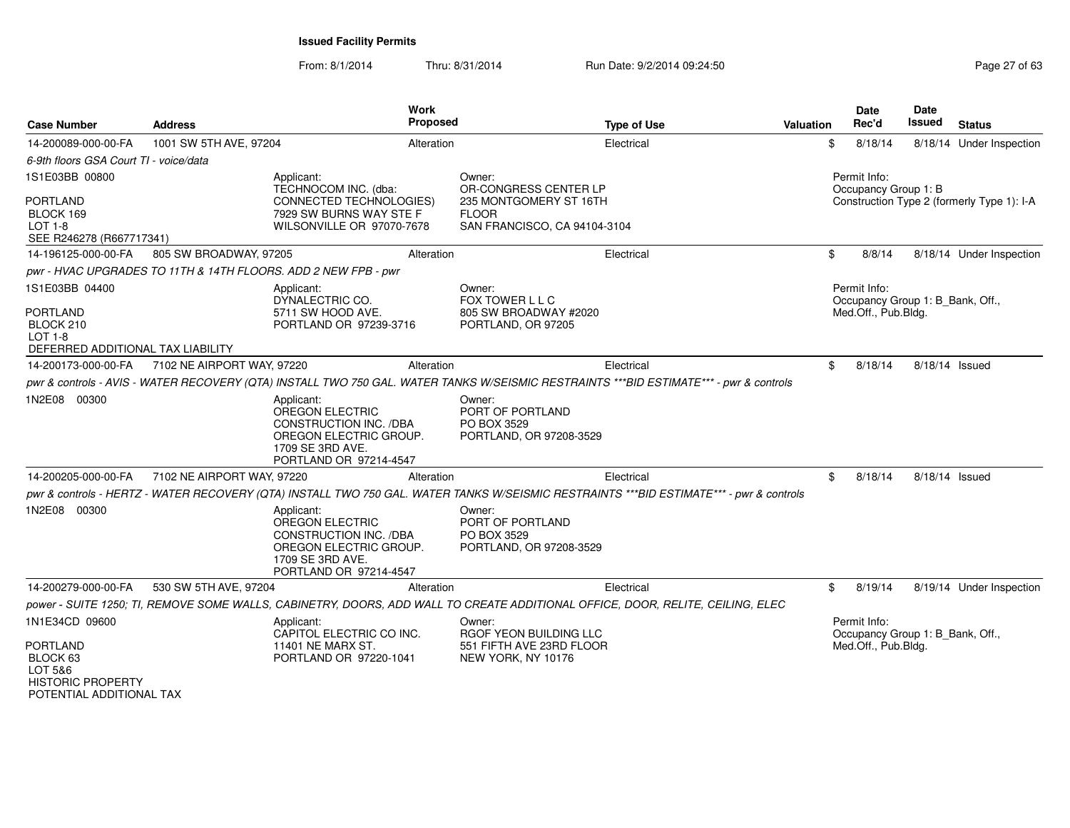**Issued Facility Permits**

From: 8/1/2014 Thru: 8/31/2014 Run Date: 9/2/2014 09:24:50

| Case Number | Address | Work Proposed | Type of Use | Valuation | Date Rec'd | Date Issued | Status |
|---|---|---|---|---|---|---|---|
| 14-200089-000-00-FA | 1001 SW 5TH AVE, 97204 | Alteration | Electrical | $ | 8/18/14 | 8/18/14 | Under Inspection |

6-9th floors GSA Court TI - voice/data

1S1E03BB 00800

PORTLAND
BLOCK 169
LOT 1-8
SEE R246278 (R667717341)

Applicant:
TECHNOCOM INC. (dba: CONNECTED TECHNOLOGIES)
7929 SW BURNS WAY STE F
WILSONVILLE OR 97070-7678

Owner:
OR-CONGRESS CENTER LP
235 MONTGOMERY ST 16TH FLOOR
SAN FRANCISCO, CA 94104-3104

Permit Info:
Occupancy Group 1: B
Construction Type 2 (formerly Type 1): I-A

| Case Number | Address | Work Proposed | Type of Use | Valuation | Date Rec'd | Date Issued | Status |
|---|---|---|---|---|---|---|---|
| 14-196125-000-00-FA | 805 SW BROADWAY, 97205 | Alteration | Electrical | $ | 8/8/14 | 8/18/14 | Under Inspection |

pwr - HVAC UPGRADES TO 11TH & 14TH FLOORS. ADD 2 NEW FPB - pwr

1S1E03BB 04400

PORTLAND
BLOCK 210
LOT 1-8
DEFERRED ADDITIONAL TAX LIABILITY

Applicant:
DYNALECTRIC CO.
5711 SW HOOD AVE.
PORTLAND OR 97239-3716

Owner:
FOX TOWER L L C
805 SW BROADWAY #2020
PORTLAND, OR 97205

Permit Info:
Occupancy Group 1: B_Bank, Off., Med.Off., Pub.Bldg.

| Case Number | Address | Work Proposed | Type of Use | Valuation | Date Rec'd | Date Issued | Status |
|---|---|---|---|---|---|---|---|
| 14-200173-000-00-FA | 7102 NE AIRPORT WAY, 97220 | Alteration | Electrical | $ | 8/18/14 | 8/18/14 | Issued |

pwr & controls - AVIS - WATER RECOVERY (QTA) INSTALL TWO 750 GAL. WATER TANKS W/SEISMIC RESTRAINTS ***BID ESTIMATE*** - pwr & controls

1N2E08 00300

Applicant:
OREGON ELECTRIC CONSTRUCTION INC. /DBA OREGON ELECTRIC GROUP.
1709 SE 3RD AVE.
PORTLAND OR 97214-4547

Owner:
PORT OF PORTLAND
PO BOX 3529
PORTLAND, OR 97208-3529

| Case Number | Address | Work Proposed | Type of Use | Valuation | Date Rec'd | Date Issued | Status |
|---|---|---|---|---|---|---|---|
| 14-200205-000-00-FA | 7102 NE AIRPORT WAY, 97220 | Alteration | Electrical | $ | 8/18/14 | 8/18/14 | Issued |

pwr & controls - HERTZ - WATER RECOVERY (QTA) INSTALL TWO 750 GAL. WATER TANKS W/SEISMIC RESTRAINTS ***BID ESTIMATE*** - pwr & controls

1N2E08 00300

Applicant:
OREGON ELECTRIC CONSTRUCTION INC. /DBA OREGON ELECTRIC GROUP.
1709 SE 3RD AVE.
PORTLAND OR 97214-4547

Owner:
PORT OF PORTLAND
PO BOX 3529
PORTLAND, OR 97208-3529

| Case Number | Address | Work Proposed | Type of Use | Valuation | Date Rec'd | Date Issued | Status |
|---|---|---|---|---|---|---|---|
| 14-200279-000-00-FA | 530 SW 5TH AVE, 97204 | Alteration | Electrical | $ | 8/19/14 | 8/19/14 | Under Inspection |

power - SUITE 1250; TI, REMOVE SOME WALLS, CABINETRY, DOORS, ADD WALL TO CREATE ADDITIONAL OFFICE, DOOR, RELITE, CEILING, ELEC

1N1E34CD 09600

PORTLAND
BLOCK 63
LOT 5&6
HISTORIC PROPERTY
POTENTIAL ADDITIONAL TAX

Applicant:
CAPITOL ELECTRIC CO INC.
11401 NE MARX ST.
PORTLAND OR 97220-1041

Owner:
RGOF YEON BUILDING LLC
551 FIFTH AVE 23RD FLOOR
NEW YORK, NY 10176

Permit Info:
Occupancy Group 1: B_Bank, Off., Med.Off., Pub.Bldg.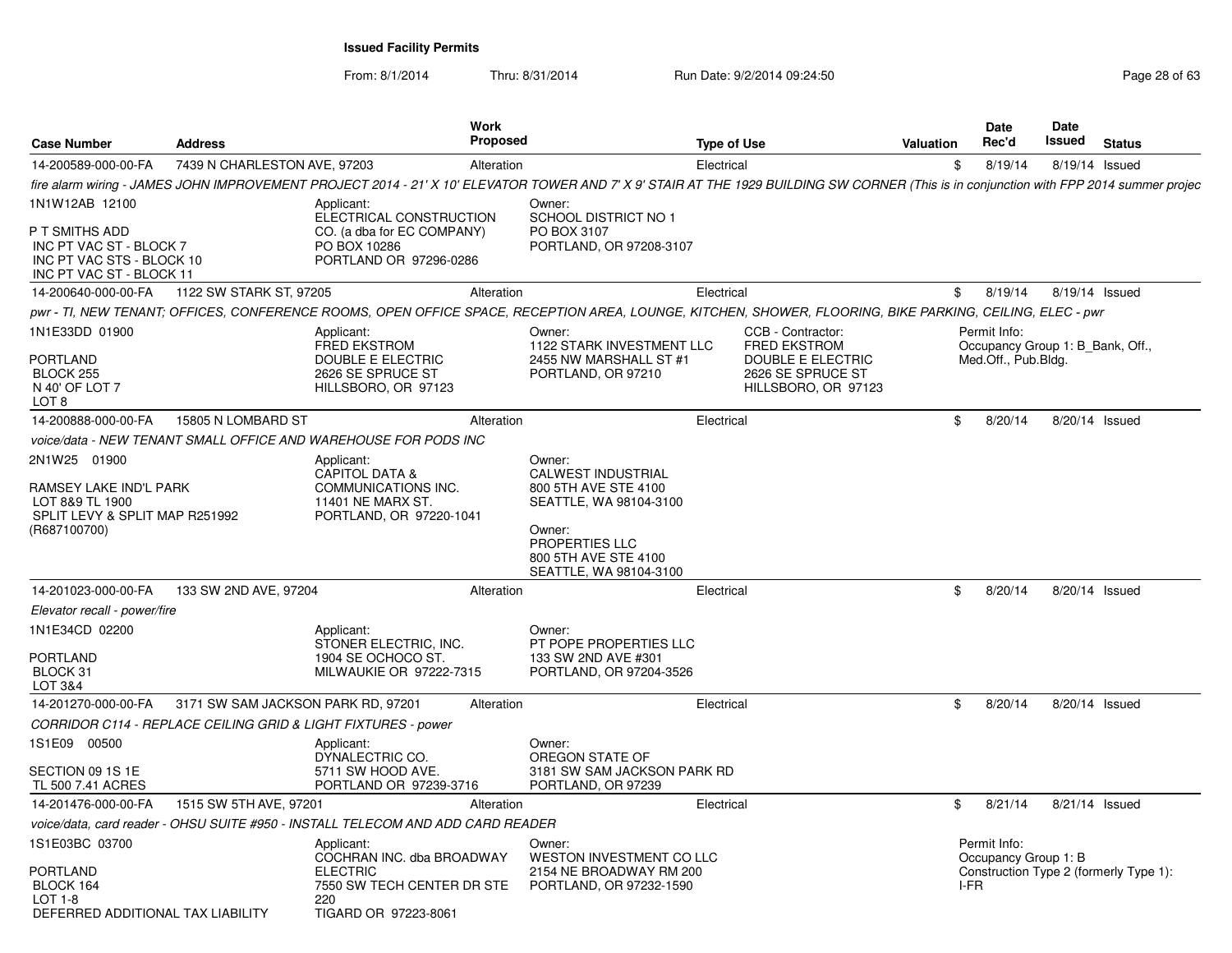**Issued Facility Permits**

From: 8/1/2014 Thru: 8/31/2014 Run Date: 9/2/2014 09:24:50

| Case Number | Address | Work Proposed | Type of Use | Valuation | Date Rec'd | Date Issued | Status |
|---|---|---|---|---|---|---|---|
| 14-200589-000-00-FA | 7439 N CHARLESTON AVE, 97203 | Alteration | Electrical | $ | 8/19/14 | 8/19/14 | Issued |

*fire alarm wiring - JAMES JOHN IMPROVEMENT PROJECT 2014 - 21' X 10' ELEVATOR TOWER AND 7' X 9' STAIR AT THE 1929 BUILDING SW CORNER (This is in conjunction with FPP 2014 summer projec*

1N1W12AB 12100
P T SMITHS ADD
INC PT VAC ST - BLOCK 7
INC PT VAC STS - BLOCK 10
INC PT VAC ST - BLOCK 11

Applicant:
ELECTRICAL CONSTRUCTION CO. (a dba for EC COMPANY)
PO BOX 10286
PORTLAND OR 97296-0286

Owner:
SCHOOL DISTRICT NO 1
PO BOX 3107
PORTLAND, OR 97208-3107

| Case Number | Address | Work Proposed | Type of Use | Valuation | Date Rec'd | Date Issued | Status |
|---|---|---|---|---|---|---|---|
| 14-200640-000-00-FA | 1122 SW STARK ST, 97205 | Alteration | Electrical | $ | 8/19/14 | 8/19/14 | Issued |

*pwr - TI, NEW TENANT; OFFICES, CONFERENCE ROOMS, OPEN OFFICE SPACE, RECEPTION AREA, LOUNGE, KITCHEN, SHOWER, FLOORING, BIKE PARKING, CEILING, ELEC - pwr*

1N1E33DD 01900
PORTLAND
BLOCK 255
N 40' OF LOT 7
LOT 8

Applicant:
FRED EKSTROM
DOUBLE E ELECTRIC
2626 SE SPRUCE ST
HILLSBORO, OR 97123

Owner:
1122 STARK INVESTMENT LLC
2455 NW MARSHALL ST #1
PORTLAND, OR 97210

CCB - Contractor:
FRED EKSTROM
DOUBLE E ELECTRIC
2626 SE SPRUCE ST
HILLSBORO, OR 97123

Permit Info:
Occupancy Group 1: B_Bank, Off., Med.Off., Pub.Bldg.

| Case Number | Address | Work Proposed | Type of Use | Valuation | Date Rec'd | Date Issued | Status |
|---|---|---|---|---|---|---|---|
| 14-200888-000-00-FA | 15805 N LOMBARD ST | Alteration | Electrical | $ | 8/20/14 | 8/20/14 | Issued |

*voice/data - NEW TENANT SMALL OFFICE AND WAREHOUSE FOR PODS INC*

2N1W25 01900
RAMSEY LAKE IND'L PARK
LOT 8&9 TL 1900
SPLIT LEVY & SPLIT MAP R251992 (R687100700)

Applicant:
CAPITOL DATA & COMMUNICATIONS INC.
11401 NE MARX ST.
PORTLAND, OR 97220-1041

Owner:
CALWEST INDUSTRIAL
800 5TH AVE STE 4100
SEATTLE, WA 98104-3100

Owner:
PROPERTIES LLC
800 5TH AVE STE 4100
SEATTLE, WA 98104-3100

| Case Number | Address | Work Proposed | Type of Use | Valuation | Date Rec'd | Date Issued | Status |
|---|---|---|---|---|---|---|---|
| 14-201023-000-00-FA | 133 SW 2ND AVE, 97204 | Alteration | Electrical | $ | 8/20/14 | 8/20/14 | Issued |

*Elevator recall - power/fire*

1N1E34CD 02200
PORTLAND
BLOCK 31
LOT 3&4

Applicant:
STONER ELECTRIC, INC.
1904 SE OCHOCO ST.
MILWAUKIE OR 97222-7315

Owner:
PT POPE PROPERTIES LLC
133 SW 2ND AVE #301
PORTLAND, OR 97204-3526

| Case Number | Address | Work Proposed | Type of Use | Valuation | Date Rec'd | Date Issued | Status |
|---|---|---|---|---|---|---|---|
| 14-201270-000-00-FA | 3171 SW SAM JACKSON PARK RD, 97201 | Alteration | Electrical | $ | 8/20/14 | 8/20/14 | Issued |

*CORRIDOR C114 - REPLACE CEILING GRID & LIGHT FIXTURES - power*

1S1E09 00500
SECTION 09 1S 1E
TL 500 7.41 ACRES

Applicant:
DYNALECTRIC CO.
5711 SW HOOD AVE.
PORTLAND OR 97239-3716

Owner:
OREGON STATE OF
3181 SW SAM JACKSON PARK RD
PORTLAND, OR 97239

| Case Number | Address | Work Proposed | Type of Use | Valuation | Date Rec'd | Date Issued | Status |
|---|---|---|---|---|---|---|---|
| 14-201476-000-00-FA | 1515 SW 5TH AVE, 97201 | Alteration | Electrical | $ | 8/21/14 | 8/21/14 | Issued |

*voice/data, card reader - OHSU SUITE #950 - INSTALL TELECOM AND ADD CARD READER*

1S1E03BC 03700
PORTLAND
BLOCK 164
LOT 1-8
DEFERRED ADDITIONAL TAX LIABILITY

Applicant:
COCHRAN INC. dba BROADWAY ELECTRIC
7550 SW TECH CENTER DR STE 220
TIGARD OR 97223-8061

Owner:
WESTON INVESTMENT CO LLC
2154 NE BROADWAY RM 200
PORTLAND, OR 97232-1590

Permit Info:
Occupancy Group 1: B
Construction Type 2 (formerly Type 1): I-FR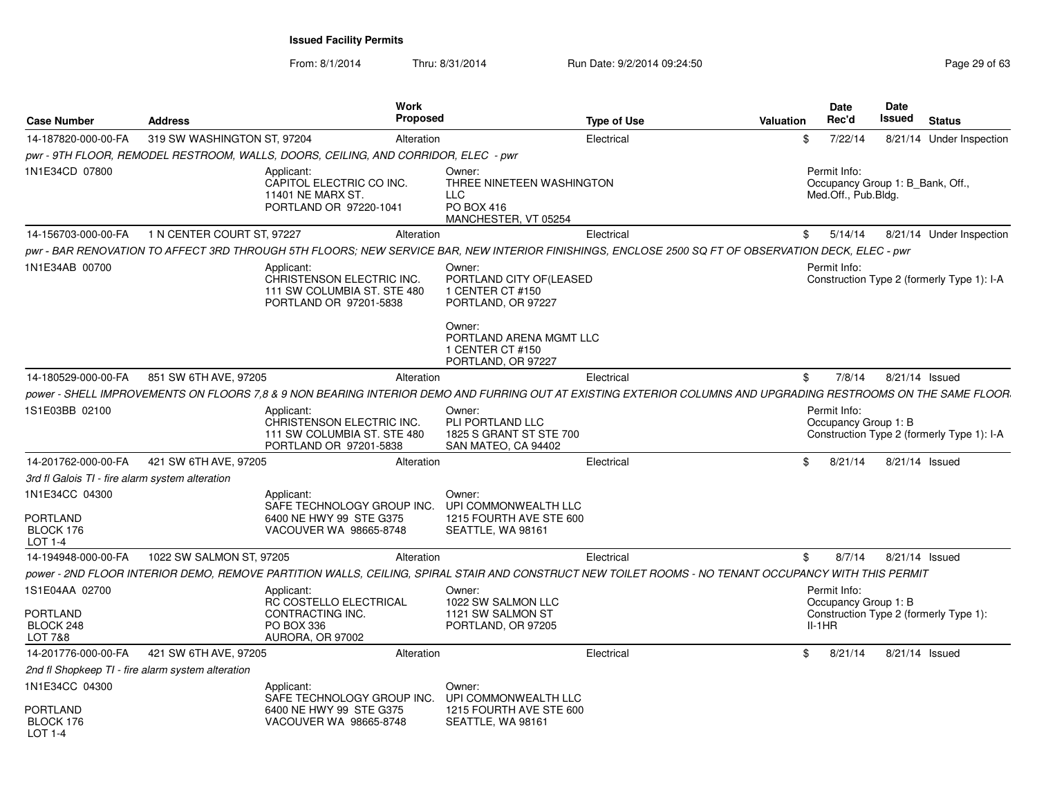**Issued Facility Permits**

From: 8/1/2014 Thru: 8/31/2014 Run Date: 9/2/2014 09:24:50

| Case Number | Address | Work Proposed | Type of Use | Valuation | Date Rec'd | Date Issued | Status |
|---|---|---|---|---|---|---|---|
| 14-187820-000-00-FA | 319 SW WASHINGTON ST, 97204 | Alteration | Electrical | $ | 7/22/14 | 8/21/14 | Under Inspection |

*pwr - 9TH FLOOR, REMODEL RESTROOM, WALLS, DOORS, CEILING, AND CORRIDOR, ELEC - pwr*

1N1E34CD 07800

Applicant: CAPITOL ELECTRIC CO INC. 11401 NE MARX ST. PORTLAND OR 97220-1041

Owner: THREE NINETEEN WASHINGTON LLC PO BOX 416 MANCHESTER, VT 05254

Permit Info: Occupancy Group 1: B_Bank, Off., Med.Off., Pub.Bldg.

| Case Number | Address | Work Proposed | Type of Use | Valuation | Date Rec'd | Date Issued | Status |
|---|---|---|---|---|---|---|---|
| 14-156703-000-00-FA | 1 N CENTER COURT ST, 97227 | Alteration | Electrical | $ | 5/14/14 | 8/21/14 | Under Inspection |

*pwr - BAR RENOVATION TO AFFECT 3RD THROUGH 5TH FLOORS; NEW SERVICE BAR, NEW INTERIOR FINISHINGS, ENCLOSE 2500 SQ FT OF OBSERVATION DECK, ELEC - pwr*

1N1E34AB 00700

Applicant: CHRISTENSON ELECTRIC INC. 111 SW COLUMBIA ST. STE 480 PORTLAND OR 97201-5838

Owner: PORTLAND CITY OF(LEASED 1 CENTER CT #150 PORTLAND, OR 97227

Owner: PORTLAND ARENA MGMT LLC 1 CENTER CT #150 PORTLAND, OR 97227

Permit Info: Construction Type 2 (formerly Type 1): I-A

| Case Number | Address | Work Proposed | Type of Use | Valuation | Date Rec'd | Date Issued | Status |
|---|---|---|---|---|---|---|---|
| 14-180529-000-00-FA | 851 SW 6TH AVE, 97205 | Alteration | Electrical | $ | 7/8/14 | 8/21/14 | Issued |

*power - SHELL IMPROVEMENTS ON FLOORS 7,8 & 9 NON BEARING INTERIOR DEMO AND FURRING OUT AT EXISTING EXTERIOR COLUMNS AND UPGRADING RESTROOMS ON THE SAME FLOOR*

1S1E03BB 02100

Applicant: CHRISTENSON ELECTRIC INC. 111 SW COLUMBIA ST. STE 480 PORTLAND OR 97201-5838

Owner: PLI PORTLAND LLC 1825 S GRANT ST STE 700 SAN MATEO, CA 94402

Permit Info: Occupancy Group 1: B Construction Type 2 (formerly Type 1): I-A

| Case Number | Address | Work Proposed | Type of Use | Valuation | Date Rec'd | Date Issued | Status |
|---|---|---|---|---|---|---|---|
| 14-201762-000-00-FA | 421 SW 6TH AVE, 97205 | Alteration | Electrical | $ | 8/21/14 | 8/21/14 | Issued |

*3rd fl Galois TI - fire alarm system alteration*

1N1E34CC 04300

PORTLAND BLOCK 176 LOT 1-4

Applicant: SAFE TECHNOLOGY GROUP INC. 6400 NE HWY 99 STE G375 VACOUVER WA 98665-8748

Owner: UPI COMMONWEALTH LLC 1215 FOURTH AVE STE 600 SEATTLE, WA 98161

| Case Number | Address | Work Proposed | Type of Use | Valuation | Date Rec'd | Date Issued | Status |
|---|---|---|---|---|---|---|---|
| 14-194948-000-00-FA | 1022 SW SALMON ST, 97205 | Alteration | Electrical | $ | 8/7/14 | 8/21/14 | Issued |

*power - 2ND FLOOR INTERIOR DEMO, REMOVE PARTITION WALLS, CEILING, SPIRAL STAIR AND CONSTRUCT NEW TOILET ROOMS - NO TENANT OCCUPANCY WITH THIS PERMIT*

1S1E04AA 02700

PORTLAND BLOCK 248 LOT 7&8

Applicant: RC COSTELLO ELECTRICAL CONTRACTING INC. PO BOX 336 AURORA, OR 97002

Owner: 1022 SW SALMON LLC 1121 SW SALMON ST PORTLAND, OR 97205

Permit Info: Occupancy Group 1: B Construction Type 2 (formerly Type 1): II-1HR

| Case Number | Address | Work Proposed | Type of Use | Valuation | Date Rec'd | Date Issued | Status |
|---|---|---|---|---|---|---|---|
| 14-201776-000-00-FA | 421 SW 6TH AVE, 97205 | Alteration | Electrical | $ | 8/21/14 | 8/21/14 | Issued |

*2nd fl Shopkeep TI - fire alarm system alteration*

1N1E34CC 04300

PORTLAND BLOCK 176 LOT 1-4

Applicant: SAFE TECHNOLOGY GROUP INC. 6400 NE HWY 99 STE G375 VACOUVER WA 98665-8748

Owner: UPI COMMONWEALTH LLC 1215 FOURTH AVE STE 600 SEATTLE, WA 98161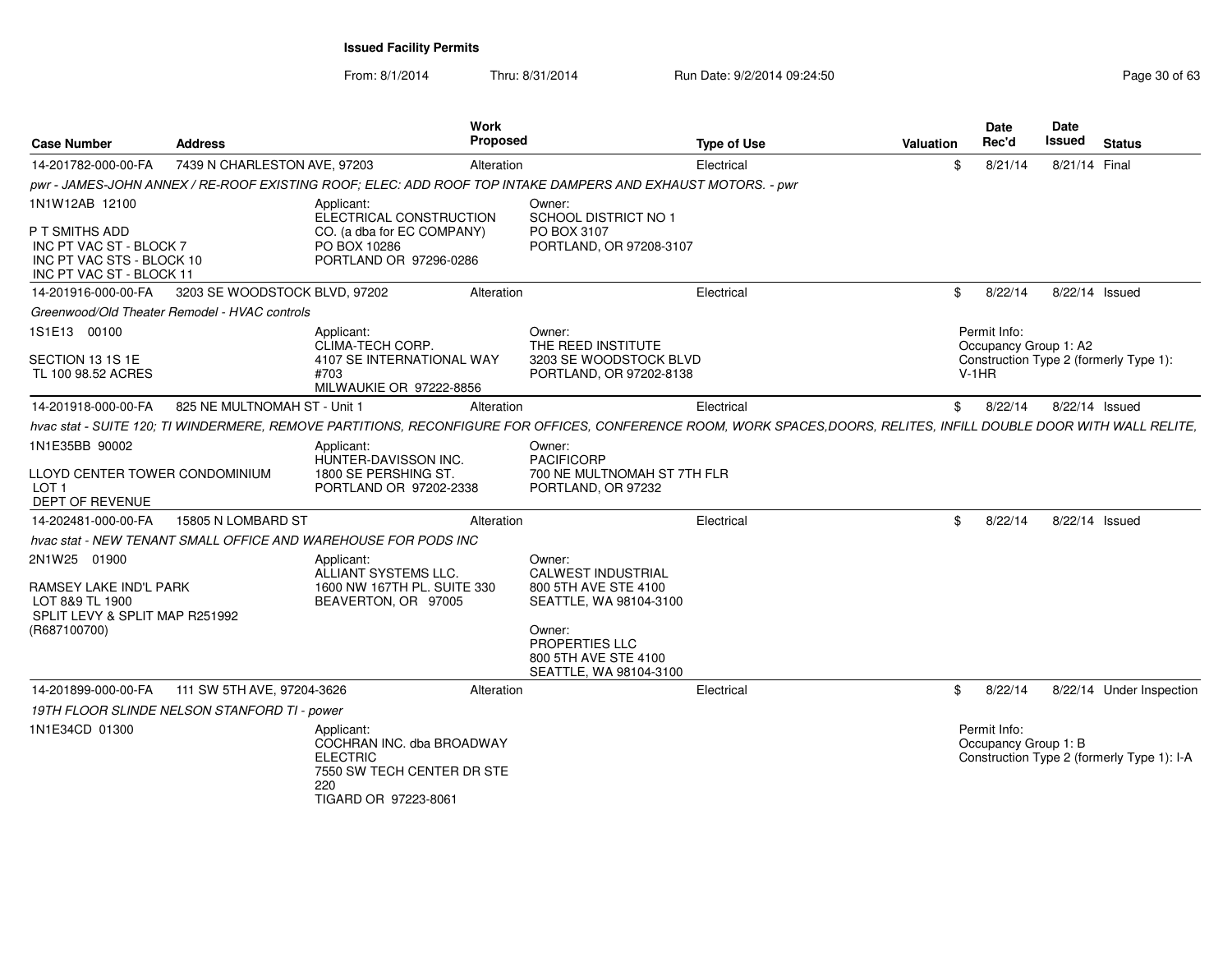## Issued Facility Permits

From: 8/1/2014 Thru: 8/31/2014 Run Date: 9/2/2014 09:24:50

| Case Number | Address | Work Proposed | Type of Use | Valuation | Date Rec'd | Date Issued | Status |
|---|---|---|---|---|---|---|---|
| 14-201782-000-00-FA | 7439 N CHARLESTON AVE, 97203 | Alteration | Electrical | $ | 8/21/14 | 8/21/14 | Final |

*pwr - JAMES-JOHN ANNEX / RE-ROOF EXISTING ROOF; ELEC: ADD ROOF TOP INTAKE DAMPERS AND EXHAUST MOTORS. - pwr*

1N1W12AB 12100

P T SMITHS ADD
INC PT VAC ST - BLOCK 7
INC PT VAC STS - BLOCK 10
INC PT VAC ST - BLOCK 11

Applicant:
ELECTRICAL CONSTRUCTION CO. (a dba for EC COMPANY)
PO BOX 10286
PORTLAND OR 97296-0286

Owner:
SCHOOL DISTRICT NO 1
PO BOX 3107
PORTLAND, OR 97208-3107

| Case Number | Address | Work Proposed | Type of Use | Valuation | Date Rec'd | Date Issued | Status |
|---|---|---|---|---|---|---|---|
| 14-201916-000-00-FA | 3203 SE WOODSTOCK BLVD, 97202 | Alteration | Electrical | $ | 8/22/14 | 8/22/14 | Issued |

*Greenwood/Old Theater Remodel - HVAC controls*

1S1E13 00100

SECTION 13 1S 1E
TL 100 98.52 ACRES

Applicant:
CLIMA-TECH CORP.
4107 SE INTERNATIONAL WAY #703
MILWAUKIE OR 97222-8856

Owner:
THE REED INSTITUTE
3203 SE WOODSTOCK BLVD
PORTLAND, OR 97202-8138

Permit Info:
Occupancy Group 1: A2
Construction Type 2 (formerly Type 1): V-1HR

| Case Number | Address | Work Proposed | Type of Use | Valuation | Date Rec'd | Date Issued | Status |
|---|---|---|---|---|---|---|---|
| 14-201918-000-00-FA | 825 NE MULTNOMAH ST - Unit 1 | Alteration | Electrical | $ | 8/22/14 | 8/22/14 | Issued |

*hvac stat - SUITE 120; TI WINDERMERE, REMOVE PARTITIONS, RECONFIGURE FOR OFFICES, CONFERENCE ROOM, WORK SPACES,DOORS, RELITES, INFILL DOUBLE DOOR WITH WALL RELITE,*

1N1E35BB 90002

LLOYD CENTER TOWER CONDOMINIUM
LOT 1
DEPT OF REVENUE

Applicant:
HUNTER-DAVISSON INC.
1800 SE PERSHING ST.
PORTLAND OR 97202-2338

Owner:
PACIFICORP
700 NE MULTNOMAH ST 7TH FLR
PORTLAND, OR 97232

| Case Number | Address | Work Proposed | Type of Use | Valuation | Date Rec'd | Date Issued | Status |
|---|---|---|---|---|---|---|---|
| 14-202481-000-00-FA | 15805 N LOMBARD ST | Alteration | Electrical | $ | 8/22/14 | 8/22/14 | Issued |

*hvac stat - NEW TENANT SMALL OFFICE AND WAREHOUSE FOR PODS INC*

2N1W25 01900

RAMSEY LAKE IND'L PARK
LOT 8&9 TL 1900
SPLIT LEVY & SPLIT MAP R251992
(R687100700)

Applicant:
ALLIANT SYSTEMS LLC.
1600 NW 167TH PL. SUITE 330
BEAVERTON, OR 97005

Owner:
CALWEST INDUSTRIAL
800 5TH AVE STE 4100
SEATTLE, WA 98104-3100

Owner:
PROPERTIES LLC
800 5TH AVE STE 4100
SEATTLE, WA 98104-3100

| Case Number | Address | Work Proposed | Type of Use | Valuation | Date Rec'd | Date Issued | Status |
|---|---|---|---|---|---|---|---|
| 14-201899-000-00-FA | 111 SW 5TH AVE, 97204-3626 | Alteration | Electrical | $ | 8/22/14 | 8/22/14 | Under Inspection |

*19TH FLOOR SLINDE NELSON STANFORD TI - power*

1N1E34CD 01300

Applicant:
COCHRAN INC. dba BROADWAY ELECTRIC
7550 SW TECH CENTER DR STE 220
TIGARD OR 97223-8061

Permit Info:
Occupancy Group 1: B
Construction Type 2 (formerly Type 1): I-A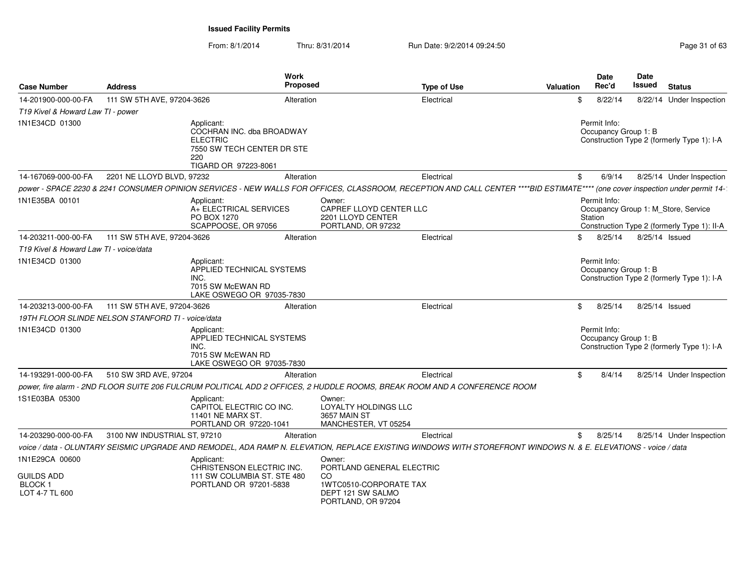**Issued Facility Permits**

From: 8/1/2014 Thru: 8/31/2014 Run Date: 9/2/2014 09:24:50

| Case Number | Address | Work Proposed | Type of Use | Valuation | Date Rec'd | Date Issued | Status |
|---|---|---|---|---|---|---|---|
| 14-201900-000-00-FA | 111 SW 5TH AVE, 97204-3626 | Alteration | Electrical | $ | 8/22/14 | 8/22/14 | Under Inspection |

*T19 Kivel & Howard Law TI - power*

1N1E34CD 01300

Applicant:
COCHRAN INC. dba BROADWAY ELECTRIC
7550 SW TECH CENTER DR STE 220
TIGARD OR 97223-8061

Permit Info:
Occupancy Group 1: B
Construction Type 2 (formerly Type 1): I-A

| Case Number | Address | Work Proposed | Type of Use | Valuation | Date Rec'd | Date Issued | Status |
|---|---|---|---|---|---|---|---|
| 14-167069-000-00-FA | 2201 NE LLOYD BLVD, 97232 | Alteration | Electrical | $ | 6/9/14 | 8/25/14 | Under Inspection |

*power - SPACE 2230 & 2241 CONSUMER OPINION SERVICES - NEW WALLS FOR OFFICES, CLASSROOM, RECEPTION AND CALL CENTER ****BID ESTIMATE**** (one cover inspection under permit 14-*

1N1E35BA 00101

Applicant:
A+ ELECTRICAL SERVICES
PO BOX 1270
SCAPPOOSE, OR 97056

Owner:
CAPREF LLOYD CENTER LLC
2201 LLOYD CENTER
PORTLAND, OR 97232

Permit Info:
Occupancy Group 1: M_Store, Service Station
Construction Type 2 (formerly Type 1): II-A

| Case Number | Address | Work Proposed | Type of Use | Valuation | Date Rec'd | Date Issued | Status |
|---|---|---|---|---|---|---|---|
| 14-203211-000-00-FA | 111 SW 5TH AVE, 97204-3626 | Alteration | Electrical | $ | 8/25/14 | 8/25/14 | Issued |

*T19 Kivel & Howard Law TI - voice/data*

1N1E34CD 01300

Applicant:
APPLIED TECHNICAL SYSTEMS INC.
7015 SW McEWAN RD
LAKE OSWEGO OR 97035-7830

Permit Info:
Occupancy Group 1: B
Construction Type 2 (formerly Type 1): I-A

| Case Number | Address | Work Proposed | Type of Use | Valuation | Date Rec'd | Date Issued | Status |
|---|---|---|---|---|---|---|---|
| 14-203213-000-00-FA | 111 SW 5TH AVE, 97204-3626 | Alteration | Electrical | $ | 8/25/14 | 8/25/14 | Issued |

*19TH FLOOR SLINDE NELSON STANFORD TI - voice/data*

1N1E34CD 01300

Applicant:
APPLIED TECHNICAL SYSTEMS INC.
7015 SW McEWAN RD
LAKE OSWEGO OR 97035-7830

Permit Info:
Occupancy Group 1: B
Construction Type 2 (formerly Type 1): I-A

| Case Number | Address | Work Proposed | Type of Use | Valuation | Date Rec'd | Date Issued | Status |
|---|---|---|---|---|---|---|---|
| 14-193291-000-00-FA | 510 SW 3RD AVE, 97204 | Alteration | Electrical | $ | 8/4/14 | 8/25/14 | Under Inspection |

*power, fire alarm - 2ND FLOOR SUITE 206 FULCRUM POLITICAL ADD 2 OFFICES, 2 HUDDLE ROOMS, BREAK ROOM AND A CONFERENCE ROOM*

1S1E03BA 05300

Applicant:
CAPITOL ELECTRIC CO INC.
11401 NE MARX ST.
PORTLAND OR 97220-1041

Owner:
LOYALTY HOLDINGS LLC
3657 MAIN ST
MANCHESTER, VT 05254

| Case Number | Address | Work Proposed | Type of Use | Valuation | Date Rec'd | Date Issued | Status |
|---|---|---|---|---|---|---|---|
| 14-203290-000-00-FA | 3100 NW INDUSTRIAL ST, 97210 | Alteration | Electrical | $ | 8/25/14 | 8/25/14 | Under Inspection |

*voice / data - OLUNTARY SEISMIC UPGRADE AND REMODEL, ADA RAMP N. ELEVATION, REPLACE EXISTING WINDOWS WITH STOREFRONT WINDOWS N. & E. ELEVATIONS - voice / data*

1N1E29CA 00600

GUILDS ADD
BLOCK 1
LOT 4-7 TL 600

Applicant:
CHRISTENSON ELECTRIC INC.
111 SW COLUMBIA ST. STE 480
PORTLAND OR 97201-5838

Owner:
PORTLAND GENERAL ELECTRIC CO
1WTC0510-CORPORATE TAX DEPT 121 SW SALMO
PORTLAND, OR 97204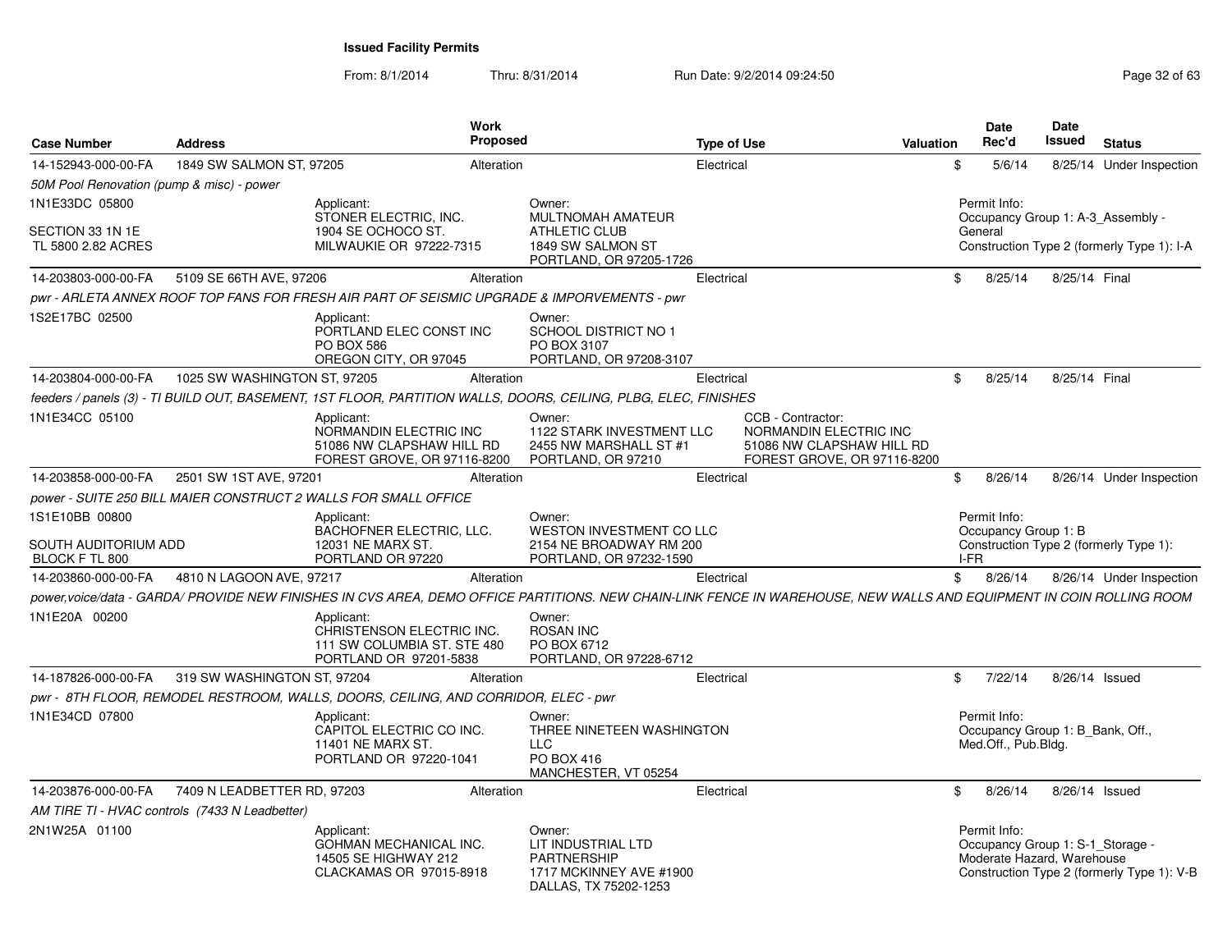**Issued Facility Permits**

From: 8/1/2014 Thru: 8/31/2014 Run Date: 9/2/2014 09:24:50

| Case Number | Address | Work Proposed | Type of Use | Valuation | Date Rec'd | Date Issued | Status |
|---|---|---|---|---|---|---|---|
| 14-152943-000-00-FA | 1849 SW SALMON ST, 97205 | Alteration | Electrical | $ | 5/6/14 | 8/25/14 | Under Inspection |

*50M Pool Renovation (pump & misc) - power*

1N1E33DC 05800

SECTION 33 1N 1E
TL 5800 2.82 ACRES

Applicant: STONER ELECTRIC, INC. 1904 SE OCHOCO ST. MILWAUKIE OR 97222-7315

Owner: MULTNOMAH AMATEUR ATHLETIC CLUB 1849 SW SALMON ST PORTLAND, OR 97205-1726

Permit Info: Occupancy Group 1: A-3_Assembly - General; Construction Type 2 (formerly Type 1): I-A

| Case Number | Address | Work Proposed | Type of Use | Valuation | Date Rec'd | Date Issued | Status |
|---|---|---|---|---|---|---|---|
| 14-203803-000-00-FA | 5109 SE 66TH AVE, 97206 | Alteration | Electrical | $ | 8/25/14 | 8/25/14 | Final |

*pwr - ARLETA ANNEX ROOF TOP FANS FOR FRESH AIR PART OF SEISMIC UPGRADE & IMPORVEMENTS - pwr*

1S2E17BC 02500

Applicant: PORTLAND ELEC CONST INC PO BOX 586 OREGON CITY, OR 97045

Owner: SCHOOL DISTRICT NO 1 PO BOX 3107 PORTLAND, OR 97208-3107

| Case Number | Address | Work Proposed | Type of Use | Valuation | Date Rec'd | Date Issued | Status |
|---|---|---|---|---|---|---|---|
| 14-203804-000-00-FA | 1025 SW WASHINGTON ST, 97205 | Alteration | Electrical | $ | 8/25/14 | 8/25/14 | Final |

*feeders / panels (3) - TI BUILD OUT, BASEMENT, 1ST FLOOR, PARTITION WALLS, DOORS, CEILING, PLBG, ELEC, FINISHES*

1N1E34CC 05100

Applicant: NORMANDIN ELECTRIC INC 51086 NW CLAPSHAW HILL RD FOREST GROVE, OR 97116-8200

Owner: 1122 STARK INVESTMENT LLC 2455 NW MARSHALL ST #1 PORTLAND, OR 97210

CCB - Contractor: NORMANDIN ELECTRIC INC 51086 NW CLAPSHAW HILL RD FOREST GROVE, OR 97116-8200

| Case Number | Address | Work Proposed | Type of Use | Valuation | Date Rec'd | Date Issued | Status |
|---|---|---|---|---|---|---|---|
| 14-203858-000-00-FA | 2501 SW 1ST AVE, 97201 | Alteration | Electrical | $ | 8/26/14 | 8/26/14 | Under Inspection |

*power - SUITE 250 BILL MAIER CONSTRUCT 2 WALLS FOR SMALL OFFICE*

1S1E10BB 00800

SOUTH AUDITORIUM ADD
BLOCK F TL 800

Applicant: BACHOFNER ELECTRIC, LLC. 12031 NE MARX ST. PORTLAND OR 97220

Owner: WESTON INVESTMENT CO LLC 2154 NE BROADWAY RM 200 PORTLAND, OR 97232-1590

Permit Info: Occupancy Group 1: B; Construction Type 2 (formerly Type 1): I-FR

| Case Number | Address | Work Proposed | Type of Use | Valuation | Date Rec'd | Date Issued | Status |
|---|---|---|---|---|---|---|---|
| 14-203860-000-00-FA | 4810 N LAGOON AVE, 97217 | Alteration | Electrical | $ | 8/26/14 | 8/26/14 | Under Inspection |

*power,voice/data - GARDA/ PROVIDE NEW FINISHES IN CVS AREA, DEMO OFFICE PARTITIONS. NEW CHAIN-LINK FENCE IN WAREHOUSE, NEW WALLS AND EQUIPMENT IN COIN ROLLING ROOM*

1N1E20A 00200

Applicant: CHRISTENSON ELECTRIC INC. 111 SW COLUMBIA ST. STE 480 PORTLAND OR 97201-5838

Owner: ROSAN INC PO BOX 6712 PORTLAND, OR 97228-6712

| Case Number | Address | Work Proposed | Type of Use | Valuation | Date Rec'd | Date Issued | Status |
|---|---|---|---|---|---|---|---|
| 14-187826-000-00-FA | 319 SW WASHINGTON ST, 97204 | Alteration | Electrical | $ | 7/22/14 | 8/26/14 | Issued |

*pwr - 8TH FLOOR, REMODEL RESTROOM, WALLS, DOORS, CEILING, AND CORRIDOR, ELEC - pwr*

1N1E34CD 07800

Applicant: CAPITOL ELECTRIC CO INC. 11401 NE MARX ST. PORTLAND OR 97220-1041

Owner: THREE NINETEEN WASHINGTON LLC PO BOX 416 MANCHESTER, VT 05254

Permit Info: Occupancy Group 1: B_Bank, Off., Med.Off., Pub.Bldg.

| Case Number | Address | Work Proposed | Type of Use | Valuation | Date Rec'd | Date Issued | Status |
|---|---|---|---|---|---|---|---|
| 14-203876-000-00-FA | 7409 N LEADBETTER RD, 97203 | Alteration | Electrical | $ | 8/26/14 | 8/26/14 | Issued |

*AM TIRE TI - HVAC controls (7433 N Leadbetter)*

2N1W25A 01100

Applicant: GOHMAN MECHANICAL INC. 14505 SE HIGHWAY 212 CLACKAMAS OR 97015-8918

Owner: LIT INDUSTRIAL LTD PARTNERSHIP 1717 MCKINNEY AVE #1900 DALLAS, TX 75202-1253

Permit Info: Occupancy Group 1: S-1_Storage - Moderate Hazard, Warehouse; Construction Type 2 (formerly Type 1): V-B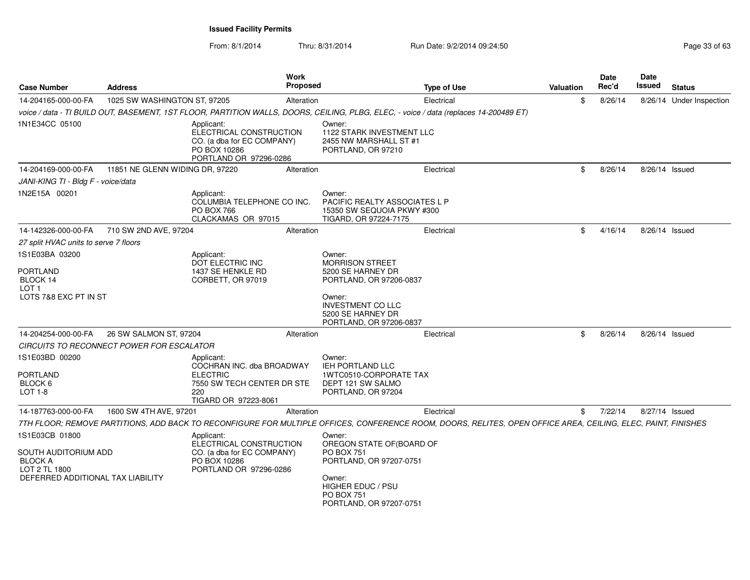**Issued Facility Permits**

From: 8/1/2014 Thru: 8/31/2014 Run Date: 9/2/2014 09:24:50

| Case Number | Address | Work Proposed | Type of Use | Valuation | Date Rec'd | Date Issued | Status |
|---|---|---|---|---|---|---|---|
| 14-204165-000-00-FA | 1025 SW WASHINGTON ST, 97205 | Alteration | Electrical | $ | 8/26/14 | 8/26/14 | Under Inspection |

*voice / data - TI BUILD OUT, BASEMENT, 1ST FLOOR, PARTITION WALLS, DOORS, CEILING, PLBG, ELEC, - voice / data (replaces 14-200489 ET)*

1N1E34CC 05100

Applicant:
ELECTRICAL CONSTRUCTION CO. (a dba for EC COMPANY)
PO BOX 10286
PORTLAND OR 97296-0286

Owner:
1122 STARK INVESTMENT LLC
2455 NW MARSHALL ST #1
PORTLAND, OR 97210

| Case Number | Address | Work Proposed | Type of Use | Valuation | Date Rec'd | Date Issued | Status |
|---|---|---|---|---|---|---|---|
| 14-204169-000-00-FA | 11851 NE GLENN WIDING DR, 97220 | Alteration | Electrical | $ | 8/26/14 | 8/26/14 | Issued |

*JANI-KING TI - Bldg F - voice/data*

1N2E15A 00201

Applicant:
COLUMBIA TELEPHONE CO INC.
PO BOX 766
CLACKAMAS OR 97015

Owner:
PACIFIC REALTY ASSOCIATES L P
15350 SW SEQUOIA PKWY #300
TIGARD, OR 97224-7175

| Case Number | Address | Work Proposed | Type of Use | Valuation | Date Rec'd | Date Issued | Status |
|---|---|---|---|---|---|---|---|
| 14-142326-000-00-FA | 710 SW 2ND AVE, 97204 | Alteration | Electrical | $ | 4/16/14 | 8/26/14 | Issued |

*27 split HVAC units to serve 7 floors*

1S1E03BA 03200

PORTLAND
BLOCK 14
LOT 1
LOTS 7&8 EXC PT IN ST

Applicant:
DOT ELECTRIC INC
1437 SE HENKLE RD
CORBETT, OR 97019

Owner:
MORRISON STREET
5200 SE HARNEY DR
PORTLAND, OR 97206-0837

Owner:
INVESTMENT CO LLC
5200 SE HARNEY DR
PORTLAND, OR 97206-0837

| Case Number | Address | Work Proposed | Type of Use | Valuation | Date Rec'd | Date Issued | Status |
|---|---|---|---|---|---|---|---|
| 14-204254-000-00-FA | 26 SW SALMON ST, 97204 | Alteration | Electrical | $ | 8/26/14 | 8/26/14 | Issued |

*CIRCUITS TO RECONNECT POWER FOR ESCALATOR*

1S1E03BD 00200

PORTLAND
BLOCK 6
LOT 1-8

Applicant:
COCHRAN INC. dba BROADWAY ELECTRIC
7550 SW TECH CENTER DR STE 220
TIGARD OR 97223-8061

Owner:
IEH PORTLAND LLC
1WTC0510-CORPORATE TAX
DEPT 121 SW SALMO
PORTLAND, OR 97204

| Case Number | Address | Work Proposed | Type of Use | Valuation | Date Rec'd | Date Issued | Status |
|---|---|---|---|---|---|---|---|
| 14-187763-000-00-FA | 1600 SW 4TH AVE, 97201 | Alteration | Electrical | $ | 7/22/14 | 8/27/14 | Issued |

*7TH FLOOR; REMOVE PARTITIONS, ADD BACK TO RECONFIGURE FOR MULTIPLE OFFICES, CONFERENCE ROOM, DOORS, RELITES, OPEN OFFICE AREA, CEILING, ELEC, PAINT, FINISHES*

1S1E03CB 01800

SOUTH AUDITORIUM ADD
BLOCK A
LOT 2 TL 1800
DEFERRED ADDITIONAL TAX LIABILITY

Applicant:
ELECTRICAL CONSTRUCTION CO. (a dba for EC COMPANY)
PO BOX 10286
PORTLAND OR 97296-0286

Owner:
OREGON STATE OF(BOARD OF
PO BOX 751
PORTLAND, OR 97207-0751

Owner:
HIGHER EDUC / PSU
PO BOX 751
PORTLAND, OR 97207-0751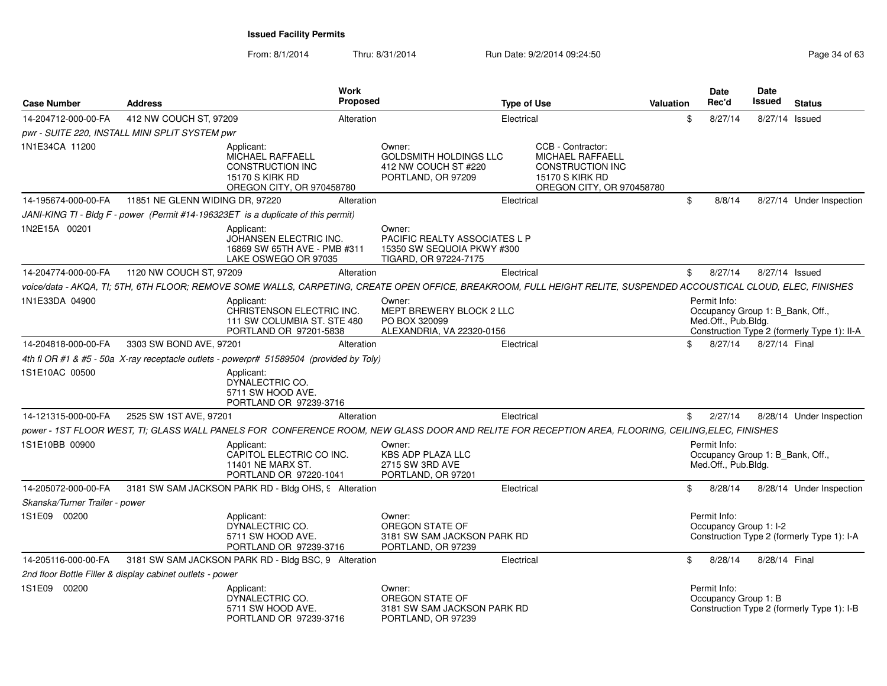**Issued Facility Permits**

From: 8/1/2014 Thru: 8/31/2014 Run Date: 9/2/2014 09:24:50

| Case Number | Address | Work Proposed | Type of Use | Valuation | Date Rec'd | Date Issued | Status |
|---|---|---|---|---|---|---|---|
| 14-204712-000-00-FA | 412 NW COUCH ST, 97209 | Alteration | Electrical | $ | 8/27/14 | 8/27/14 | Issued |

*pwr - SUITE 220, INSTALL MINI SPLIT SYSTEM pwr*

1N1E34CA 11200

Applicant: MICHAEL RAFFAELL CONSTRUCTION INC, 15170 S KIRK RD, OREGON CITY, OR 970458780

Owner: GOLDSMITH HOLDINGS LLC, 412 NW COUCH ST #220, PORTLAND, OR 97209

CCB - Contractor: MICHAEL RAFFAELL CONSTRUCTION INC, 15170 S KIRK RD, OREGON CITY, OR 970458780

| Case Number | Address | Work Proposed | Type of Use | Valuation | Date Rec'd | Date Issued | Status |
|---|---|---|---|---|---|---|---|
| 14-195674-000-00-FA | 11851 NE GLENN WIDING DR, 97220 | Alteration | Electrical | $ | 8/8/14 | 8/27/14 | Under Inspection |

*JANI-KING TI - Bldg F - power (Permit #14-196323ET is a duplicate of this permit)*

1N2E15A 00201

Applicant: JOHANSEN ELECTRIC INC., 16869 SW 65TH AVE - PMB #311, LAKE OSWEGO OR 97035

Owner: PACIFIC REALTY ASSOCIATES L P, 15350 SW SEQUOIA PKWY #300, TIGARD, OR 97224-7175

| Case Number | Address | Work Proposed | Type of Use | Valuation | Date Rec'd | Date Issued | Status |
|---|---|---|---|---|---|---|---|
| 14-204774-000-00-FA | 1120 NW COUCH ST, 97209 | Alteration | Electrical | $ | 8/27/14 | 8/27/14 | Issued |

*voice/data - AKQA, TI; 5TH, 6TH FLOOR; REMOVE SOME WALLS, CARPETING, CREATE OPEN OFFICE, BREAKROOM, FULL HEIGHT RELITE, SUSPENDED ACCOUSTICAL CLOUD, ELEC, FINISHES*

1N1E33DA 04900

Applicant: CHRISTENSON ELECTRIC INC., 111 SW COLUMBIA ST. STE 480, PORTLAND OR 97201-5838

Owner: MEPT BREWERY BLOCK 2 LLC, PO BOX 320099, ALEXANDRIA, VA 22320-0156

Permit Info: Occupancy Group 1: B_Bank, Off., Med.Off., Pub.Bldg. Construction Type 2 (formerly Type 1): II-A

| Case Number | Address | Work Proposed | Type of Use | Valuation | Date Rec'd | Date Issued | Status |
|---|---|---|---|---|---|---|---|
| 14-204818-000-00-FA | 3303 SW BOND AVE, 97201 | Alteration | Electrical | $ | 8/27/14 | 8/27/14 | Final |

*4th fl OR #1 & #5 - 50a X-ray receptacle outlets - powerpr# 51589504 (provided by Toly)*

1S1E10AC 00500

Applicant: DYNALECTRIC CO., 5711 SW HOOD AVE., PORTLAND OR 97239-3716

| Case Number | Address | Work Proposed | Type of Use | Valuation | Date Rec'd | Date Issued | Status |
|---|---|---|---|---|---|---|---|
| 14-121315-000-00-FA | 2525 SW 1ST AVE, 97201 | Alteration | Electrical | $ | 2/27/14 | 8/28/14 | Under Inspection |

*power - 1ST FLOOR WEST, TI; GLASS WALL PANELS FOR CONFERENCE ROOM, NEW GLASS DOOR AND RELITE FOR RECEPTION AREA, FLOORING, CEILING,ELEC, FINISHES*

1S1E10BB 00900

Applicant: CAPITOL ELECTRIC CO INC., 11401 NE MARX ST., PORTLAND OR 97220-1041

Owner: KBS ADP PLAZA LLC, 2715 SW 3RD AVE, PORTLAND, OR 97201

Permit Info: Occupancy Group 1: B_Bank, Off., Med.Off., Pub.Bldg.

| Case Number | Address | Work Proposed | Type of Use | Valuation | Date Rec'd | Date Issued | Status |
|---|---|---|---|---|---|---|---|
| 14-205072-000-00-FA | 3181 SW SAM JACKSON PARK RD - Bldg OHS, 9 | Alteration | Electrical | $ | 8/28/14 | 8/28/14 | Under Inspection |

*Skanska/Turner Trailer - power*

1S1E09 00200

Applicant: DYNALECTRIC CO., 5711 SW HOOD AVE., PORTLAND OR 97239-3716

Owner: OREGON STATE OF, 3181 SW SAM JACKSON PARK RD, PORTLAND, OR 97239

Permit Info: Occupancy Group 1: I-2, Construction Type 2 (formerly Type 1): I-A

| Case Number | Address | Work Proposed | Type of Use | Valuation | Date Rec'd | Date Issued | Status |
|---|---|---|---|---|---|---|---|
| 14-205116-000-00-FA | 3181 SW SAM JACKSON PARK RD - Bldg BSC, 9 | Alteration | Electrical | $ | 8/28/14 | 8/28/14 | Final |

*2nd floor Bottle Filler & display cabinet outlets - power*

1S1E09 00200

Applicant: DYNALECTRIC CO., 5711 SW HOOD AVE., PORTLAND OR 97239-3716

Owner: OREGON STATE OF, 3181 SW SAM JACKSON PARK RD, PORTLAND, OR 97239

Permit Info: Occupancy Group 1: B, Construction Type 2 (formerly Type 1): I-B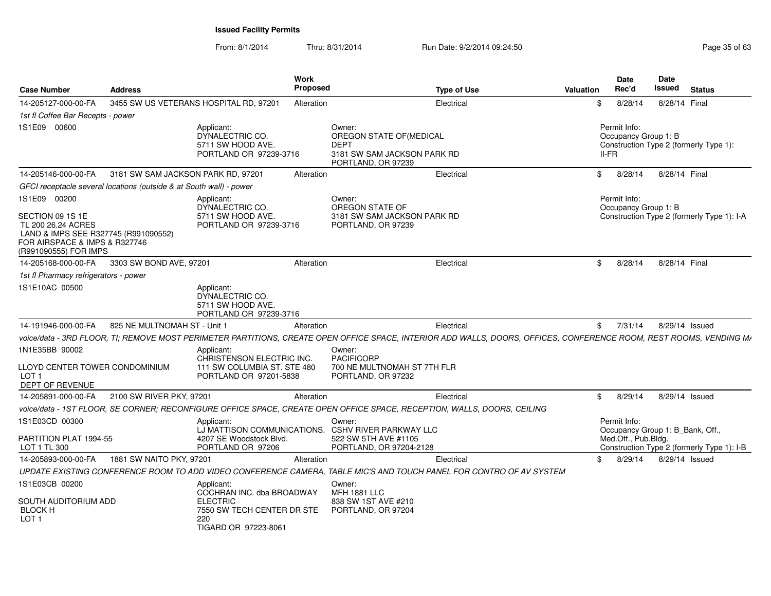# Issued Facility Permits

From: 8/1/2014 Thru: 8/31/2014 Run Date: 9/2/2014 09:24:50

| Case Number | Address | Work Proposed | Type of Use | Valuation | Date Rec'd | Date Issued | Status |
|---|---|---|---|---|---|---|---|
| 14-205127-000-00-FA | 3455 SW US VETERANS HOSPITAL RD, 97201 | Alteration | Electrical | $ | 8/28/14 | 8/28/14 | Final |

*1st fl Coffee Bar Recepts - power*

1S1E09 00600

Applicant: DYNALECTRIC CO. 5711 SW HOOD AVE. PORTLAND OR 97239-3716

Owner: OREGON STATE OF(MEDICAL DEPT 3181 SW SAM JACKSON PARK RD PORTLAND, OR 97239

Permit Info: Occupancy Group 1: B Construction Type 2 (formerly Type 1): II-FR

| Case Number | Address | Work Proposed | Type of Use | Valuation | Date Rec'd | Date Issued | Status |
|---|---|---|---|---|---|---|---|
| 14-205146-000-00-FA | 3181 SW SAM JACKSON PARK RD, 97201 | Alteration | Electrical | $ | 8/28/14 | 8/28/14 | Final |

*GFCI receptacle several locations (outside & at South wall) - power*

1S1E09 00200

SECTION 09 1S 1E
TL 200 26.24 ACRES
LAND & IMPS SEE R327745 (R991090552)
FOR AIRSPACE & IMPS & R327746
(R991090555) FOR IMPS

Applicant: DYNALECTRIC CO. 5711 SW HOOD AVE. PORTLAND OR 97239-3716

Owner: OREGON STATE OF 3181 SW SAM JACKSON PARK RD PORTLAND, OR 97239

Permit Info: Occupancy Group 1: B Construction Type 2 (formerly Type 1): I-A

| Case Number | Address | Work Proposed | Type of Use | Valuation | Date Rec'd | Date Issued | Status |
|---|---|---|---|---|---|---|---|
| 14-205168-000-00-FA | 3303 SW BOND AVE, 97201 | Alteration | Electrical | $ | 8/28/14 | 8/28/14 | Final |

*1st fl Pharmacy refrigerators - power*

1S1E10AC 00500

Applicant: DYNALECTRIC CO. 5711 SW HOOD AVE. PORTLAND OR 97239-3716

| Case Number | Address | Work Proposed | Type of Use | Valuation | Date Rec'd | Date Issued | Status |
|---|---|---|---|---|---|---|---|
| 14-191946-000-00-FA | 825 NE MULTNOMAH ST - Unit 1 | Alteration | Electrical | $ | 7/31/14 | 8/29/14 | Issued |

*voice/data - 3RD FLOOR, TI; REMOVE MOST PERIMETER PARTITIONS, CREATE OPEN OFFICE SPACE, INTERIOR ADD WALLS, DOORS, OFFICES, CONFERENCE ROOM, REST ROOMS, VENDING MA*

1N1E35BB 90002

LLOYD CENTER TOWER CONDOMINIUM
LOT 1
DEPT OF REVENUE

Applicant: CHRISTENSON ELECTRIC INC. 111 SW COLUMBIA ST. STE 480 PORTLAND OR 97201-5838

Owner: PACIFICORP 700 NE MULTNOMAH ST 7TH FLR PORTLAND, OR 97232

| Case Number | Address | Work Proposed | Type of Use | Valuation | Date Rec'd | Date Issued | Status |
|---|---|---|---|---|---|---|---|
| 14-205891-000-00-FA | 2100 SW RIVER PKY, 97201 | Alteration | Electrical | $ | 8/29/14 | 8/29/14 | Issued |

*voice/data - 1ST FLOOR, SE CORNER; RECONFIGURE OFFICE SPACE, CREATE OPEN OFFICE SPACE, RECEPTION, WALLS, DOORS, CEILING*

1S1E03CD 00300

PARTITION PLAT 1994-55
LOT 1 TL 300

Applicant: LJ MATTISON COMMUNICATIONS. 4207 SE Woodstock Blvd. PORTLAND OR 97206

Owner: CSHV RIVER PARKWAY LLC 522 SW 5TH AVE #1105 PORTLAND, OR 97204-2128

Permit Info: Occupancy Group 1: B_Bank, Off., Med.Off., Pub.Bldg. Construction Type 2 (formerly Type 1): I-B

| Case Number | Address | Work Proposed | Type of Use | Valuation | Date Rec'd | Date Issued | Status |
|---|---|---|---|---|---|---|---|
| 14-205893-000-00-FA | 1881 SW NAITO PKY, 97201 | Alteration | Electrical | $ | 8/29/14 | 8/29/14 | Issued |

*UPDATE EXISTING CONFERENCE ROOM TO ADD VIDEO CONFERENCE CAMERA, TABLE MIC'S AND TOUCH PANEL FOR CONTRO OF AV SYSTEM*

1S1E03CB 00200

SOUTH AUDITORIUM ADD
BLOCK H
LOT 1

Applicant: COCHRAN INC. dba BROADWAY ELECTRIC 7550 SW TECH CENTER DR STE 220 TIGARD OR 97223-8061

Owner: MFH 1881 LLC 838 SW 1ST AVE #210 PORTLAND, OR 97204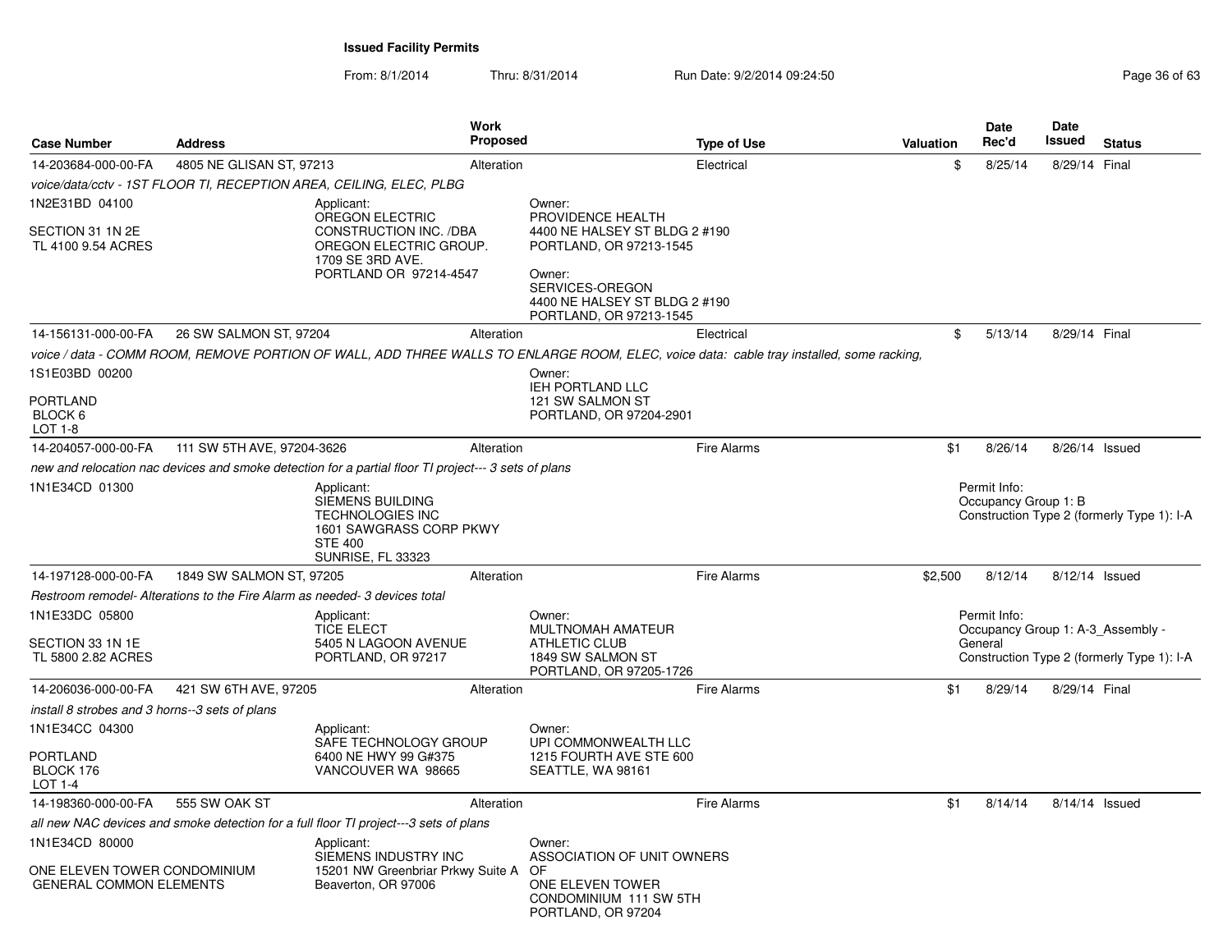**Issued Facility Permits**

From: 8/1/2014 Thru: 8/31/2014 Run Date: 9/2/2014 09:24:50

| Case Number | Address | Work Proposed | Type of Use | Valuation | Date Rec'd | Date Issued | Status |
|---|---|---|---|---|---|---|---|
| 14-203684-000-00-FA | 4805 NE GLISAN ST, 97213 | Alteration | Electrical | $ | 8/25/14 | 8/29/14 | Final |
| *voice/data/cctv - 1ST FLOOR TI, RECEPTION AREA, CEILING, ELEC, PLBG* | | | | | | | |
| 1N2E31BD 04100<br>SECTION 31 1N 2E<br>TL 4100 9.54 ACRES | Applicant:<br>OREGON ELECTRIC CONSTRUCTION INC. /DBA OREGON ELECTRIC GROUP.<br>1709 SE 3RD AVE.<br>PORTLAND OR 97214-4547 | Owner:<br>PROVIDENCE HEALTH<br>4400 NE HALSEY ST BLDG 2 #190<br>PORTLAND, OR 97213-1545<br>Owner:<br>SERVICES-OREGON<br>4400 NE HALSEY ST BLDG 2 #190<br>PORTLAND, OR 97213-1545 | | | | | |
| 14-156131-000-00-FA | 26 SW SALMON ST, 97204 | Alteration | Electrical | $ | 5/13/14 | 8/29/14 | Final |
| *voice / data - COMM ROOM, REMOVE PORTION OF WALL, ADD THREE WALLS TO ENLARGE ROOM, ELEC, voice data: cable tray installed, some racking,* | | | | | | | |
| 1S1E03BD 00200<br>PORTLAND<br>BLOCK 6<br>LOT 1-8 | | Owner:<br>IEH PORTLAND LLC<br>121 SW SALMON ST<br>PORTLAND, OR 97204-2901 | | | | | |
| 14-204057-000-00-FA | 111 SW 5TH AVE, 97204-3626 | Alteration | Fire Alarms | $1 | 8/26/14 | 8/26/14 | Issued |
| *new and relocation nac devices and smoke detection for a partial floor TI project--- 3 sets of plans* | | | | | | | |
| 1N1E34CD 01300 | Applicant:<br>SIEMENS BUILDING TECHNOLOGIES INC<br>1601 SAWGRASS CORP PKWY<br>STE 400<br>SUNRISE, FL 33323 | | | Permit Info:<br>Occupancy Group 1: B<br>Construction Type 2 (formerly Type 1): I-A | | | |
| 14-197128-000-00-FA | 1849 SW SALMON ST, 97205 | Alteration | Fire Alarms | $2,500 | 8/12/14 | 8/12/14 | Issued |
| *Restroom remodel- Alterations to the Fire Alarm as needed- 3 devices total* | | | | | | | |
| 1N1E33DC 05800<br>SECTION 33 1N 1E<br>TL 5800 2.82 ACRES | Applicant:<br>TICE ELECT<br>5405 N LAGOON AVENUE<br>PORTLAND, OR 97217 | Owner:<br>MULTNOMAH AMATEUR ATHLETIC CLUB<br>1849 SW SALMON ST<br>PORTLAND, OR 97205-1726 | | Permit Info:<br>Occupancy Group 1: A-3_Assembly - General<br>Construction Type 2 (formerly Type 1): I-A | | | |
| 14-206036-000-00-FA | 421 SW 6TH AVE, 97205 | Alteration | Fire Alarms | $1 | 8/29/14 | 8/29/14 | Final |
| *install 8 strobes and 3 horns--3 sets of plans* | | | | | | | |
| 1N1E34CC 04300<br>PORTLAND<br>BLOCK 176<br>LOT 1-4 | Applicant:<br>SAFE TECHNOLOGY GROUP<br>6400 NE HWY 99 G#375<br>VANCOUVER WA 98665 | Owner:<br>UPI COMMONWEALTH LLC<br>1215 FOURTH AVE STE 600<br>SEATTLE, WA 98161 | | | | | |
| 14-198360-000-00-FA | 555 SW OAK ST | Alteration | Fire Alarms | $1 | 8/14/14 | 8/14/14 | Issued |
| *all new NAC devices and smoke detection for a full floor TI project---3 sets of plans* | | | | | | | |
| 1N1E34CD 80000<br>ONE ELEVEN TOWER CONDOMINIUM<br>GENERAL COMMON ELEMENTS | Applicant:<br>SIEMENS INDUSTRY INC<br>15201 NW Greenbriar Prkwy Suite A<br>Beaverton, OR 97006 | Owner:<br>ASSOCIATION OF UNIT OWNERS OF<br>ONE ELEVEN TOWER CONDOMINIUM 111 SW 5TH<br>PORTLAND, OR 97204 | | | | | |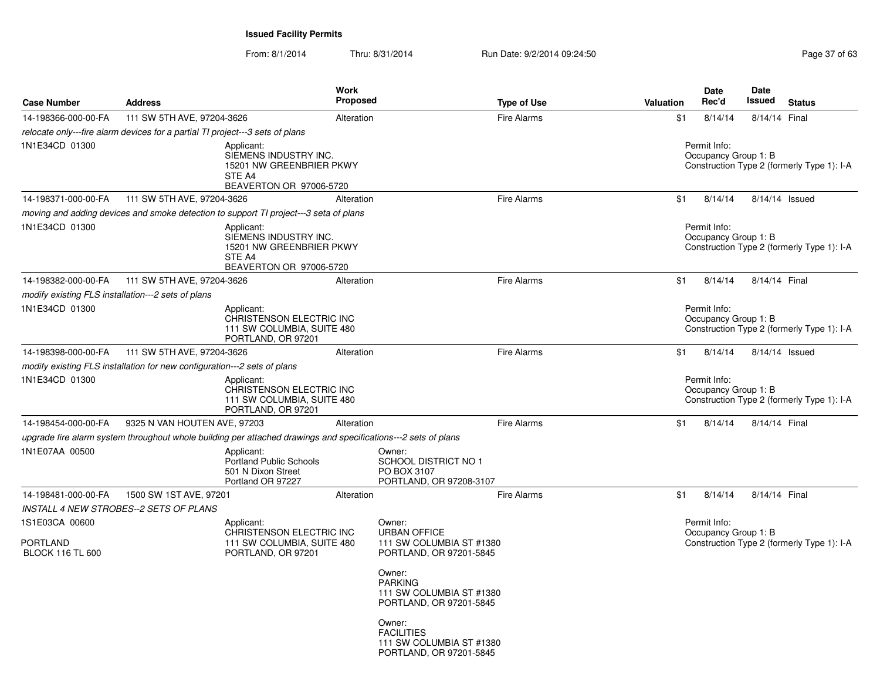**Issued Facility Permits**

From: 8/1/2014 Thru: 8/31/2014 Run Date: 9/2/2014 09:24:50

| Case Number | Address | Work Proposed | Type of Use | Valuation | Date Rec'd | Date Issued | Status |
|---|---|---|---|---|---|---|---|
| 14-198366-000-00-FA | 111 SW 5TH AVE, 97204-3626 | Alteration | Fire Alarms | $1 | 8/14/14 | 8/14/14 | Final |

*relocate only---fire alarm devices for a partial TI project---3 sets of plans*

1N1E34CD 01300

Applicant:
SIEMENS INDUSTRY INC.
15201 NW GREENBRIER PKWY
STE A4
BEAVERTON OR 97006-5720

Permit Info:
Occupancy Group 1: B
Construction Type 2 (formerly Type 1): I-A

| Case Number | Address | Work Proposed | Type of Use | Valuation | Date Rec'd | Date Issued | Status |
|---|---|---|---|---|---|---|---|
| 14-198371-000-00-FA | 111 SW 5TH AVE, 97204-3626 | Alteration | Fire Alarms | $1 | 8/14/14 | 8/14/14 | Issued |

*moving and adding devices and smoke detection to support TI project---3 seta of plans*

1N1E34CD 01300

Applicant:
SIEMENS INDUSTRY INC.
15201 NW GREENBRIER PKWY
STE A4
BEAVERTON OR 97006-5720

Permit Info:
Occupancy Group 1: B
Construction Type 2 (formerly Type 1): I-A

| Case Number | Address | Work Proposed | Type of Use | Valuation | Date Rec'd | Date Issued | Status |
|---|---|---|---|---|---|---|---|
| 14-198382-000-00-FA | 111 SW 5TH AVE, 97204-3626 | Alteration | Fire Alarms | $1 | 8/14/14 | 8/14/14 | Final |

*modify existing FLS installation---2 sets of plans*

1N1E34CD 01300

Applicant:
CHRISTENSON ELECTRIC INC
111 SW COLUMBIA, SUITE 480
PORTLAND, OR 97201

Permit Info:
Occupancy Group 1: B
Construction Type 2 (formerly Type 1): I-A

| Case Number | Address | Work Proposed | Type of Use | Valuation | Date Rec'd | Date Issued | Status |
|---|---|---|---|---|---|---|---|
| 14-198398-000-00-FA | 111 SW 5TH AVE, 97204-3626 | Alteration | Fire Alarms | $1 | 8/14/14 | 8/14/14 | Issued |

*modify existing FLS installation for new configuration---2 sets of plans*

1N1E34CD 01300

Applicant:
CHRISTENSON ELECTRIC INC
111 SW COLUMBIA, SUITE 480
PORTLAND, OR 97201

Permit Info:
Occupancy Group 1: B
Construction Type 2 (formerly Type 1): I-A

| Case Number | Address | Work Proposed | Type of Use | Valuation | Date Rec'd | Date Issued | Status |
|---|---|---|---|---|---|---|---|
| 14-198454-000-00-FA | 9325 N VAN HOUTEN AVE, 97203 | Alteration | Fire Alarms | $1 | 8/14/14 | 8/14/14 | Final |

*upgrade fire alarm system throughout whole building per attached drawings and specifications---2 sets of plans*

1N1E07AA 00500

Applicant:
Portland Public Schools
501 N Dixon Street
Portland OR 97227

Owner:
SCHOOL DISTRICT NO 1
PO BOX 3107
PORTLAND, OR 97208-3107

| Case Number | Address | Work Proposed | Type of Use | Valuation | Date Rec'd | Date Issued | Status |
|---|---|---|---|---|---|---|---|
| 14-198481-000-00-FA | 1500 SW 1ST AVE, 97201 | Alteration | Fire Alarms | $1 | 8/14/14 | 8/14/14 | Final |

*INSTALL 4 NEW STROBES--2 SETS OF PLANS*

1S1E03CA 00600

PORTLAND
BLOCK 116 TL 600

Applicant:
CHRISTENSON ELECTRIC INC
111 SW COLUMBIA, SUITE 480
PORTLAND, OR 97201

Owner:
URBAN OFFICE
111 SW COLUMBIA ST #1380
PORTLAND, OR 97201-5845

Owner:
PARKING
111 SW COLUMBIA ST #1380
PORTLAND, OR 97201-5845

Owner:
FACILITIES
111 SW COLUMBIA ST #1380
PORTLAND, OR 97201-5845

Permit Info:
Occupancy Group 1: B
Construction Type 2 (formerly Type 1): I-A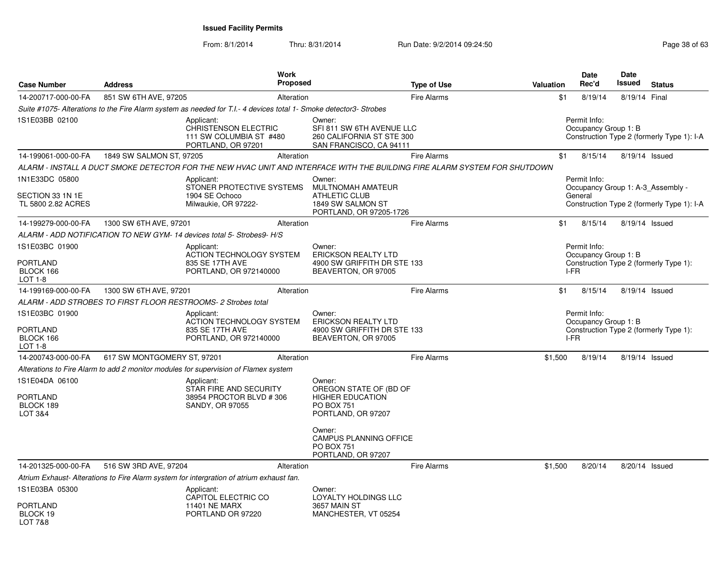**Issued Facility Permits**

From: 8/1/2014 Thru: 8/31/2014 Run Date: 9/2/2014 09:24:50

| Case Number | Address | Work Proposed | Type of Use | Valuation | Date Rec'd | Date Issued | Status |
|---|---|---|---|---|---|---|---|
| 14-200717-000-00-FA | 851 SW 6TH AVE, 97205 | Alteration | Fire Alarms | $1 | 8/19/14 | 8/19/14 | Final |
| *Suite #1075- Alterations to the Fire Alarm system as needed for T.I.- 4 devices total 1- Smoke detector3- Strobes* | | | | | | | |
| 1S1E03BB 02100 | Applicant: CHRISTENSON ELECTRIC 111 SW COLUMBIA ST #480 PORTLAND, OR 97201 | Owner: SFI 811 SW 6TH AVENUE LLC 260 CALIFORNIA ST STE 300 SAN FRANCISCO, CA 94111 | | Permit Info: Occupancy Group 1: B Construction Type 2 (formerly Type 1): I-A | | | |
| 14-199061-000-00-FA | 1849 SW SALMON ST, 97205 | Alteration | Fire Alarms | $1 | 8/15/14 | 8/19/14 | Issued |
| *ALARM - INSTALL A DUCT SMOKE DETECTOR FOR THE NEW HVAC UNIT AND INTERFACE WITH THE BUILDING FIRE ALARM SYSTEM FOR SHUTDOWN* | | | | | | | |
| 1N1E33DC 05800 SECTION 33 1N 1E TL 5800 2.82 ACRES | Applicant: STONER PROTECTIVE SYSTEMS 1904 SE Ochoco Milwaukie, OR 97222- | Owner: MULTNOMAH AMATEUR ATHLETIC CLUB 1849 SW SALMON ST PORTLAND, OR 97205-1726 | | Permit Info: Occupancy Group 1: A-3_Assembly - General Construction Type 2 (formerly Type 1): I-A | | | |
| 14-199279-000-00-FA | 1300 SW 6TH AVE, 97201 | Alteration | Fire Alarms | $1 | 8/15/14 | 8/19/14 | Issued |
| *ALARM - ADD NOTIFICATION TO NEW GYM- 14 devices total 5- Strobes9- H/S* | | | | | | | |
| 1S1E03BC 01900 PORTLAND BLOCK 166 LOT 1-8 | Applicant: ACTION TECHNOLOGY SYSTEM 835 SE 17TH AVE PORTLAND, OR 972140000 | Owner: ERICKSON REALTY LTD 4900 SW GRIFFITH DR STE 133 BEAVERTON, OR 97005 | | Permit Info: Occupancy Group 1: B Construction Type 2 (formerly Type 1): I-FR | | | |
| 14-199169-000-00-FA | 1300 SW 6TH AVE, 97201 | Alteration | Fire Alarms | $1 | 8/15/14 | 8/19/14 | Issued |
| *ALARM - ADD STROBES TO FIRST FLOOR RESTROOMS- 2 Strobes total* | | | | | | | |
| 1S1E03BC 01900 PORTLAND BLOCK 166 LOT 1-8 | Applicant: ACTION TECHNOLOGY SYSTEM 835 SE 17TH AVE PORTLAND, OR 972140000 | Owner: ERICKSON REALTY LTD 4900 SW GRIFFITH DR STE 133 BEAVERTON, OR 97005 | | Permit Info: Occupancy Group 1: B Construction Type 2 (formerly Type 1): I-FR | | | |
| 14-200743-000-00-FA | 617 SW MONTGOMERY ST, 97201 | Alteration | Fire Alarms | $1,500 | 8/19/14 | 8/19/14 | Issued |
| *Alterations to Fire Alarm to add 2 monitor modules for supervision of Flamex system* | | | | | | | |
| 1S1E04DA 06100 PORTLAND BLOCK 189 LOT 3&4 | Applicant: STAR FIRE AND SECURITY 38954 PROCTOR BLVD # 306 SANDY, OR 97055 | Owner: OREGON STATE OF (BD OF HIGHER EDUCATION PO BOX 751 PORTLAND, OR 97207; Owner: CAMPUS PLANNING OFFICE PO BOX 751 PORTLAND, OR 97207 | | | | | |
| 14-201325-000-00-FA | 516 SW 3RD AVE, 97204 | Alteration | Fire Alarms | $1,500 | 8/20/14 | 8/20/14 | Issued |
| *Atrium Exhaust- Alterations to Fire Alarm system for intergration of atrium exhaust fan.* | | | | | | | |
| 1S1E03BA 05300 PORTLAND BLOCK 19 LOT 7&8 | Applicant: CAPITOL ELECTRIC CO 11401 NE MARX PORTLAND OR 97220 | Owner: LOYALTY HOLDINGS LLC 3657 MAIN ST MANCHESTER, VT 05254 | | | | | |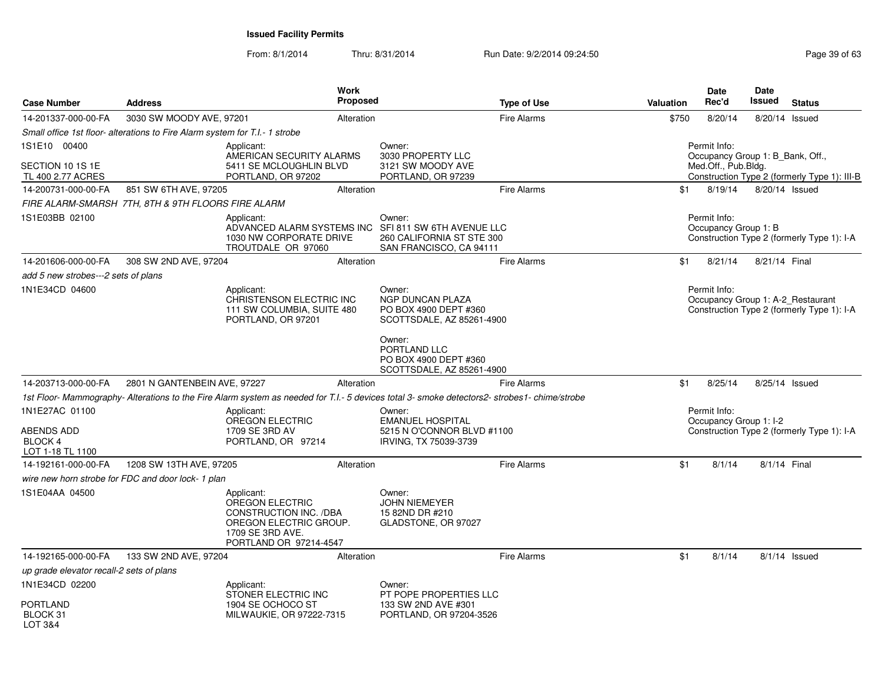**Issued Facility Permits**

From: 8/1/2014 Thru: 8/31/2014 Run Date: 9/2/2014 09:24:50

| Case Number | Address | Work Proposed | Type of Use | Valuation | Date Rec'd | Date Issued | Status |
|---|---|---|---|---|---|---|---|
| 14-201337-000-00-FA | 3030 SW MOODY AVE, 97201 | Alteration | Fire Alarms | $750 | 8/20/14 | 8/20/14 | Issued |

*Small office 1st floor- alterations to Fire Alarm system for T.I.- 1 strobe*

1S1E10 00400
SECTION 10 1S 1E
TL 400 2.77 ACRES

Applicant:
AMERICAN SECURITY ALARMS
5411 SE MCLOUGHLIN BLVD
PORTLAND, OR 97202

Owner:
3030 PROPERTY LLC
3121 SW MOODY AVE
PORTLAND, OR 97239

Permit Info:
Occupancy Group 1: B_Bank, Off., Med.Off., Pub.Bldg.
Construction Type 2 (formerly Type 1): III-B

| Case Number | Address | Work Proposed | Type of Use | Valuation | Date Rec'd | Date Issued | Status |
|---|---|---|---|---|---|---|---|
| 14-200731-000-00-FA | 851 SW 6TH AVE, 97205 | Alteration | Fire Alarms | $1 | 8/19/14 | 8/20/14 | Issued |

*FIRE ALARM-SMARSH 7TH, 8TH & 9TH FLOORS FIRE ALARM*

1S1E03BB 02100

Applicant:
ADVANCED ALARM SYSTEMS INC
1030 NW CORPORATE DRIVE
TROUTDALE OR 97060

Owner:
SFI 811 SW 6TH AVENUE LLC
260 CALIFORNIA ST STE 300
SAN FRANCISCO, CA 94111

Permit Info:
Occupancy Group 1: B
Construction Type 2 (formerly Type 1): I-A

| Case Number | Address | Work Proposed | Type of Use | Valuation | Date Rec'd | Date Issued | Status |
|---|---|---|---|---|---|---|---|
| 14-201606-000-00-FA | 308 SW 2ND AVE, 97204 | Alteration | Fire Alarms | $1 | 8/21/14 | 8/21/14 | Final |

*add 5 new strobes---2 sets of plans*

1N1E34CD 04600

Applicant:
CHRISTENSON ELECTRIC INC
111 SW COLUMBIA, SUITE 480
PORTLAND, OR 97201

Owner:
NGP DUNCAN PLAZA
PO BOX 4900 DEPT #360
SCOTTSDALE, AZ 85261-4900

Owner:
PORTLAND LLC
PO BOX 4900 DEPT #360
SCOTTSDALE, AZ 85261-4900

Permit Info:
Occupancy Group 1: A-2_Restaurant
Construction Type 2 (formerly Type 1): I-A

| Case Number | Address | Work Proposed | Type of Use | Valuation | Date Rec'd | Date Issued | Status |
|---|---|---|---|---|---|---|---|
| 14-203713-000-00-FA | 2801 N GANTENBEIN AVE, 97227 | Alteration | Fire Alarms | $1 | 8/25/14 | 8/25/14 | Issued |

*1st Floor- Mammography- Alterations to the Fire Alarm system as needed for T.I.- 5 devices total 3- smoke detectors2- strobes1- chime/strobe*

1N1E27AC 01100
ABENDS ADD
BLOCK 4
LOT 1-18 TL 1100

Applicant:
OREGON ELECTRIC
1709 SE 3RD AV
PORTLAND, OR 97214

Owner:
EMANUEL HOSPITAL
5215 N O'CONNOR BLVD #1100
IRVING, TX 75039-3739

Permit Info:
Occupancy Group 1: I-2
Construction Type 2 (formerly Type 1): I-A

| Case Number | Address | Work Proposed | Type of Use | Valuation | Date Rec'd | Date Issued | Status |
|---|---|---|---|---|---|---|---|
| 14-192161-000-00-FA | 1208 SW 13TH AVE, 97205 | Alteration | Fire Alarms | $1 | 8/1/14 | 8/1/14 | Final |

*wire new horn strobe for FDC and door lock- 1 plan*

1S1E04AA 04500

Applicant:
OREGON ELECTRIC
CONSTRUCTION INC. /DBA
OREGON ELECTRIC GROUP.
1709 SE 3RD AVE.
PORTLAND OR 97214-4547

Owner:
JOHN NIEMEYER
15 82ND DR #210
GLADSTONE, OR 97027

| Case Number | Address | Work Proposed | Type of Use | Valuation | Date Rec'd | Date Issued | Status |
|---|---|---|---|---|---|---|---|
| 14-192165-000-00-FA | 133 SW 2ND AVE, 97204 | Alteration | Fire Alarms | $1 | 8/1/14 | 8/1/14 | Issued |

*up grade elevator recall-2 sets of plans*

1N1E34CD 02200
PORTLAND
BLOCK 31
LOT 3&4

Applicant:
STONER ELECTRIC INC
1904 SE OCHOCO ST
MILWAUKIE, OR 97222-7315

Owner:
PT POPE PROPERTIES LLC
133 SW 2ND AVE #301
PORTLAND, OR 97204-3526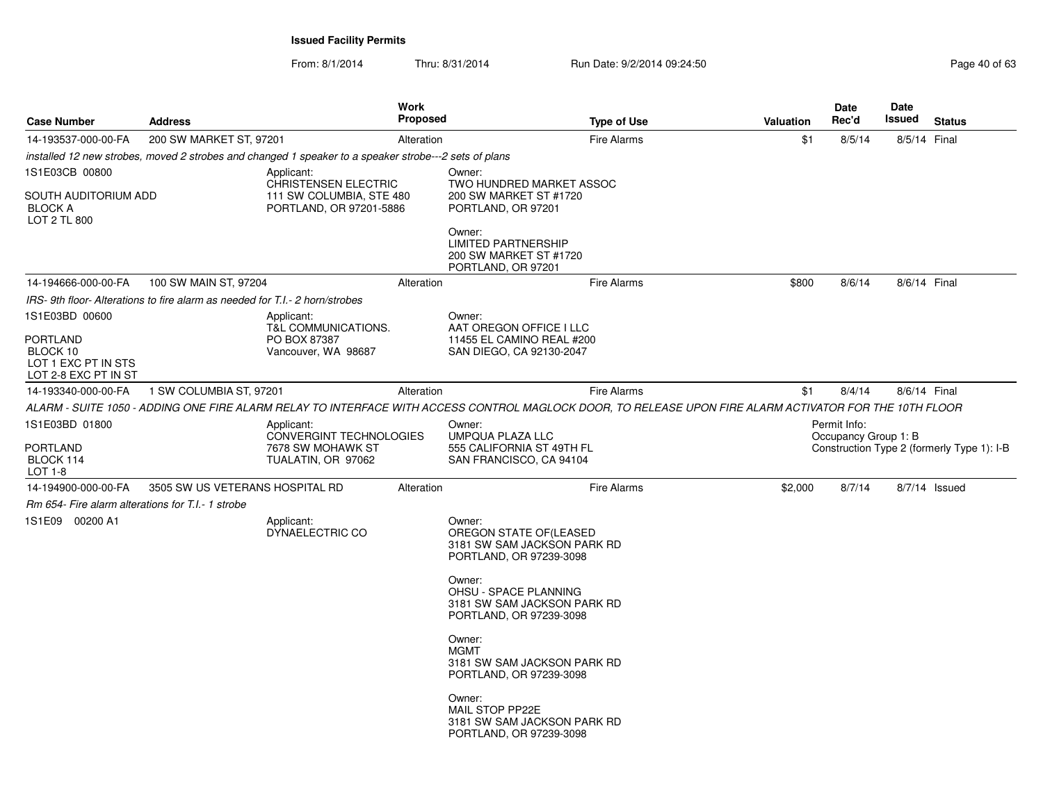**Issued Facility Permits**

From: 8/1/2014 Thru: 8/31/2014 Run Date: 9/2/2014 09:24:50

| Case Number | Address | Work Proposed | Type of Use | Valuation | Date Rec'd | Date Issued | Status |
|---|---|---|---|---|---|---|---|
| 14-193537-000-00-FA | 200 SW MARKET ST, 97201 | Alteration | Fire Alarms | $1 | 8/5/14 | 8/5/14 | Final |

*installed 12 new strobes, moved 2 strobes and changed 1 speaker to a speaker strobe---2 sets of plans*

1S1E03CB 00800

SOUTH AUDITORIUM ADD
BLOCK A
LOT 2 TL 800

Applicant:
CHRISTENSEN ELECTRIC
111 SW COLUMBIA, STE 480
PORTLAND, OR 97201-5886

Owner:
TWO HUNDRED MARKET ASSOC
200 SW MARKET ST #1720
PORTLAND, OR 97201

Owner:
LIMITED PARTNERSHIP
200 SW MARKET ST #1720
PORTLAND, OR 97201

| Case Number | Address | Work Proposed | Type of Use | Valuation | Date Rec'd | Date Issued | Status |
|---|---|---|---|---|---|---|---|
| 14-194666-000-00-FA | 100 SW MAIN ST, 97204 | Alteration | Fire Alarms | $800 | 8/6/14 | 8/6/14 | Final |

*IRS- 9th floor- Alterations to fire alarm as needed for T.I.- 2 horn/strobes*

1S1E03BD 00600

PORTLAND
BLOCK 10
LOT 1 EXC PT IN STS
LOT 2-8 EXC PT IN ST

Applicant:
T&L COMMUNICATIONS.
PO BOX 87387
Vancouver, WA 98687

Owner:
AAT OREGON OFFICE I LLC
11455 EL CAMINO REAL #200
SAN DIEGO, CA 92130-2047

| Case Number | Address | Work Proposed | Type of Use | Valuation | Date Rec'd | Date Issued | Status |
|---|---|---|---|---|---|---|---|
| 14-193340-000-00-FA | 1 SW COLUMBIA ST, 97201 | Alteration | Fire Alarms | $1 | 8/4/14 | 8/6/14 | Final |

*ALARM - SUITE 1050 - ADDING ONE FIRE ALARM RELAY TO INTERFACE WITH ACCESS CONTROL MAGLOCK DOOR, TO RELEASE UPON FIRE ALARM ACTIVATOR FOR THE 10TH FLOOR*

1S1E03BD 01800

PORTLAND
BLOCK 114
LOT 1-8

Applicant:
CONVERGINT TECHNOLOGIES
7678 SW MOHAWK ST
TUALATIN, OR 97062

Owner:
UMPQUA PLAZA LLC
555 CALIFORNIA ST 49TH FL
SAN FRANCISCO, CA 94104

Permit Info:
Occupancy Group 1: B
Construction Type 2 (formerly Type 1): I-B

| Case Number | Address | Work Proposed | Type of Use | Valuation | Date Rec'd | Date Issued | Status |
|---|---|---|---|---|---|---|---|
| 14-194900-000-00-FA | 3505 SW US VETERANS HOSPITAL RD | Alteration | Fire Alarms | $2,000 | 8/7/14 | 8/7/14 | Issued |

*Rm 654- Fire alarm alterations for T.I.- 1 strobe*

1S1E09 00200 A1

Applicant:
DYNAELECTRIC CO

Owner:
OREGON STATE OF(LEASED
3181 SW SAM JACKSON PARK RD
PORTLAND, OR 97239-3098

Owner:
OHSU - SPACE PLANNING
3181 SW SAM JACKSON PARK RD
PORTLAND, OR 97239-3098

Owner:
MGMT
3181 SW SAM JACKSON PARK RD
PORTLAND, OR 97239-3098

Owner:
MAIL STOP PP22E
3181 SW SAM JACKSON PARK RD
PORTLAND, OR 97239-3098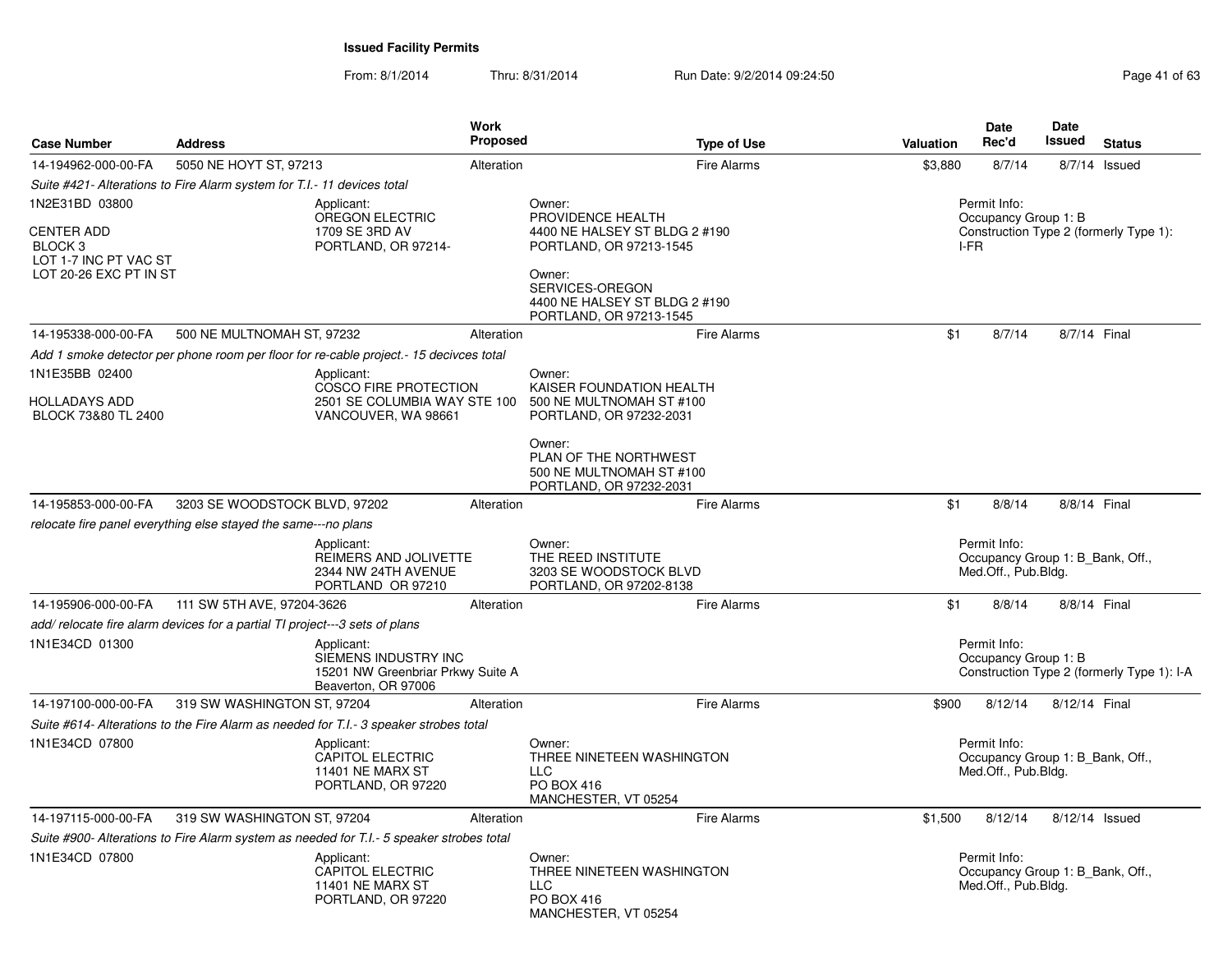**Issued Facility Permits**

From: 8/1/2014 Thru: 8/31/2014 Run Date: 9/2/2014 09:24:50

| Case Number | Address | Work Proposed | Type of Use | Valuation | Date Rec'd | Date Issued | Status |
|---|---|---|---|---|---|---|---|
| 14-194962-000-00-FA | 5050 NE HOYT ST, 97213 | Alteration | Fire Alarms | $3,880 | 8/7/14 | 8/7/14 | Issued |

*Suite #421- Alterations to Fire Alarm system for T.I.- 11 devices total*

1N2E31BD 03800

CENTER ADD
BLOCK 3
LOT 1-7 INC PT VAC ST
LOT 20-26 EXC PT IN ST

Applicant:
OREGON ELECTRIC
1709 SE 3RD AV
PORTLAND, OR 97214-

Owner:
PROVIDENCE HEALTH
4400 NE HALSEY ST BLDG 2 #190
PORTLAND, OR 97213-1545

Owner:
SERVICES-OREGON
4400 NE HALSEY ST BLDG 2 #190
PORTLAND, OR 97213-1545

Permit Info:
Occupancy Group 1: B
Construction Type 2 (formerly Type 1): I-FR

| Case Number | Address | Work Proposed | Type of Use | Valuation | Date Rec'd | Date Issued | Status |
|---|---|---|---|---|---|---|---|
| 14-195338-000-00-FA | 500 NE MULTNOMAH ST, 97232 | Alteration | Fire Alarms | $1 | 8/7/14 | 8/7/14 | Final |

*Add 1 smoke detector per phone room per floor for re-cable project.- 15 decivces total*

1N1E35BB 02400

HOLLADAYS ADD
BLOCK 73&80 TL 2400

Applicant:
COSCO FIRE PROTECTION
2501 SE COLUMBIA WAY STE 100
VANCOUVER, WA 98661

Owner:
KAISER FOUNDATION HEALTH
500 NE MULTNOMAH ST #100
PORTLAND, OR 97232-2031

Owner:
PLAN OF THE NORTHWEST
500 NE MULTNOMAH ST #100
PORTLAND, OR 97232-2031

| Case Number | Address | Work Proposed | Type of Use | Valuation | Date Rec'd | Date Issued | Status |
|---|---|---|---|---|---|---|---|
| 14-195853-000-00-FA | 3203 SE WOODSTOCK BLVD, 97202 | Alteration | Fire Alarms | $1 | 8/8/14 | 8/8/14 | Final |

*relocate fire panel everything else stayed the same---no plans*

Applicant:
REIMERS AND JOLIVETTE
2344 NW 24TH AVENUE
PORTLAND OR 97210

Owner:
THE REED INSTITUTE
3203 SE WOODSTOCK BLVD
PORTLAND, OR 97202-8138

Permit Info:
Occupancy Group 1: B_Bank, Off., Med.Off., Pub.Bldg.

| Case Number | Address | Work Proposed | Type of Use | Valuation | Date Rec'd | Date Issued | Status |
|---|---|---|---|---|---|---|---|
| 14-195906-000-00-FA | 111 SW 5TH AVE, 97204-3626 | Alteration | Fire Alarms | $1 | 8/8/14 | 8/8/14 | Final |

*add/ relocate fire alarm devices for a partial TI project---3 sets of plans*

1N1E34CD 01300

Applicant:
SIEMENS INDUSTRY INC
15201 NW Greenbriar Prkwy Suite A
Beaverton, OR 97006

Permit Info:
Occupancy Group 1: B
Construction Type 2 (formerly Type 1): I-A

| Case Number | Address | Work Proposed | Type of Use | Valuation | Date Rec'd | Date Issued | Status |
|---|---|---|---|---|---|---|---|
| 14-197100-000-00-FA | 319 SW WASHINGTON ST, 97204 | Alteration | Fire Alarms | $900 | 8/12/14 | 8/12/14 | Final |

*Suite #614- Alterations to the Fire Alarm as needed for T.I.- 3 speaker strobes total*

1N1E34CD 07800

Applicant:
CAPITOL ELECTRIC
11401 NE MARX ST
PORTLAND, OR 97220

Owner:
THREE NINETEEN WASHINGTON LLC
PO BOX 416
MANCHESTER, VT 05254

Permit Info:
Occupancy Group 1: B_Bank, Off., Med.Off., Pub.Bldg.

| Case Number | Address | Work Proposed | Type of Use | Valuation | Date Rec'd | Date Issued | Status |
|---|---|---|---|---|---|---|---|
| 14-197115-000-00-FA | 319 SW WASHINGTON ST, 97204 | Alteration | Fire Alarms | $1,500 | 8/12/14 | 8/12/14 | Issued |

*Suite #900- Alterations to Fire Alarm system as needed for T.I.- 5 speaker strobes total*

1N1E34CD 07800

Applicant:
CAPITOL ELECTRIC
11401 NE MARX ST
PORTLAND, OR 97220

Owner:
THREE NINETEEN WASHINGTON LLC
PO BOX 416
MANCHESTER, VT 05254

Permit Info:
Occupancy Group 1: B_Bank, Off., Med.Off., Pub.Bldg.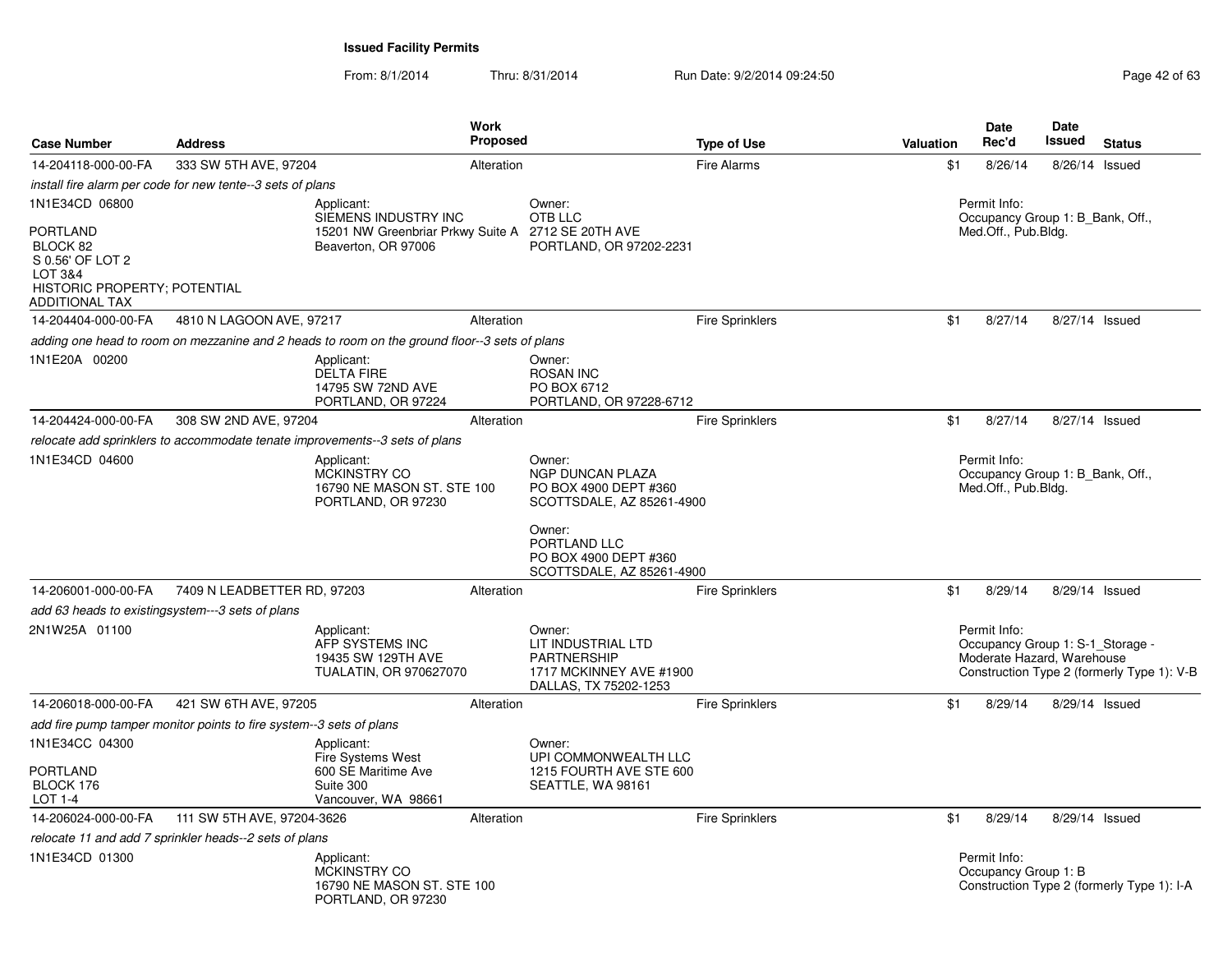**Issued Facility Permits**

From: 8/1/2014 Thru: 8/31/2014 Run Date: 9/2/2014 09:24:50

| Case Number | Address | Work Proposed | Type of Use | Valuation | Date Rec'd | Date Issued | Status |
|---|---|---|---|---|---|---|---|
| 14-204118-000-00-FA | 333 SW 5TH AVE, 97204 | Alteration | Fire Alarms | $1 | 8/26/14 | 8/26/14 | Issued |

*install fire alarm per code for new tente--3 sets of plans*

1N1E34CD 06800

PORTLAND
BLOCK 82
S 0.56' OF LOT 2
LOT 3&4
HISTORIC PROPERTY; POTENTIAL ADDITIONAL TAX

Applicant:
SIEMENS INDUSTRY INC
15201 NW Greenbriar Prkwy Suite A
Beaverton, OR 97006

Owner:
OTB LLC
2712 SE 20TH AVE
PORTLAND, OR 97202-2231

Permit Info:
Occupancy Group 1: B_Bank, Off., Med.Off., Pub.Bldg.

---

| Case Number | Address | Work Proposed | Type of Use | Valuation | Date Rec'd | Date Issued | Status |
|---|---|---|---|---|---|---|---|
| 14-204404-000-00-FA | 4810 N LAGOON AVE, 97217 | Alteration | Fire Sprinklers | $1 | 8/27/14 | 8/27/14 | Issued |

*adding one head to room on mezzanine and 2 heads to room on the ground floor--3 sets of plans*

1N1E20A 00200

Applicant:
DELTA FIRE
14795 SW 72ND AVE
PORTLAND, OR 97224

Owner:
ROSAN INC
PO BOX 6712
PORTLAND, OR 97228-6712

---

| Case Number | Address | Work Proposed | Type of Use | Valuation | Date Rec'd | Date Issued | Status |
|---|---|---|---|---|---|---|---|
| 14-204424-000-00-FA | 308 SW 2ND AVE, 97204 | Alteration | Fire Sprinklers | $1 | 8/27/14 | 8/27/14 | Issued |

*relocate add sprinklers to accommodate tenate improvements--3 sets of plans*

1N1E34CD 04600

Applicant:
MCKINSTRY CO
16790 NE MASON ST. STE 100
PORTLAND, OR 97230

Owner:
NGP DUNCAN PLAZA
PO BOX 4900 DEPT #360
SCOTTSDALE, AZ 85261-4900

Owner:
PORTLAND LLC
PO BOX 4900 DEPT #360
SCOTTSDALE, AZ 85261-4900

Permit Info:
Occupancy Group 1: B_Bank, Off., Med.Off., Pub.Bldg.

---

| Case Number | Address | Work Proposed | Type of Use | Valuation | Date Rec'd | Date Issued | Status |
|---|---|---|---|---|---|---|---|
| 14-206001-000-00-FA | 7409 N LEADBETTER RD, 97203 | Alteration | Fire Sprinklers | $1 | 8/29/14 | 8/29/14 | Issued |

*add 63 heads to existingsystem---3 sets of plans*

2N1W25A 01100

Applicant:
AFP SYSTEMS INC
19435 SW 129TH AVE
TUALATIN, OR 970627070

Owner:
LIT INDUSTRIAL LTD PARTNERSHIP
1717 MCKINNEY AVE #1900
DALLAS, TX 75202-1253

Permit Info:
Occupancy Group 1: S-1_Storage - Moderate Hazard, Warehouse
Construction Type 2 (formerly Type 1): V-B

---

| Case Number | Address | Work Proposed | Type of Use | Valuation | Date Rec'd | Date Issued | Status |
|---|---|---|---|---|---|---|---|
| 14-206018-000-00-FA | 421 SW 6TH AVE, 97205 | Alteration | Fire Sprinklers | $1 | 8/29/14 | 8/29/14 | Issued |

*add fire pump tamper monitor points to fire system--3 sets of plans*

1N1E34CC 04300

PORTLAND
BLOCK 176
LOT 1-4

Applicant:
Fire Systems West
600 SE Maritime Ave
Suite 300
Vancouver, WA 98661

Owner:
UPI COMMONWEALTH LLC
1215 FOURTH AVE STE 600
SEATTLE, WA 98161

---

| Case Number | Address | Work Proposed | Type of Use | Valuation | Date Rec'd | Date Issued | Status |
|---|---|---|---|---|---|---|---|
| 14-206024-000-00-FA | 111 SW 5TH AVE, 97204-3626 | Alteration | Fire Sprinklers | $1 | 8/29/14 | 8/29/14 | Issued |

*relocate 11 and add 7 sprinkler heads--2 sets of plans*

1N1E34CD 01300

Applicant:
MCKINSTRY CO
16790 NE MASON ST. STE 100
PORTLAND, OR 97230

Permit Info:
Occupancy Group 1: B
Construction Type 2 (formerly Type 1): I-A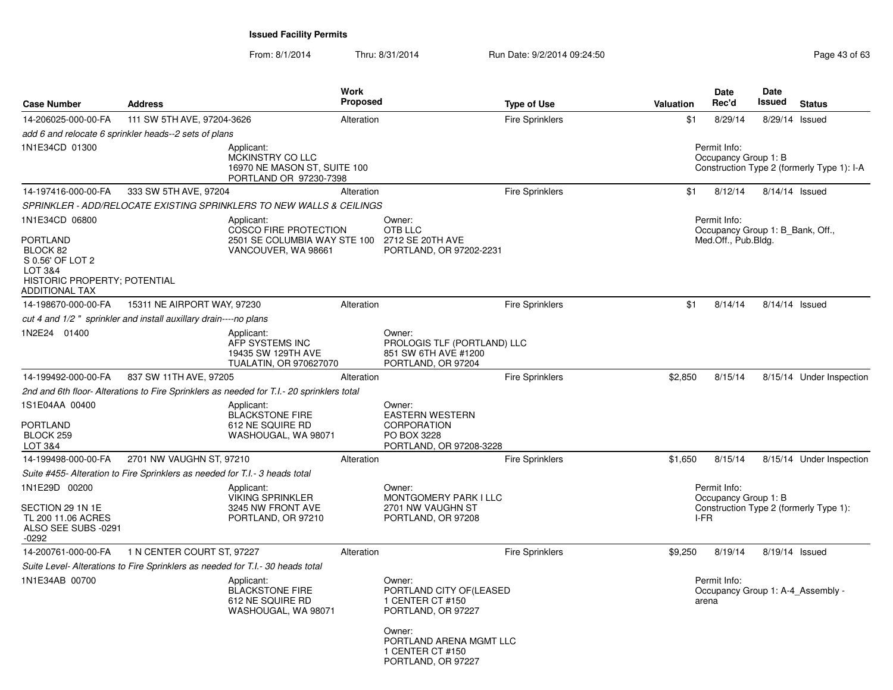**Issued Facility Permits**

From: 8/1/2014 Thru: 8/31/2014 Run Date: 9/2/2014 09:24:50

| Case Number | Address | Work Proposed | Type of Use | Valuation | Date Rec'd | Date Issued | Status |
|---|---|---|---|---|---|---|---|
| 14-206025-000-00-FA | 111 SW 5TH AVE, 97204-3626 | Alteration | Fire Sprinklers | $1 | 8/29/14 | 8/29/14 | Issued |
| *add 6 and relocate 6 sprinkler heads--2 sets of plans* | | | | | | | |
| 1N1E34CD 01300 | Applicant: MCKINSTRY CO LLC 16970 NE MASON ST, SUITE 100 PORTLAND OR 97230-7398 | | | Permit Info: Occupancy Group 1: B Construction Type 2 (formerly Type 1): I-A | | | |
| 14-197416-000-00-FA | 333 SW 5TH AVE, 97204 | Alteration | Fire Sprinklers | $1 | 8/12/14 | 8/14/14 | Issued |
| *SPRINKLER - ADD/RELOCATE EXISTING SPRINKLERS TO NEW WALLS & CEILINGS* | | | | | | | |
| 1N1E34CD 06800 PORTLAND BLOCK 82 S 0.56' OF LOT 2 LOT 3&4 HISTORIC PROPERTY; POTENTIAL ADDITIONAL TAX | Applicant: COSCO FIRE PROTECTION 2501 SE COLUMBIA WAY STE 100 VANCOUVER, WA 98661 | Owner: OTB LLC 2712 SE 20TH AVE PORTLAND, OR 97202-2231 | | Permit Info: Occupancy Group 1: B_Bank, Off., Med.Off., Pub.Bldg. | | | |
| 14-198670-000-00-FA | 15311 NE AIRPORT WAY, 97230 | Alteration | Fire Sprinklers | $1 | 8/14/14 | 8/14/14 | Issued |
| *cut 4 and 1/2 " sprinkler and install auxillary drain----no plans* | | | | | | | |
| 1N2E24 01400 | Applicant: AFP SYSTEMS INC 19435 SW 129TH AVE TUALATIN, OR 970627070 | Owner: PROLOGIS TLF (PORTLAND) LLC 851 SW 6TH AVE #1200 PORTLAND, OR 97204 | | | | | |
| 14-199492-000-00-FA | 837 SW 11TH AVE, 97205 | Alteration | Fire Sprinklers | $2,850 | 8/15/14 | 8/15/14 | Under Inspection |
| *2nd and 6th floor- Alterations to Fire Sprinklers as needed for T.I.- 20 sprinklers total* | | | | | | | |
| 1S1E04AA 00400 PORTLAND BLOCK 259 LOT 3&4 | Applicant: BLACKSTONE FIRE 612 NE SQUIRE RD WASHOUGAL, WA 98071 | Owner: EASTERN WESTERN CORPORATION PO BOX 3228 PORTLAND, OR 97208-3228 | | | | | |
| 14-199498-000-00-FA | 2701 NW VAUGHN ST, 97210 | Alteration | Fire Sprinklers | $1,650 | 8/15/14 | 8/15/14 | Under Inspection |
| *Suite #455- Alteration to Fire Sprinklers as needed for T.I.- 3 heads total* | | | | | | | |
| 1N1E29D 00200 SECTION 29 1N 1E TL 200 11.06 ACRES ALSO SEE SUBS -0291 -0292 | Applicant: VIKING SPRINKLER 3245 NW FRONT AVE PORTLAND, OR 97210 | Owner: MONTGOMERY PARK I LLC 2701 NW VAUGHN ST PORTLAND, OR 97208 | | Permit Info: Occupancy Group 1: B Construction Type 2 (formerly Type 1): I-FR | | | |
| 14-200761-000-00-FA | 1 N CENTER COURT ST, 97227 | Alteration | Fire Sprinklers | $9,250 | 8/19/14 | 8/19/14 | Issued |
| *Suite Level- Alterations to Fire Sprinklers as needed for T.I.- 30 heads total* | | | | | | | |
| 1N1E34AB 00700 | Applicant: BLACKSTONE FIRE 612 NE SQUIRE RD WASHOUGAL, WA 98071 | Owner: PORTLAND CITY OF(LEASED 1 CENTER CT #150 PORTLAND, OR 97227 Owner: PORTLAND ARENA MGMT LLC 1 CENTER CT #150 PORTLAND, OR 97227 | | Permit Info: Occupancy Group 1: A-4_Assembly - arena | | | |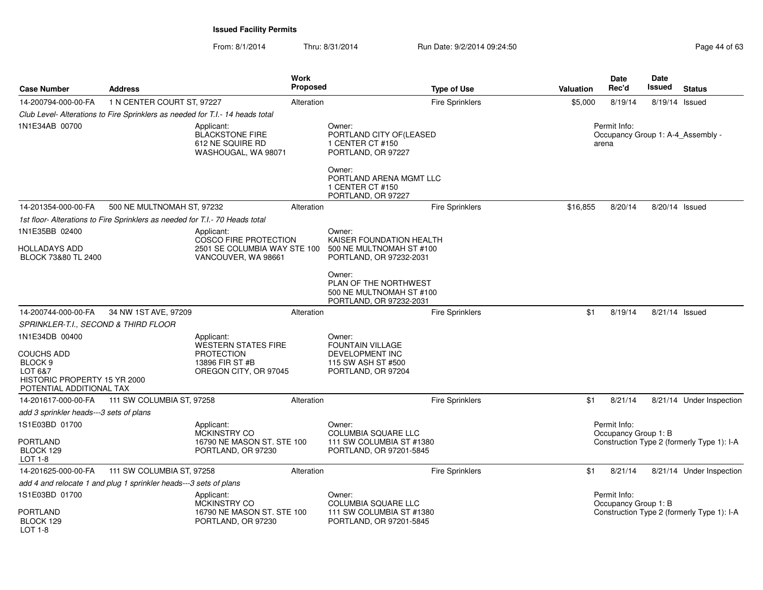**Issued Facility Permits**

From: 8/1/2014 Thru: 8/31/2014 Run Date: 9/2/2014 09:24:50

| Case Number | Address | Work Proposed | Type of Use | Valuation | Date Rec'd | Date Issued | Status |
|---|---|---|---|---|---|---|---|
| 14-200794-000-00-FA | 1 N CENTER COURT ST, 97227 | Alteration | Fire Sprinklers | $5,000 | 8/19/14 | 8/19/14 | Issued |

*Club Level- Alterations to Fire Sprinklers as needed for T.I.- 14 heads total*

1N1E34AB 00700

Applicant:
BLACKSTONE FIRE
612 NE SQUIRE RD
WASHOUGAL, WA 98071

Owner:
PORTLAND CITY OF(LEASED
1 CENTER CT #150
PORTLAND, OR 97227

Owner:
PORTLAND ARENA MGMT LLC
1 CENTER CT #150
PORTLAND, OR 97227

Permit Info:
Occupancy Group 1: A-4_Assembly - arena

| Case Number | Address | Work Proposed | Type of Use | Valuation | Date Rec'd | Date Issued | Status |
|---|---|---|---|---|---|---|---|
| 14-201354-000-00-FA | 500 NE MULTNOMAH ST, 97232 | Alteration | Fire Sprinklers | $16,855 | 8/20/14 | 8/20/14 | Issued |

*1st floor- Alterations to Fire Sprinklers as needed for T.I.- 70 Heads total*

1N1E35BB 02400

HOLLADAYS ADD
BLOCK 73&80 TL 2400

Applicant:
COSCO FIRE PROTECTION
2501 SE COLUMBIA WAY STE 100
VANCOUVER, WA 98661

Owner:
KAISER FOUNDATION HEALTH
500 NE MULTNOMAH ST #100
PORTLAND, OR 97232-2031

Owner:
PLAN OF THE NORTHWEST
500 NE MULTNOMAH ST #100
PORTLAND, OR 97232-2031

| Case Number | Address | Work Proposed | Type of Use | Valuation | Date Rec'd | Date Issued | Status |
|---|---|---|---|---|---|---|---|
| 14-200744-000-00-FA | 34 NW 1ST AVE, 97209 | Alteration | Fire Sprinklers | $1 | 8/19/14 | 8/21/14 | Issued |

*SPRINKLER-T.I., SECOND & THIRD FLOOR*

1N1E34DB 00400

COUCHS ADD
BLOCK 9
LOT 6&7
HISTORIC PROPERTY 15 YR 2000
POTENTIAL ADDITIONAL TAX

Applicant:
WESTERN STATES FIRE PROTECTION
13896 FIR ST #B
OREGON CITY, OR 97045

Owner:
FOUNTAIN VILLAGE DEVELOPMENT INC
115 SW ASH ST #500
PORTLAND, OR 97204

| Case Number | Address | Work Proposed | Type of Use | Valuation | Date Rec'd | Date Issued | Status |
|---|---|---|---|---|---|---|---|
| 14-201617-000-00-FA | 111 SW COLUMBIA ST, 97258 | Alteration | Fire Sprinklers | $1 | 8/21/14 | 8/21/14 | Under Inspection |

*add 3 sprinkler heads---3 sets of plans*

1S1E03BD 01700

PORTLAND
BLOCK 129
LOT 1-8

Applicant:
MCKINSTRY CO
16790 NE MASON ST. STE 100
PORTLAND, OR 97230

Owner:
COLUMBIA SQUARE LLC
111 SW COLUMBIA ST #1380
PORTLAND, OR 97201-5845

Permit Info:
Occupancy Group 1: B
Construction Type 2 (formerly Type 1): I-A

| Case Number | Address | Work Proposed | Type of Use | Valuation | Date Rec'd | Date Issued | Status |
|---|---|---|---|---|---|---|---|
| 14-201625-000-00-FA | 111 SW COLUMBIA ST, 97258 | Alteration | Fire Sprinklers | $1 | 8/21/14 | 8/21/14 | Under Inspection |

*add 4 and relocate 1 and plug 1 sprinkler heads---3 sets of plans*

1S1E03BD 01700

PORTLAND
BLOCK 129
LOT 1-8

Applicant:
MCKINSTRY CO
16790 NE MASON ST. STE 100
PORTLAND, OR 97230

Owner:
COLUMBIA SQUARE LLC
111 SW COLUMBIA ST #1380
PORTLAND, OR 97201-5845

Permit Info:
Occupancy Group 1: B
Construction Type 2 (formerly Type 1): I-A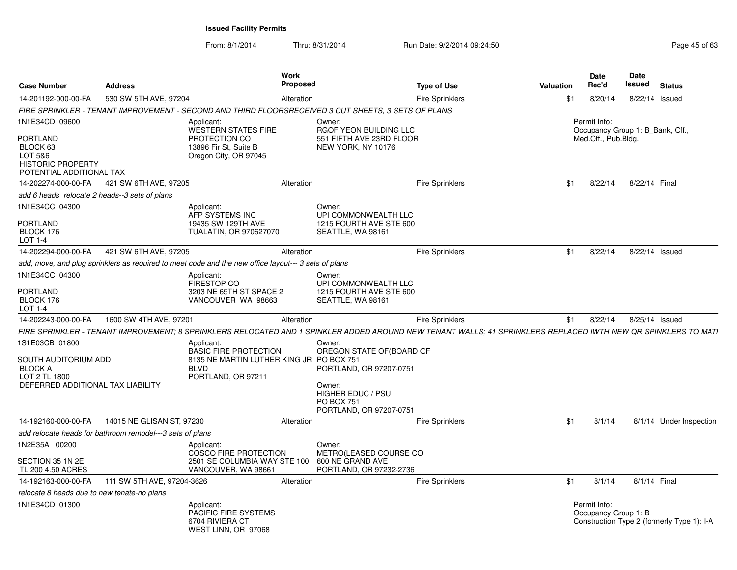**Issued Facility Permits**

From: 8/1/2014 Thru: 8/31/2014 Run Date: 9/2/2014 09:24:50

| Case Number | Address | Work Proposed | Type of Use | Valuation | Date Rec'd | Date Issued | Status |
|---|---|---|---|---|---|---|---|
| 14-201192-000-00-FA | 530 SW 5TH AVE, 97204 | Alteration | Fire Sprinklers | $1 | 8/20/14 | 8/22/14 | Issued |

*FIRE SPRINKLER - TENANT IMPROVEMENT - SECOND AND THIRD FLOORSRECEIVED 3 CUT SHEETS, 3 SETS OF PLANS*

1N1E34CD 09600
PORTLAND
BLOCK 63
LOT 5&6
HISTORIC PROPERTY
POTENTIAL ADDITIONAL TAX

Applicant:
WESTERN STATES FIRE PROTECTION CO
13896 Fir St, Suite B
Oregon City, OR 97045

Owner:
RGOF YEON BUILDING LLC
551 FIFTH AVE 23RD FLOOR
NEW YORK, NY 10176

Permit Info:
Occupancy Group 1: B_Bank, Off., Med.Off., Pub.Bldg.

| Case Number | Address | Work Proposed | Type of Use | Valuation | Date Rec'd | Date Issued | Status |
|---|---|---|---|---|---|---|---|
| 14-202274-000-00-FA | 421 SW 6TH AVE, 97205 | Alteration | Fire Sprinklers | $1 | 8/22/14 | 8/22/14 | Final |

*add 6 heads relocate 2 heads--3 sets of plans*

1N1E34CC 04300
PORTLAND
BLOCK 176
LOT 1-4

Applicant:
AFP SYSTEMS INC
19435 SW 129TH AVE
TUALATIN, OR 970627070

Owner:
UPI COMMONWEALTH LLC
1215 FOURTH AVE STE 600
SEATTLE, WA 98161

| Case Number | Address | Work Proposed | Type of Use | Valuation | Date Rec'd | Date Issued | Status |
|---|---|---|---|---|---|---|---|
| 14-202294-000-00-FA | 421 SW 6TH AVE, 97205 | Alteration | Fire Sprinklers | $1 | 8/22/14 | 8/22/14 | Issued |

*add, move, and plug sprinklers as required to meet code and the new office layout--- 3 sets of plans*

1N1E34CC 04300
PORTLAND
BLOCK 176
LOT 1-4

Applicant:
FIRESTOP CO
3203 NE 65TH ST SPACE 2
VANCOUVER WA 98663

Owner:
UPI COMMONWEALTH LLC
1215 FOURTH AVE STE 600
SEATTLE, WA 98161

| Case Number | Address | Work Proposed | Type of Use | Valuation | Date Rec'd | Date Issued | Status |
|---|---|---|---|---|---|---|---|
| 14-202243-000-00-FA | 1600 SW 4TH AVE, 97201 | Alteration | Fire Sprinklers | $1 | 8/22/14 | 8/25/14 | Issued |

*FIRE SPRINKLER - TENANT IMPROVEMENT; 8 SPRINKLERS RELOCATED AND 1 SPINKLER ADDED AROUND NEW TENANT WALLS; 41 SPRINKLERS REPLACED IWTH NEW QR SPINKLERS TO MATI*

1S1E03CB 01800
SOUTH AUDITORIUM ADD
BLOCK A
LOT 2 TL 1800
DEFERRED ADDITIONAL TAX LIABILITY

Applicant:
BASIC FIRE PROTECTION
8135 NE MARTIN LUTHER KING JR BLVD
PORTLAND, OR 97211

Owner:
OREGON STATE OF(BOARD OF
PO BOX 751
PORTLAND, OR 97207-0751

Owner:
HIGHER EDUC / PSU
PO BOX 751
PORTLAND, OR 97207-0751

| Case Number | Address | Work Proposed | Type of Use | Valuation | Date Rec'd | Date Issued | Status |
|---|---|---|---|---|---|---|---|
| 14-192160-000-00-FA | 14015 NE GLISAN ST, 97230 | Alteration | Fire Sprinklers | $1 | 8/1/14 | 8/1/14 | Under Inspection |

*add relocate heads for bathroom remodel---3 sets of plans*

1N2E35A 00200
SECTION 35 1N 2E
TL 200 4.50 ACRES

Applicant:
COSCO FIRE PROTECTION
2501 SE COLUMBIA WAY STE 100
VANCOUVER, WA 98661

Owner:
METRO(LEASED COURSE CO
600 NE GRAND AVE
PORTLAND, OR 97232-2736

| Case Number | Address | Work Proposed | Type of Use | Valuation | Date Rec'd | Date Issued | Status |
|---|---|---|---|---|---|---|---|
| 14-192163-000-00-FA | 111 SW 5TH AVE, 97204-3626 | Alteration | Fire Sprinklers | $1 | 8/1/14 | 8/1/14 | Final |

*relocate 8 heads due to new tenate-no plans*

1N1E34CD 01300

Applicant:
PACIFIC FIRE SYSTEMS
6704 RIVIERA CT
WEST LINN, OR 97068

Permit Info:
Occupancy Group 1: B
Construction Type 2 (formerly Type 1): I-A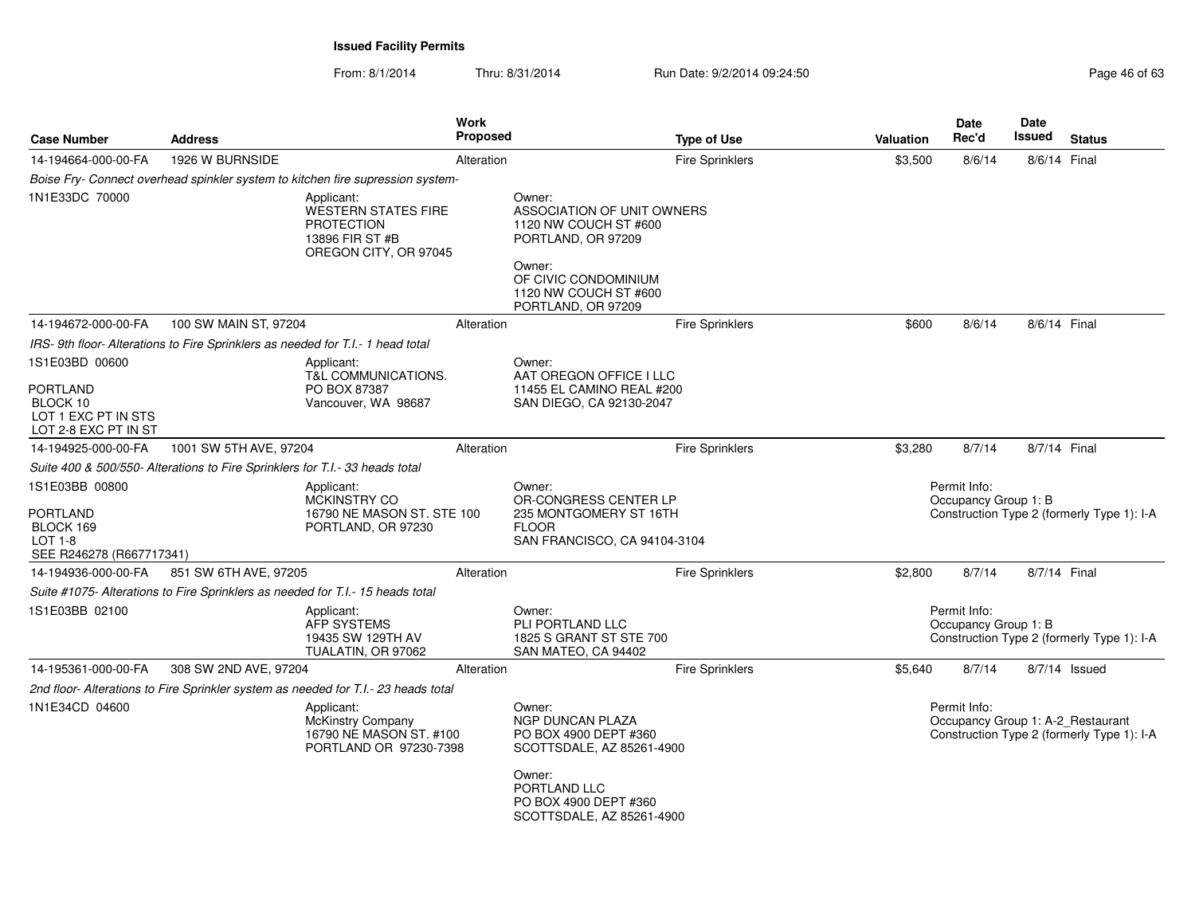**Issued Facility Permits**

From: 8/1/2014 Thru: 8/31/2014 Run Date: 9/2/2014 09:24:50

| Case Number | Address | Work Proposed | Type of Use | Valuation | Date Rec'd | Date Issued | Status |
|---|---|---|---|---|---|---|---|
| 14-194664-000-00-FA | 1926 W BURNSIDE | Alteration | Fire Sprinklers | $3,500 | 8/6/14 | 8/6/14 | Final |

*Boise Fry- Connect overhead spinkler system to kitchen fire supression system-*

1N1E33DC 70000

Applicant:
WESTERN STATES FIRE PROTECTION
13896 FIR ST #B
OREGON CITY, OR 97045

Owner:
ASSOCIATION OF UNIT OWNERS
1120 NW COUCH ST #600
PORTLAND, OR 97209

Owner:
OF CIVIC CONDOMINIUM
1120 NW COUCH ST #600
PORTLAND, OR 97209

| Case Number | Address | Work Proposed | Type of Use | Valuation | Date Rec'd | Date Issued | Status |
|---|---|---|---|---|---|---|---|
| 14-194672-000-00-FA | 100 SW MAIN ST, 97204 | Alteration | Fire Sprinklers | $600 | 8/6/14 | 8/6/14 | Final |

*IRS- 9th floor- Alterations to Fire Sprinklers as needed for T.I.- 1 head total*

1S1E03BD 00600
PORTLAND
BLOCK 10
LOT 1 EXC PT IN STS
LOT 2-8 EXC PT IN ST

Applicant:
T&L COMMUNICATIONS.
PO BOX 87387
Vancouver, WA 98687

Owner:
AAT OREGON OFFICE I LLC
11455 EL CAMINO REAL #200
SAN DIEGO, CA 92130-2047

| Case Number | Address | Work Proposed | Type of Use | Valuation | Date Rec'd | Date Issued | Status |
|---|---|---|---|---|---|---|---|
| 14-194925-000-00-FA | 1001 SW 5TH AVE, 97204 | Alteration | Fire Sprinklers | $3,280 | 8/7/14 | 8/7/14 | Final |

*Suite 400 & 500/550- Alterations to Fire Sprinklers for T.I.- 33 heads total*

1S1E03BB 00800
PORTLAND
BLOCK 169
LOT 1-8
SEE R246278 (R667717341)

Applicant:
MCKINSTRY CO
16790 NE MASON ST. STE 100
PORTLAND, OR 97230

Owner:
OR-CONGRESS CENTER LP
235 MONTGOMERY ST 16TH FLOOR
SAN FRANCISCO, CA 94104-3104

Permit Info:
Occupancy Group 1: B
Construction Type 2 (formerly Type 1): I-A

| Case Number | Address | Work Proposed | Type of Use | Valuation | Date Rec'd | Date Issued | Status |
|---|---|---|---|---|---|---|---|
| 14-194936-000-00-FA | 851 SW 6TH AVE, 97205 | Alteration | Fire Sprinklers | $2,800 | 8/7/14 | 8/7/14 | Final |

*Suite #1075- Alterations to Fire Sprinklers as needed for T.I.- 15 heads total*

1S1E03BB 02100

Applicant:
AFP SYSTEMS
19435 SW 129TH AV
TUALATIN, OR 97062

Owner:
PLI PORTLAND LLC
1825 S GRANT ST STE 700
SAN MATEO, CA 94402

Permit Info:
Occupancy Group 1: B
Construction Type 2 (formerly Type 1): I-A

| Case Number | Address | Work Proposed | Type of Use | Valuation | Date Rec'd | Date Issued | Status |
|---|---|---|---|---|---|---|---|
| 14-195361-000-00-FA | 308 SW 2ND AVE, 97204 | Alteration | Fire Sprinklers | $5,640 | 8/7/14 | 8/7/14 | Issued |

*2nd floor- Alterations to Fire Sprinkler system as needed for T.I.- 23 heads total*

1N1E34CD 04600

Applicant:
McKinstry Company
16790 NE MASON ST. #100
PORTLAND OR 97230-7398

Owner:
NGP DUNCAN PLAZA
PO BOX 4900 DEPT #360
SCOTTSDALE, AZ 85261-4900

Owner:
PORTLAND LLC
PO BOX 4900 DEPT #360
SCOTTSDALE, AZ 85261-4900

Permit Info:
Occupancy Group 1: A-2_Restaurant
Construction Type 2 (formerly Type 1): I-A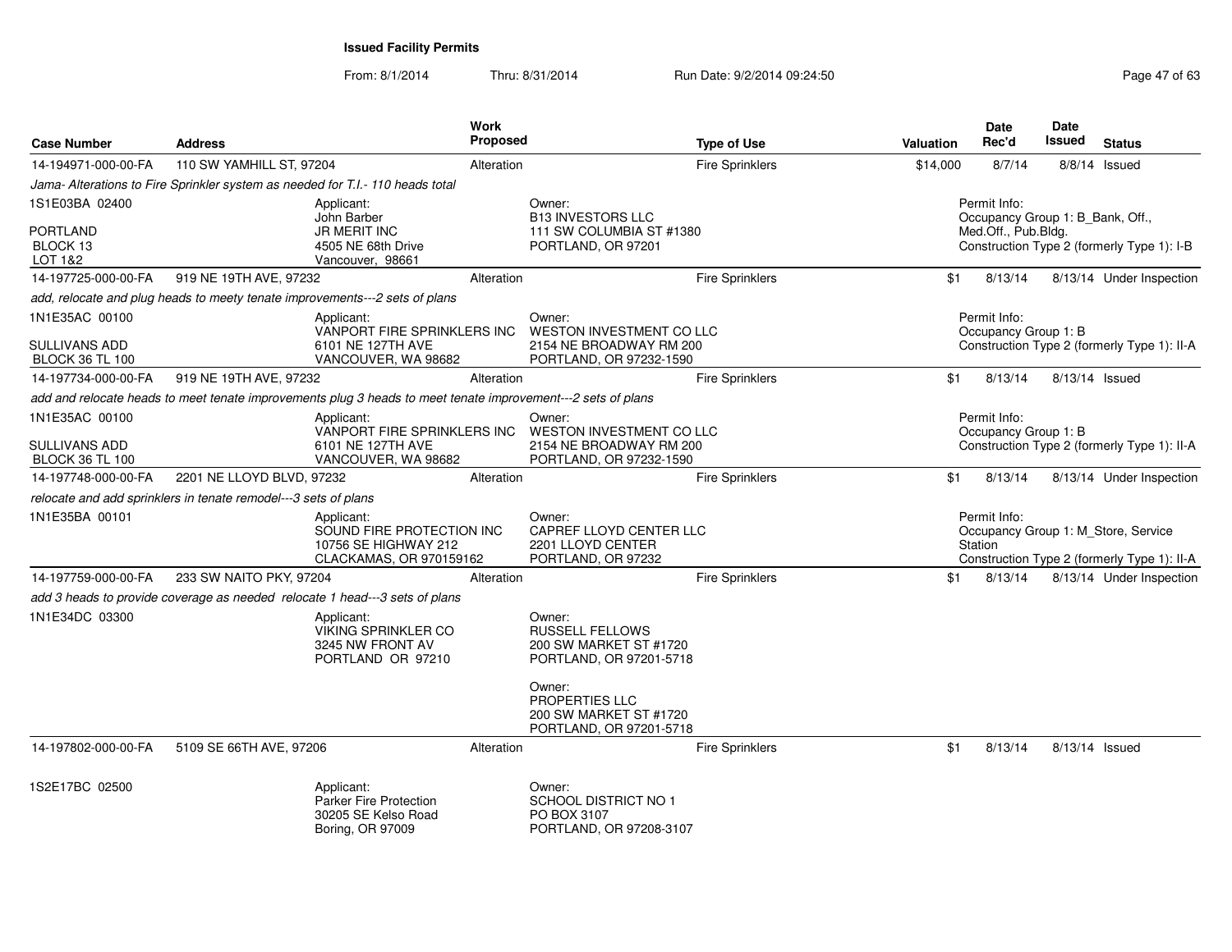**Issued Facility Permits**

From: 8/1/2014 Thru: 8/31/2014 Run Date: 9/2/2014 09:24:50

| Case Number | Address | Work Proposed | Type of Use | Valuation | Date Rec'd | Date Issued | Status |
|---|---|---|---|---|---|---|---|
| 14-194971-000-00-FA | 110 SW YAMHILL ST, 97204 | Alteration | Fire Sprinklers | $14,000 | 8/7/14 | 8/8/14 | Issued |

*Jama- Alterations to Fire Sprinkler system as needed for T.I.- 110 heads total*

1S1E03BA 02400
PORTLAND
BLOCK 13
LOT 1&2

Applicant:
John Barber
JR MERIT INC
4505 NE 68th Drive
Vancouver, 98661

Owner:
B13 INVESTORS LLC
111 SW COLUMBIA ST #1380
PORTLAND, OR 97201

Permit Info:
Occupancy Group 1: B_Bank, Off., Med.Off., Pub.Bldg.
Construction Type 2 (formerly Type 1): I-B

| Case Number | Address | Work Proposed | Type of Use | Valuation | Date Rec'd | Date Issued | Status |
|---|---|---|---|---|---|---|---|
| 14-197725-000-00-FA | 919 NE 19TH AVE, 97232 | Alteration | Fire Sprinklers | $1 | 8/13/14 | 8/13/14 | Under Inspection |

*add, relocate and plug heads to meety tenate improvements---2 sets of plans*

1N1E35AC 00100
SULLIVANS ADD
BLOCK 36 TL 100

Applicant:
VANPORT FIRE SPRINKLERS INC
6101 NE 127TH AVE
VANCOUVER, WA 98682

Owner:
WESTON INVESTMENT CO LLC
2154 NE BROADWAY RM 200
PORTLAND, OR 97232-1590

Permit Info:
Occupancy Group 1: B
Construction Type 2 (formerly Type 1): II-A

| Case Number | Address | Work Proposed | Type of Use | Valuation | Date Rec'd | Date Issued | Status |
|---|---|---|---|---|---|---|---|
| 14-197734-000-00-FA | 919 NE 19TH AVE, 97232 | Alteration | Fire Sprinklers | $1 | 8/13/14 | 8/13/14 | Issued |

*add and relocate heads to meet tenate improvements plug 3 heads to meet tenate improvement---2 sets of plans*

1N1E35AC 00100
SULLIVANS ADD
BLOCK 36 TL 100

Applicant:
VANPORT FIRE SPRINKLERS INC
6101 NE 127TH AVE
VANCOUVER, WA 98682

Owner:
WESTON INVESTMENT CO LLC
2154 NE BROADWAY RM 200
PORTLAND, OR 97232-1590

Permit Info:
Occupancy Group 1: B
Construction Type 2 (formerly Type 1): II-A

| Case Number | Address | Work Proposed | Type of Use | Valuation | Date Rec'd | Date Issued | Status |
|---|---|---|---|---|---|---|---|
| 14-197748-000-00-FA | 2201 NE LLOYD BLVD, 97232 | Alteration | Fire Sprinklers | $1 | 8/13/14 | 8/13/14 | Under Inspection |

*relocate and add sprinklers in tenate remodel---3 sets of plans*

1N1E35BA 00101

Applicant:
SOUND FIRE PROTECTION INC
10756 SE HIGHWAY 212
CLACKAMAS, OR 970159162

Owner:
CAPREF LLOYD CENTER LLC
2201 LLOYD CENTER
PORTLAND, OR 97232

Permit Info:
Occupancy Group 1: M_Store, Service Station
Construction Type 2 (formerly Type 1): II-A

| Case Number | Address | Work Proposed | Type of Use | Valuation | Date Rec'd | Date Issued | Status |
|---|---|---|---|---|---|---|---|
| 14-197759-000-00-FA | 233 SW NAITO PKY, 97204 | Alteration | Fire Sprinklers | $1 | 8/13/14 | 8/13/14 | Under Inspection |

*add 3 heads to provide coverage as needed relocate 1 head---3 sets of plans*

1N1E34DC 03300

Applicant:
VIKING SPRINKLER CO
3245 NW FRONT AV
PORTLAND OR 97210

Owner:
RUSSELL FELLOWS
200 SW MARKET ST #1720
PORTLAND, OR 97201-5718

Owner:
PROPERTIES LLC
200 SW MARKET ST #1720
PORTLAND, OR 97201-5718

| Case Number | Address | Work Proposed | Type of Use | Valuation | Date Rec'd | Date Issued | Status |
|---|---|---|---|---|---|---|---|
| 14-197802-000-00-FA | 5109 SE 66TH AVE, 97206 | Alteration | Fire Sprinklers | $1 | 8/13/14 | 8/13/14 | Issued |

1S2E17BC 02500

Applicant:
Parker Fire Protection
30205 SE Kelso Road
Boring, OR 97009

Owner:
SCHOOL DISTRICT NO 1
PO BOX 3107
PORTLAND, OR 97208-3107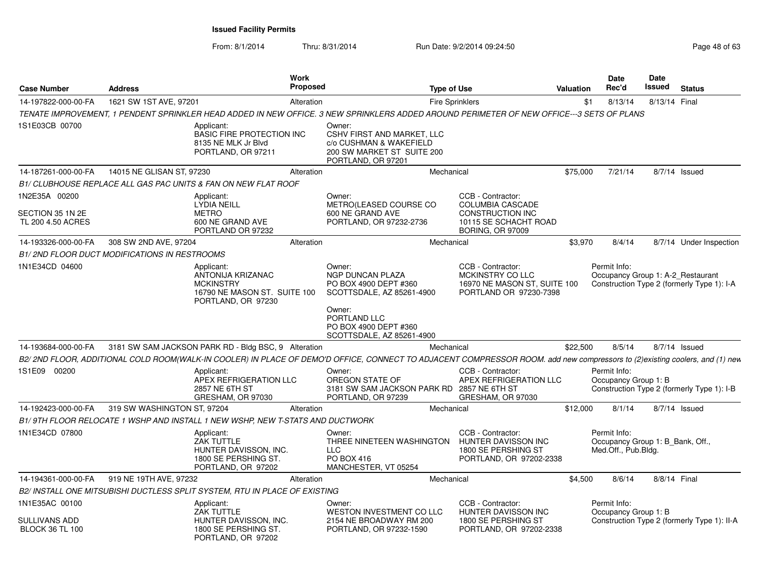**Issued Facility Permits**

From: 8/1/2014 Thru: 8/31/2014 Run Date: 9/2/2014 09:24:50

| Case Number | Address | Work Proposed | Type of Use | Valuation | Date Rec'd | Date Issued | Status |
|---|---|---|---|---|---|---|---|
| 14-197822-000-00-FA | 1621 SW 1ST AVE, 97201 | Alteration | Fire Sprinklers | $1 | 8/13/14 | 8/13/14 | Final |

*TENATE IMPROVEMENT, 1 PENDENT SPRINKLER HEAD ADDED IN NEW OFFICE. 3 NEW SPRINKLERS ADDED AROUND PERIMETER OF NEW OFFICE---3 SETS OF PLANS*

1S1E03CB 00700

Applicant: BASIC FIRE PROTECTION INC, 8135 NE MLK Jr Blvd, PORTLAND, OR 97211

Owner: CSHV FIRST AND MARKET, LLC, c/o CUSHMAN & WAKEFIELD, 200 SW MARKET ST SUITE 200, PORTLAND, OR 97201

---

| Case Number | Address | Work Proposed | Type of Use | Valuation | Date Rec'd | Date Issued | Status |
|---|---|---|---|---|---|---|---|
| 14-187261-000-00-FA | 14015 NE GLISAN ST, 97230 | Alteration | Mechanical | $75,000 | 7/21/14 | 8/7/14 | Issued |

*B1/ CLUBHOUSE REPLACE ALL GAS PAC UNITS & FAN ON NEW FLAT ROOF*

1N2E35A 00200
SECTION 35 1N 2E
TL 200 4.50 ACRES

Applicant: LYDIA NEILL, METRO, 600 NE GRAND AVE, PORTLAND OR 97232

Owner: METRO(LEASED COURSE CO, 600 NE GRAND AVE, PORTLAND, OR 97232-2736

CCB - Contractor: COLUMBIA CASCADE CONSTRUCTION INC, 10115 SE SCHACHT ROAD, BORING, OR 97009

---

| Case Number | Address | Work Proposed | Type of Use | Valuation | Date Rec'd | Date Issued | Status |
|---|---|---|---|---|---|---|---|
| 14-193326-000-00-FA | 308 SW 2ND AVE, 97204 | Alteration | Mechanical | $3,970 | 8/4/14 | 8/7/14 | Under Inspection |

*B1/ 2ND FLOOR DUCT MODIFICATIONS IN RESTROOMS*

1N1E34CD 04600

Applicant: ANTONIJA KRIZANAC, MCKINSTRY, 16790 NE MASON ST. SUITE 100, PORTLAND, OR 97230

Owner: NGP DUNCAN PLAZA, PO BOX 4900 DEPT #360, SCOTTSDALE, AZ 85261-4900

Owner: PORTLAND LLC, PO BOX 4900 DEPT #360, SCOTTSDALE, AZ 85261-4900

CCB - Contractor: MCKINSTRY CO LLC, 16970 NE MASON ST, SUITE 100, PORTLAND OR 97230-7398

Permit Info: Occupancy Group 1: A-2_Restaurant; Construction Type 2 (formerly Type 1): I-A

---

| Case Number | Address | Work Proposed | Type of Use | Valuation | Date Rec'd | Date Issued | Status |
|---|---|---|---|---|---|---|---|
| 14-193684-000-00-FA | 3181 SW SAM JACKSON PARK RD - Bldg BSC, 9 | Alteration | Mechanical | $22,500 | 8/5/14 | 8/7/14 | Issued |

*B2/ 2ND FLOOR, ADDITIONAL COLD ROOM(WALK-IN COOLER) IN PLACE OF DEMO'D OFFICE, CONNECT TO ADJACENT COMPRESSOR ROOM. add new compressors to (2)existing coolers, and (1) new*

1S1E09 00200

Applicant: APEX REFRIGERATION LLC, 2857 NE 6TH ST, GRESHAM, OR 97030

Owner: OREGON STATE OF, 3181 SW SAM JACKSON PARK RD, PORTLAND, OR 97239

CCB - Contractor: APEX REFRIGERATION LLC, 2857 NE 6TH ST, GRESHAM, OR 97030

Permit Info: Occupancy Group 1: B; Construction Type 2 (formerly Type 1): I-B

---

| Case Number | Address | Work Proposed | Type of Use | Valuation | Date Rec'd | Date Issued | Status |
|---|---|---|---|---|---|---|---|
| 14-192423-000-00-FA | 319 SW WASHINGTON ST, 97204 | Alteration | Mechanical | $12,000 | 8/1/14 | 8/7/14 | Issued |

*B1/ 9TH FLOOR RELOCATE 1 WSHP AND INSTALL 1 NEW WSHP, NEW T-STATS AND DUCTWORK*

1N1E34CD 07800

Applicant: ZAK TUTTLE, HUNTER DAVISSON, INC., 1800 SE PERSHING ST., PORTLAND, OR 97202

Owner: THREE NINETEEN WASHINGTON LLC, PO BOX 416, MANCHESTER, VT 05254

CCB - Contractor: HUNTER DAVISSON INC, 1800 SE PERSHING ST, PORTLAND, OR 97202-2338

Permit Info: Occupancy Group 1: B_Bank, Off., Med.Off., Pub.Bldg.

---

| Case Number | Address | Work Proposed | Type of Use | Valuation | Date Rec'd | Date Issued | Status |
|---|---|---|---|---|---|---|---|
| 14-194361-000-00-FA | 919 NE 19TH AVE, 97232 | Alteration | Mechanical | $4,500 | 8/6/14 | 8/8/14 | Final |

*B2/ INSTALL ONE MITSUBISHI DUCTLESS SPLIT SYSTEM, RTU IN PLACE OF EXISTING*

1N1E35AC 00100
SULLIVANS ADD
BLOCK 36 TL 100

Applicant: ZAK TUTTLE, HUNTER DAVISSON, INC., 1800 SE PERSHING ST., PORTLAND, OR 97202

Owner: WESTON INVESTMENT CO LLC, 2154 NE BROADWAY RM 200, PORTLAND, OR 97232-1590

CCB - Contractor: HUNTER DAVISSON INC, 1800 SE PERSHING ST, PORTLAND, OR 97202-2338

Permit Info: Occupancy Group 1: B; Construction Type 2 (formerly Type 1): II-A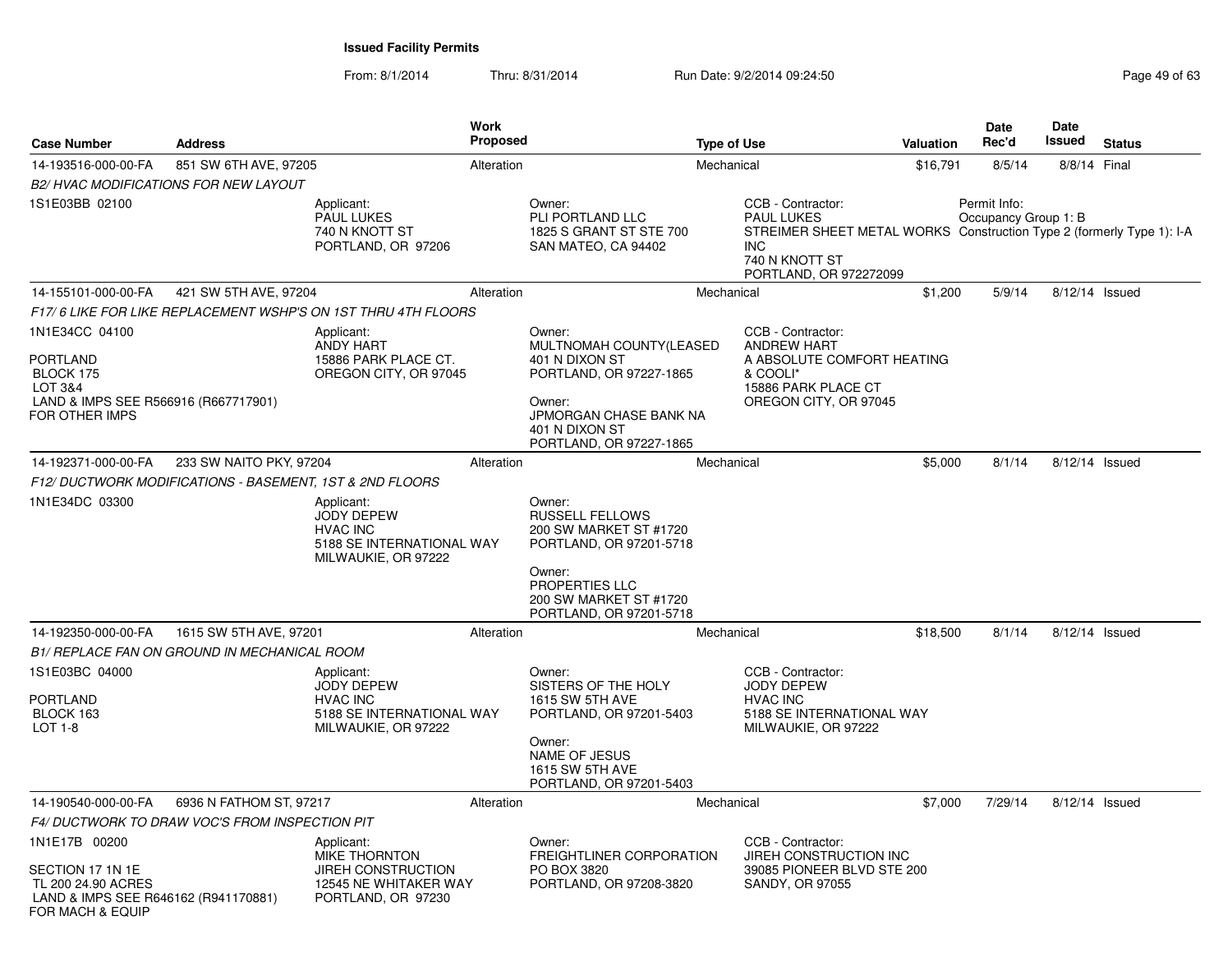**Issued Facility Permits**

From: 8/1/2014 Thru: 8/31/2014 Run Date: 9/2/2014 09:24:50

| Case Number | Address | Work Proposed | Type of Use | Valuation | Date Rec'd | Date Issued | Status |
|---|---|---|---|---|---|---|---|
| 14-193516-000-00-FA | 851 SW 6TH AVE, 97205 | Alteration | Mechanical | $16,791 | 8/5/14 | 8/8/14 | Final |

*B2/ HVAC MODIFICATIONS FOR NEW LAYOUT*

1S1E03BB 02100

Applicant: PAUL LUKES, 740 N KNOTT ST, PORTLAND, OR 97206

Owner: PLI PORTLAND LLC, 1825 S GRANT ST STE 700, SAN MATEO, CA 94402

CCB - Contractor: PAUL LUKES, STREIMER SHEET METAL WORKS INC, 740 N KNOTT ST, PORTLAND, OR 972272099

Permit Info: Occupancy Group 1: B, Construction Type 2 (formerly Type 1): I-A

| Case Number | Address | Work Proposed | Type of Use | Valuation | Date Rec'd | Date Issued | Status |
|---|---|---|---|---|---|---|---|
| 14-155101-000-00-FA | 421 SW 5TH AVE, 97204 | Alteration | Mechanical | $1,200 | 5/9/14 | 8/12/14 | Issued |

*F17/ 6 LIKE FOR LIKE REPLACEMENT WSHP'S ON 1ST THRU 4TH FLOORS*

1N1E34CC 04100

PORTLAND
BLOCK 175
LOT 3&4
LAND & IMPS SEE R566916 (R667717901) FOR OTHER IMPS

Applicant: ANDY HART, 15886 PARK PLACE CT., OREGON CITY, OR 97045

Owner: MULTNOMAH COUNTY(LEASED, 401 N DIXON ST, PORTLAND, OR 97227-1865

Owner: JPMORGAN CHASE BANK NA, 401 N DIXON ST, PORTLAND, OR 97227-1865

CCB - Contractor: ANDREW HART, A ABSOLUTE COMFORT HEATING & COOLI*, 15886 PARK PLACE CT, OREGON CITY, OR 97045

| Case Number | Address | Work Proposed | Type of Use | Valuation | Date Rec'd | Date Issued | Status |
|---|---|---|---|---|---|---|---|
| 14-192371-000-00-FA | 233 SW NAITO PKY, 97204 | Alteration | Mechanical | $5,000 | 8/1/14 | 8/12/14 | Issued |

*F12/ DUCTWORK MODIFICATIONS - BASEMENT, 1ST & 2ND FLOORS*

1N1E34DC 03300

Applicant: JODY DEPEW, HVAC INC, 5188 SE INTERNATIONAL WAY, MILWAUKIE, OR 97222

Owner: RUSSELL FELLOWS, 200 SW MARKET ST #1720, PORTLAND, OR 97201-5718

Owner: PROPERTIES LLC, 200 SW MARKET ST #1720, PORTLAND, OR 97201-5718

| Case Number | Address | Work Proposed | Type of Use | Valuation | Date Rec'd | Date Issued | Status |
|---|---|---|---|---|---|---|---|
| 14-192350-000-00-FA | 1615 SW 5TH AVE, 97201 | Alteration | Mechanical | $18,500 | 8/1/14 | 8/12/14 | Issued |

*B1/ REPLACE FAN ON GROUND IN MECHANICAL ROOM*

1S1E03BC 04000

PORTLAND
BLOCK 163
LOT 1-8

Applicant: JODY DEPEW, HVAC INC, 5188 SE INTERNATIONAL WAY, MILWAUKIE, OR 97222

Owner: SISTERS OF THE HOLY, 1615 SW 5TH AVE, PORTLAND, OR 97201-5403

Owner: NAME OF JESUS, 1615 SW 5TH AVE, PORTLAND, OR 97201-5403

CCB - Contractor: JODY DEPEW, HVAC INC, 5188 SE INTERNATIONAL WAY, MILWAUKIE, OR 97222

| Case Number | Address | Work Proposed | Type of Use | Valuation | Date Rec'd | Date Issued | Status |
|---|---|---|---|---|---|---|---|
| 14-190540-000-00-FA | 6936 N FATHOM ST, 97217 | Alteration | Mechanical | $7,000 | 7/29/14 | 8/12/14 | Issued |

*F4/ DUCTWORK TO DRAW VOC'S FROM INSPECTION PIT*

1N1E17B 00200

SECTION 17 1N 1E
TL 200 24.90 ACRES
LAND & IMPS SEE R646162 (R941170881) FOR MACH & EQUIP

Applicant: MIKE THORNTON, JIREH CONSTRUCTION, 12545 NE WHITAKER WAY, PORTLAND, OR 97230

Owner: FREIGHTLINER CORPORATION, PO BOX 3820, PORTLAND, OR 97208-3820

CCB - Contractor: JIREH CONSTRUCTION INC, 39085 PIONEER BLVD STE 200, SANDY, OR 97055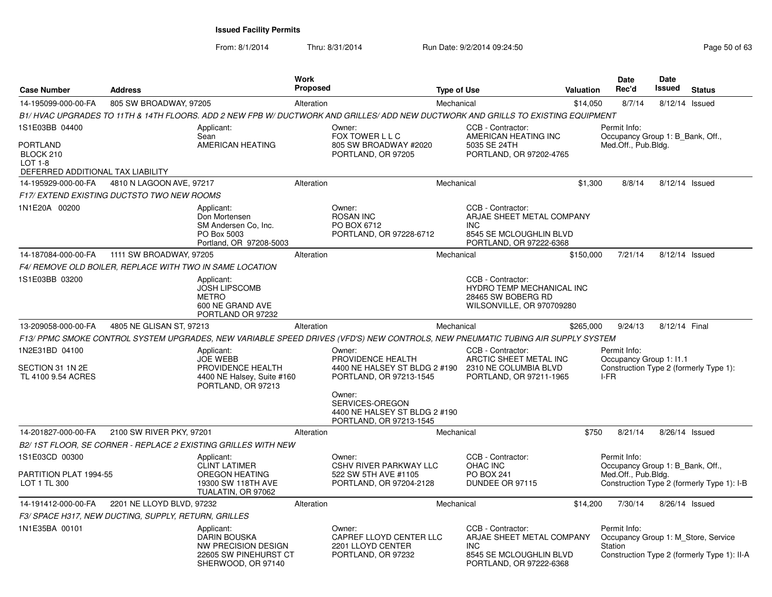**Issued Facility Permits**

From: 8/1/2014 Thru: 8/31/2014 Run Date: 9/2/2014 09:24:50

| Case Number | Address | Work Proposed | Type of Use | Valuation | Date Rec'd | Date Issued | Status |
|---|---|---|---|---|---|---|---|
| 14-195099-000-00-FA | 805 SW BROADWAY, 97205 | Alteration | Mechanical | $14,050 | 8/7/14 | 8/12/14 | Issued |

*B1/ HVAC UPGRADES TO 11TH & 14TH FLOORS. ADD 2 NEW FPB W/ DUCTWORK AND GRILLES/ ADD NEW DUCTWORK AND GRILLS TO EXISTING EQUIPMENT*

1S1E03BB 04400
PORTLAND
BLOCK 210
LOT 1-8
DEFERRED ADDITIONAL TAX LIABILITY

Applicant: Sean, AMERICAN HEATING
Owner: FOX TOWER L L C, 805 SW BROADWAY #2020, PORTLAND, OR 97205
CCB - Contractor: AMERICAN HEATING INC, 5035 SE 24TH, PORTLAND, OR 97202-4765
Permit Info: Occupancy Group 1: B_Bank, Off., Med.Off., Pub.Bldg.

| Case Number | Address | Work Proposed | Type of Use | Valuation | Date Rec'd | Date Issued | Status |
|---|---|---|---|---|---|---|---|
| 14-195929-000-00-FA | 4810 N LAGOON AVE, 97217 | Alteration | Mechanical | $1,300 | 8/8/14 | 8/12/14 | Issued |

*F17/ EXTEND EXISTING DUCTSTO TWO NEW ROOMS*

1N1E20A 00200

Applicant: Don Mortensen, SM Andersen Co, Inc., PO Box 5003, Portland, OR 97208-5003
Owner: ROSAN INC, PO BOX 6712, PORTLAND, OR 97228-6712
CCB - Contractor: ARJAE SHEET METAL COMPANY INC, 8545 SE MCLOUGHLIN BLVD, PORTLAND, OR 97222-6368

| Case Number | Address | Work Proposed | Type of Use | Valuation | Date Rec'd | Date Issued | Status |
|---|---|---|---|---|---|---|---|
| 14-187084-000-00-FA | 1111 SW BROADWAY, 97205 | Alteration | Mechanical | $150,000 | 7/21/14 | 8/12/14 | Issued |

*F4/ REMOVE OLD BOILER, REPLACE WITH TWO IN SAME LOCATION*

1S1E03BB 03200

Applicant: JOSH LIPSCOMB, METRO, 600 NE GRAND AVE, PORTLAND OR 97232
CCB - Contractor: HYDRO TEMP MECHANICAL INC, 28465 SW BOBERG RD, WILSONVILLE, OR 970709280

| Case Number | Address | Work Proposed | Type of Use | Valuation | Date Rec'd | Date Issued | Status |
|---|---|---|---|---|---|---|---|
| 13-209058-000-00-FA | 4805 NE GLISAN ST, 97213 | Alteration | Mechanical | $265,000 | 9/24/13 | 8/12/14 | Final |

*F13/ PPMC SMOKE CONTROL SYSTEM UPGRADES, NEW VARIABLE SPEED DRIVES (VFD'S) NEW CONTROLS, NEW PNEUMATIC TUBING AIR SUPPLY SYSTEM*

1N2E31BD 04100
SECTION 31 1N 2E
TL 4100 9.54 ACRES

Applicant: JOE WEBB, PROVIDENCE HEALTH, 4400 NE Halsey, Suite #160, PORTLAND, OR 97213
Owner: PROVIDENCE HEALTH, 4400 NE HALSEY ST BLDG 2 #190, PORTLAND, OR 97213-1545
Owner: SERVICES-OREGON, 4400 NE HALSEY ST BLDG 2 #190, PORTLAND, OR 97213-1545
CCB - Contractor: ARCTIC SHEET METAL INC, 2310 NE COLUMBIA BLVD, PORTLAND, OR 97211-1965
Permit Info: Occupancy Group 1: I1.1; Construction Type 2 (formerly Type 1): I-FR

| Case Number | Address | Work Proposed | Type of Use | Valuation | Date Rec'd | Date Issued | Status |
|---|---|---|---|---|---|---|---|
| 14-201827-000-00-FA | 2100 SW RIVER PKY, 97201 | Alteration | Mechanical | $750 | 8/21/14 | 8/26/14 | Issued |

*B2/ 1ST FLOOR, SE CORNER - REPLACE 2 EXISTING GRILLES WITH NEW*

1S1E03CD 00300
PARTITION PLAT 1994-55
LOT 1 TL 300

Applicant: CLINT LATIMER, OREGON HEATING, 19300 SW 118TH AVE, TUALATIN, OR 97062
Owner: CSHV RIVER PARKWAY LLC, 522 SW 5TH AVE #1105, PORTLAND, OR 97204-2128
CCB - Contractor: OHAC INC, PO BOX 241, DUNDEE OR 97115
Permit Info: Occupancy Group 1: B_Bank, Off., Med.Off., Pub.Bldg.; Construction Type 2 (formerly Type 1): I-B

| Case Number | Address | Work Proposed | Type of Use | Valuation | Date Rec'd | Date Issued | Status |
|---|---|---|---|---|---|---|---|
| 14-191412-000-00-FA | 2201 NE LLOYD BLVD, 97232 | Alteration | Mechanical | $14,200 | 7/30/14 | 8/26/14 | Issued |

*F3/ SPACE H317, NEW DUCTING, SUPPLY, RETURN, GRILLES*

1N1E35BA 00101

Applicant: DARIN BOUSKA, NW PRECISION DESIGN, 22605 SW PINEHURST CT, SHERWOOD, OR 97140
Owner: CAPREF LLOYD CENTER LLC, 2201 LLOYD CENTER, PORTLAND, OR 97232
CCB - Contractor: ARJAE SHEET METAL COMPANY INC, 8545 SE MCLOUGHLIN BLVD, PORTLAND, OR 97222-6368
Permit Info: Occupancy Group 1: M_Store, Service Station; Construction Type 2 (formerly Type 1): II-A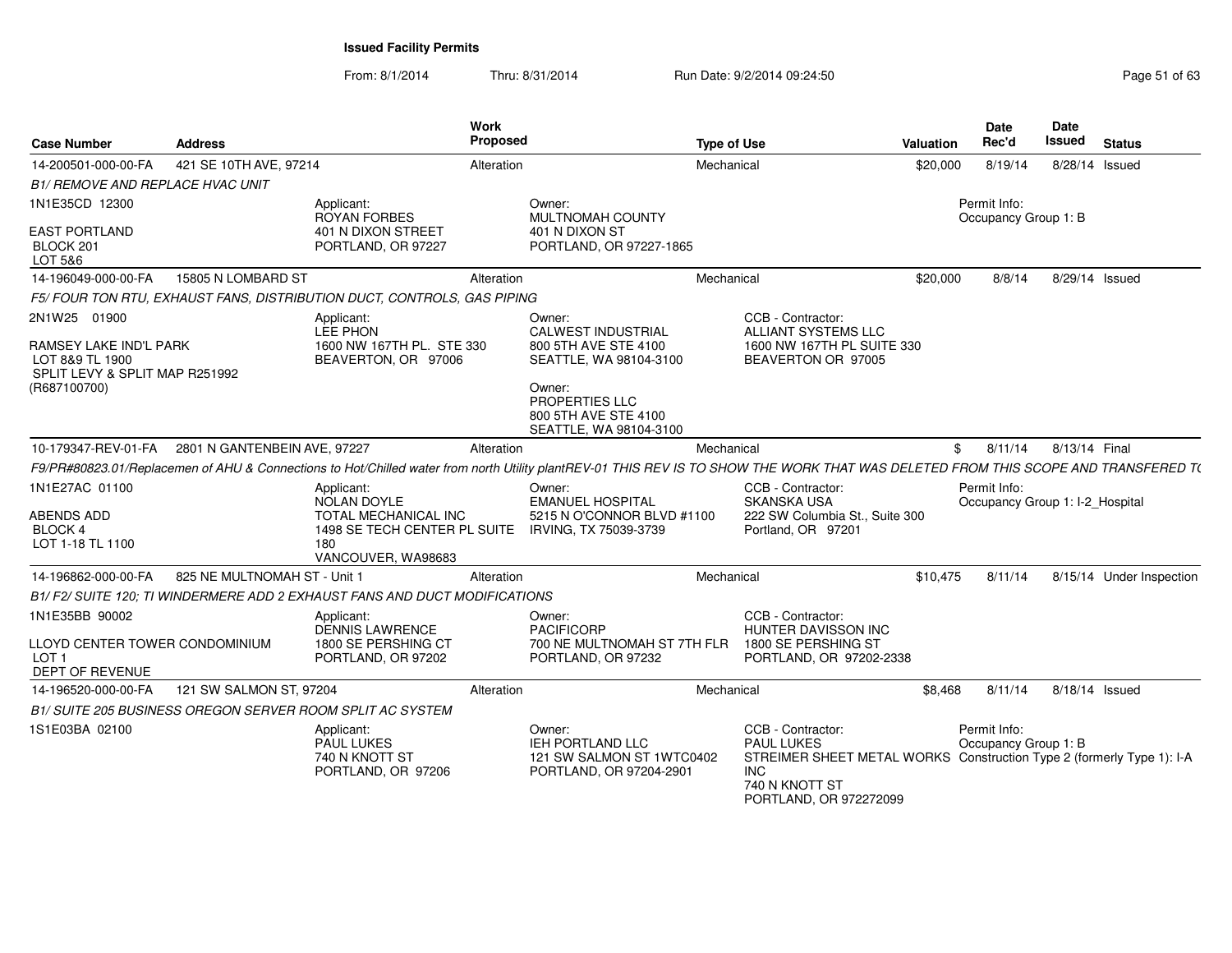**Issued Facility Permits**

From: 8/1/2014 Thru: 8/31/2014 Run Date: 9/2/2014 09:24:50

| Case Number | Address | Work Proposed | Type of Use | Valuation | Date Rec'd | Date Issued | Status |
|---|---|---|---|---|---|---|---|
| 14-200501-000-00-FA | 421 SE 10TH AVE, 97214 | Alteration | Mechanical | $20,000 | 8/19/14 | 8/28/14 | Issued |

*B1/ REMOVE AND REPLACE HVAC UNIT*

1N1E35CD 12300
EAST PORTLAND
BLOCK 201
LOT 5&6

Applicant: ROYAN FORBES, 401 N DIXON STREET, PORTLAND, OR 97227

Owner: MULTNOMAH COUNTY, 401 N DIXON ST, PORTLAND, OR 97227-1865

Permit Info: Occupancy Group 1: B

| Case Number | Address | Work Proposed | Type of Use | Valuation | Date Rec'd | Date Issued | Status |
|---|---|---|---|---|---|---|---|
| 14-196049-000-00-FA | 15805 N LOMBARD ST | Alteration | Mechanical | $20,000 | 8/8/14 | 8/29/14 | Issued |

*F5/ FOUR TON RTU, EXHAUST FANS, DISTRIBUTION DUCT, CONTROLS, GAS PIPING*

2N1W25 01900
RAMSEY LAKE IND'L PARK
LOT 8&9 TL 1900
SPLIT LEVY & SPLIT MAP R251992
(R687100700)

Applicant: LEE PHON, 1600 NW 167TH PL. STE 330, BEAVERTON, OR 97006

Owner: CALWEST INDUSTRIAL, 800 5TH AVE STE 4100, SEATTLE, WA 98104-3100

Owner: PROPERTIES LLC, 800 5TH AVE STE 4100, SEATTLE, WA 98104-3100

CCB - Contractor: ALLIANT SYSTEMS LLC, 1600 NW 167TH PL SUITE 330, BEAVERTON OR 97005

| Case Number | Address | Work Proposed | Type of Use | Valuation | Date Rec'd | Date Issued | Status |
|---|---|---|---|---|---|---|---|
| 10-179347-REV-01-FA | 2801 N GANTENBEIN AVE, 97227 | Alteration | Mechanical | $ | 8/11/14 | 8/13/14 | Final |

*F9/PR#80823.01/Replacemen of AHU & Connections to Hot/Chilled water from north Utility plantREV-01 THIS REV IS TO SHOW THE WORK THAT WAS DELETED FROM THIS SCOPE AND TRANSFERED T(*

1N1E27AC 01100
ABENDS ADD
BLOCK 4
LOT 1-18 TL 1100

Applicant: NOLAN DOYLE, TOTAL MECHANICAL INC, 1498 SE TECH CENTER PL SUITE 180, VANCOUVER, WA98683

Owner: EMANUEL HOSPITAL, 5215 N O'CONNOR BLVD #1100, IRVING, TX 75039-3739

CCB - Contractor: SKANSKA USA, 222 SW Columbia St., Suite 300, Portland, OR 97201

Permit Info: Occupancy Group 1: I-2_Hospital

| Case Number | Address | Work Proposed | Type of Use | Valuation | Date Rec'd | Date Issued | Status |
|---|---|---|---|---|---|---|---|
| 14-196862-000-00-FA | 825 NE MULTNOMAH ST - Unit 1 | Alteration | Mechanical | $10,475 | 8/11/14 | 8/15/14 | Under Inspection |

*B1/ F2/ SUITE 120; TI WINDERMERE ADD 2 EXHAUST FANS AND DUCT MODIFICATIONS*

1N1E35BB 90002
LLOYD CENTER TOWER CONDOMINIUM
LOT 1
DEPT OF REVENUE

Applicant: DENNIS LAWRENCE, 1800 SE PERSHING CT, PORTLAND, OR 97202

Owner: PACIFICORP, 700 NE MULTNOMAH ST 7TH FLR, PORTLAND, OR 97232

CCB - Contractor: HUNTER DAVISSON INC, 1800 SE PERSHING ST, PORTLAND, OR 97202-2338

| Case Number | Address | Work Proposed | Type of Use | Valuation | Date Rec'd | Date Issued | Status |
|---|---|---|---|---|---|---|---|
| 14-196520-000-00-FA | 121 SW SALMON ST, 97204 | Alteration | Mechanical | $8,468 | 8/11/14 | 8/18/14 | Issued |

*B1/ SUITE 205 BUSINESS OREGON SERVER ROOM SPLIT AC SYSTEM*

1S1E03BA 02100

Applicant: PAUL LUKES, 740 N KNOTT ST, PORTLAND, OR 97206

Owner: IEH PORTLAND LLC, 121 SW SALMON ST 1WTC0402, PORTLAND, OR 97204-2901

CCB - Contractor: PAUL LUKES, STREIMER SHEET METAL WORKS INC, 740 N KNOTT ST, PORTLAND, OR 972272099

Permit Info: Occupancy Group 1: B, Construction Type 2 (formerly Type 1): I-A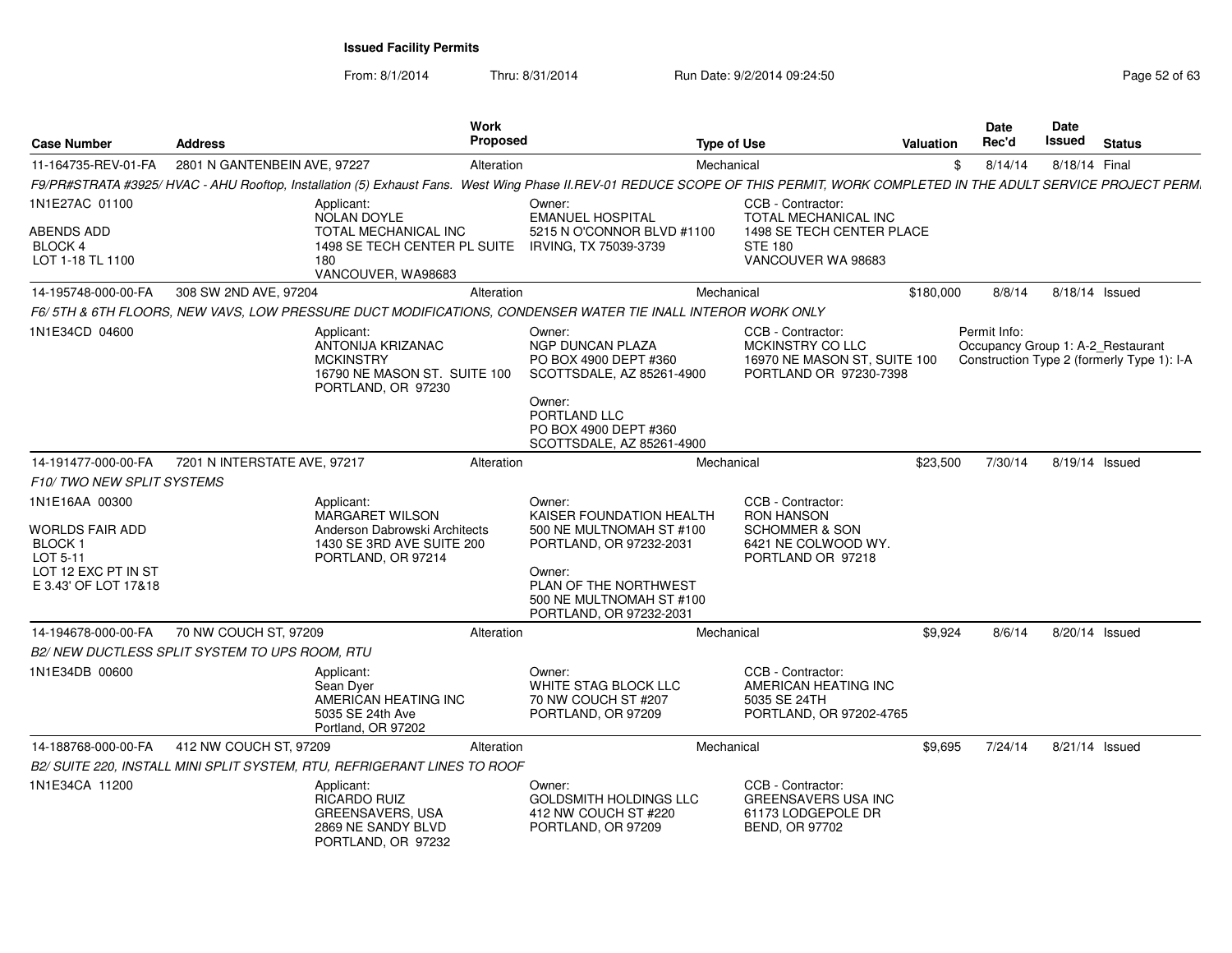# Issued Facility Permits

From: 8/1/2014 Thru: 8/31/2014 Run Date: 9/2/2014 09:24:50

| Case Number | Address | Work Proposed | Type of Use | Valuation | Date Rec'd | Date Issued | Status |
|---|---|---|---|---|---|---|---|
| 11-164735-REV-01-FA | 2801 N GANTENBEIN AVE, 97227 | Alteration | Mechanical | $ | 8/14/14 | 8/18/14 | Final |

F9/PR#STRATA #3925/ HVAC - AHU Rooftop, Installation (5) Exhaust Fans. West Wing Phase II.REV-01 REDUCE SCOPE OF THIS PERMIT, WORK COMPLETED IN THE ADULT SERVICE PROJECT PERM.

1N1E27AC 01100
ABENDS ADD
BLOCK 4
LOT 1-18 TL 1100

Applicant:
NOLAN DOYLE
TOTAL MECHANICAL INC
1498 SE TECH CENTER PL SUITE 180
VANCOUVER, WA98683

Owner:
EMANUEL HOSPITAL
5215 N O'CONNOR BLVD #1100
IRVING, TX 75039-3739

CCB - Contractor:
TOTAL MECHANICAL INC
1498 SE TECH CENTER PLACE
STE 180
VANCOUVER WA 98683

| Case Number | Address | Work Proposed | Type of Use | Valuation | Date Rec'd | Date Issued | Status |
|---|---|---|---|---|---|---|---|
| 14-195748-000-00-FA | 308 SW 2ND AVE, 97204 | Alteration | Mechanical | $180,000 | 8/8/14 | 8/18/14 | Issued |

F6/ 5TH & 6TH FLOORS, NEW VAVS, LOW PRESSURE DUCT MODIFICATIONS, CONDENSER WATER TIE INALL INTEROR WORK ONLY

1N1E34CD 04600

Applicant:
ANTONIJA KRIZANAC
MCKINSTRY
16790 NE MASON ST. SUITE 100
PORTLAND, OR 97230

Owner:
NGP DUNCAN PLAZA
PO BOX 4900 DEPT #360
SCOTTSDALE, AZ 85261-4900

Owner:
PORTLAND LLC
PO BOX 4900 DEPT #360
SCOTTSDALE, AZ 85261-4900

CCB - Contractor:
MCKINSTRY CO LLC
16970 NE MASON ST, SUITE 100
PORTLAND OR 97230-7398

Permit Info:
Occupancy Group 1: A-2_Restaurant
Construction Type 2 (formerly Type 1): I-A

| Case Number | Address | Work Proposed | Type of Use | Valuation | Date Rec'd | Date Issued | Status |
|---|---|---|---|---|---|---|---|
| 14-191477-000-00-FA | 7201 N INTERSTATE AVE, 97217 | Alteration | Mechanical | $23,500 | 7/30/14 | 8/19/14 | Issued |

F10/ TWO NEW SPLIT SYSTEMS

1N1E16AA 00300
WORLDS FAIR ADD
BLOCK 1
LOT 5-11
LOT 12 EXC PT IN ST
E 3.43' OF LOT 17&18

Applicant:
MARGARET WILSON
Anderson Dabrowski Architects
1430 SE 3RD AVE SUITE 200
PORTLAND, OR 97214

Owner:
KAISER FOUNDATION HEALTH
500 NE MULTNOMAH ST #100
PORTLAND, OR 97232-2031

Owner:
PLAN OF THE NORTHWEST
500 NE MULTNOMAH ST #100
PORTLAND, OR 97232-2031

CCB - Contractor:
RON HANSON
SCHOMMER & SON
6421 NE COLWOOD WY.
PORTLAND OR 97218

| Case Number | Address | Work Proposed | Type of Use | Valuation | Date Rec'd | Date Issued | Status |
|---|---|---|---|---|---|---|---|
| 14-194678-000-00-FA | 70 NW COUCH ST, 97209 | Alteration | Mechanical | $9,924 | 8/6/14 | 8/20/14 | Issued |

B2/ NEW DUCTLESS SPLIT SYSTEM TO UPS ROOM, RTU

1N1E34DB 00600

Applicant:
Sean Dyer
AMERICAN HEATING INC
5035 SE 24th Ave
Portland, OR 97202

Owner:
WHITE STAG BLOCK LLC
70 NW COUCH ST #207
PORTLAND, OR 97209

CCB - Contractor:
AMERICAN HEATING INC
5035 SE 24TH
PORTLAND, OR 97202-4765

| Case Number | Address | Work Proposed | Type of Use | Valuation | Date Rec'd | Date Issued | Status |
|---|---|---|---|---|---|---|---|
| 14-188768-000-00-FA | 412 NW COUCH ST, 97209 | Alteration | Mechanical | $9,695 | 7/24/14 | 8/21/14 | Issued |

B2/ SUITE 220, INSTALL MINI SPLIT SYSTEM, RTU, REFRIGERANT LINES TO ROOF

1N1E34CA 11200

Applicant:
RICARDO RUIZ
GREENSAVERS, USA
2869 NE SANDY BLVD
PORTLAND, OR 97232

Owner:
GOLDSMITH HOLDINGS LLC
412 NW COUCH ST #220
PORTLAND, OR 97209

CCB - Contractor:
GREENSAVERS USA INC
61173 LODGEPOLE DR
BEND, OR 97702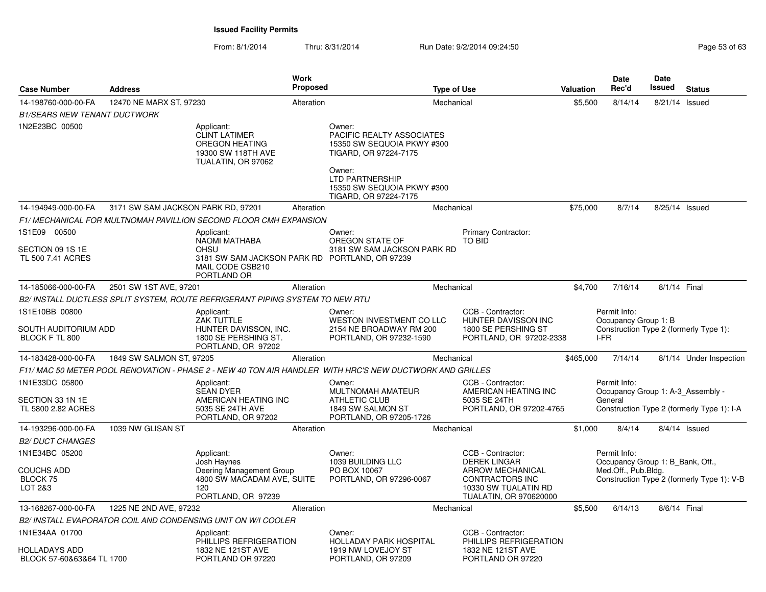**Issued Facility Permits**

From: 8/1/2014 Thru: 8/31/2014 Run Date: 9/2/2014 09:24:50

| Case Number | Address | Work Proposed | Type of Use | Valuation | Date Rec'd | Date Issued | Status |
|---|---|---|---|---|---|---|---|
| 14-198760-000-00-FA | 12470 NE MARX ST, 97230 | Alteration | Mechanical | $5,500 | 8/14/14 | 8/21/14 | Issued |

*B1/SEARS NEW TENANT DUCTWORK*

1N2E23BC 00500

Applicant: CLINT LATIMER, OREGON HEATING, 19300 SW 118TH AVE, TUALATIN, OR 97062

Owner: PACIFIC REALTY ASSOCIATES, 15350 SW SEQUOIA PKWY #300, TIGARD, OR 97224-7175

Owner: LTD PARTNERSHIP, 15350 SW SEQUOIA PKWY #300, TIGARD, OR 97224-7175

| Case Number | Address | Work Proposed | Type of Use | Valuation | Date Rec'd | Date Issued | Status |
|---|---|---|---|---|---|---|---|
| 14-194949-000-00-FA | 3171 SW SAM JACKSON PARK RD, 97201 | Alteration | Mechanical | $75,000 | 8/7/14 | 8/25/14 | Issued |

*F1/ MECHANICAL FOR MULTNOMAH PAVILLION SECOND FLOOR CMH EXPANSION*

1S1E09 00500, SECTION 09 1S 1E, TL 500 7.41 ACRES

Applicant: NAOMI MATHABA, OHSU, 3181 SW SAM JACKSON PARK RD, MAIL CODE CSB210, PORTLAND OR

Owner: OREGON STATE OF, 3181 SW SAM JACKSON PARK RD, PORTLAND, OR 97239

Primary Contractor: TO BID

| Case Number | Address | Work Proposed | Type of Use | Valuation | Date Rec'd | Date Issued | Status |
|---|---|---|---|---|---|---|---|
| 14-185066-000-00-FA | 2501 SW 1ST AVE, 97201 | Alteration | Mechanical | $4,700 | 7/16/14 | 8/1/14 | Final |

*B2/ INSTALL DUCTLESS SPLIT SYSTEM, ROUTE REFRIGERANT PIPING SYSTEM TO NEW RTU*

1S1E10BB 00800, SOUTH AUDITORIUM ADD, BLOCK F TL 800

Applicant: ZAK TUTTLE, HUNTER DAVISSON, INC., 1800 SE PERSHING ST., PORTLAND, OR 97202

Owner: WESTON INVESTMENT CO LLC, 2154 NE BROADWAY RM 200, PORTLAND, OR 97232-1590

CCB - Contractor: HUNTER DAVISSON INC, 1800 SE PERSHING ST, PORTLAND, OR 97202-2338

Permit Info: Occupancy Group 1: B, Construction Type 2 (formerly Type 1): I-FR

| Case Number | Address | Work Proposed | Type of Use | Valuation | Date Rec'd | Date Issued | Status |
|---|---|---|---|---|---|---|---|
| 14-183428-000-00-FA | 1849 SW SALMON ST, 97205 | Alteration | Mechanical | $465,000 | 7/14/14 | 8/1/14 | Under Inspection |

*F11/ MAC 50 METER POOL RENOVATION - PHASE 2 - NEW 40 TON AIR HANDLER WITH HRC'S NEW DUCTWORK AND GRILLES*

1N1E33DC 05800, SECTION 33 1N 1E, TL 5800 2.82 ACRES

Applicant: SEAN DYER, AMERICAN HEATING INC, 5035 SE 24TH AVE, PORTLAND, OR 97202

Owner: MULTNOMAH AMATEUR ATHLETIC CLUB, 1849 SW SALMON ST, PORTLAND, OR 97205-1726

CCB - Contractor: AMERICAN HEATING INC, 5035 SE 24TH, PORTLAND, OR 97202-4765

Permit Info: Occupancy Group 1: A-3_Assembly - General, Construction Type 2 (formerly Type 1): I-A

| Case Number | Address | Work Proposed | Type of Use | Valuation | Date Rec'd | Date Issued | Status |
|---|---|---|---|---|---|---|---|
| 14-193296-000-00-FA | 1039 NW GLISAN ST | Alteration | Mechanical | $1,000 | 8/4/14 | 8/4/14 | Issued |

*B2/ DUCT CHANGES*

1N1E34BC 05200, COUCHS ADD, BLOCK 75, LOT 2&3

Applicant: Josh Haynes, Deering Management Group, 4800 SW MACADAM AVE, SUITE 120, PORTLAND, OR 97239

Owner: 1039 BUILDING LLC, PO BOX 10067, PORTLAND, OR 97296-0067

CCB - Contractor: DEREK LINGAR, ARROW MECHANICAL CONTRACTORS INC, 10330 SW TUALATIN RD, TUALATIN, OR 970620000

Permit Info: Occupancy Group 1: B_Bank, Off., Med.Off., Pub.Bldg., Construction Type 2 (formerly Type 1): V-B

| Case Number | Address | Work Proposed | Type of Use | Valuation | Date Rec'd | Date Issued | Status |
|---|---|---|---|---|---|---|---|
| 13-168267-000-00-FA | 1225 NE 2ND AVE, 97232 | Alteration | Mechanical | $5,500 | 6/14/13 | 8/6/14 | Final |

*B2/ INSTALL EVAPORATOR COIL AND CONDENSING UNIT ON W/I COOLER*

1N1E34AA 01700, HOLLADAYS ADD, BLOCK 57-60&63&64 TL 1700

Applicant: PHILLIPS REFRIGERATION, 1832 NE 121ST AVE, PORTLAND OR 97220

Owner: HOLLADAY PARK HOSPITAL, 1919 NW LOVEJOY ST, PORTLAND, OR 97209

CCB - Contractor: PHILLIPS REFRIGERATION, 1832 NE 121ST AVE, PORTLAND OR 97220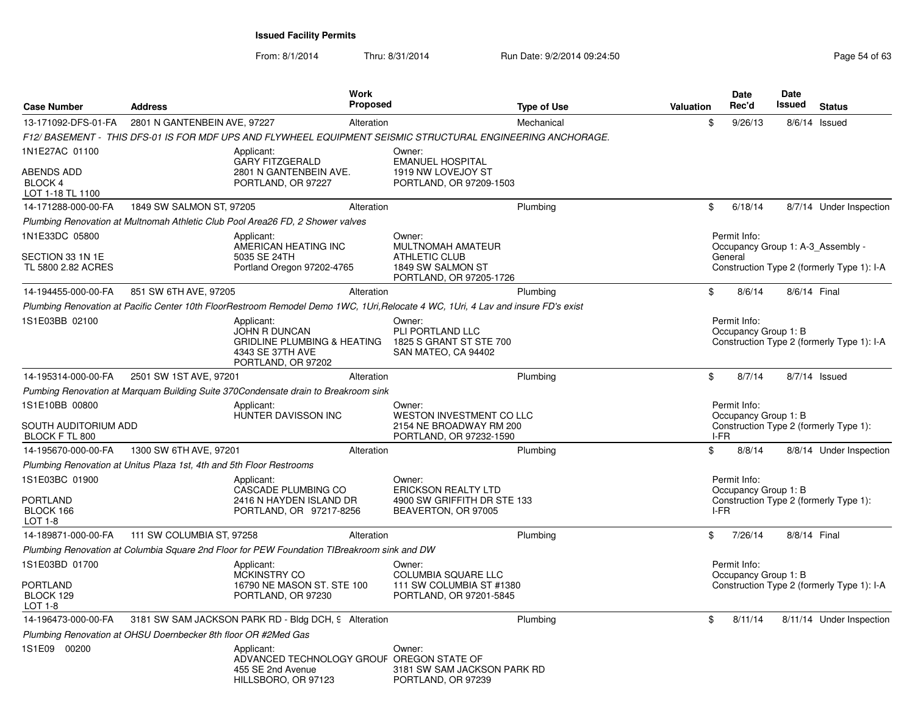# Issued Facility Permits

From: 8/1/2014 Thru: 8/31/2014 Run Date: 9/2/2014 09:24:50

| Case Number | Address | Work Proposed | Type of Use | Valuation | Date Rec'd | Date Issued | Status |
|---|---|---|---|---|---|---|---|
| 13-171092-DFS-01-FA | 2801 N GANTENBEIN AVE, 97227 | Alteration | Mechanical | $ | 9/26/13 | 8/6/14 | Issued |

*F12/ BASEMENT - THIS DFS-01 IS FOR MDF UPS AND FLYWHEEL EQUIPMENT SEISMIC STRUCTURAL ENGINEERING ANCHORAGE.*

1N1E27AC 01100

ABENDS ADD
BLOCK 4
LOT 1-18 TL 1100

Applicant:
GARY FITZGERALD
2801 N GANTENBEIN AVE.
PORTLAND, OR 97227

Owner:
EMANUEL HOSPITAL
1919 NW LOVEJOY ST
PORTLAND, OR 97209-1503

| Case Number | Address | Work Proposed | Type of Use | Valuation | Date Rec'd | Date Issued | Status |
|---|---|---|---|---|---|---|---|
| 14-171288-000-00-FA | 1849 SW SALMON ST, 97205 | Alteration | Plumbing | $ | 6/18/14 | 8/7/14 | Under Inspection |

*Plumbing Renovation at Multnomah Athletic Club Pool Area26 FD, 2 Shower valves*

1N1E33DC 05800

SECTION 33 1N 1E
TL 5800 2.82 ACRES

Applicant:
AMERICAN HEATING INC
5035 SE 24TH
Portland Oregon 97202-4765

Owner:
MULTNOMAH AMATEUR
ATHLETIC CLUB
1849 SW SALMON ST
PORTLAND, OR 97205-1726

Permit Info:
Occupancy Group 1: A-3_Assembly - General
Construction Type 2 (formerly Type 1): I-A

| Case Number | Address | Work Proposed | Type of Use | Valuation | Date Rec'd | Date Issued | Status |
|---|---|---|---|---|---|---|---|
| 14-194455-000-00-FA | 851 SW 6TH AVE, 97205 | Alteration | Plumbing | $ | 8/6/14 | 8/6/14 | Final |

*Plumbing Renovation at Pacific Center 10th FloorRestroom Remodel Demo 1WC, 1Uri,Relocate 4 WC, 1Uri, 4 Lav and insure FD's exist*

1S1E03BB 02100

Applicant:
JOHN R DUNCAN
GRIDLINE PLUMBING & HEATING
4343 SE 37TH AVE
PORTLAND, OR 97202

Owner:
PLI PORTLAND LLC
1825 S GRANT ST STE 700
SAN MATEO, CA 94402

Permit Info:
Occupancy Group 1: B
Construction Type 2 (formerly Type 1): I-A

| Case Number | Address | Work Proposed | Type of Use | Valuation | Date Rec'd | Date Issued | Status |
|---|---|---|---|---|---|---|---|
| 14-195314-000-00-FA | 2501 SW 1ST AVE, 97201 | Alteration | Plumbing | $ | 8/7/14 | 8/7/14 | Issued |

*Pumbing Renovation at Marquam Building Suite 370Condensate drain to Breakroom sink*

1S1E10BB 00800

SOUTH AUDITORIUM ADD
BLOCK F TL 800

Applicant:
HUNTER DAVISSON INC

Owner:
WESTON INVESTMENT CO LLC
2154 NE BROADWAY RM 200
PORTLAND, OR 97232-1590

Permit Info:
Occupancy Group 1: B
Construction Type 2 (formerly Type 1): I-FR

| Case Number | Address | Work Proposed | Type of Use | Valuation | Date Rec'd | Date Issued | Status |
|---|---|---|---|---|---|---|---|
| 14-195670-000-00-FA | 1300 SW 6TH AVE, 97201 | Alteration | Plumbing | $ | 8/8/14 | 8/8/14 | Under Inspection |

*Plumbing Renovation at Unitus Plaza 1st, 4th and 5th Floor Restrooms*

1S1E03BC 01900

PORTLAND
BLOCK 166
LOT 1-8

Applicant:
CASCADE PLUMBING CO
2416 N HAYDEN ISLAND DR
PORTLAND, OR 97217-8256

Owner:
ERICKSON REALTY LTD
4900 SW GRIFFITH DR STE 133
BEAVERTON, OR 97005

Permit Info:
Occupancy Group 1: B
Construction Type 2 (formerly Type 1): I-FR

| Case Number | Address | Work Proposed | Type of Use | Valuation | Date Rec'd | Date Issued | Status |
|---|---|---|---|---|---|---|---|
| 14-189871-000-00-FA | 111 SW COLUMBIA ST, 97258 | Alteration | Plumbing | $ | 7/26/14 | 8/8/14 | Final |

*Plumbing Renovation at Columbia Square 2nd Floor for PEW Foundation TIBreakroom sink and DW*

1S1E03BD 01700

PORTLAND
BLOCK 129
LOT 1-8

Applicant:
MCKINSTRY CO
16790 NE MASON ST. STE 100
PORTLAND, OR 97230

Owner:
COLUMBIA SQUARE LLC
111 SW COLUMBIA ST #1380
PORTLAND, OR 97201-5845

Permit Info:
Occupancy Group 1: B
Construction Type 2 (formerly Type 1): I-A

| Case Number | Address | Work Proposed | Type of Use | Valuation | Date Rec'd | Date Issued | Status |
|---|---|---|---|---|---|---|---|
| 14-196473-000-00-FA | 3181 SW SAM JACKSON PARK RD - Bldg DCH, 9 | Alteration | Plumbing | $ | 8/11/14 | 8/11/14 | Under Inspection |

*Plumbing Renovation at OHSU Doernbecker 8th floor OR #2Med Gas*

1S1E09 00200

Applicant:
ADVANCED TECHNOLOGY GROUF
455 SE 2nd Avenue
HILLSBORO, OR 97123

Owner:
OREGON STATE OF
3181 SW SAM JACKSON PARK RD
PORTLAND, OR 97239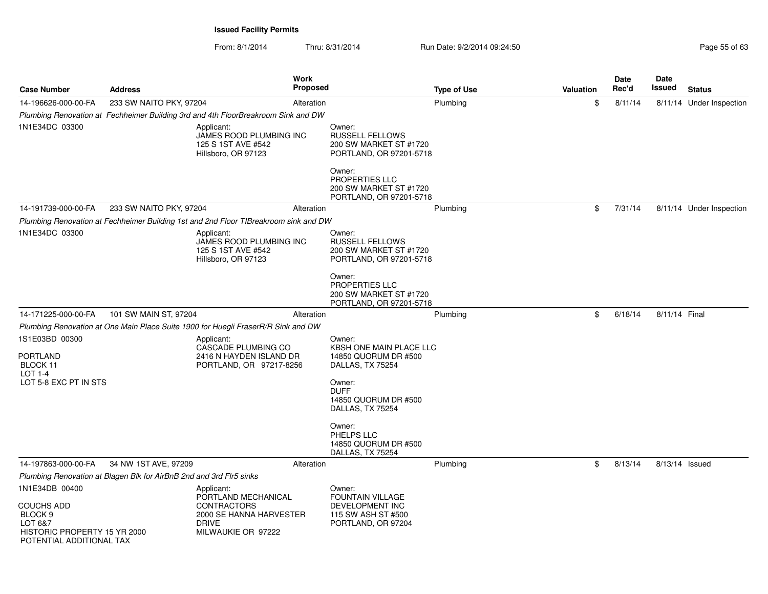**Issued Facility Permits**

From: 8/1/2014 Thru: 8/31/2014 Run Date: 9/2/2014 09:24:50

| Case Number | Address | Work Proposed | Type of Use | Valuation | Date Rec'd | Date Issued | Status |
|---|---|---|---|---|---|---|---|
| 14-196626-000-00-FA | 233 SW NAITO PKY, 97204 | Alteration | Plumbing | $ | 8/11/14 | 8/11/14 | Under Inspection |

*Plumbing Renovation at Fechheimer Building 3rd and 4th FloorBreakroom Sink and DW*

1N1E34DC 03300

Applicant:
JAMES ROOD PLUMBING INC
125 S 1ST AVE #542
Hillsboro, OR 97123

Owner:
RUSSELL FELLOWS
200 SW MARKET ST #1720
PORTLAND, OR 97201-5718

Owner:
PROPERTIES LLC
200 SW MARKET ST #1720
PORTLAND, OR 97201-5718

| Case Number | Address | Work Proposed | Type of Use | Valuation | Date Rec'd | Date Issued | Status |
|---|---|---|---|---|---|---|---|
| 14-191739-000-00-FA | 233 SW NAITO PKY, 97204 | Alteration | Plumbing | $ | 7/31/14 | 8/11/14 | Under Inspection |

*Plumbing Renovation at Fechheimer Building 1st and 2nd Floor TIBreakroom sink and DW*

1N1E34DC 03300

Applicant:
JAMES ROOD PLUMBING INC
125 S 1ST AVE #542
Hillsboro, OR 97123

Owner:
RUSSELL FELLOWS
200 SW MARKET ST #1720
PORTLAND, OR 97201-5718

Owner:
PROPERTIES LLC
200 SW MARKET ST #1720
PORTLAND, OR 97201-5718

| Case Number | Address | Work Proposed | Type of Use | Valuation | Date Rec'd | Date Issued | Status |
|---|---|---|---|---|---|---|---|
| 14-171225-000-00-FA | 101 SW MAIN ST, 97204 | Alteration | Plumbing | $ | 6/18/14 | 8/11/14 | Final |

*Plumbing Renovation at One Main Place Suite 1900 for Huegli FraserR/R Sink and DW*

1S1E03BD 00300

PORTLAND
BLOCK 11
LOT 1-4
LOT 5-8 EXC PT IN STS

Applicant:
CASCADE PLUMBING CO
2416 N HAYDEN ISLAND DR
PORTLAND, OR 97217-8256

Owner:
KBSH ONE MAIN PLACE LLC
14850 QUORUM DR #500
DALLAS, TX 75254

Owner:
DUFF
14850 QUORUM DR #500
DALLAS, TX 75254

Owner:
PHELPS LLC
14850 QUORUM DR #500
DALLAS, TX 75254

| Case Number | Address | Work Proposed | Type of Use | Valuation | Date Rec'd | Date Issued | Status |
|---|---|---|---|---|---|---|---|
| 14-197863-000-00-FA | 34 NW 1ST AVE, 97209 | Alteration | Plumbing | $ | 8/13/14 | 8/13/14 | Issued |

*Plumbing Renovation at Blagen Blk for AirBnB 2nd and 3rd Flr5 sinks*

1N1E34DB 00400

COUCHS ADD
BLOCK 9
LOT 6&7
HISTORIC PROPERTY 15 YR 2000
POTENTIAL ADDITIONAL TAX

Applicant:
PORTLAND MECHANICAL CONTRACTORS
2000 SE HANNA HARVESTER DRIVE
MILWAUKIE OR 97222

Owner:
FOUNTAIN VILLAGE DEVELOPMENT INC
115 SW ASH ST #500
PORTLAND, OR 97204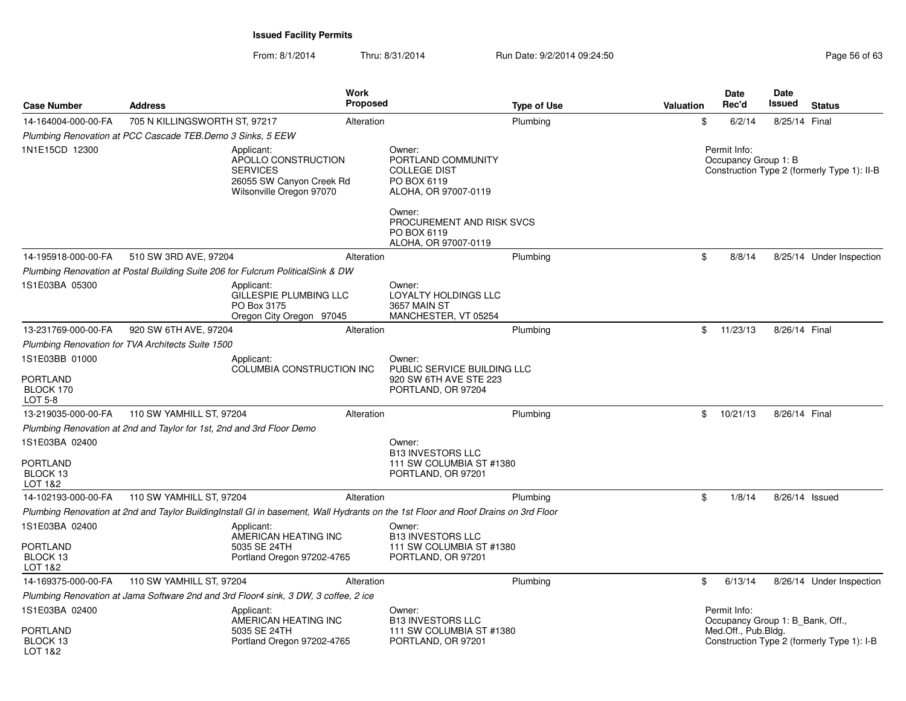**Issued Facility Permits**

From: 8/1/2014 Thru: 8/31/2014 Run Date: 9/2/2014 09:24:50

| Case Number | Address | Work Proposed | Type of Use | Valuation | Date Rec'd | Date Issued | Status |
|---|---|---|---|---|---|---|---|
| 14-164004-000-00-FA | 705 N KILLINGSWORTH ST, 97217 | Alteration | Plumbing | $ | 6/2/14 | 8/25/14 | Final |

*Plumbing Renovation at PCC Cascade TEB.Demo 3 Sinks, 5 EEW*

1N1E15CD 12300

Applicant: APOLLO CONSTRUCTION SERVICES, 26055 SW Canyon Creek Rd, Wilsonville Oregon 97070

Owner: PORTLAND COMMUNITY COLLEGE DIST, PO BOX 6119, ALOHA, OR 97007-0119

Owner: PROCUREMENT AND RISK SVCS, PO BOX 6119, ALOHA, OR 97007-0119

Permit Info: Occupancy Group 1: B; Construction Type 2 (formerly Type 1): II-B

| Case Number | Address | Work Proposed | Type of Use | Valuation | Date Rec'd | Date Issued | Status |
|---|---|---|---|---|---|---|---|
| 14-195918-000-00-FA | 510 SW 3RD AVE, 97204 | Alteration | Plumbing | $ | 8/8/14 | 8/25/14 | Under Inspection |

*Plumbing Renovation at Postal Building Suite 206 for Fulcrum PoliticalSink & DW*

1S1E03BA 05300

Applicant: GILLESPIE PLUMBING LLC, PO Box 3175, Oregon City Oregon 97045

Owner: LOYALTY HOLDINGS LLC, 3657 MAIN ST, MANCHESTER, VT 05254

| Case Number | Address | Work Proposed | Type of Use | Valuation | Date Rec'd | Date Issued | Status |
|---|---|---|---|---|---|---|---|
| 13-231769-000-00-FA | 920 SW 6TH AVE, 97204 | Alteration | Plumbing | $ | 11/23/13 | 8/26/14 | Final |

*Plumbing Renovation for TVA Architects Suite 1500*

1S1E03BB 01000

PORTLAND BLOCK 170 LOT 5-8

Applicant: COLUMBIA CONSTRUCTION INC

Owner: PUBLIC SERVICE BUILDING LLC, 920 SW 6TH AVE STE 223, PORTLAND, OR 97204

| Case Number | Address | Work Proposed | Type of Use | Valuation | Date Rec'd | Date Issued | Status |
|---|---|---|---|---|---|---|---|
| 13-219035-000-00-FA | 110 SW YAMHILL ST, 97204 | Alteration | Plumbing | $ | 10/21/13 | 8/26/14 | Final |

*Plumbing Renovation at 2nd and Taylor for 1st, 2nd and 3rd Floor Demo*

1S1E03BA 02400

PORTLAND BLOCK 13 LOT 1&2

Owner: B13 INVESTORS LLC, 111 SW COLUMBIA ST #1380, PORTLAND, OR 97201

| Case Number | Address | Work Proposed | Type of Use | Valuation | Date Rec'd | Date Issued | Status |
|---|---|---|---|---|---|---|---|
| 14-102193-000-00-FA | 110 SW YAMHILL ST, 97204 | Alteration | Plumbing | $ | 1/8/14 | 8/26/14 | Issued |

*Plumbing Renovation at 2nd and Taylor BuildingInstall GI in basement, Wall Hydrants on the 1st Floor and Roof Drains on 3rd Floor*

1S1E03BA 02400

PORTLAND BLOCK 13 LOT 1&2

Applicant: AMERICAN HEATING INC, 5035 SE 24TH, Portland Oregon 97202-4765

Owner: B13 INVESTORS LLC, 111 SW COLUMBIA ST #1380, PORTLAND, OR 97201

| Case Number | Address | Work Proposed | Type of Use | Valuation | Date Rec'd | Date Issued | Status |
|---|---|---|---|---|---|---|---|
| 14-169375-000-00-FA | 110 SW YAMHILL ST, 97204 | Alteration | Plumbing | $ | 6/13/14 | 8/26/14 | Under Inspection |

*Plumbing Renovation at Jama Software 2nd and 3rd Floor4 sink, 3 DW, 3 coffee, 2 ice*

1S1E03BA 02400

PORTLAND BLOCK 13 LOT 1&2

Applicant: AMERICAN HEATING INC, 5035 SE 24TH, Portland Oregon 97202-4765

Owner: B13 INVESTORS LLC, 111 SW COLUMBIA ST #1380, PORTLAND, OR 97201

Permit Info: Occupancy Group 1: B_Bank, Off., Med.Off., Pub.Bldg.; Construction Type 2 (formerly Type 1): I-B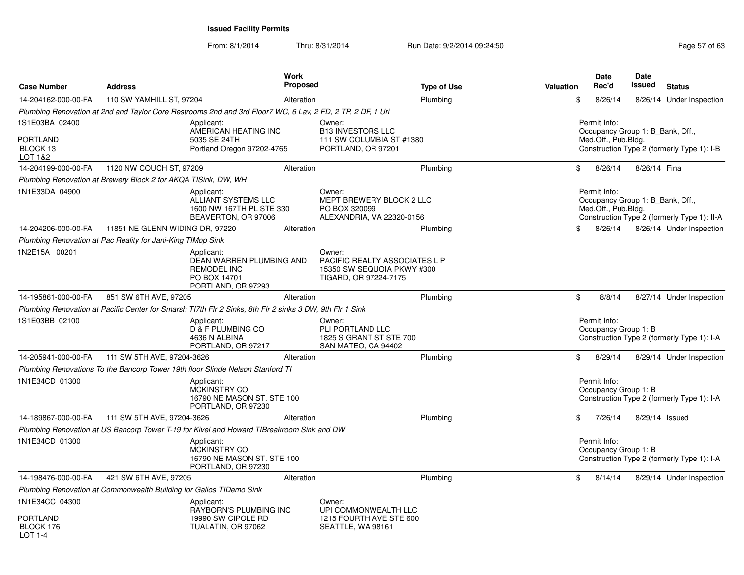**Issued Facility Permits**

From: 8/1/2014 Thru: 8/31/2014 Run Date: 9/2/2014 09:24:50

| Case Number | Address | Work Proposed | Type of Use | Valuation | Date Rec'd | Date Issued | Status |
|---|---|---|---|---|---|---|---|
| 14-204162-000-00-FA | 110 SW YAMHILL ST, 97204 | Alteration | Plumbing | $ | 8/26/14 | 8/26/14 | Under Inspection |

*Plumbing Renovation at 2nd and Taylor Core Restrooms 2nd and 3rd Floor7 WC, 6 Lav, 2 FD, 2 TP, 2 DF, 1 Uri*

1S1E03BA 02400
PORTLAND
BLOCK 13
LOT 1&2

Applicant:
AMERICAN HEATING INC
5035 SE 24TH
Portland Oregon 97202-4765

Owner:
B13 INVESTORS LLC
111 SW COLUMBIA ST #1380
PORTLAND, OR 97201

Permit Info:
Occupancy Group 1: B_Bank, Off., Med.Off., Pub.Bldg.
Construction Type 2 (formerly Type 1): I-B

| Case Number | Address | Work Proposed | Type of Use | Valuation | Date Rec'd | Date Issued | Status |
|---|---|---|---|---|---|---|---|
| 14-204199-000-00-FA | 1120 NW COUCH ST, 97209 | Alteration | Plumbing | $ | 8/26/14 | 8/26/14 | Final |

*Plumbing Renovation at Brewery Block 2 for AKQA TISink, DW, WH*

1N1E33DA 04900

Applicant:
ALLIANT SYSTEMS LLC
1600 NW 167TH PL STE 330
BEAVERTON, OR 97006

Owner:
MEPT BREWERY BLOCK 2 LLC
PO BOX 320099
ALEXANDRIA, VA 22320-0156

Permit Info:
Occupancy Group 1: B_Bank, Off., Med.Off., Pub.Bldg.
Construction Type 2 (formerly Type 1): II-A

| Case Number | Address | Work Proposed | Type of Use | Valuation | Date Rec'd | Date Issued | Status |
|---|---|---|---|---|---|---|---|
| 14-204206-000-00-FA | 11851 NE GLENN WIDING DR, 97220 | Alteration | Plumbing | $ | 8/26/14 | 8/26/14 | Under Inspection |

*Plumbing Renovation at Pac Reality for Jani-King TIMop Sink*

1N2E15A 00201

Applicant:
DEAN WARREN PLUMBING AND REMODEL INC
PO BOX 14701
PORTLAND, OR 97293

Owner:
PACIFIC REALTY ASSOCIATES L P
15350 SW SEQUOIA PKWY #300
TIGARD, OR 97224-7175

| Case Number | Address | Work Proposed | Type of Use | Valuation | Date Rec'd | Date Issued | Status |
|---|---|---|---|---|---|---|---|
| 14-195861-000-00-FA | 851 SW 6TH AVE, 97205 | Alteration | Plumbing | $ | 8/8/14 | 8/27/14 | Under Inspection |

*Plumbing Renovation at Pacific Center for Smarsh TI7th Flr 2 Sinks, 8th Flr 2 sinks 3 DW, 9th Flr 1 Sink*

1S1E03BB 02100

Applicant:
D & F PLUMBING CO
4636 N ALBINA
PORTLAND, OR 97217

Owner:
PLI PORTLAND LLC
1825 S GRANT ST STE 700
SAN MATEO, CA 94402

Permit Info:
Occupancy Group 1: B
Construction Type 2 (formerly Type 1): I-A

| Case Number | Address | Work Proposed | Type of Use | Valuation | Date Rec'd | Date Issued | Status |
|---|---|---|---|---|---|---|---|
| 14-205941-000-00-FA | 111 SW 5TH AVE, 97204-3626 | Alteration | Plumbing | $ | 8/29/14 | 8/29/14 | Under Inspection |

*Plumbing Renovations To the Bancorp Tower 19th floor Slinde Nelson Stanford TI*

1N1E34CD 01300

Applicant:
MCKINSTRY CO
16790 NE MASON ST. STE 100
PORTLAND, OR 97230

Permit Info:
Occupancy Group 1: B
Construction Type 2 (formerly Type 1): I-A

| Case Number | Address | Work Proposed | Type of Use | Valuation | Date Rec'd | Date Issued | Status |
|---|---|---|---|---|---|---|---|
| 14-189867-000-00-FA | 111 SW 5TH AVE, 97204-3626 | Alteration | Plumbing | $ | 7/26/14 | 8/29/14 | Issued |

*Plumbing Renovation at US Bancorp Tower T-19 for Kivel and Howard TIBreakroom Sink and DW*

1N1E34CD 01300

Applicant:
MCKINSTRY CO
16790 NE MASON ST. STE 100
PORTLAND, OR 97230

Permit Info:
Occupancy Group 1: B
Construction Type 2 (formerly Type 1): I-A

| Case Number | Address | Work Proposed | Type of Use | Valuation | Date Rec'd | Date Issued | Status |
|---|---|---|---|---|---|---|---|
| 14-198476-000-00-FA | 421 SW 6TH AVE, 97205 | Alteration | Plumbing | $ | 8/14/14 | 8/29/14 | Under Inspection |

*Plumbing Renovation at Commonwealth Building for Galios TIDemo Sink*

1N1E34CC 04300
PORTLAND
BLOCK 176
LOT 1-4

Applicant:
RAYBORN'S PLUMBING INC
19990 SW CIPOLE RD
TUALATIN, OR 97062

Owner:
UPI COMMONWEALTH LLC
1215 FOURTH AVE STE 600
SEATTLE, WA 98161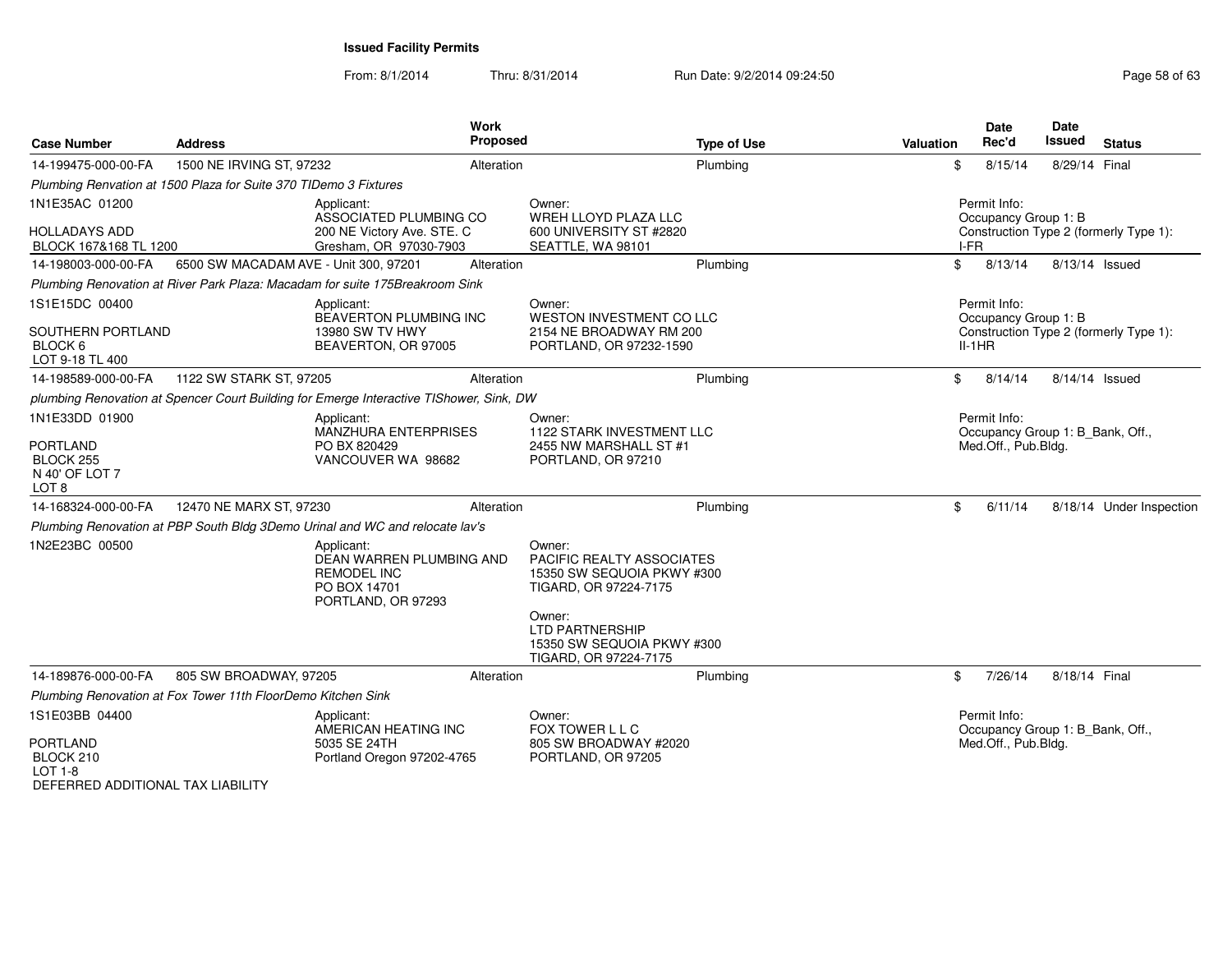**Issued Facility Permits**

From: 8/1/2014 Thru: 8/31/2014 Run Date: 9/2/2014 09:24:50

| Case Number | Address | Work Proposed | Type of Use | Valuation | Date Rec'd | Date Issued | Status |
|---|---|---|---|---|---|---|---|
| 14-199475-000-00-FA | 1500 NE IRVING ST, 97232 | Alteration | Plumbing | $ | 8/15/14 | 8/29/14 | Final |

*Plumbing Renvation at 1500 Plaza for Suite 370 TIDemo 3 Fixtures*

1N1E35AC 01200
HOLLADAYS ADD
BLOCK 167&168 TL 1200

Applicant:
ASSOCIATED PLUMBING CO
200 NE Victory Ave. STE. C
Gresham, OR 97030-7903

Owner:
WREH LLOYD PLAZA LLC
600 UNIVERSITY ST #2820
SEATTLE, WA 98101

Permit Info:
Occupancy Group 1: B
Construction Type 2 (formerly Type 1): I-FR

| Case Number | Address | Work Proposed | Type of Use | Valuation | Date Rec'd | Date Issued | Status |
|---|---|---|---|---|---|---|---|
| 14-198003-000-00-FA | 6500 SW MACADAM AVE - Unit 300, 97201 | Alteration | Plumbing | $ | 8/13/14 | 8/13/14 | Issued |

*Plumbing Renovation at River Park Plaza: Macadam for suite 175Breakroom Sink*

1S1E15DC 00400
SOUTHERN PORTLAND
BLOCK 6
LOT 9-18 TL 400

Applicant:
BEAVERTON PLUMBING INC
13980 SW TV HWY
BEAVERTON, OR 97005

Owner:
WESTON INVESTMENT CO LLC
2154 NE BROADWAY RM 200
PORTLAND, OR 97232-1590

Permit Info:
Occupancy Group 1: B
Construction Type 2 (formerly Type 1): II-1HR

| Case Number | Address | Work Proposed | Type of Use | Valuation | Date Rec'd | Date Issued | Status |
|---|---|---|---|---|---|---|---|
| 14-198589-000-00-FA | 1122 SW STARK ST, 97205 | Alteration | Plumbing | $ | 8/14/14 | 8/14/14 | Issued |

*plumbing Renovation at Spencer Court Building for Emerge Interactive TIShower, Sink, DW*

1N1E33DD 01900
PORTLAND
BLOCK 255
N 40' OF LOT 7
LOT 8

Applicant:
MANZHURA ENTERPRISES
PO BX 820429
VANCOUVER WA 98682

Owner:
1122 STARK INVESTMENT LLC
2455 NW MARSHALL ST #1
PORTLAND, OR 97210

Permit Info:
Occupancy Group 1: B_Bank, Off., Med.Off., Pub.Bldg.

| Case Number | Address | Work Proposed | Type of Use | Valuation | Date Rec'd | Date Issued | Status |
|---|---|---|---|---|---|---|---|
| 14-168324-000-00-FA | 12470 NE MARX ST, 97230 | Alteration | Plumbing | $ | 6/11/14 | 8/18/14 | Under Inspection |

*Plumbing Renovation at PBP South Bldg 3Demo Urinal and WC and relocate lav's*

1N2E23BC 00500

Applicant:
DEAN WARREN PLUMBING AND REMODEL INC
PO BOX 14701
PORTLAND, OR 97293

Owner:
PACIFIC REALTY ASSOCIATES
15350 SW SEQUOIA PKWY #300
TIGARD, OR 97224-7175

Owner:
LTD PARTNERSHIP
15350 SW SEQUOIA PKWY #300
TIGARD, OR 97224-7175

| Case Number | Address | Work Proposed | Type of Use | Valuation | Date Rec'd | Date Issued | Status |
|---|---|---|---|---|---|---|---|
| 14-189876-000-00-FA | 805 SW BROADWAY, 97205 | Alteration | Plumbing | $ | 7/26/14 | 8/18/14 | Final |

*Plumbing Renovation at Fox Tower 11th FloorDemo Kitchen Sink*

1S1E03BB 04400
PORTLAND
BLOCK 210
LOT 1-8
DEFERRED ADDITIONAL TAX LIABILITY

Applicant:
AMERICAN HEATING INC
5035 SE 24TH
Portland Oregon 97202-4765

Owner:
FOX TOWER L L C
805 SW BROADWAY #2020
PORTLAND, OR 97205

Permit Info:
Occupancy Group 1: B_Bank, Off., Med.Off., Pub.Bldg.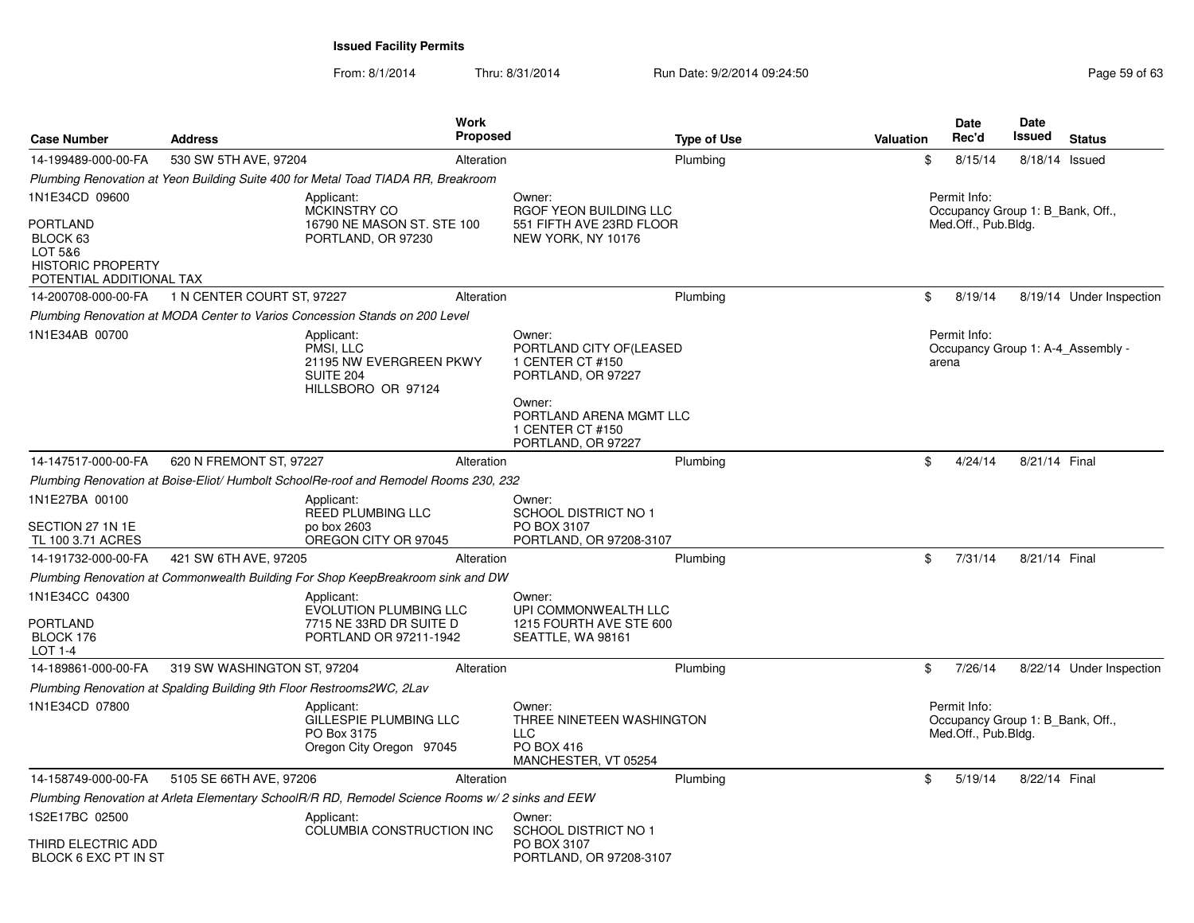**Issued Facility Permits**

From: 8/1/2014 Thru: 8/31/2014 Run Date: 9/2/2014 09:24:50

| Case Number | Address | Work Proposed | Type of Use | Valuation | Date Rec'd | Date Issued | Status |
|---|---|---|---|---|---|---|---|
| 14-199489-000-00-FA | 530 SW 5TH AVE, 97204 | Alteration | Plumbing | $ | 8/15/14 | 8/18/14 | Issued |
| *Plumbing Renovation at Yeon Building Suite 400 for Metal Toad TIADA RR, Breakroom* | | | | | | | |
| 1N1E34CD 09600<br>PORTLAND<br>BLOCK 63<br>LOT 5&6<br>HISTORIC PROPERTY<br>POTENTIAL ADDITIONAL TAX | Applicant:<br>MCKINSTRY CO<br>16790 NE MASON ST. STE 100<br>PORTLAND, OR 97230 | Owner:<br>RGOF YEON BUILDING LLC<br>551 FIFTH AVE 23RD FLOOR<br>NEW YORK, NY 10176 | | | Permit Info:<br>Occupancy Group 1: B_Bank, Off., Med.Off., Pub.Bldg. | | |
| 14-200708-000-00-FA | 1 N CENTER COURT ST, 97227 | Alteration | Plumbing | $ | 8/19/14 | 8/19/14 | Under Inspection |
| *Plumbing Renovation at MODA Center to Varios Concession Stands on 200 Level* | | | | | | | |
| 1N1E34AB 00700 | Applicant:<br>PMSI, LLC<br>21195 NW EVERGREEN PKWY<br>SUITE 204<br>HILLSBORO OR 97124 | Owner:<br>PORTLAND CITY OF(LEASED<br>1 CENTER CT #150<br>PORTLAND, OR 97227<br>Owner:<br>PORTLAND ARENA MGMT LLC<br>1 CENTER CT #150<br>PORTLAND, OR 97227 | | | Permit Info:<br>Occupancy Group 1: A-4_Assembly - arena | | |
| 14-147517-000-00-FA | 620 N FREMONT ST, 97227 | Alteration | Plumbing | $ | 4/24/14 | 8/21/14 | Final |
| *Plumbing Renovation at Boise-Eliot/ Humbolt SchoolRe-roof and Remodel Rooms 230, 232* | | | | | | | |
| 1N1E27BA 00100<br>SECTION 27 1N 1E<br>TL 100 3.71 ACRES | Applicant:<br>REED PLUMBING LLC<br>po box 2603<br>OREGON CITY OR 97045 | Owner:<br>SCHOOL DISTRICT NO 1<br>PO BOX 3107<br>PORTLAND, OR 97208-3107 | | | | | |
| 14-191732-000-00-FA | 421 SW 6TH AVE, 97205 | Alteration | Plumbing | $ | 7/31/14 | 8/21/14 | Final |
| *Plumbing Renovation at Commonwealth Building For Shop KeepBreakroom sink and DW* | | | | | | | |
| 1N1E34CC 04300<br>PORTLAND<br>BLOCK 176<br>LOT 1-4 | Applicant:<br>EVOLUTION PLUMBING LLC<br>7715 NE 33RD DR SUITE D<br>PORTLAND OR 97211-1942 | Owner:<br>UPI COMMONWEALTH LLC<br>1215 FOURTH AVE STE 600<br>SEATTLE, WA 98161 | | | | | |
| 14-189861-000-00-FA | 319 SW WASHINGTON ST, 97204 | Alteration | Plumbing | $ | 7/26/14 | 8/22/14 | Under Inspection |
| *Plumbing Renovation at Spalding Building 9th Floor Restrooms2WC, 2Lav* | | | | | | | |
| 1N1E34CD 07800 | Applicant:<br>GILLESPIE PLUMBING LLC<br>PO Box 3175<br>Oregon City Oregon 97045 | Owner:<br>THREE NINETEEN WASHINGTON LLC<br>PO BOX 416<br>MANCHESTER, VT 05254 | | | Permit Info:<br>Occupancy Group 1: B_Bank, Off., Med.Off., Pub.Bldg. | | |
| 14-158749-000-00-FA | 5105 SE 66TH AVE, 97206 | Alteration | Plumbing | $ | 5/19/14 | 8/22/14 | Final |
| *Plumbing Renovation at Arleta Elementary SchoolR/R RD, Remodel Science Rooms w/ 2 sinks and EEW* | | | | | | | |
| 1S2E17BC 02500<br>THIRD ELECTRIC ADD<br>BLOCK 6 EXC PT IN ST | Applicant:<br>COLUMBIA CONSTRUCTION INC | Owner:<br>SCHOOL DISTRICT NO 1<br>PO BOX 3107<br>PORTLAND, OR 97208-3107 | | | | | |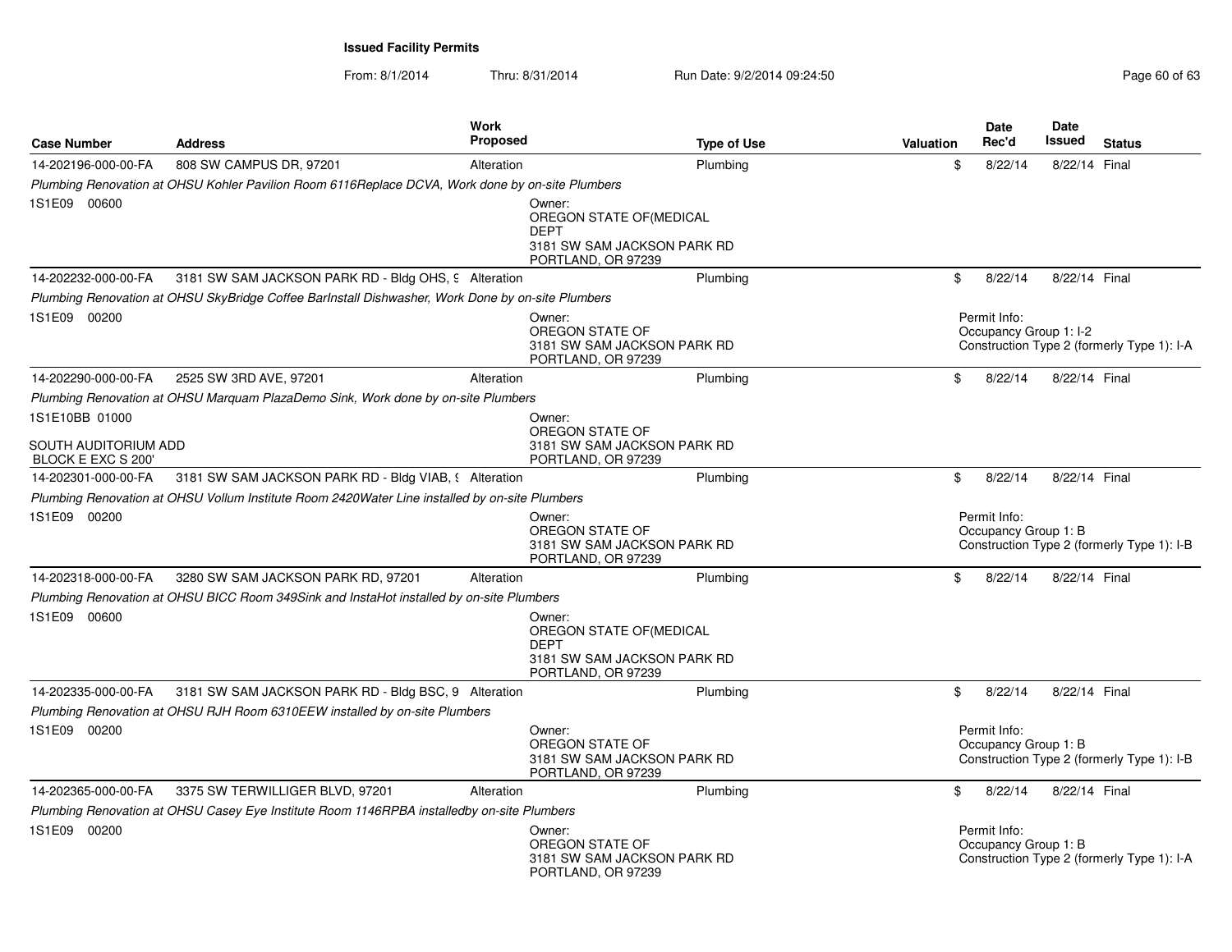**Issued Facility Permits**

From: 8/1/2014 Thru: 8/31/2014 Run Date: 9/2/2014 09:24:50

| Case Number | Address | Work Proposed | Type of Use | Valuation | Date Rec'd | Date Issued | Status |
|---|---|---|---|---|---|---|---|
| 14-202196-000-00-FA | 808 SW CAMPUS DR, 97201 | Alteration | Plumbing | $ | 8/22/14 | 8/22/14 | Final |
| *Plumbing Renovation at OHSU Kohler Pavilion Room 6116Replace DCVA, Work done by on-site Plumbers* | | | | | | | |
| 1S1E09 00600 | | Owner: OREGON STATE OF(MEDICAL DEPT 3181 SW SAM JACKSON PARK RD PORTLAND, OR 97239 | | | | | |
| 14-202232-000-00-FA | 3181 SW SAM JACKSON PARK RD - Bldg OHS, 9 | Alteration | Plumbing | $ | 8/22/14 | 8/22/14 | Final |
| *Plumbing Renovation at OHSU SkyBridge Coffee BarInstall Dishwasher, Work Done by on-site Plumbers* | | | | | | | |
| 1S1E09 00200 | | Owner: OREGON STATE OF 3181 SW SAM JACKSON PARK RD PORTLAND, OR 97239 | | Permit Info: Occupancy Group 1: I-2 Construction Type 2 (formerly Type 1): I-A | | | |
| 14-202290-000-00-FA | 2525 SW 3RD AVE, 97201 | Alteration | Plumbing | $ | 8/22/14 | 8/22/14 | Final |
| *Plumbing Renovation at OHSU Marquam PlazaDemo Sink, Work done by on-site Plumbers* | | | | | | | |
| 1S1E10BB 01000 SOUTH AUDITORIUM ADD BLOCK E EXC S 200' | | Owner: OREGON STATE OF 3181 SW SAM JACKSON PARK RD PORTLAND, OR 97239 | | | | | |
| 14-202301-000-00-FA | 3181 SW SAM JACKSON PARK RD - Bldg VIAB, 9 | Alteration | Plumbing | $ | 8/22/14 | 8/22/14 | Final |
| *Plumbing Renovation at OHSU Vollum Institute Room 2420Water Line installed by on-site Plumbers* | | | | | | | |
| 1S1E09 00200 | | Owner: OREGON STATE OF 3181 SW SAM JACKSON PARK RD PORTLAND, OR 97239 | | Permit Info: Occupancy Group 1: B Construction Type 2 (formerly Type 1): I-B | | | |
| 14-202318-000-00-FA | 3280 SW SAM JACKSON PARK RD, 97201 | Alteration | Plumbing | $ | 8/22/14 | 8/22/14 | Final |
| *Plumbing Renovation at OHSU BICC Room 349Sink and InstaHot installed by on-site Plumbers* | | | | | | | |
| 1S1E09 00600 | | Owner: OREGON STATE OF(MEDICAL DEPT 3181 SW SAM JACKSON PARK RD PORTLAND, OR 97239 | | | | | |
| 14-202335-000-00-FA | 3181 SW SAM JACKSON PARK RD - Bldg BSC, 9 | Alteration | Plumbing | $ | 8/22/14 | 8/22/14 | Final |
| *Plumbing Renovation at OHSU RJH Room 6310EEW installed by on-site Plumbers* | | | | | | | |
| 1S1E09 00200 | | Owner: OREGON STATE OF 3181 SW SAM JACKSON PARK RD PORTLAND, OR 97239 | | Permit Info: Occupancy Group 1: B Construction Type 2 (formerly Type 1): I-B | | | |
| 14-202365-000-00-FA | 3375 SW TERWILLIGER BLVD, 97201 | Alteration | Plumbing | $ | 8/22/14 | 8/22/14 | Final |
| *Plumbing Renovation at OHSU Casey Eye Institute Room 1146RPBA installedby on-site Plumbers* | | | | | | | |
| 1S1E09 00200 | | Owner: OREGON STATE OF 3181 SW SAM JACKSON PARK RD PORTLAND, OR 97239 | | Permit Info: Occupancy Group 1: B Construction Type 2 (formerly Type 1): I-A | | | |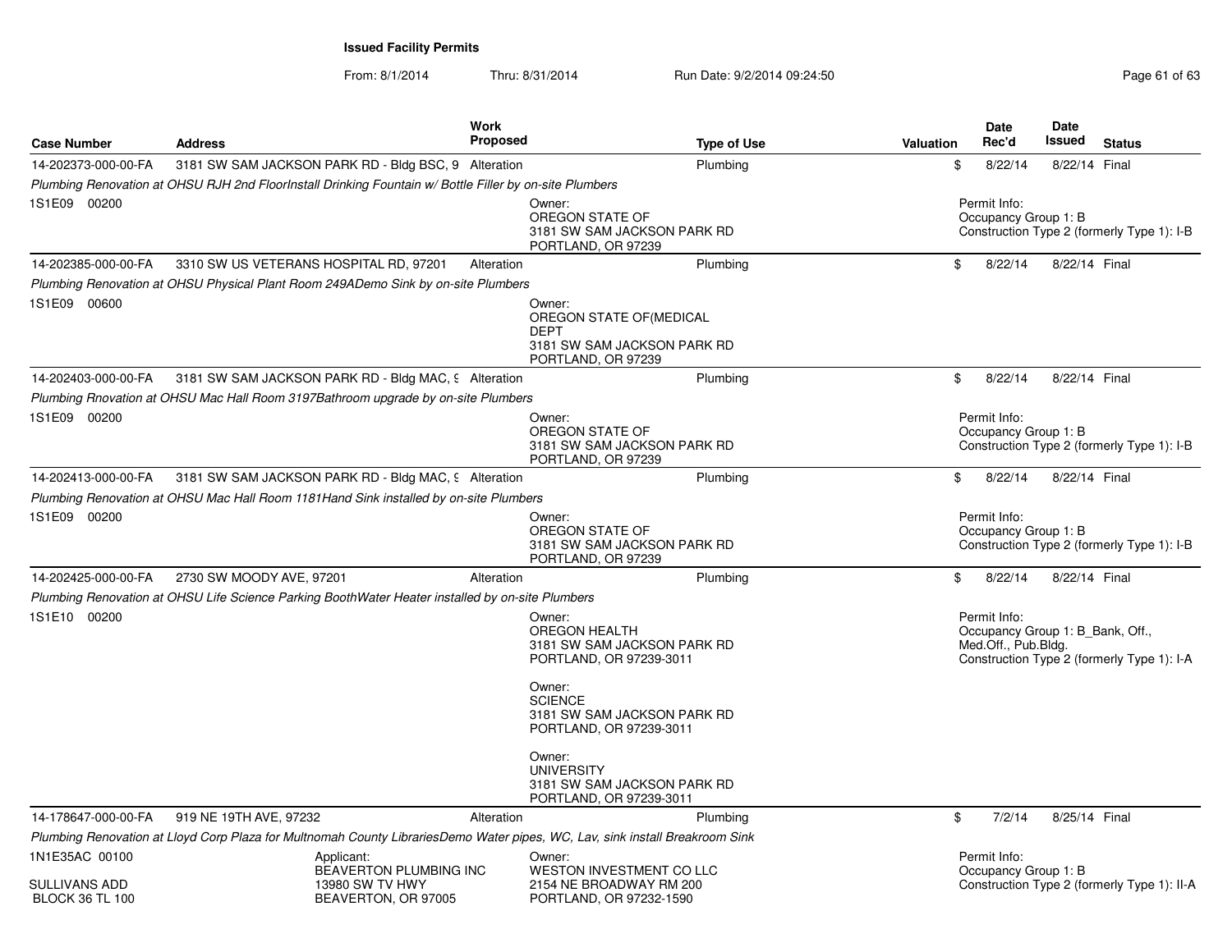**Issued Facility Permits**

From: 8/1/2014 Thru: 8/31/2014 Run Date: 9/2/2014 09:24:50

| Case Number | Address | Work Proposed | Type of Use | Valuation | Date Rec'd | Date Issued | Status |
|---|---|---|---|---|---|---|---|
| 14-202373-000-00-FA | 3181 SW SAM JACKSON PARK RD - Bldg BSC, 9 | Alteration | Plumbing | $ | 8/22/14 | 8/22/14 | Final |
| *Plumbing Renovation at OHSU RJH 2nd FloorInstall Drinking Fountain w/ Bottle Filler by on-site Plumbers* | | | | | | | |
| 1S1E09 00200 | | | Owner: OREGON STATE OF 3181 SW SAM JACKSON PARK RD PORTLAND, OR 97239 | | Permit Info: Occupancy Group 1: B Construction Type 2 (formerly Type 1): I-B | | |
| 14-202385-000-00-FA | 3310 SW US VETERANS HOSPITAL RD, 97201 | Alteration | Plumbing | $ | 8/22/14 | 8/22/14 | Final |
| *Plumbing Renovation at OHSU Physical Plant Room 249ADemo Sink by on-site Plumbers* | | | | | | | |
| 1S1E09 00600 | | | Owner: OREGON STATE OF(MEDICAL DEPT 3181 SW SAM JACKSON PARK RD PORTLAND, OR 97239 | | | | |
| 14-202403-000-00-FA | 3181 SW SAM JACKSON PARK RD - Bldg MAC, 9 | Alteration | Plumbing | $ | 8/22/14 | 8/22/14 | Final |
| *Plumbing Rnovation at OHSU Mac Hall Room 3197Bathroom upgrade by on-site Plumbers* | | | | | | | |
| 1S1E09 00200 | | | Owner: OREGON STATE OF 3181 SW SAM JACKSON PARK RD PORTLAND, OR 97239 | | Permit Info: Occupancy Group 1: B Construction Type 2 (formerly Type 1): I-B | | |
| 14-202413-000-00-FA | 3181 SW SAM JACKSON PARK RD - Bldg MAC, 9 | Alteration | Plumbing | $ | 8/22/14 | 8/22/14 | Final |
| *Plumbing Renovation at OHSU Mac Hall Room 1181Hand Sink installed by on-site Plumbers* | | | | | | | |
| 1S1E09 00200 | | | Owner: OREGON STATE OF 3181 SW SAM JACKSON PARK RD PORTLAND, OR 97239 | | Permit Info: Occupancy Group 1: B Construction Type 2 (formerly Type 1): I-B | | |
| 14-202425-000-00-FA | 2730 SW MOODY AVE, 97201 | Alteration | Plumbing | $ | 8/22/14 | 8/22/14 | Final |
| *Plumbing Renovation at OHSU Life Science Parking BoothWater Heater installed by on-site Plumbers* | | | | | | | |
| 1S1E10 00200 | | | Owner: OREGON HEALTH 3181 SW SAM JACKSON PARK RD PORTLAND, OR 97239-3011<br>Owner: SCIENCE 3181 SW SAM JACKSON PARK RD PORTLAND, OR 97239-3011<br>Owner: UNIVERSITY 3181 SW SAM JACKSON PARK RD PORTLAND, OR 97239-3011 | | Permit Info: Occupancy Group 1: B_Bank, Off., Med.Off., Pub.Bldg. Construction Type 2 (formerly Type 1): I-A | | |
| 14-178647-000-00-FA | 919 NE 19TH AVE, 97232 | Alteration | Plumbing | $ | 7/2/14 | 8/25/14 | Final |
| *Plumbing Renovation at Lloyd Corp Plaza for Multnomah County LibrariesDemo Water pipes, WC, Lav, sink install Breakroom Sink* | | | | | | | |
| 1N1E35AC 00100<br>SULLIVANS ADD<br>BLOCK 36 TL 100 | Applicant: BEAVERTON PLUMBING INC 13980 SW TV HWY BEAVERTON, OR 97005 | | Owner: WESTON INVESTMENT CO LLC 2154 NE BROADWAY RM 200 PORTLAND, OR 97232-1590 | | Permit Info: Occupancy Group 1: B Construction Type 2 (formerly Type 1): II-A | | |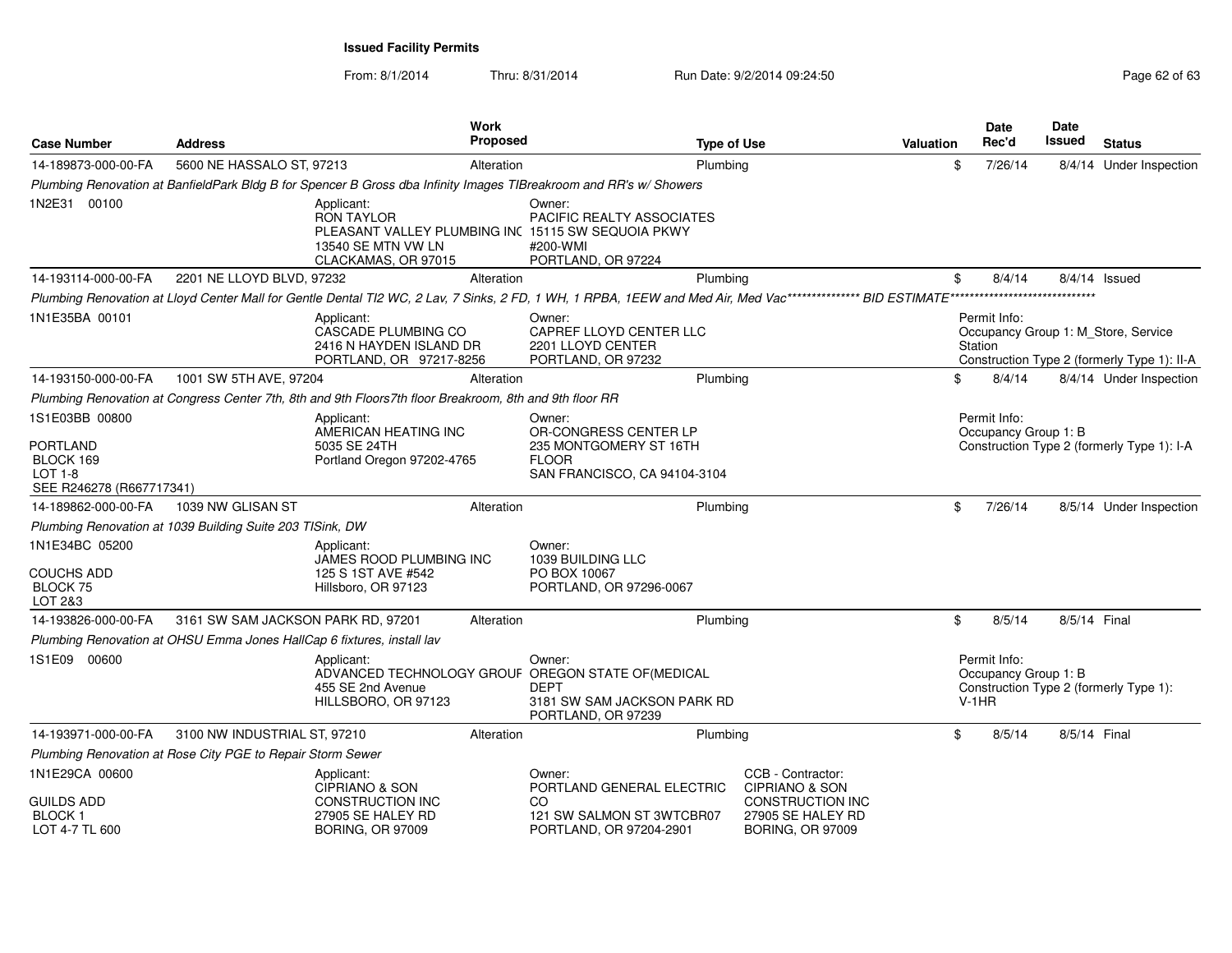**Issued Facility Permits**

From: 8/1/2014 Thru: 8/31/2014 Run Date: 9/2/2014 09:24:50

| Case Number | Address | Work Proposed | Type of Use | Valuation | Date Rec'd | Date Issued | Status |
|---|---|---|---|---|---|---|---|
| 14-189873-000-00-FA | 5600 NE HASSALO ST, 97213 | Alteration | Plumbing | $ | 7/26/14 | 8/4/14 | Under Inspection |

*Plumbing Renovation at BanfieldPark Bldg B for Spencer B Gross dba Infinity Images TIBreakroom and RR's w/ Showers*

1N2E31 00100

Applicant: RON TAYLOR, PLEASANT VALLEY PLUMBING INC, 13540 SE MTN VW LN, CLACKAMAS, OR 97015

Owner: PACIFIC REALTY ASSOCIATES, 15115 SW SEQUOIA PKWY #200-WMI, PORTLAND, OR 97224

| Case Number | Address | Work Proposed | Type of Use | Valuation | Date Rec'd | Date Issued | Status |
|---|---|---|---|---|---|---|---|
| 14-193114-000-00-FA | 2201 NE LLOYD BLVD, 97232 | Alteration | Plumbing | $ | 8/4/14 | 8/4/14 | Issued |

*Plumbing Renovation at Lloyd Center Mall for Gentle Dental TI2 WC, 2 Lav, 7 Sinks, 2 FD, 1 WH, 1 RPBA, 1EEW and Med Air, Med Vac*************** BID ESTIMATE*******************************

1N1E35BA 00101

Applicant: CASCADE PLUMBING CO, 2416 N HAYDEN ISLAND DR, PORTLAND, OR 97217-8256

Owner: CAPREF LLOYD CENTER LLC, 2201 LLOYD CENTER, PORTLAND, OR 97232

Permit Info: Occupancy Group 1: M_Store, Service Station; Construction Type 2 (formerly Type 1): II-A

| Case Number | Address | Work Proposed | Type of Use | Valuation | Date Rec'd | Date Issued | Status |
|---|---|---|---|---|---|---|---|
| 14-193150-000-00-FA | 1001 SW 5TH AVE, 97204 | Alteration | Plumbing | $ | 8/4/14 | 8/4/14 | Under Inspection |

*Plumbing Renovation at Congress Center 7th, 8th and 9th Floors7th floor Breakroom, 8th and 9th floor RR*

1S1E03BB 00800, PORTLAND, BLOCK 169, LOT 1-8, SEE R246278 (R667717341)

Applicant: AMERICAN HEATING INC, 5035 SE 24TH, Portland Oregon 97202-4765

Owner: OR-CONGRESS CENTER LP, 235 MONTGOMERY ST 16TH FLOOR, SAN FRANCISCO, CA 94104-3104

Permit Info: Occupancy Group 1: B; Construction Type 2 (formerly Type 1): I-A

| Case Number | Address | Work Proposed | Type of Use | Valuation | Date Rec'd | Date Issued | Status |
|---|---|---|---|---|---|---|---|
| 14-189862-000-00-FA | 1039 NW GLISAN ST | Alteration | Plumbing | $ | 7/26/14 | 8/5/14 | Under Inspection |

*Plumbing Renovation at 1039 Building Suite 203 TISink, DW*

1N1E34BC 05200, COUCHS ADD, BLOCK 75, LOT 2&3

Applicant: JAMES ROOD PLUMBING INC, 125 S 1ST AVE #542, Hillsboro, OR 97123

Owner: 1039 BUILDING LLC, PO BOX 10067, PORTLAND, OR 97296-0067

| Case Number | Address | Work Proposed | Type of Use | Valuation | Date Rec'd | Date Issued | Status |
|---|---|---|---|---|---|---|---|
| 14-193826-000-00-FA | 3161 SW SAM JACKSON PARK RD, 97201 | Alteration | Plumbing | $ | 8/5/14 | 8/5/14 | Final |

*Plumbing Renovation at OHSU Emma Jones HallCap 6 fixtures, install lav*

1S1E09 00600

Applicant: ADVANCED TECHNOLOGY GROUP, 455 SE 2nd Avenue, HILLSBORO, OR 97123

Owner: OREGON STATE OF(MEDICAL DEPT, 3181 SW SAM JACKSON PARK RD, PORTLAND, OR 97239

Permit Info: Occupancy Group 1: B; Construction Type 2 (formerly Type 1): V-1HR

| Case Number | Address | Work Proposed | Type of Use | Valuation | Date Rec'd | Date Issued | Status |
|---|---|---|---|---|---|---|---|
| 14-193971-000-00-FA | 3100 NW INDUSTRIAL ST, 97210 | Alteration | Plumbing | $ | 8/5/14 | 8/5/14 | Final |

*Plumbing Renovation at Rose City PGE to Repair Storm Sewer*

1N1E29CA 00600, GUILDS ADD, BLOCK 1, LOT 4-7 TL 600

Applicant: CIPRIANO & SON CONSTRUCTION INC, 27905 SE HALEY RD, BORING, OR 97009

Owner: PORTLAND GENERAL ELECTRIC CO, 121 SW SALMON ST 3WTCBR07, PORTLAND, OR 97204-2901

CCB - Contractor: CIPRIANO & SON CONSTRUCTION INC, 27905 SE HALEY RD, BORING, OR 97009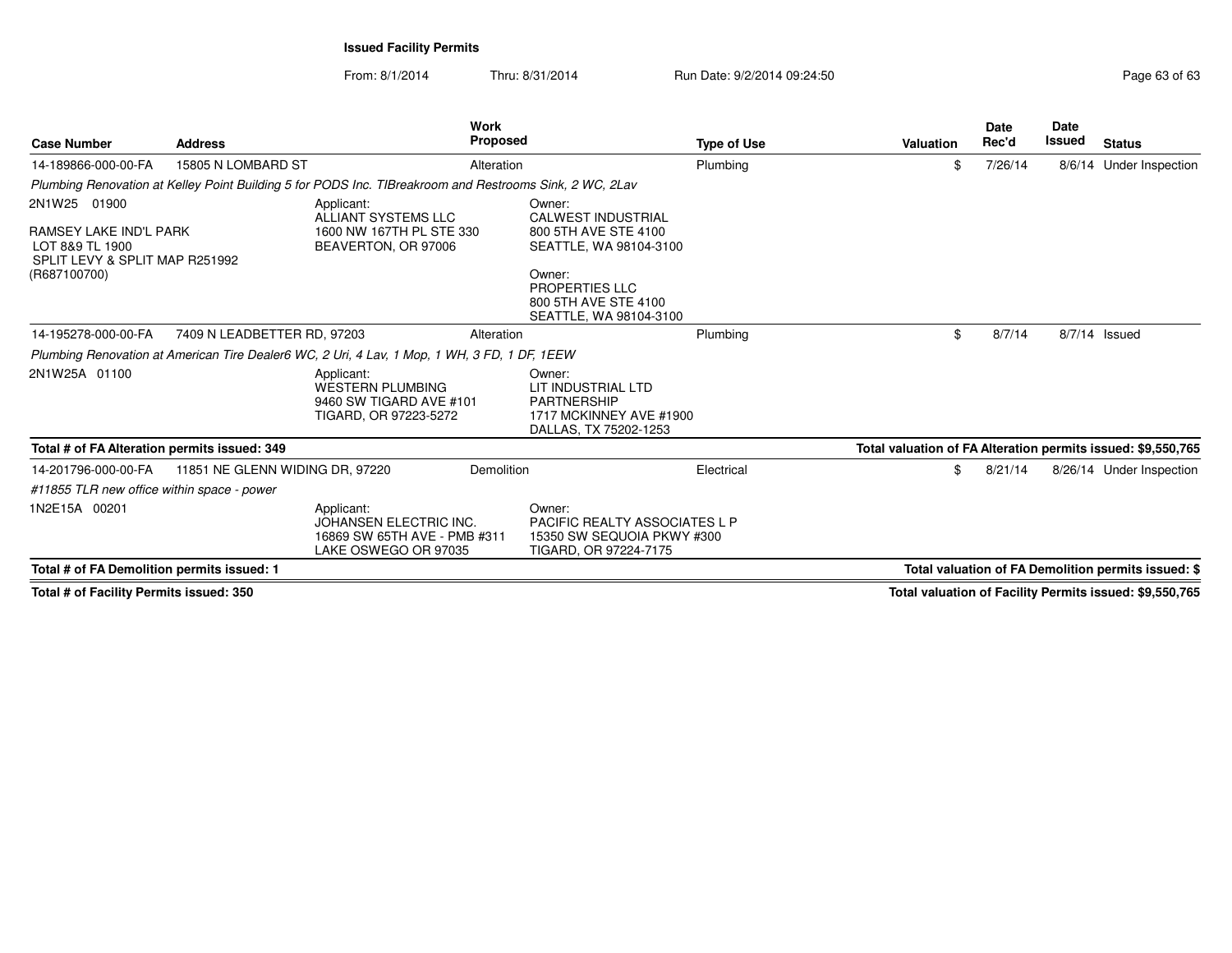**Issued Facility Permits**

From: 8/1/2014 Thru: 8/31/2014 Run Date: 9/2/2014 09:24:50

| Case Number | Address | Work Proposed | Type of Use | Valuation | Date Rec'd | Date Issued | Status |
|---|---|---|---|---|---|---|---|
| 14-189866-000-00-FA | 15805 N LOMBARD ST | Alteration | Plumbing | $ | 7/26/14 | 8/6/14 | Under Inspection |

*Plumbing Renovation at Kelley Point Building 5 for PODS Inc. TIBreakroom and Restrooms Sink, 2 WC, 2Lav*

2N1W25 01900

RAMSEY LAKE IND'L PARK
LOT 8&9 TL 1900
SPLIT LEVY & SPLIT MAP R251992
(R687100700)

Applicant:
ALLIANT SYSTEMS LLC
1600 NW 167TH PL STE 330
BEAVERTON, OR 97006

Owner:
CALWEST INDUSTRIAL
800 5TH AVE STE 4100
SEATTLE, WA 98104-3100

Owner:
PROPERTIES LLC
800 5TH AVE STE 4100
SEATTLE, WA 98104-3100

| Case Number | Address | Work Proposed | Type of Use | Valuation | Date Rec'd | Date Issued | Status |
|---|---|---|---|---|---|---|---|
| 14-195278-000-00-FA | 7409 N LEADBETTER RD, 97203 | Alteration | Plumbing | $ | 8/7/14 | 8/7/14 | Issued |

*Plumbing Renovation at American Tire Dealer6 WC, 2 Uri, 4 Lav, 1 Mop, 1 WH, 3 FD, 1 DF, 1EEW*

2N1W25A 01100

Applicant:
WESTERN PLUMBING
9460 SW TIGARD AVE #101
TIGARD, OR 97223-5272

Owner:
LIT INDUSTRIAL LTD
PARTNERSHIP
1717 MCKINNEY AVE #1900
DALLAS, TX 75202-1253

**Total # of FA Alteration permits issued: 349** — **Total valuation of FA Alteration permits issued: $9,550,765**

| Case Number | Address | Work Proposed | Type of Use | Valuation | Date Rec'd | Date Issued | Status |
|---|---|---|---|---|---|---|---|
| 14-201796-000-00-FA | 11851 NE GLENN WIDING DR, 97220 | Demolition | Electrical | $ | 8/21/14 | 8/26/14 | Under Inspection |

*#11855 TLR new office within space - power*

1N2E15A 00201

Applicant:
JOHANSEN ELECTRIC INC.
16869 SW 65TH AVE - PMB #311
LAKE OSWEGO OR 97035

Owner:
PACIFIC REALTY ASSOCIATES L P
15350 SW SEQUOIA PKWY #300
TIGARD, OR 97224-7175

**Total # of FA Demolition permits issued: 1** — **Total valuation of FA Demolition permits issued: $**

**Total # of Facility Permits issued: 350** — **Total valuation of Facility Permits issued: $9,550,765**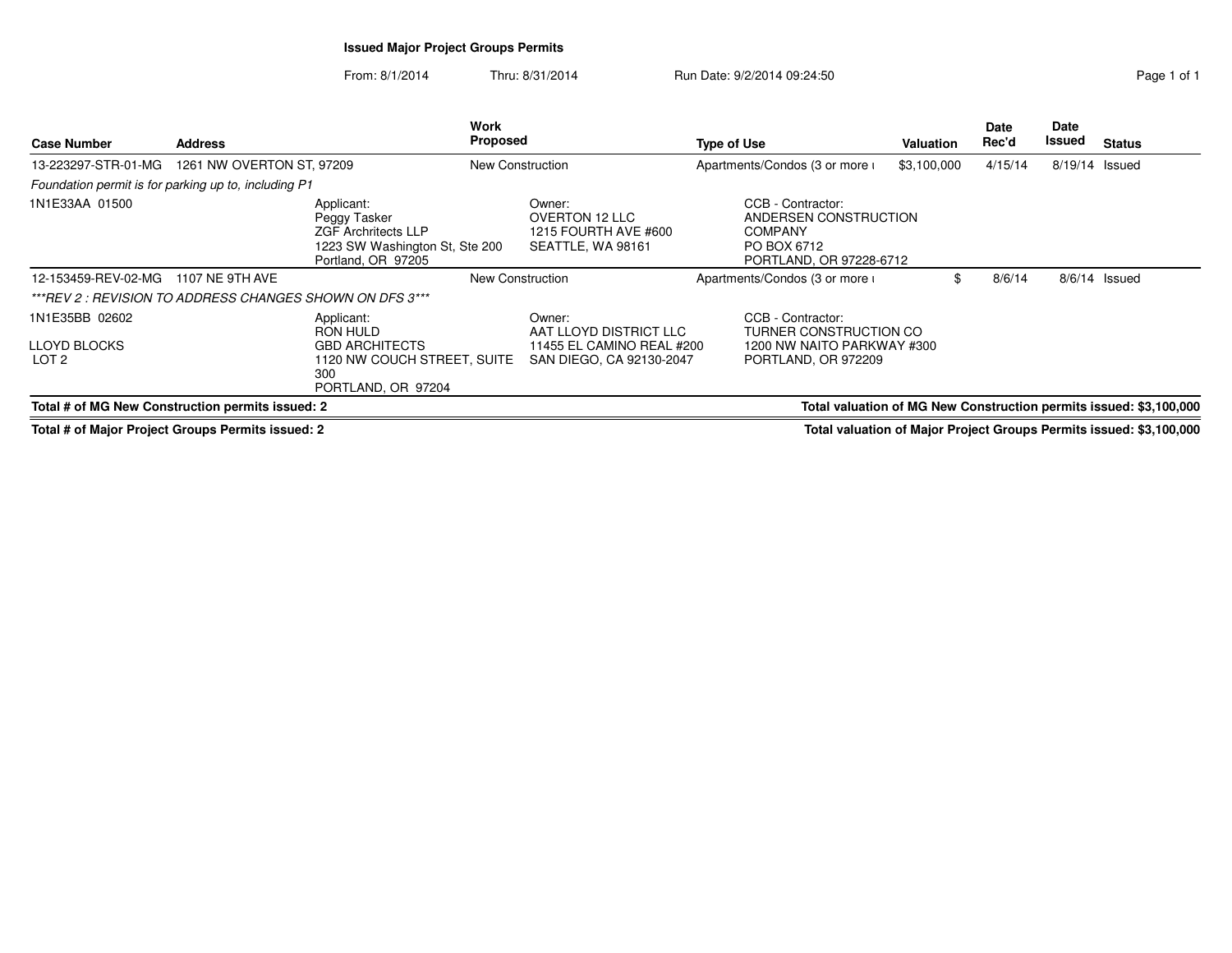**Issued Major Project Groups Permits**

From: 8/1/2014 Thru: 8/31/2014 Run Date: 9/2/2014 09:24:50

| Case Number | Address | Work Proposed | Type of Use | Valuation | Date Rec'd | Date Issued | Status |
|---|---|---|---|---|---|---|---|
| 13-223297-STR-01-MG | 1261 NW OVERTON ST, 97209 | New Construction | Apartments/Condos (3 or more ı | $3,100,000 | 4/15/14 | 8/19/14 | Issued |
| *Foundation permit is for parking up to, including P1* | | | | | | | |
| 1N1E33AA 01500 | Applicant: Peggy Tasker ZGF Arcrhitects LLP 1223 SW Washington St, Ste 200 Portland, OR 97205 | Owner: OVERTON 12 LLC 1215 FOURTH AVE #600 SEATTLE, WA 98161 | CCB - Contractor: ANDERSEN CONSTRUCTION COMPANY PO BOX 6712 PORTLAND, OR 97228-6712 | | | | |
| 12-153459-REV-02-MG | 1107 NE 9TH AVE | New Construction | Apartments/Condos (3 or more ı | $ | 8/6/14 | 8/6/14 | Issued |
| *\*\*\*REV 2 : REVISION TO ADDRESS CHANGES SHOWN ON DFS 3\*\*\** | | | | | | | |
| 1N1E35BB 02602 LLOYD BLOCKS LOT 2 | Applicant: RON HULD GBD ARCHITECTS 1120 NW COUCH STREET, SUITE 300 PORTLAND, OR 97204 | Owner: AAT LLOYD DISTRICT LLC 11455 EL CAMINO REAL #200 SAN DIEGO, CA 92130-2047 | CCB - Contractor: TURNER CONSTRUCTION CO 1200 NW NAITO PARKWAY #300 PORTLAND, OR 972209 | | | | |

**Total # of MG New Construction permits issued: 2** **Total valuation of MG New Construction permits issued: $3,100,000**

**Total # of Major Project Groups Permits issued: 2** **Total valuation of Major Project Groups Permits issued: $3,100,000**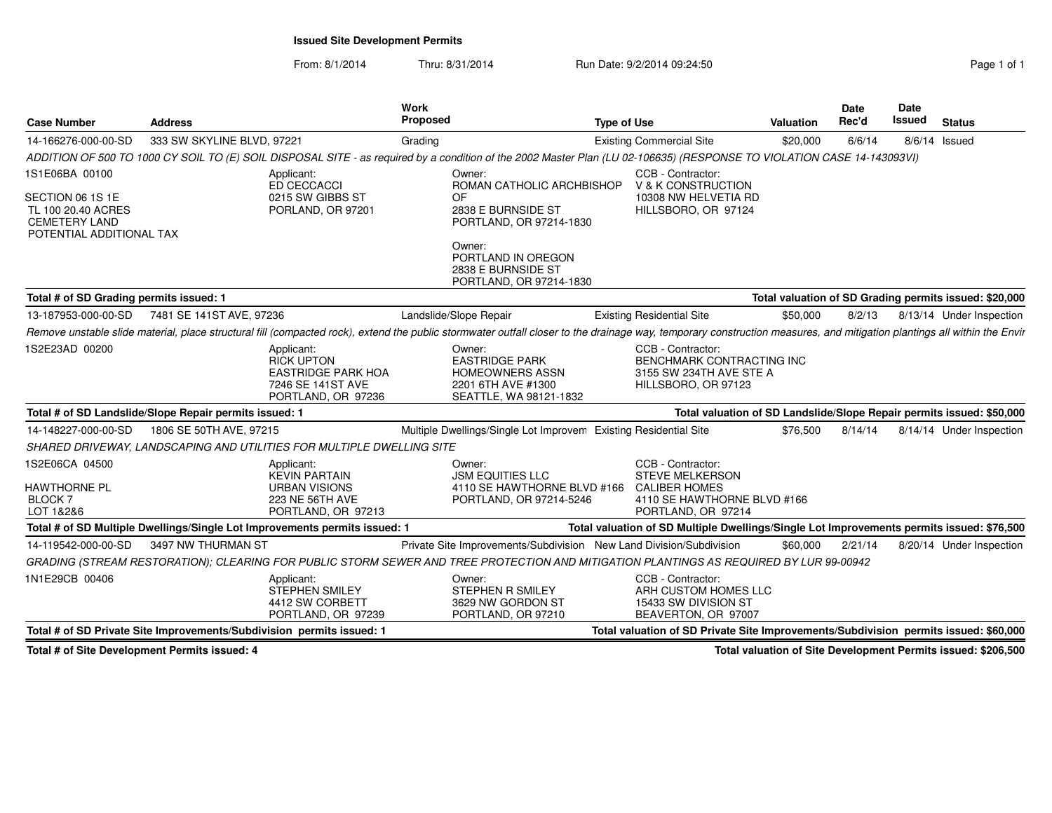## Issued Site Development Permits

From: 8/1/2014 Thru: 8/31/2014 Run Date: 9/2/2014 09:24:50

| Case Number | Address | Work Proposed | Type of Use | Valuation | Date Rec'd | Date Issued | Status |
|---|---|---|---|---|---|---|---|
| 14-166276-000-00-SD | 333 SW SKYLINE BLVD, 97221 | Grading | Existing Commercial Site | $20,000 | 6/6/14 | 8/6/14 | Issued |

*ADDITION OF 500 TO 1000 CY SOIL TO (E) SOIL DISPOSAL SITE - as required by a condition of the 2002 Master Plan (LU 02-106635) (RESPONSE TO VIOLATION CASE 14-143093VI)*

1S1E06BA 00100

SECTION 06 1S 1E
TL 100 20.40 ACRES
CEMETERY LAND
POTENTIAL ADDITIONAL TAX

Applicant:
ED CECCACCI
0215 SW GIBBS ST
PORLAND, OR 97201

Owner:
ROMAN CATHOLIC ARCHBISHOP OF
2838 E BURNSIDE ST
PORTLAND, OR 97214-1830

Owner:
PORTLAND IN OREGON
2838 E BURNSIDE ST
PORTLAND, OR 97214-1830

CCB - Contractor:
V & K CONSTRUCTION
10308 NW HELVETIA RD
HILLSBORO, OR 97124

**Total # of SD Grading permits issued: 1** — **Total valuation of SD Grading permits issued: $20,000**

| Case Number | Address | Work Proposed | Type of Use | Valuation | Date Rec'd | Date Issued | Status |
|---|---|---|---|---|---|---|---|
| 13-187953-000-00-SD | 7481 SE 141ST AVE, 97236 | Landslide/Slope Repair | Existing Residential Site | $50,000 | 8/2/13 | 8/13/14 | Under Inspection |

*Remove unstable slide material, place structural fill (compacted rock), extend the public stormwater outfall closer to the drainage way, temporary construction measures, and mitigation plantings all within the Envir*

1S2E23AD 00200

Applicant:
RICK UPTON
EASTRIDGE PARK HOA
7246 SE 141ST AVE
PORTLAND, OR 97236

Owner:
EASTRIDGE PARK HOMEOWNERS ASSN
2201 6TH AVE #1300
SEATTLE, WA 98121-1832

CCB - Contractor:
BENCHMARK CONTRACTING INC
3155 SW 234TH AVE STE A
HILLSBORO, OR 97123

**Total # of SD Landslide/Slope Repair permits issued: 1** — **Total valuation of SD Landslide/Slope Repair permits issued: $50,000**

| Case Number | Address | Work Proposed | Type of Use | Valuation | Date Rec'd | Date Issued | Status |
|---|---|---|---|---|---|---|---|
| 14-148227-000-00-SD | 1806 SE 50TH AVE, 97215 | Multiple Dwellings/Single Lot Improvem | Existing Residential Site | $76,500 | 8/14/14 | 8/14/14 | Under Inspection |

*SHARED DRIVEWAY, LANDSCAPING AND UTILITIES FOR MULTIPLE DWELLING SITE*

1S2E06CA 04500

HAWTHORNE PL
BLOCK 7
LOT 1&2&6

Applicant:
KEVIN PARTAIN
URBAN VISIONS
223 NE 56TH AVE
PORTLAND, OR 97213

Owner:
JSM EQUITIES LLC
4110 SE HAWTHORNE BLVD #166
PORTLAND, OR 97214-5246

CCB - Contractor:
STEVE MELKERSON
CALIBER HOMES
4110 SE HAWTHORNE BLVD #166
PORTLAND, OR 97214

**Total # of SD Multiple Dwellings/Single Lot Improvements permits issued: 1** — **Total valuation of SD Multiple Dwellings/Single Lot Improvements permits issued: $76,500**

| Case Number | Address | Work Proposed | Type of Use | Valuation | Date Rec'd | Date Issued | Status |
|---|---|---|---|---|---|---|---|
| 14-119542-000-00-SD | 3497 NW THURMAN ST | Private Site Improvements/Subdivision | New Land Division/Subdivision | $60,000 | 2/21/14 | 8/20/14 | Under Inspection |

*GRADING (STREAM RESTORATION); CLEARING FOR PUBLIC STORM SEWER AND TREE PROTECTION AND MITIGATION PLANTINGS AS REQUIRED BY LUR 99-00942*

1N1E29CB 00406

Applicant:
STEPHEN SMILEY
4412 SW CORBETT
PORTLAND, OR 97239

Owner:
STEPHEN R SMILEY
3629 NW GORDON ST
PORTLAND, OR 97210

CCB - Contractor:
ARH CUSTOM HOMES LLC
15433 SW DIVISION ST
BEAVERTON, OR 97007

**Total # of SD Private Site Improvements/Subdivision permits issued: 1** — **Total valuation of SD Private Site Improvements/Subdivision permits issued: $60,000**

**Total # of Site Development Permits issued: 4** — **Total valuation of Site Development Permits issued: $206,500**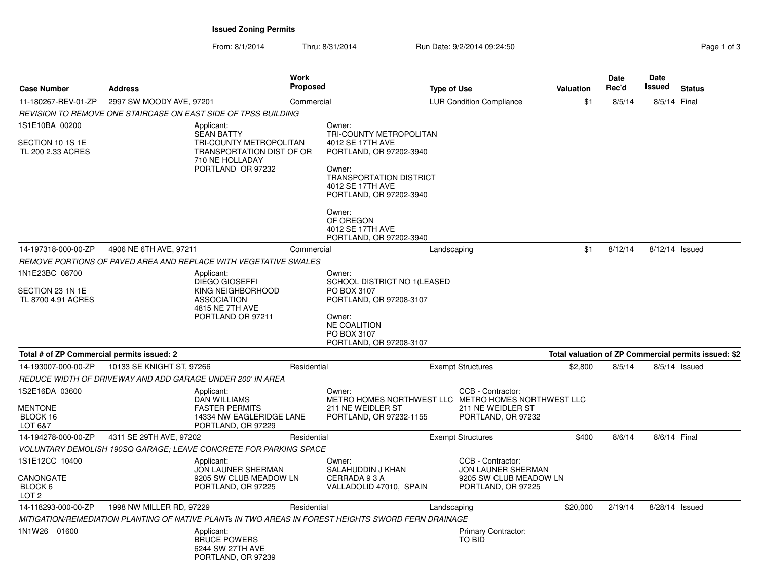## Issued Zoning Permits

From: 8/1/2014 Thru: 8/31/2014 Run Date: 9/2/2014 09:24:50

| Case Number | Address | Work Proposed | Type of Use | Valuation | Date Rec'd | Date Issued | Status |
|---|---|---|---|---|---|---|---|
| 11-180267-REV-01-ZP | 2997 SW MOODY AVE, 97201 | Commercial | LUR Condition Compliance | $1 | 8/5/14 | 8/5/14 | Final |

*REVISION TO REMOVE ONE STAIRCASE ON EAST SIDE OF TPSS BUILDING*

1S1E10BA 00200

SECTION 10 1S 1E
TL 200 2.33 ACRES

Applicant:
SEAN BATTY
TRI-COUNTY METROPOLITAN
TRANSPORTATION DIST OF OR
710 NE HOLLADAY
PORTLAND OR 97232

Owner:
TRI-COUNTY METROPOLITAN
4012 SE 17TH AVE
PORTLAND, OR 97202-3940

Owner:
TRANSPORTATION DISTRICT
4012 SE 17TH AVE
PORTLAND, OR 97202-3940

Owner:
OF OREGON
4012 SE 17TH AVE
PORTLAND, OR 97202-3940

| Case Number | Address | Work Proposed | Type of Use | Valuation | Date Rec'd | Date Issued | Status |
|---|---|---|---|---|---|---|---|
| 14-197318-000-00-ZP | 4906 NE 6TH AVE, 97211 | Commercial | Landscaping | $1 | 8/12/14 | 8/12/14 | Issued |

*REMOVE PORTIONS OF PAVED AREA AND REPLACE WITH VEGETATIVE SWALES*

1N1E23BC 08700

SECTION 23 1N 1E
TL 8700 4.91 ACRES

Applicant:
DIEGO GIOSEFFI
KING NEIGHBORHOOD
ASSOCIATION
4815 NE 7TH AVE
PORTLAND OR 97211

Owner:
SCHOOL DISTRICT NO 1(LEASED
PO BOX 3107
PORTLAND, OR 97208-3107

Owner:
NE COALITION
PO BOX 3107
PORTLAND, OR 97208-3107

**Total # of ZP Commercial permits issued: 2** — **Total valuation of ZP Commercial permits issued: $2**

| Case Number | Address | Work Proposed | Type of Use | Valuation | Date Rec'd | Date Issued | Status |
|---|---|---|---|---|---|---|---|
| 14-193007-000-00-ZP | 10133 SE KNIGHT ST, 97266 | Residential | Exempt Structures | $2,800 | 8/5/14 | 8/5/14 | Issued |

*REDUCE WIDTH OF DRIVEWAY AND ADD GARAGE UNDER 200' IN AREA*

1S2E16DA 03600

MENTONE
BLOCK 16
LOT 6&7

Applicant:
DAN WILLIAMS
FASTER PERMITS
14334 NW EAGLERIDGE LANE
PORTLAND, OR 97229

Owner:
METRO HOMES NORTHWEST LLC
211 NE WEIDLER ST
PORTLAND, OR 97232-1155

CCB - Contractor:
METRO HOMES NORTHWEST LLC
211 NE WEIDLER ST
PORTLAND, OR 97232

| Case Number | Address | Work Proposed | Type of Use | Valuation | Date Rec'd | Date Issued | Status |
|---|---|---|---|---|---|---|---|
| 14-194278-000-00-ZP | 4311 SE 29TH AVE, 97202 | Residential | Exempt Structures | $400 | 8/6/14 | 8/6/14 | Final |

*VOLUNTARY DEMOLISH 190SQ GARAGE; LEAVE CONCRETE FOR PARKING SPACE*

1S1E12CC 10400

CANONGATE
BLOCK 6
LOT 2

Applicant:
JON LAUNER SHERMAN
9205 SW CLUB MEADOW LN
PORTLAND, OR 97225

Owner:
SALAHUDDIN J KHAN
CERRADA 9 3 A
VALLADOLID 47010, SPAIN

CCB - Contractor:
JON LAUNER SHERMAN
9205 SW CLUB MEADOW LN
PORTLAND, OR 97225

| Case Number | Address | Work Proposed | Type of Use | Valuation | Date Rec'd | Date Issued | Status |
|---|---|---|---|---|---|---|---|
| 14-118293-000-00-ZP | 1998 NW MILLER RD, 97229 | Residential | Landscaping | $20,000 | 2/19/14 | 8/28/14 | Issued |

*MITIGATION/REMEDIATION PLANTING OF NATIVE PLANTs IN TWO AREAS IN FOREST HEIGHTS SWORD FERN DRAINAGE*

1N1W26 01600

Applicant:
BRUCE POWERS
6244 SW 27TH AVE
PORTLAND, OR 97239

Primary Contractor:
TO BID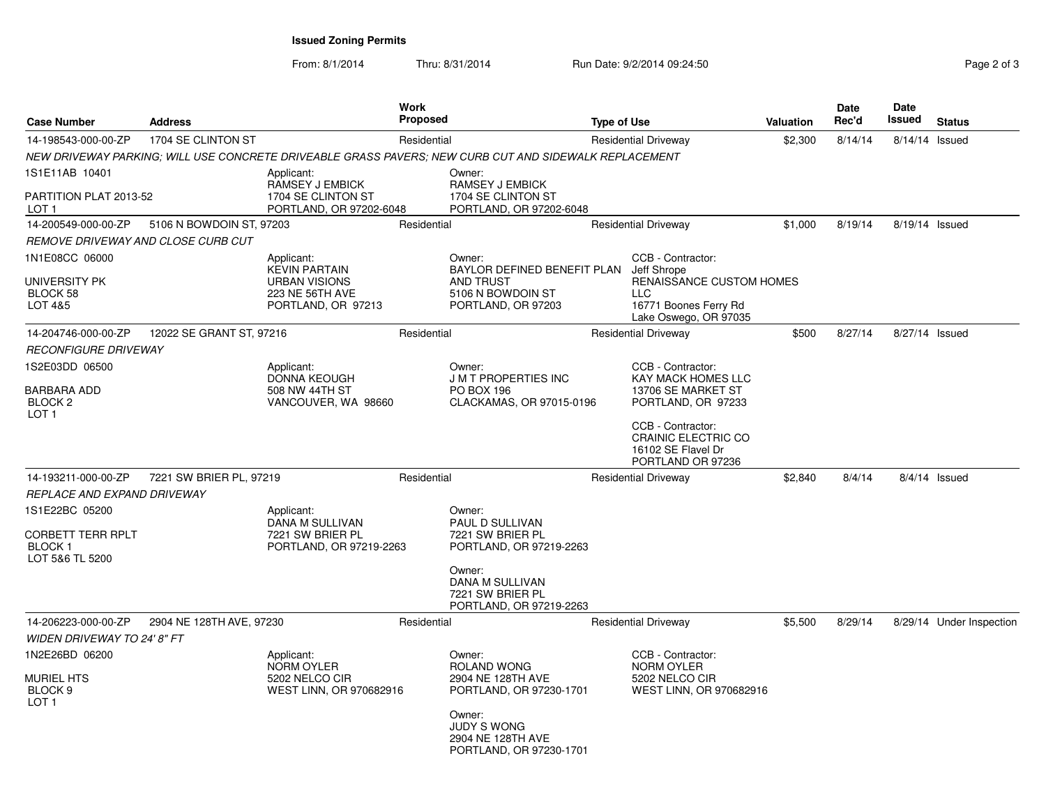**Issued Zoning Permits**

From: 8/1/2014 Thru: 8/31/2014 Run Date: 9/2/2014 09:24:50

| Case Number | Address | Work Proposed | Type of Use | Valuation | Date Rec'd | Date Issued | Status |
|---|---|---|---|---|---|---|---|
| 14-198543-000-00-ZP | 1704 SE CLINTON ST | Residential | Residential Driveway | $2,300 | 8/14/14 | 8/14/14 | Issued |
| *NEW DRIVEWAY PARKING; WILL USE CONCRETE DRIVEABLE GRASS PAVERS; NEW CURB CUT AND SIDEWALK REPLACEMENT* | | | | | | | |
| 1S1E11AB 10401<br>PARTITION PLAT 2013-52<br>LOT 1 | Applicant:<br>RAMSEY J EMBICK<br>1704 SE CLINTON ST<br>PORTLAND, OR 97202-6048 | Owner:<br>RAMSEY J EMBICK<br>1704 SE CLINTON ST<br>PORTLAND, OR 97202-6048 | | | | | |
| 14-200549-000-00-ZP | 5106 N BOWDOIN ST, 97203 | Residential | Residential Driveway | $1,000 | 8/19/14 | 8/19/14 | Issued |
| *REMOVE DRIVEWAY AND CLOSE CURB CUT* | | | | | | | |
| 1N1E08CC 06000<br>UNIVERSITY PK<br>BLOCK 58<br>LOT 4&5 | Applicant:<br>KEVIN PARTAIN<br>URBAN VISIONS<br>223 NE 56TH AVE<br>PORTLAND, OR 97213 | Owner:<br>BAYLOR DEFINED BENEFIT PLAN AND TRUST<br>5106 N BOWDOIN ST<br>PORTLAND, OR 97203 | CCB - Contractor:<br>Jeff Shrope<br>RENAISSANCE CUSTOM HOMES LLC<br>16771 Boones Ferry Rd<br>Lake Oswego, OR 97035 | | | | |
| 14-204746-000-00-ZP | 12022 SE GRANT ST, 97216 | Residential | Residential Driveway | $500 | 8/27/14 | 8/27/14 | Issued |
| *RECONFIGURE DRIVEWAY* | | | | | | | |
| 1S2E03DD 06500<br>BARBARA ADD<br>BLOCK 2<br>LOT 1 | Applicant:<br>DONNA KEOUGH<br>508 NW 44TH ST<br>VANCOUVER, WA 98660 | Owner:<br>J M T PROPERTIES INC<br>PO BOX 196<br>CLACKAMAS, OR 97015-0196 | CCB - Contractor:<br>KAY MACK HOMES LLC<br>13706 SE MARKET ST<br>PORTLAND, OR 97233<br><br>CCB - Contractor:<br>CRAINIC ELECTRIC CO<br>16102 SE Flavel Dr<br>PORTLAND OR 97236 | | | | |
| 14-193211-000-00-ZP | 7221 SW BRIER PL, 97219 | Residential | Residential Driveway | $2,840 | 8/4/14 | 8/4/14 | Issued |
| *REPLACE AND EXPAND DRIVEWAY* | | | | | | | |
| 1S1E22BC 05200<br>CORBETT TERR RPLT<br>BLOCK 1<br>LOT 5&6 TL 5200 | Applicant:<br>DANA M SULLIVAN<br>7221 SW BRIER PL<br>PORTLAND, OR 97219-2263 | Owner:<br>PAUL D SULLIVAN<br>7221 SW BRIER PL<br>PORTLAND, OR 97219-2263<br><br>Owner:<br>DANA M SULLIVAN<br>7221 SW BRIER PL<br>PORTLAND, OR 97219-2263 | | | | | |
| 14-206223-000-00-ZP | 2904 NE 128TH AVE, 97230 | Residential | Residential Driveway | $5,500 | 8/29/14 | 8/29/14 | Under Inspection |
| *WIDEN DRIVEWAY TO 24' 8" FT* | | | | | | | |
| 1N2E26BD 06200<br>MURIEL HTS<br>BLOCK 9<br>LOT 1 | Applicant:<br>NORM OYLER<br>5202 NELCO CIR<br>WEST LINN, OR 970682916 | Owner:<br>ROLAND WONG<br>2904 NE 128TH AVE<br>PORTLAND, OR 97230-1701<br><br>Owner:<br>JUDY S WONG<br>2904 NE 128TH AVE<br>PORTLAND, OR 97230-1701 | CCB - Contractor:<br>NORM OYLER<br>5202 NELCO CIR<br>WEST LINN, OR 970682916 | | | | |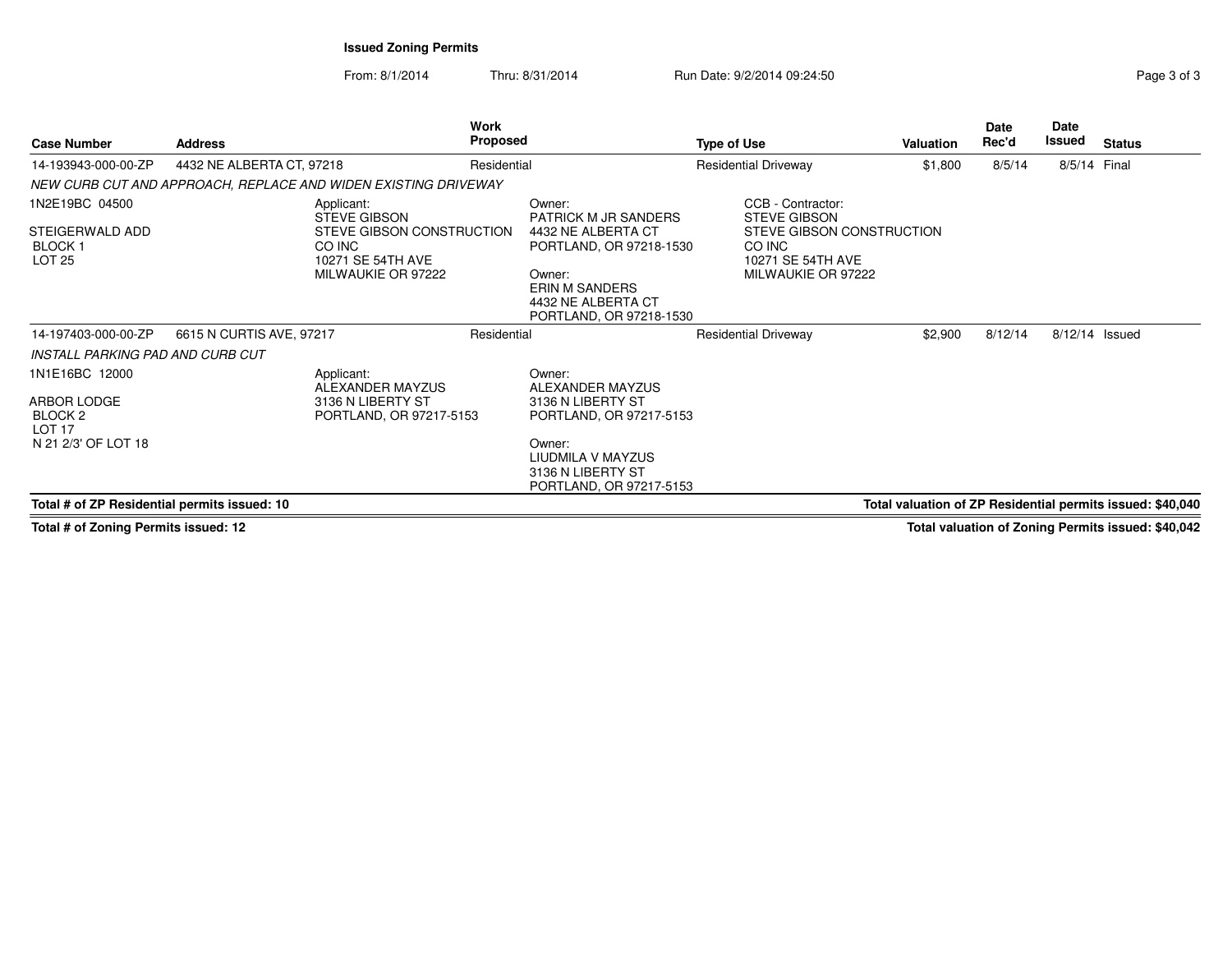**Issued Zoning Permits**

From: 8/1/2014 Thru: 8/31/2014 Run Date: 9/2/2014 09:24:50

| Case Number | Address | Work Proposed | Type of Use | Valuation | Date Rec'd | Date Issued | Status |
|---|---|---|---|---|---|---|---|
| 14-193943-000-00-ZP | 4432 NE ALBERTA CT, 97218 | Residential | Residential Driveway | $1,800 | 8/5/14 | 8/5/14 | Final |
| *NEW CURB CUT AND APPROACH, REPLACE AND WIDEN EXISTING DRIVEWAY* | | | | | | | |
| 1N2E19BC 04500<br>STEIGERWALD ADD<br>BLOCK 1<br>LOT 25 | Applicant:<br>STEVE GIBSON<br>STEVE GIBSON CONSTRUCTION CO INC<br>10271 SE 54TH AVE<br>MILWAUKIE OR 97222 | Owner:<br>PATRICK M JR SANDERS<br>4432 NE ALBERTA CT<br>PORTLAND, OR 97218-1530<br>Owner:<br>ERIN M SANDERS<br>4432 NE ALBERTA CT<br>PORTLAND, OR 97218-1530 | CCB - Contractor:<br>STEVE GIBSON<br>STEVE GIBSON CONSTRUCTION CO INC<br>10271 SE 54TH AVE<br>MILWAUKIE OR 97222 | | | | |
| 14-197403-000-00-ZP | 6615 N CURTIS AVE, 97217 | Residential | Residential Driveway | $2,900 | 8/12/14 | 8/12/14 | Issued |
| *INSTALL PARKING PAD AND CURB CUT* | | | | | | | |
| 1N1E16BC 12000<br>ARBOR LODGE<br>BLOCK 2<br>LOT 17<br>N 21 2/3' OF LOT 18 | Applicant:<br>ALEXANDER MAYZUS<br>3136 N LIBERTY ST<br>PORTLAND, OR 97217-5153 | Owner:<br>ALEXANDER MAYZUS<br>3136 N LIBERTY ST<br>PORTLAND, OR 97217-5153<br>Owner:<br>LIUDMILA V MAYZUS<br>3136 N LIBERTY ST<br>PORTLAND, OR 97217-5153 | | | | | |

**Total # of ZP Residential permits issued: 10**

**Total valuation of ZP Residential permits issued: $40,040**

**Total # of Zoning Permits issued: 12**

**Total valuation of Zoning Permits issued: $40,042**